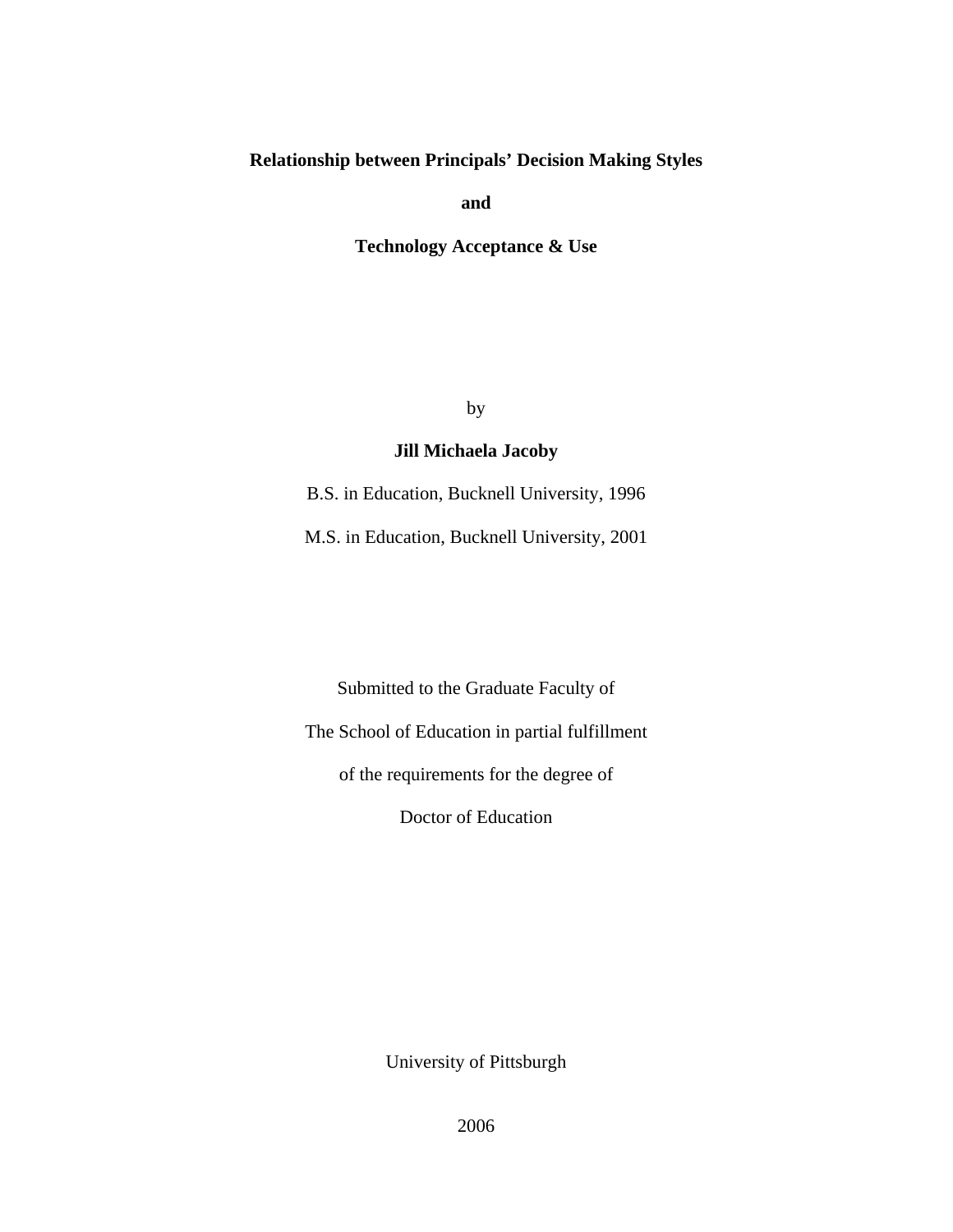# Relationship between Principals' Decision Making Styles

# and

# Technology Acceptance & Use

by

**Jill Michaela Jacoby**

B.S. in Education, Bucknell University, 1996

M.S. in Education, Bucknell University, 2001

Submitted to the Graduate Faculty of

The School of Education in partial fulfillment

of the requirements for the degree of

Doctor of Education

University of Pittsburgh

2006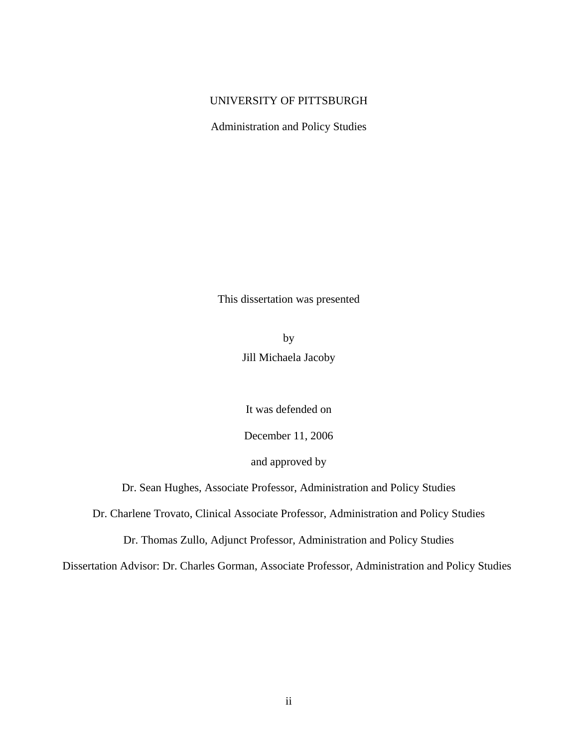UNIVERSITY OF PITTSBURGH

Administration and Policy Studies

This dissertation was presented

by

Jill Michaela Jacoby

It was defended on

December 11, 2006

and approved by

Dr. Sean Hughes, Associate Professor, Administration and Policy Studies

Dr. Charlene Trovato, Clinical Associate Professor, Administration and Policy Studies

Dr. Thomas Zullo, Adjunct Professor, Administration and Policy Studies

Dissertation Advisor: Dr. Charles Gorman, Associate Professor, Administration and Policy Studies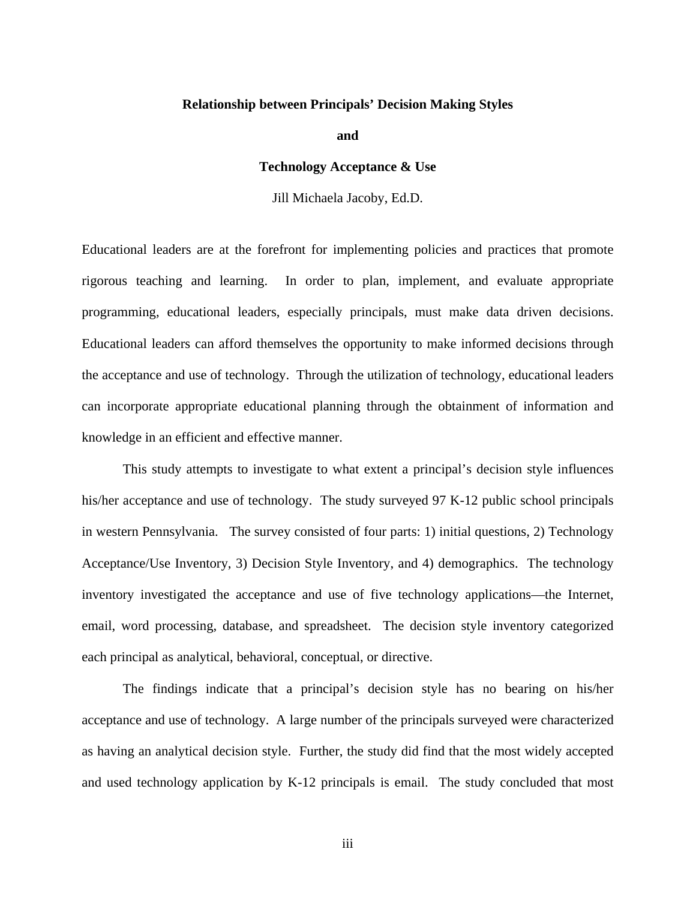**Relationship between Principals' Decision Making Styles**

**and**

**Technology Acceptance & Use**

Jill Michaela Jacoby, Ed.D.

Educational leaders are at the forefront for implementing policies and practices that promote rigorous teaching and learning. In order to plan, implement, and evaluate appropriate programming, educational leaders, especially principals, must make data driven decisions. Educational leaders can afford themselves the opportunity to make informed decisions through the acceptance and use of technology. Through the utilization of technology, educational leaders can incorporate appropriate educational planning through the obtainment of information and knowledge in an efficient and effective manner.

This study attempts to investigate to what extent a principal's decision style influences his/her acceptance and use of technology. The study surveyed 97 K-12 public school principals in western Pennsylvania. The survey consisted of four parts: 1) initial questions, 2) Technology Acceptance/Use Inventory, 3) Decision Style Inventory, and 4) demographics. The technology inventory investigated the acceptance and use of five technology applications—the Internet, email, word processing, database, and spreadsheet. The decision style inventory categorized each principal as analytical, behavioral, conceptual, or directive.

The findings indicate that a principal's decision style has no bearing on his/her acceptance and use of technology. A large number of the principals surveyed were characterized as having an analytical decision style. Further, the study did find that the most widely accepted and used technology application by K-12 principals is email. The study concluded that most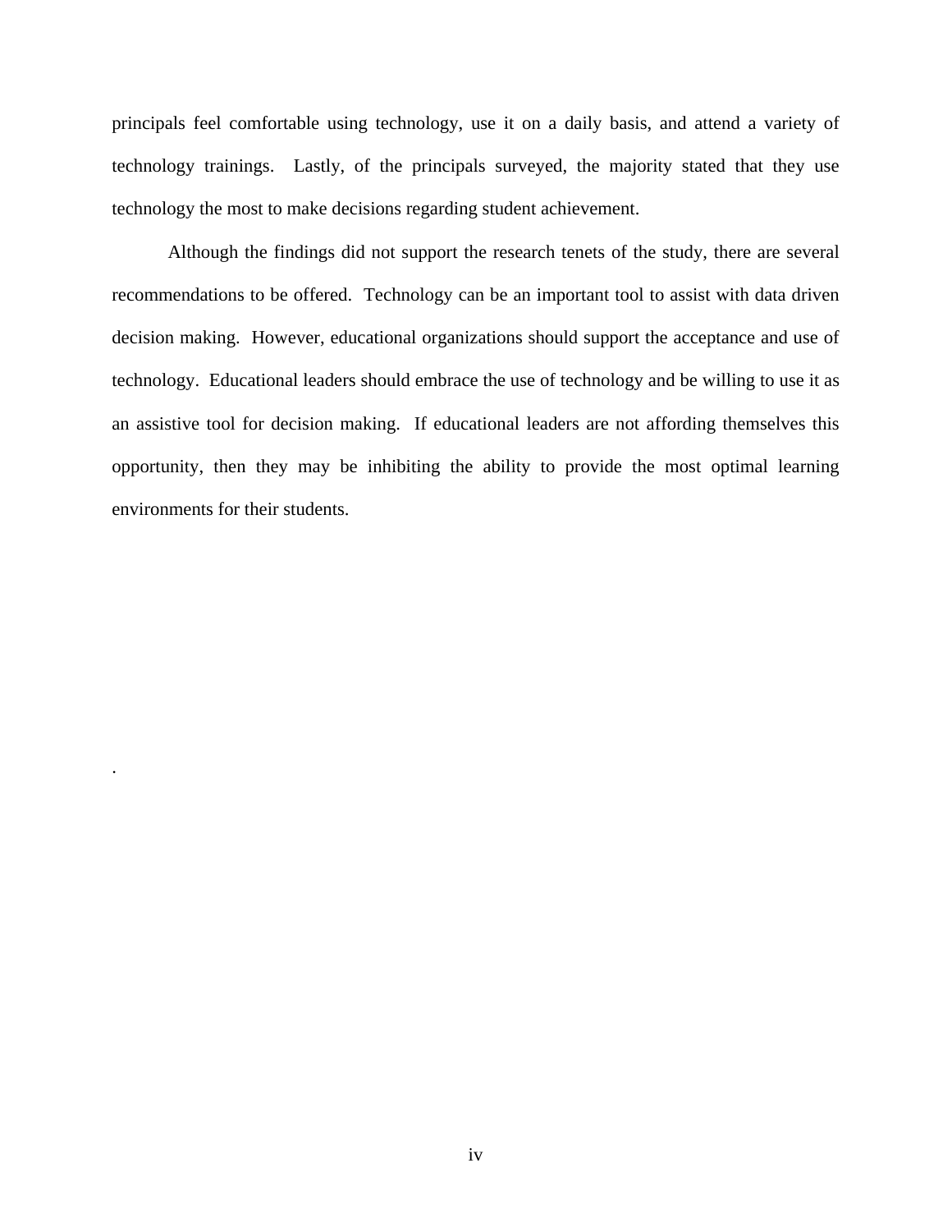principals feel comfortable using technology, use it on a daily basis, and attend a variety of technology trainings. Lastly, of the principals surveyed, the majority stated that they use technology the most to make decisions regarding student achievement.

Although the findings did not support the research tenets of the study, there are several recommendations to be offered. Technology can be an important tool to assist with data driven decision making. However, educational organizations should support the acceptance and use of technology. Educational leaders should embrace the use of technology and be willing to use it as an assistive tool for decision making. If educational leaders are not affording themselves this opportunity, then they may be inhibiting the ability to provide the most optimal learning environments for their students.

.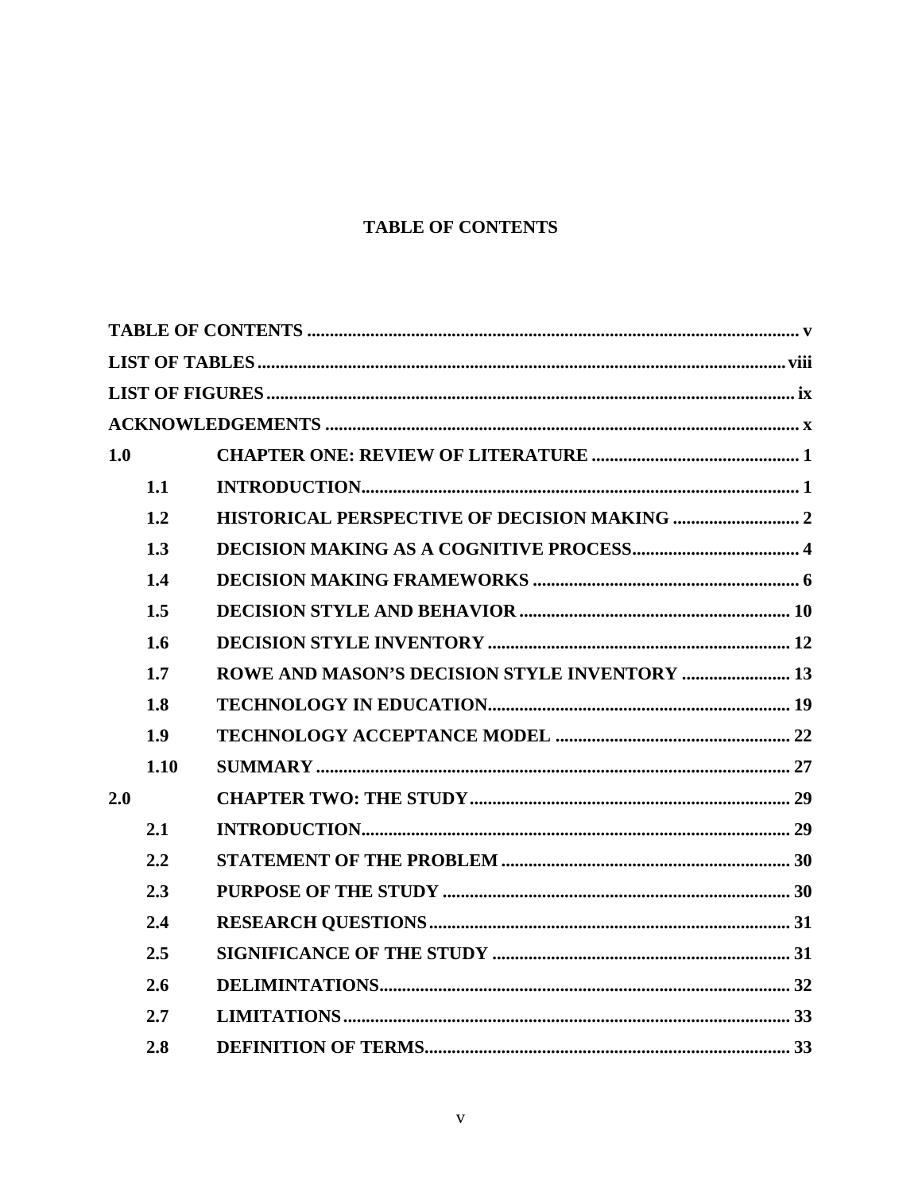# TABLE OF CONTENTS

| | | |
|---|---|---|
| **TABLE OF CONTENTS** | | **v** |
| **LIST OF TABLES** | | **viii** |
| **LIST OF FIGURES** | | **ix** |
| **ACKNOWLEDGEMENTS** | | **x** |
| **1.0** | **CHAPTER ONE: REVIEW OF LITERATURE** | **1** |
| **1.1** | **INTRODUCTION** | **1** |
| **1.2** | **HISTORICAL PERSPECTIVE OF DECISION MAKING** | **2** |
| **1.3** | **DECISION MAKING AS A COGNITIVE PROCESS** | **4** |
| **1.4** | **DECISION MAKING FRAMEWORKS** | **6** |
| **1.5** | **DECISION STYLE AND BEHAVIOR** | **10** |
| **1.6** | **DECISION STYLE INVENTORY** | **12** |
| **1.7** | **ROWE AND MASON'S DECISION STYLE INVENTORY** | **13** |
| **1.8** | **TECHNOLOGY IN EDUCATION** | **19** |
| **1.9** | **TECHNOLOGY ACCEPTANCE MODEL** | **22** |
| **1.10** | **SUMMARY** | **27** |
| **2.0** | **CHAPTER TWO: THE STUDY** | **29** |
| **2.1** | **INTRODUCTION** | **29** |
| **2.2** | **STATEMENT OF THE PROBLEM** | **30** |
| **2.3** | **PURPOSE OF THE STUDY** | **30** |
| **2.4** | **RESEARCH QUESTIONS** | **31** |
| **2.5** | **SIGNIFICANCE OF THE STUDY** | **31** |
| **2.6** | **DELIMINTATIONS** | **32** |
| **2.7** | **LIMITATIONS** | **33** |
| **2.8** | **DEFINITION OF TERMS** | **33** |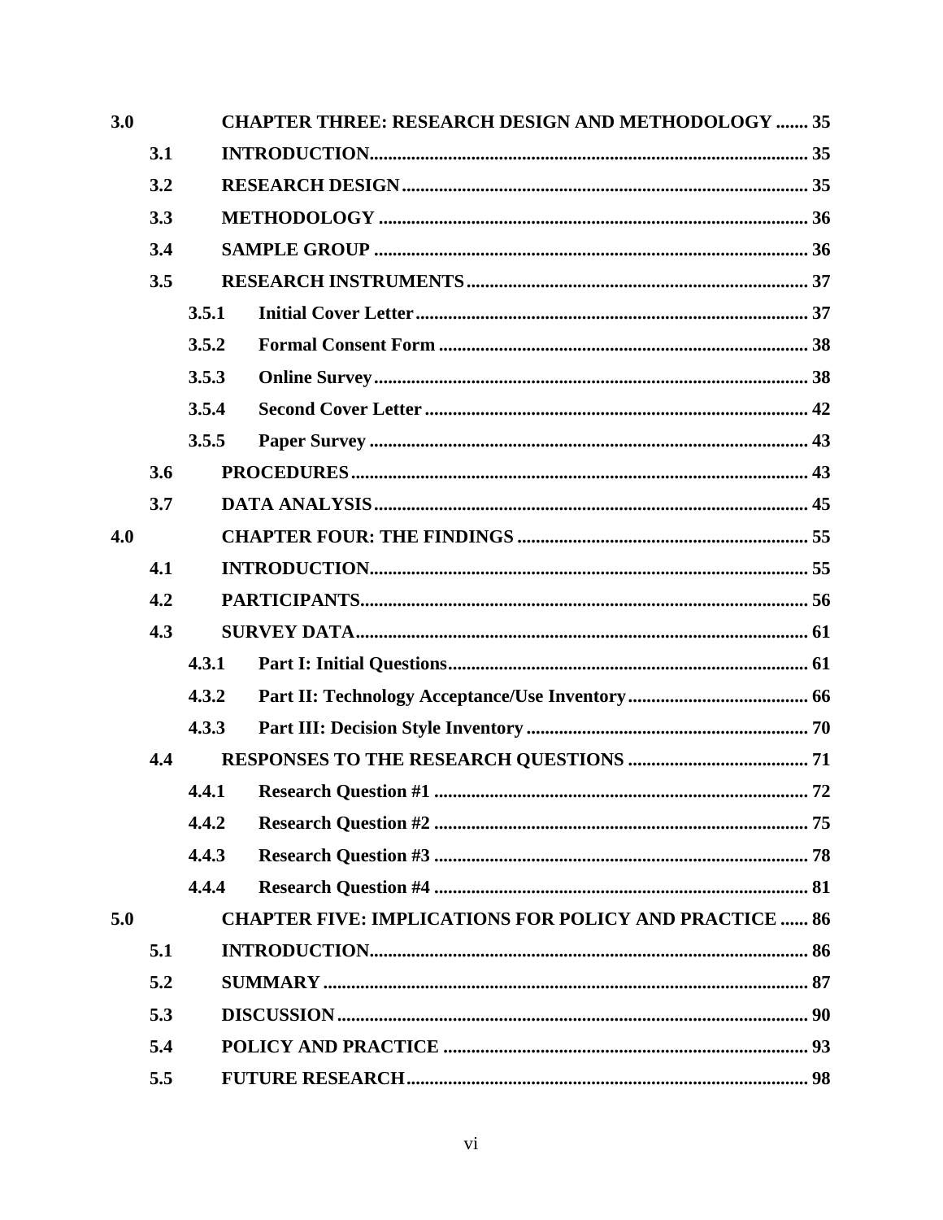- **3.0 CHAPTER THREE: RESEARCH DESIGN AND METHODOLOGY** ....... 35
  - **3.1 INTRODUCTION** ....... 35
  - **3.2 RESEARCH DESIGN** ....... 35
  - **3.3 METHODOLOGY** ....... 36
  - **3.4 SAMPLE GROUP** ....... 36
  - **3.5 RESEARCH INSTRUMENTS** ....... 37
    - **3.5.1 Initial Cover Letter** ....... 37
    - **3.5.2 Formal Consent Form** ....... 38
    - **3.5.3 Online Survey** ....... 38
    - **3.5.4 Second Cover Letter** ....... 42
    - **3.5.5 Paper Survey** ....... 43
  - **3.6 PROCEDURES** ....... 43
  - **3.7 DATA ANALYSIS** ....... 45
- **4.0 CHAPTER FOUR: THE FINDINGS** ....... 55
  - **4.1 INTRODUCTION** ....... 55
  - **4.2 PARTICIPANTS** ....... 56
  - **4.3 SURVEY DATA** ....... 61
    - **4.3.1 Part I: Initial Questions** ....... 61
    - **4.3.2 Part II: Technology Acceptance/Use Inventory** ....... 66
    - **4.3.3 Part III: Decision Style Inventory** ....... 70
  - **4.4 RESPONSES TO THE RESEARCH QUESTIONS** ....... 71
    - **4.4.1 Research Question #1** ....... 72
    - **4.4.2 Research Question #2** ....... 75
    - **4.4.3 Research Question #3** ....... 78
    - **4.4.4 Research Question #4** ....... 81
- **5.0 CHAPTER FIVE: IMPLICATIONS FOR POLICY AND PRACTICE** ....... 86
  - **5.1 INTRODUCTION** ....... 86
  - **5.2 SUMMARY** ....... 87
  - **5.3 DISCUSSION** ....... 90
  - **5.4 POLICY AND PRACTICE** ....... 93
  - **5.5 FUTURE RESEARCH** ....... 98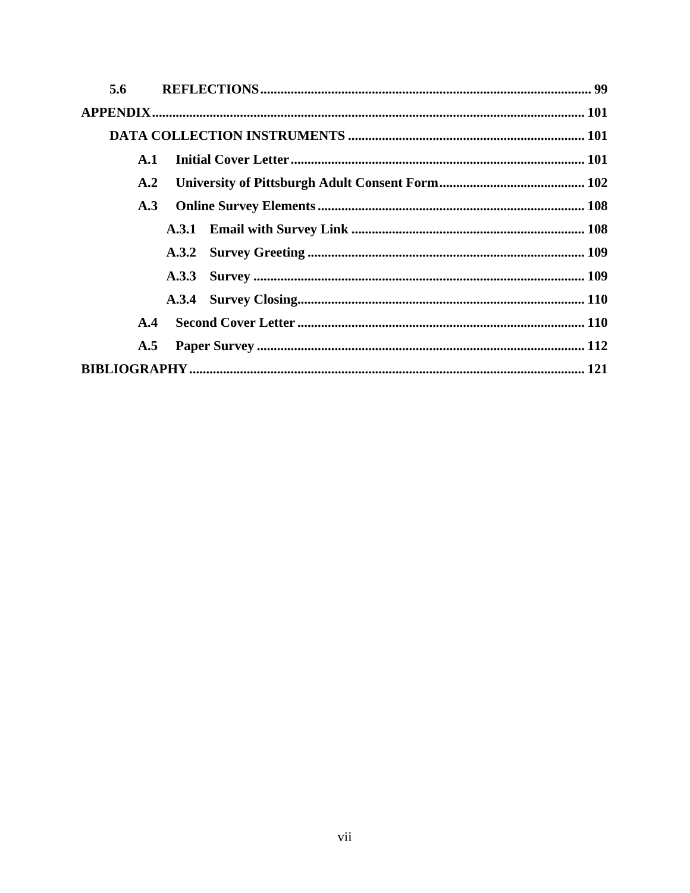5.6 REFLECTIONS ................................................................................................ 99

APPENDIX ................................................................................................................ 101

DATA COLLECTION INSTRUMENTS ..................................................................... 101

A.1 Initial Cover Letter ...................................................................................... 101

A.2 University of Pittsburgh Adult Consent Form ........................................... 102

A.3 Online Survey Elements .............................................................................. 108

A.3.1 Email with Survey Link ..................................................................... 108

A.3.2 Survey Greeting ................................................................................. 109

A.3.3 Survey ................................................................................................. 109

A.3.4 Survey Closing .................................................................................... 110

A.4 Second Cover Letter .................................................................................... 110

A.5 Paper Survey ................................................................................................ 112

BIBLIOGRAPHY ..................................................................................................... 121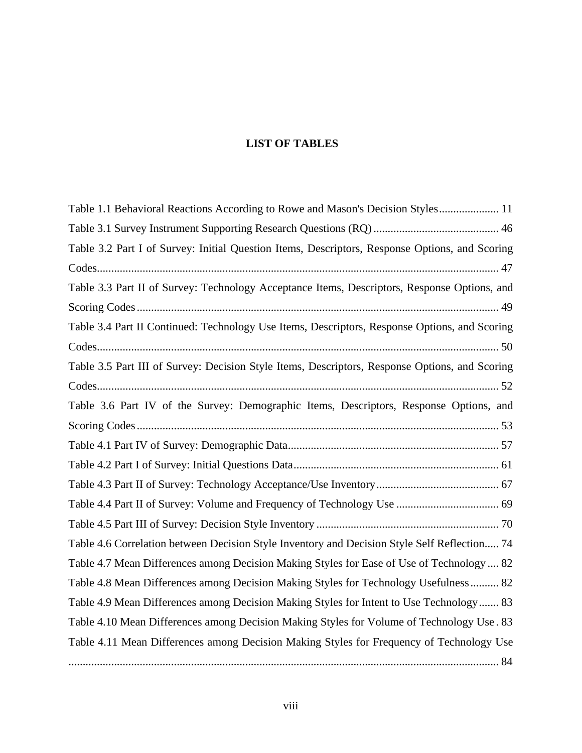# LIST OF TABLES

Table 1.1 Behavioral Reactions According to Rowe and Mason's Decision Styles..................... 11

Table 3.1 Survey Instrument Supporting Research Questions (RQ)............................................ 46

Table 3.2 Part I of Survey: Initial Question Items, Descriptors, Response Options, and Scoring Codes........................................................................................................................................... 47

Table 3.3 Part II of Survey: Technology Acceptance Items, Descriptors, Response Options, and Scoring Codes.............................................................................................................................. 49

Table 3.4 Part II Continued: Technology Use Items, Descriptors, Response Options, and Scoring Codes........................................................................................................................................... 50

Table 3.5 Part III of Survey: Decision Style Items, Descriptors, Response Options, and Scoring Codes........................................................................................................................................... 52

Table 3.6 Part IV of the Survey: Demographic Items, Descriptors, Response Options, and Scoring Codes.............................................................................................................................. 53

Table 4.1 Part IV of Survey: Demographic Data.......................................................................... 57

Table 4.2 Part I of Survey: Initial Questions Data........................................................................ 61

Table 4.3 Part II of Survey: Technology Acceptance/Use Inventory........................................... 67

Table 4.4 Part II of Survey: Volume and Frequency of Technology Use .................................... 69

Table 4.5 Part III of Survey: Decision Style Inventory ................................................................ 70

Table 4.6 Correlation between Decision Style Inventory and Decision Style Self Reflection..... 74

Table 4.7 Mean Differences among Decision Making Styles for Ease of Use of Technology .... 82

Table 4.8 Mean Differences among Decision Making Styles for Technology Usefulness.......... 82

Table 4.9 Mean Differences among Decision Making Styles for Intent to Use Technology....... 83

Table 4.10 Mean Differences among Decision Making Styles for Volume of Technology Use . 83

Table 4.11 Mean Differences among Decision Making Styles for Frequency of Technology Use ...................................................................................................................................................... 84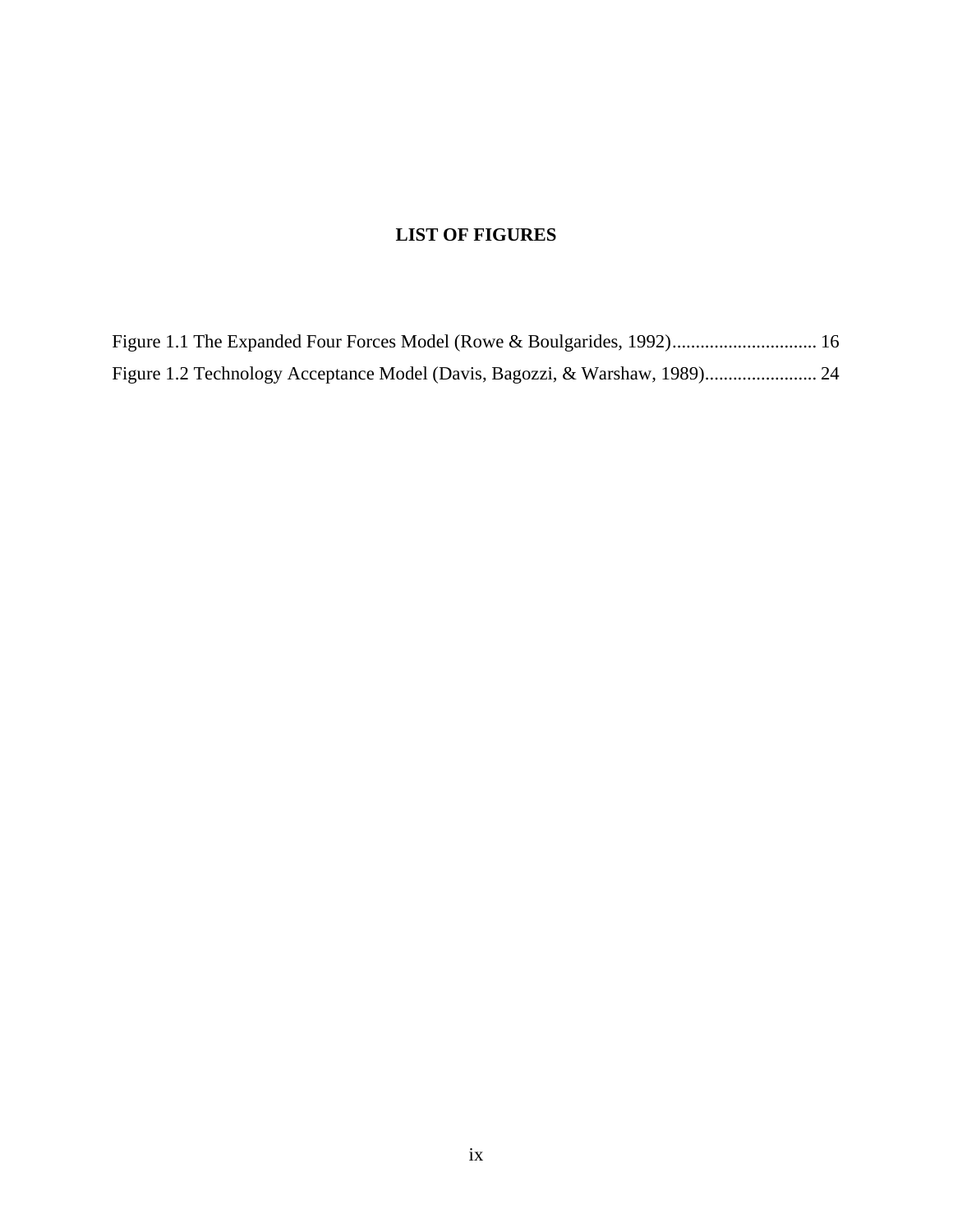# LIST OF FIGURES

Figure 1.1 The Expanded Four Forces Model (Rowe & Boulgarides, 1992)............................... 16

Figure 1.2 Technology Acceptance Model (Davis, Bagozzi, & Warshaw, 1989)........................ 24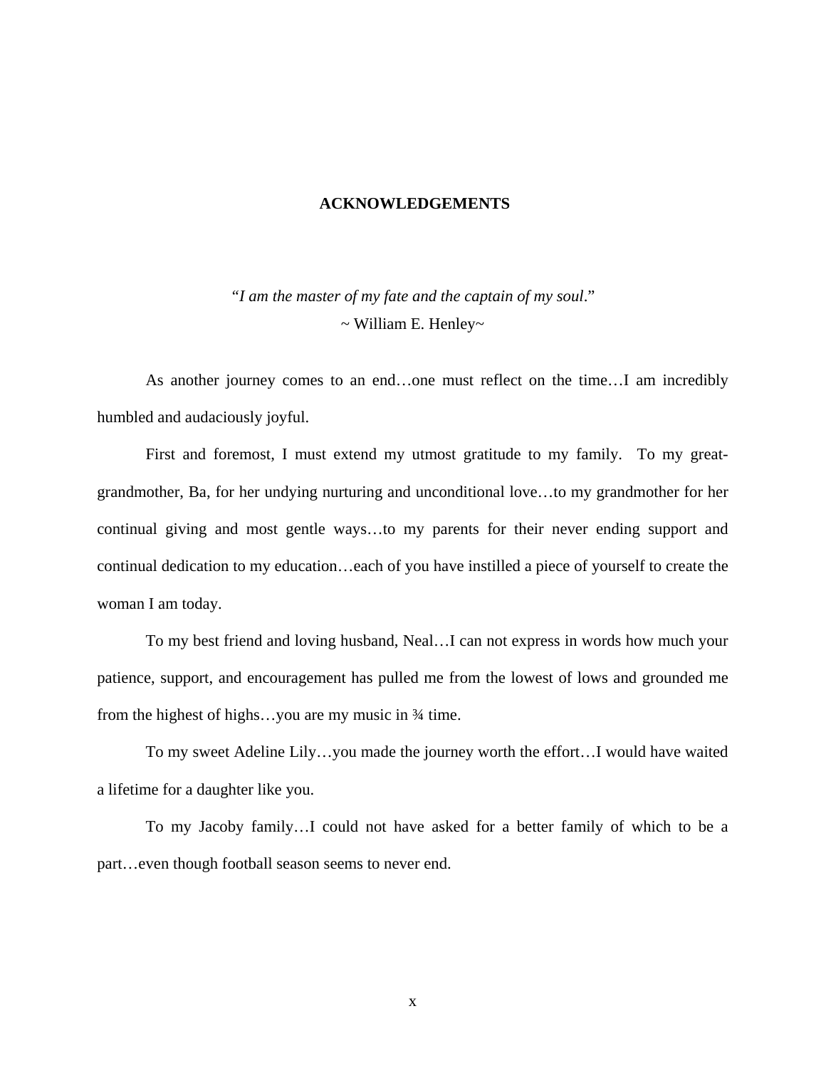# ACKNOWLEDGEMENTS

*"I am the master of my fate and the captain of my soul*."
~ William E. Henley~

As another journey comes to an end…one must reflect on the time…I am incredibly humbled and audaciously joyful.

First and foremost, I must extend my utmost gratitude to my family. To my great-grandmother, Ba, for her undying nurturing and unconditional love…to my grandmother for her continual giving and most gentle ways…to my parents for their never ending support and continual dedication to my education…each of you have instilled a piece of yourself to create the woman I am today.

To my best friend and loving husband, Neal…I can not express in words how much your patience, support, and encouragement has pulled me from the lowest of lows and grounded me from the highest of highs…you are my music in ¾ time.

To my sweet Adeline Lily…you made the journey worth the effort…I would have waited a lifetime for a daughter like you.

To my Jacoby family…I could not have asked for a better family of which to be a part…even though football season seems to never end.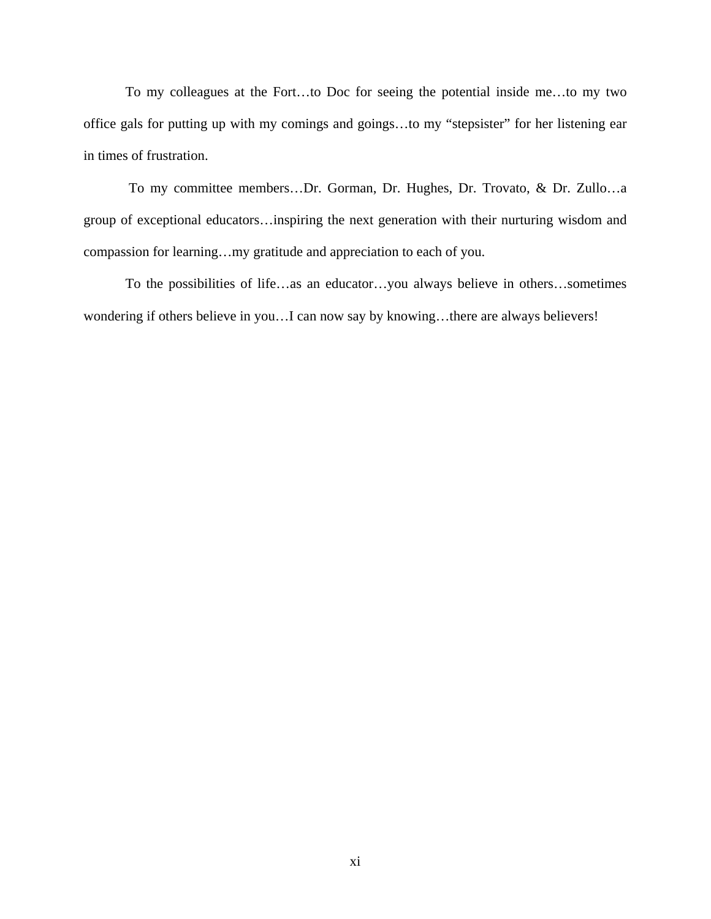To my colleagues at the Fort…to Doc for seeing the potential inside me…to my two office gals for putting up with my comings and goings…to my "stepsister" for her listening ear in times of frustration.

To my committee members…Dr. Gorman, Dr. Hughes, Dr. Trovato, & Dr. Zullo…a group of exceptional educators…inspiring the next generation with their nurturing wisdom and compassion for learning…my gratitude and appreciation to each of you.

To the possibilities of life…as an educator…you always believe in others…sometimes wondering if others believe in you…I can now say by knowing…there are always believers!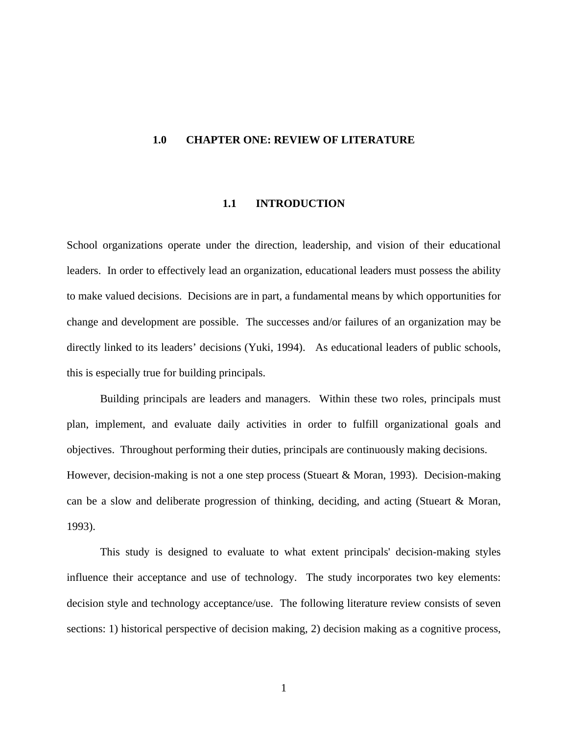# 1.0 CHAPTER ONE: REVIEW OF LITERATURE

## 1.1 INTRODUCTION

School organizations operate under the direction, leadership, and vision of their educational leaders. In order to effectively lead an organization, educational leaders must possess the ability to make valued decisions. Decisions are in part, a fundamental means by which opportunities for change and development are possible. The successes and/or failures of an organization may be directly linked to its leaders' decisions (Yuki, 1994). As educational leaders of public schools, this is especially true for building principals.

Building principals are leaders and managers. Within these two roles, principals must plan, implement, and evaluate daily activities in order to fulfill organizational goals and objectives. Throughout performing their duties, principals are continuously making decisions. However, decision-making is not a one step process (Stueart & Moran, 1993). Decision-making can be a slow and deliberate progression of thinking, deciding, and acting (Stueart & Moran, 1993).

This study is designed to evaluate to what extent principals' decision-making styles influence their acceptance and use of technology. The study incorporates two key elements: decision style and technology acceptance/use. The following literature review consists of seven sections: 1) historical perspective of decision making, 2) decision making as a cognitive process,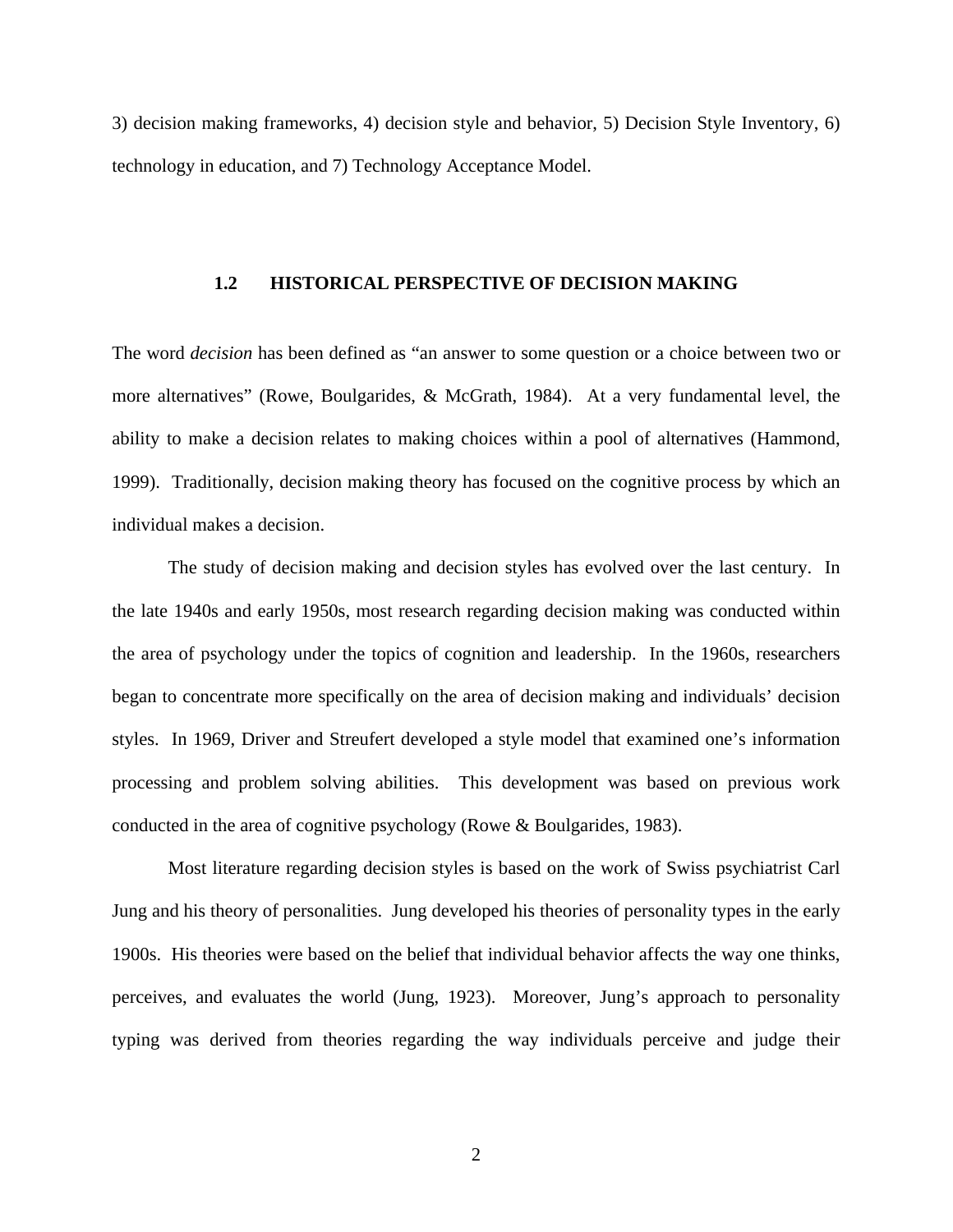3) decision making frameworks, 4) decision style and behavior, 5) Decision Style Inventory, 6) technology in education, and 7) Technology Acceptance Model.

## 1.2 HISTORICAL PERSPECTIVE OF DECISION MAKING

The word *decision* has been defined as "an answer to some question or a choice between two or more alternatives" (Rowe, Boulgarides, & McGrath, 1984). At a very fundamental level, the ability to make a decision relates to making choices within a pool of alternatives (Hammond, 1999). Traditionally, decision making theory has focused on the cognitive process by which an individual makes a decision.

The study of decision making and decision styles has evolved over the last century. In the late 1940s and early 1950s, most research regarding decision making was conducted within the area of psychology under the topics of cognition and leadership. In the 1960s, researchers began to concentrate more specifically on the area of decision making and individuals' decision styles. In 1969, Driver and Streufert developed a style model that examined one's information processing and problem solving abilities. This development was based on previous work conducted in the area of cognitive psychology (Rowe & Boulgarides, 1983).

Most literature regarding decision styles is based on the work of Swiss psychiatrist Carl Jung and his theory of personalities. Jung developed his theories of personality types in the early 1900s. His theories were based on the belief that individual behavior affects the way one thinks, perceives, and evaluates the world (Jung, 1923). Moreover, Jung's approach to personality typing was derived from theories regarding the way individuals perceive and judge their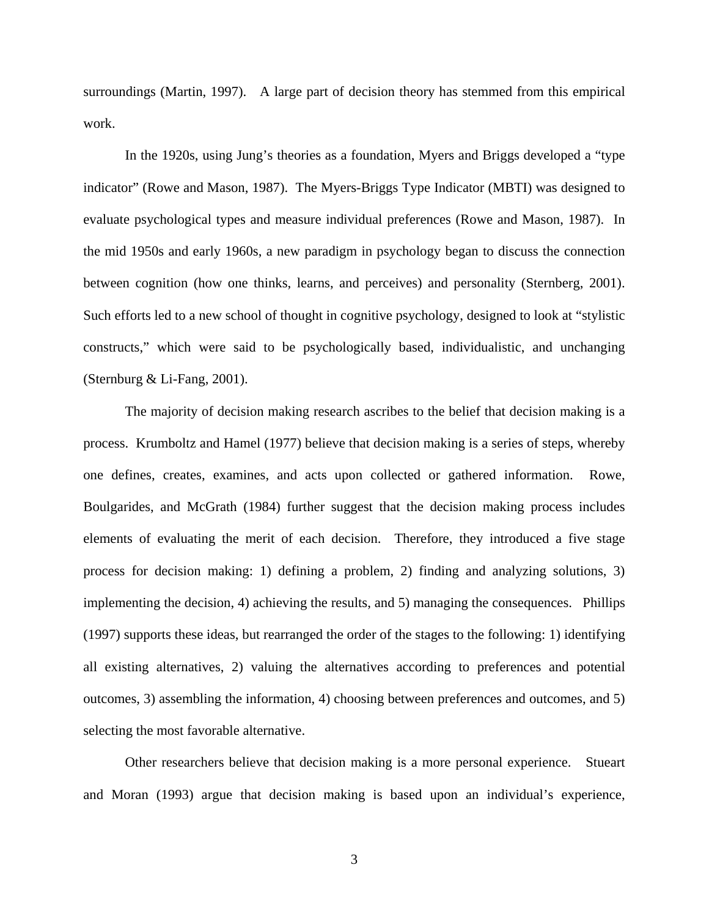surroundings (Martin, 1997). A large part of decision theory has stemmed from this empirical work.

In the 1920s, using Jung's theories as a foundation, Myers and Briggs developed a "type indicator" (Rowe and Mason, 1987). The Myers-Briggs Type Indicator (MBTI) was designed to evaluate psychological types and measure individual preferences (Rowe and Mason, 1987). In the mid 1950s and early 1960s, a new paradigm in psychology began to discuss the connection between cognition (how one thinks, learns, and perceives) and personality (Sternberg, 2001). Such efforts led to a new school of thought in cognitive psychology, designed to look at "stylistic constructs," which were said to be psychologically based, individualistic, and unchanging (Sternburg & Li-Fang, 2001).

The majority of decision making research ascribes to the belief that decision making is a process. Krumboltz and Hamel (1977) believe that decision making is a series of steps, whereby one defines, creates, examines, and acts upon collected or gathered information. Rowe, Boulgarides, and McGrath (1984) further suggest that the decision making process includes elements of evaluating the merit of each decision. Therefore, they introduced a five stage process for decision making: 1) defining a problem, 2) finding and analyzing solutions, 3) implementing the decision, 4) achieving the results, and 5) managing the consequences. Phillips (1997) supports these ideas, but rearranged the order of the stages to the following: 1) identifying all existing alternatives, 2) valuing the alternatives according to preferences and potential outcomes, 3) assembling the information, 4) choosing between preferences and outcomes, and 5) selecting the most favorable alternative.

Other researchers believe that decision making is a more personal experience. Stueart and Moran (1993) argue that decision making is based upon an individual's experience,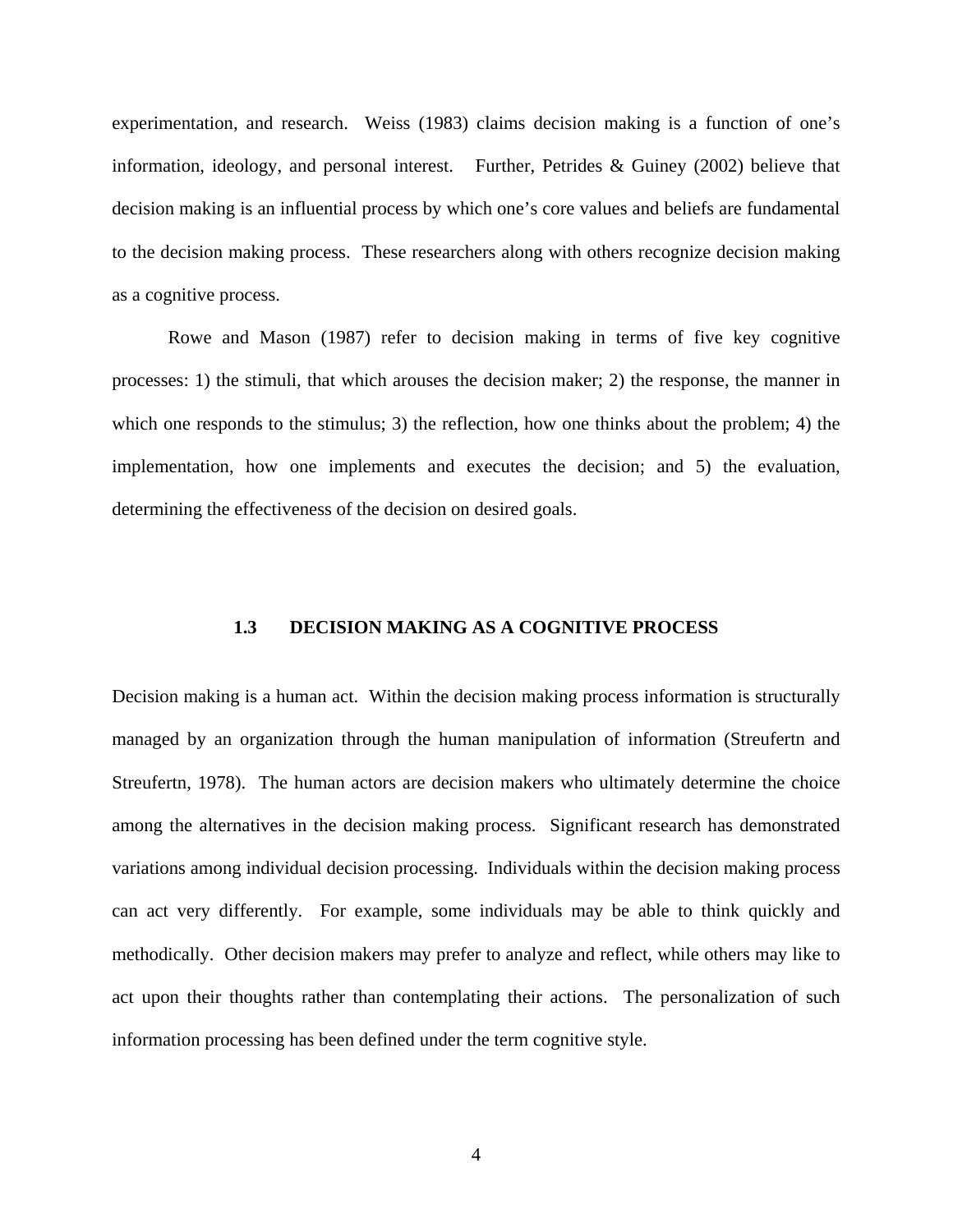experimentation, and research. Weiss (1983) claims decision making is a function of one's information, ideology, and personal interest. Further, Petrides & Guiney (2002) believe that decision making is an influential process by which one's core values and beliefs are fundamental to the decision making process. These researchers along with others recognize decision making as a cognitive process.

Rowe and Mason (1987) refer to decision making in terms of five key cognitive processes: 1) the stimuli, that which arouses the decision maker; 2) the response, the manner in which one responds to the stimulus; 3) the reflection, how one thinks about the problem; 4) the implementation, how one implements and executes the decision; and 5) the evaluation, determining the effectiveness of the decision on desired goals.

### 1.3 DECISION MAKING AS A COGNITIVE PROCESS

Decision making is a human act. Within the decision making process information is structurally managed by an organization through the human manipulation of information (Streufertn and Streufertn, 1978). The human actors are decision makers who ultimately determine the choice among the alternatives in the decision making process. Significant research has demonstrated variations among individual decision processing. Individuals within the decision making process can act very differently. For example, some individuals may be able to think quickly and methodically. Other decision makers may prefer to analyze and reflect, while others may like to act upon their thoughts rather than contemplating their actions. The personalization of such information processing has been defined under the term cognitive style.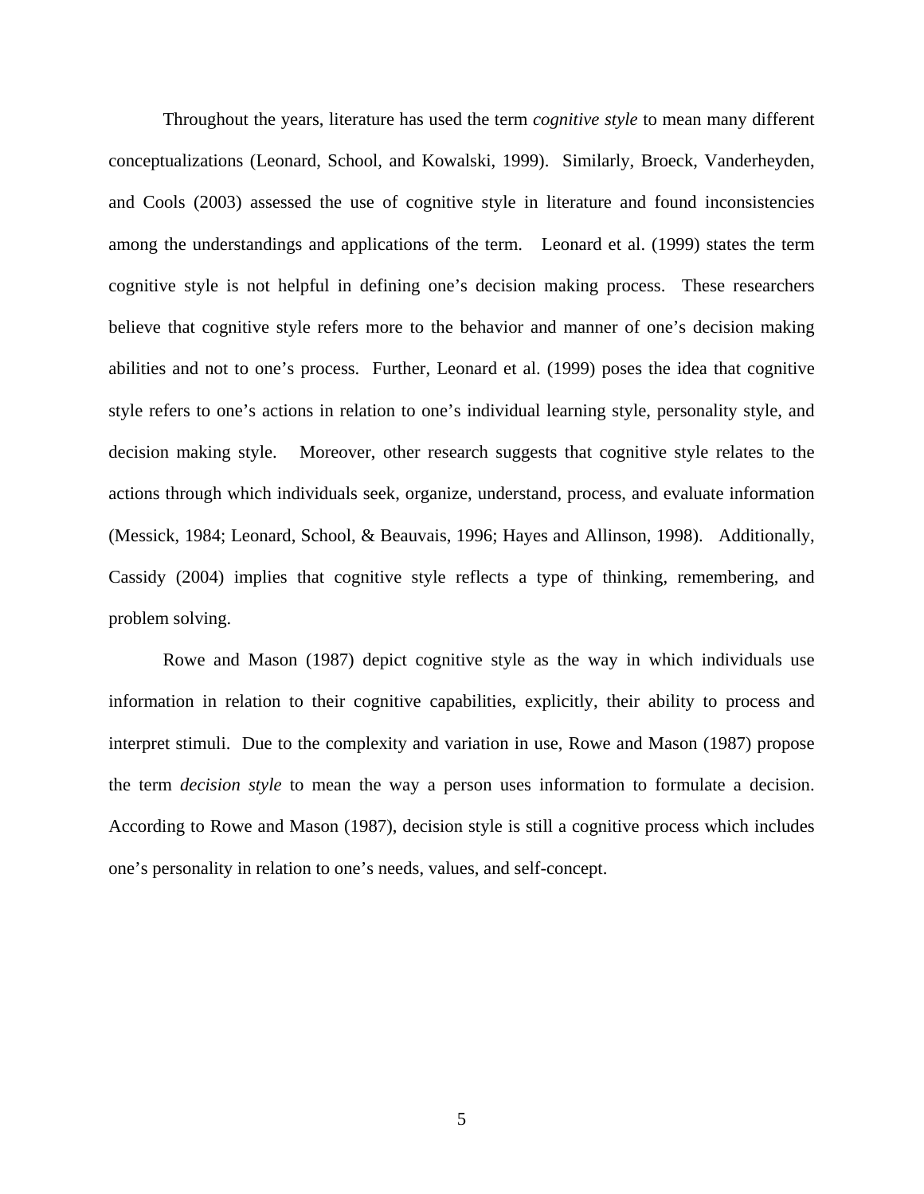Throughout the years, literature has used the term *cognitive style* to mean many different conceptualizations (Leonard, School, and Kowalski, 1999). Similarly, Broeck, Vanderheyden, and Cools (2003) assessed the use of cognitive style in literature and found inconsistencies among the understandings and applications of the term. Leonard et al. (1999) states the term cognitive style is not helpful in defining one's decision making process. These researchers believe that cognitive style refers more to the behavior and manner of one's decision making abilities and not to one's process. Further, Leonard et al. (1999) poses the idea that cognitive style refers to one's actions in relation to one's individual learning style, personality style, and decision making style. Moreover, other research suggests that cognitive style relates to the actions through which individuals seek, organize, understand, process, and evaluate information (Messick, 1984; Leonard, School, & Beauvais, 1996; Hayes and Allinson, 1998). Additionally, Cassidy (2004) implies that cognitive style reflects a type of thinking, remembering, and problem solving.

Rowe and Mason (1987) depict cognitive style as the way in which individuals use information in relation to their cognitive capabilities, explicitly, their ability to process and interpret stimuli. Due to the complexity and variation in use, Rowe and Mason (1987) propose the term *decision style* to mean the way a person uses information to formulate a decision. According to Rowe and Mason (1987), decision style is still a cognitive process which includes one's personality in relation to one's needs, values, and self-concept.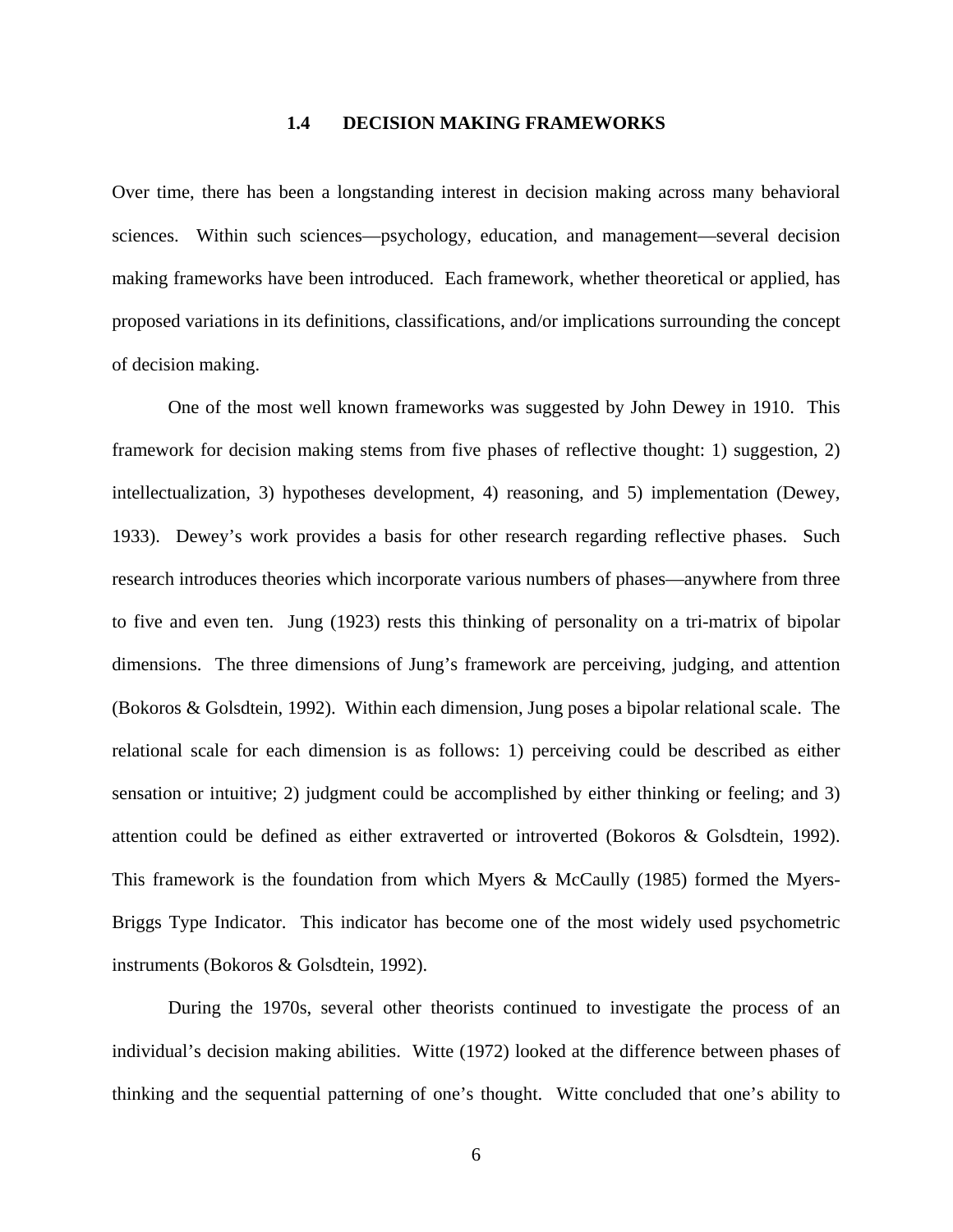## 1.4 DECISION MAKING FRAMEWORKS

Over time, there has been a longstanding interest in decision making across many behavioral sciences. Within such sciences—psychology, education, and management—several decision making frameworks have been introduced. Each framework, whether theoretical or applied, has proposed variations in its definitions, classifications, and/or implications surrounding the concept of decision making.

One of the most well known frameworks was suggested by John Dewey in 1910. This framework for decision making stems from five phases of reflective thought: 1) suggestion, 2) intellectualization, 3) hypotheses development, 4) reasoning, and 5) implementation (Dewey, 1933). Dewey's work provides a basis for other research regarding reflective phases. Such research introduces theories which incorporate various numbers of phases—anywhere from three to five and even ten. Jung (1923) rests this thinking of personality on a tri-matrix of bipolar dimensions. The three dimensions of Jung's framework are perceiving, judging, and attention (Bokoros & Golsdtein, 1992). Within each dimension, Jung poses a bipolar relational scale. The relational scale for each dimension is as follows: 1) perceiving could be described as either sensation or intuitive; 2) judgment could be accomplished by either thinking or feeling; and 3) attention could be defined as either extraverted or introverted (Bokoros & Golsdtein, 1992). This framework is the foundation from which Myers & McCaully (1985) formed the Myers-Briggs Type Indicator. This indicator has become one of the most widely used psychometric instruments (Bokoros & Golsdtein, 1992).

During the 1970s, several other theorists continued to investigate the process of an individual's decision making abilities. Witte (1972) looked at the difference between phases of thinking and the sequential patterning of one's thought. Witte concluded that one's ability to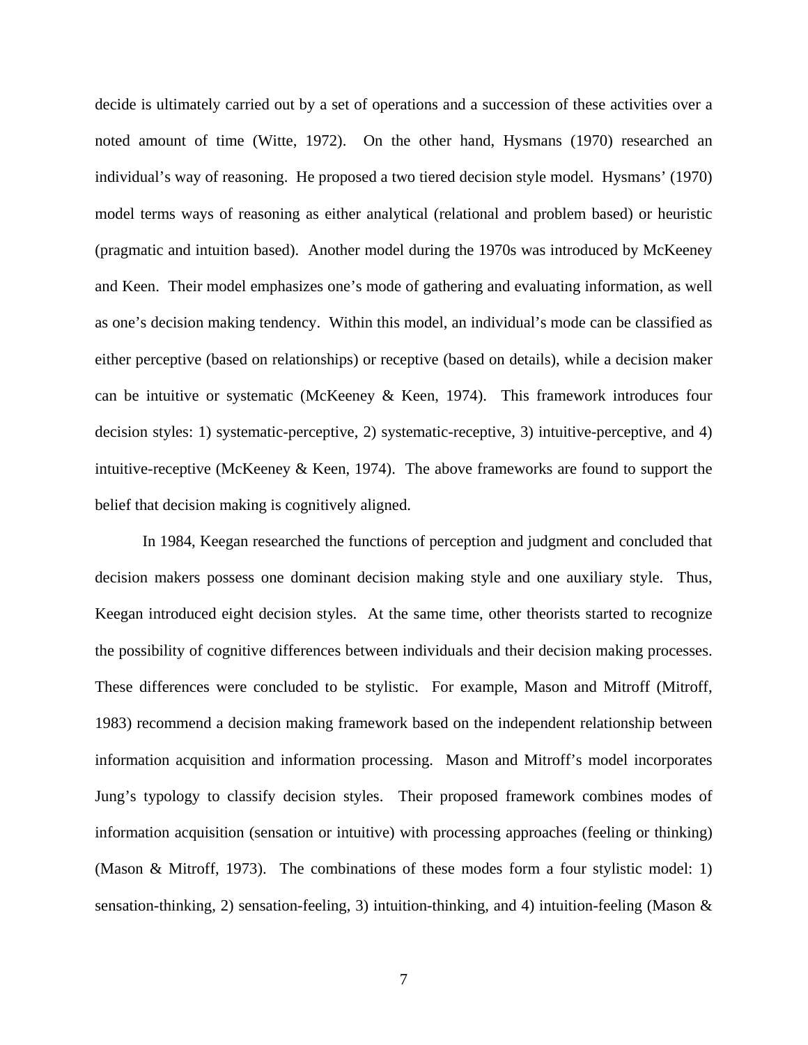decide is ultimately carried out by a set of operations and a succession of these activities over a noted amount of time (Witte, 1972). On the other hand, Hysmans (1970) researched an individual's way of reasoning. He proposed a two tiered decision style model. Hysmans' (1970) model terms ways of reasoning as either analytical (relational and problem based) or heuristic (pragmatic and intuition based). Another model during the 1970s was introduced by McKeeney and Keen. Their model emphasizes one's mode of gathering and evaluating information, as well as one's decision making tendency. Within this model, an individual's mode can be classified as either perceptive (based on relationships) or receptive (based on details), while a decision maker can be intuitive or systematic (McKeeney & Keen, 1974). This framework introduces four decision styles: 1) systematic-perceptive, 2) systematic-receptive, 3) intuitive-perceptive, and 4) intuitive-receptive (McKeeney & Keen, 1974). The above frameworks are found to support the belief that decision making is cognitively aligned.

In 1984, Keegan researched the functions of perception and judgment and concluded that decision makers possess one dominant decision making style and one auxiliary style. Thus, Keegan introduced eight decision styles. At the same time, other theorists started to recognize the possibility of cognitive differences between individuals and their decision making processes. These differences were concluded to be stylistic. For example, Mason and Mitroff (Mitroff, 1983) recommend a decision making framework based on the independent relationship between information acquisition and information processing. Mason and Mitroff's model incorporates Jung's typology to classify decision styles. Their proposed framework combines modes of information acquisition (sensation or intuitive) with processing approaches (feeling or thinking) (Mason & Mitroff, 1973). The combinations of these modes form a four stylistic model: 1) sensation-thinking, 2) sensation-feeling, 3) intuition-thinking, and 4) intuition-feeling (Mason &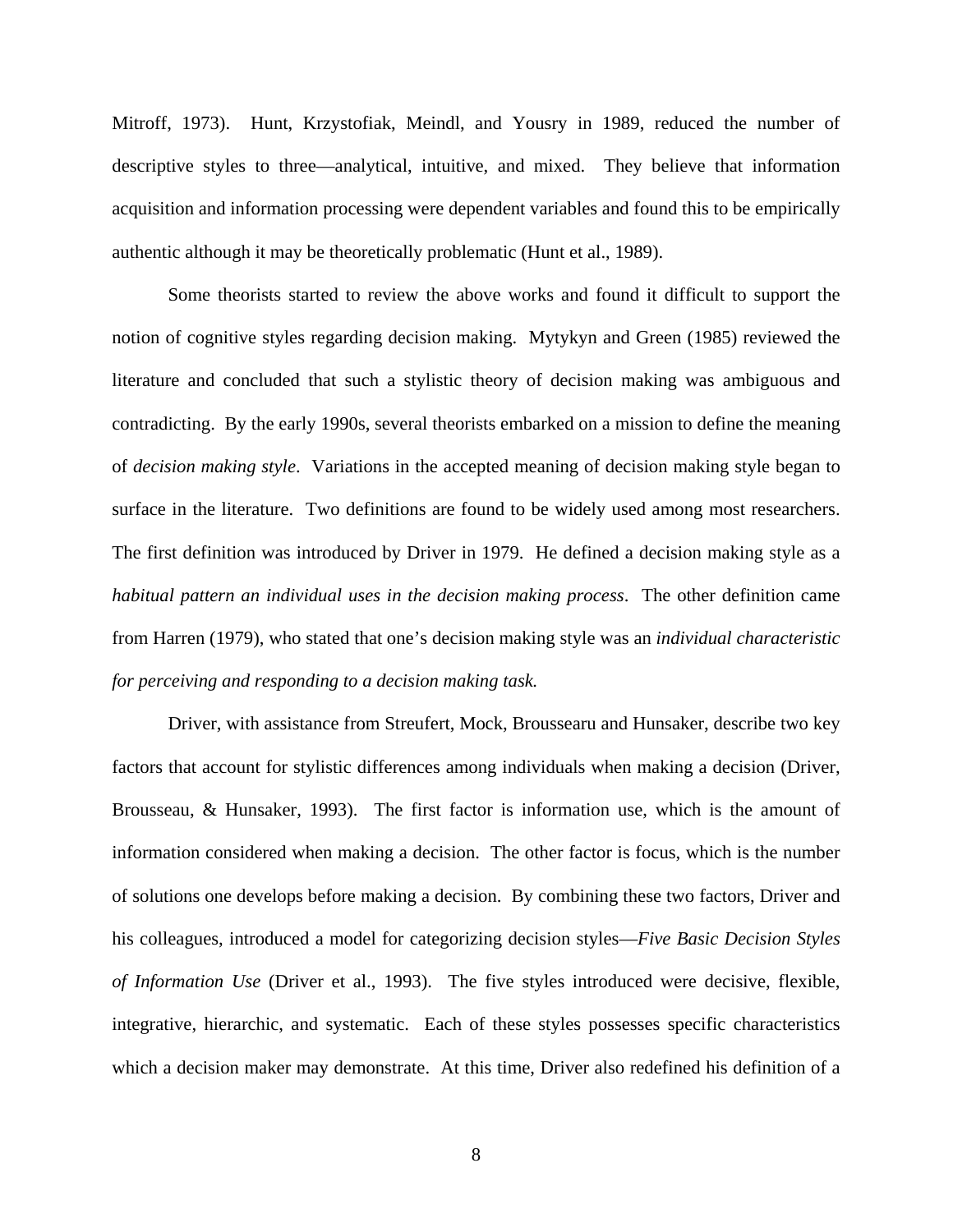Mitroff, 1973). Hunt, Krzystofiak, Meindl, and Yousry in 1989, reduced the number of descriptive styles to three—analytical, intuitive, and mixed. They believe that information acquisition and information processing were dependent variables and found this to be empirically authentic although it may be theoretically problematic (Hunt et al., 1989).

Some theorists started to review the above works and found it difficult to support the notion of cognitive styles regarding decision making. Mytykyn and Green (1985) reviewed the literature and concluded that such a stylistic theory of decision making was ambiguous and contradicting. By the early 1990s, several theorists embarked on a mission to define the meaning of *decision making style*. Variations in the accepted meaning of decision making style began to surface in the literature. Two definitions are found to be widely used among most researchers. The first definition was introduced by Driver in 1979. He defined a decision making style as a *habitual pattern an individual uses in the decision making process*. The other definition came from Harren (1979), who stated that one's decision making style was an *individual characteristic for perceiving and responding to a decision making task.*

Driver, with assistance from Streufert, Mock, Broussearu and Hunsaker, describe two key factors that account for stylistic differences among individuals when making a decision (Driver, Brousseau, & Hunsaker, 1993). The first factor is information use, which is the amount of information considered when making a decision. The other factor is focus, which is the number of solutions one develops before making a decision. By combining these two factors, Driver and his colleagues, introduced a model for categorizing decision styles—*Five Basic Decision Styles of Information Use* (Driver et al., 1993). The five styles introduced were decisive, flexible, integrative, hierarchic, and systematic. Each of these styles possesses specific characteristics which a decision maker may demonstrate. At this time, Driver also redefined his definition of a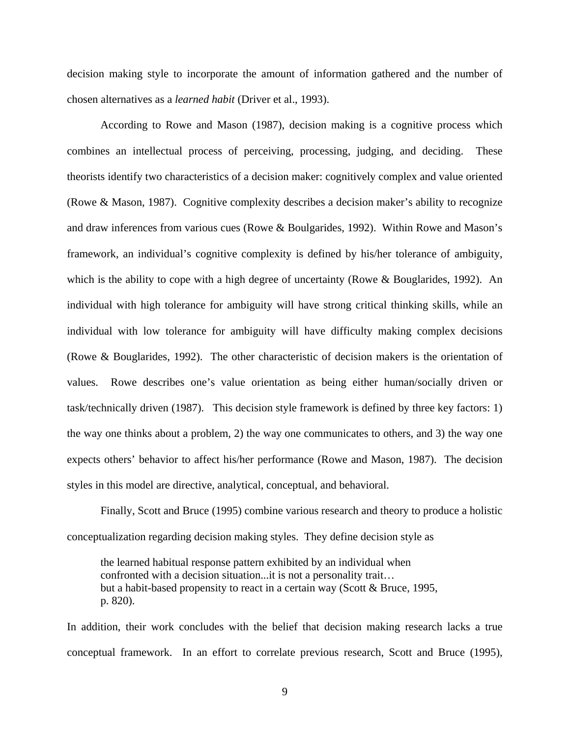decision making style to incorporate the amount of information gathered and the number of chosen alternatives as a *learned habit* (Driver et al., 1993).

According to Rowe and Mason (1987), decision making is a cognitive process which combines an intellectual process of perceiving, processing, judging, and deciding. These theorists identify two characteristics of a decision maker: cognitively complex and value oriented (Rowe & Mason, 1987). Cognitive complexity describes a decision maker's ability to recognize and draw inferences from various cues (Rowe & Boulgarides, 1992). Within Rowe and Mason's framework, an individual's cognitive complexity is defined by his/her tolerance of ambiguity, which is the ability to cope with a high degree of uncertainty (Rowe & Bouglarides, 1992). An individual with high tolerance for ambiguity will have strong critical thinking skills, while an individual with low tolerance for ambiguity will have difficulty making complex decisions (Rowe & Bouglarides, 1992). The other characteristic of decision makers is the orientation of values. Rowe describes one's value orientation as being either human/socially driven or task/technically driven (1987). This decision style framework is defined by three key factors: 1) the way one thinks about a problem, 2) the way one communicates to others, and 3) the way one expects others' behavior to affect his/her performance (Rowe and Mason, 1987). The decision styles in this model are directive, analytical, conceptual, and behavioral.

Finally, Scott and Bruce (1995) combine various research and theory to produce a holistic conceptualization regarding decision making styles. They define decision style as

> the learned habitual response pattern exhibited by an individual when confronted with a decision situation...it is not a personality trait… but a habit-based propensity to react in a certain way (Scott & Bruce, 1995, p. 820).

In addition, their work concludes with the belief that decision making research lacks a true conceptual framework. In an effort to correlate previous research, Scott and Bruce (1995),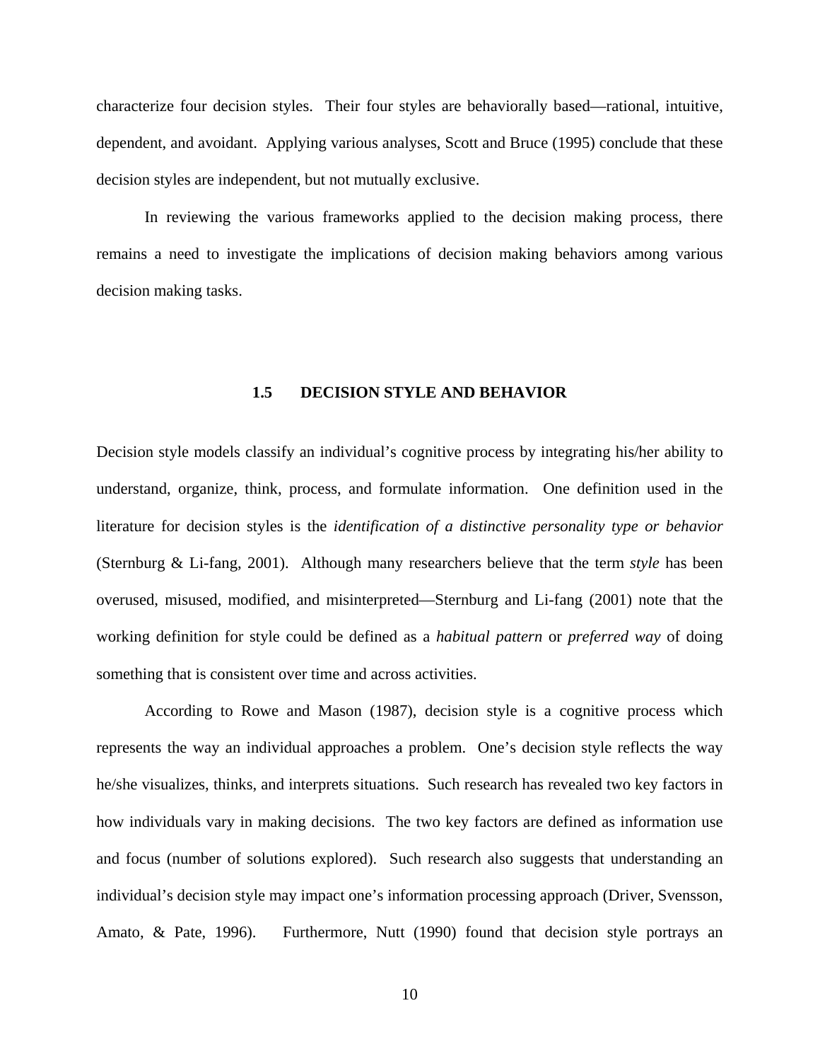characterize four decision styles. Their four styles are behaviorally based—rational, intuitive, dependent, and avoidant. Applying various analyses, Scott and Bruce (1995) conclude that these decision styles are independent, but not mutually exclusive.

In reviewing the various frameworks applied to the decision making process, there remains a need to investigate the implications of decision making behaviors among various decision making tasks.

## 1.5 DECISION STYLE AND BEHAVIOR

Decision style models classify an individual's cognitive process by integrating his/her ability to understand, organize, think, process, and formulate information. One definition used in the literature for decision styles is the *identification of a distinctive personality type or behavior* (Sternburg & Li-fang, 2001). Although many researchers believe that the term *style* has been overused, misused, modified, and misinterpreted—Sternburg and Li-fang (2001) note that the working definition for style could be defined as a *habitual pattern* or *preferred way* of doing something that is consistent over time and across activities.

According to Rowe and Mason (1987), decision style is a cognitive process which represents the way an individual approaches a problem. One's decision style reflects the way he/she visualizes, thinks, and interprets situations. Such research has revealed two key factors in how individuals vary in making decisions. The two key factors are defined as information use and focus (number of solutions explored). Such research also suggests that understanding an individual's decision style may impact one's information processing approach (Driver, Svensson, Amato, & Pate, 1996). Furthermore, Nutt (1990) found that decision style portrays an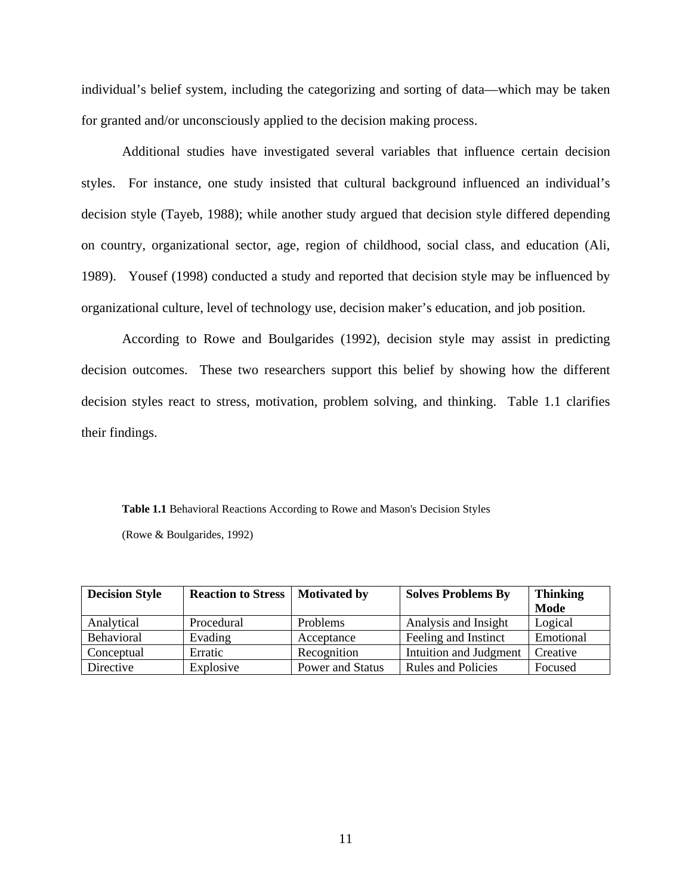individual's belief system, including the categorizing and sorting of data—which may be taken for granted and/or unconsciously applied to the decision making process.

Additional studies have investigated several variables that influence certain decision styles. For instance, one study insisted that cultural background influenced an individual's decision style (Tayeb, 1988); while another study argued that decision style differed depending on country, organizational sector, age, region of childhood, social class, and education (Ali, 1989). Yousef (1998) conducted a study and reported that decision style may be influenced by organizational culture, level of technology use, decision maker's education, and job position.

According to Rowe and Boulgarides (1992), decision style may assist in predicting decision outcomes. These two researchers support this belief by showing how the different decision styles react to stress, motivation, problem solving, and thinking. Table 1.1 clarifies their findings.

**Table 1.1** Behavioral Reactions According to Rowe and Mason's Decision Styles

(Rowe & Boulgarides, 1992)

| **Decision Style** | **Reaction to Stress** | **Motivated by** | **Solves Problems By** | **Thinking Mode** |
|---|---|---|---|---|
| Analytical | Procedural | Problems | Analysis and Insight | Logical |
| Behavioral | Evading | Acceptance | Feeling and Instinct | Emotional |
| Conceptual | Erratic | Recognition | Intuition and Judgment | Creative |
| Directive | Explosive | Power and Status | Rules and Policies | Focused |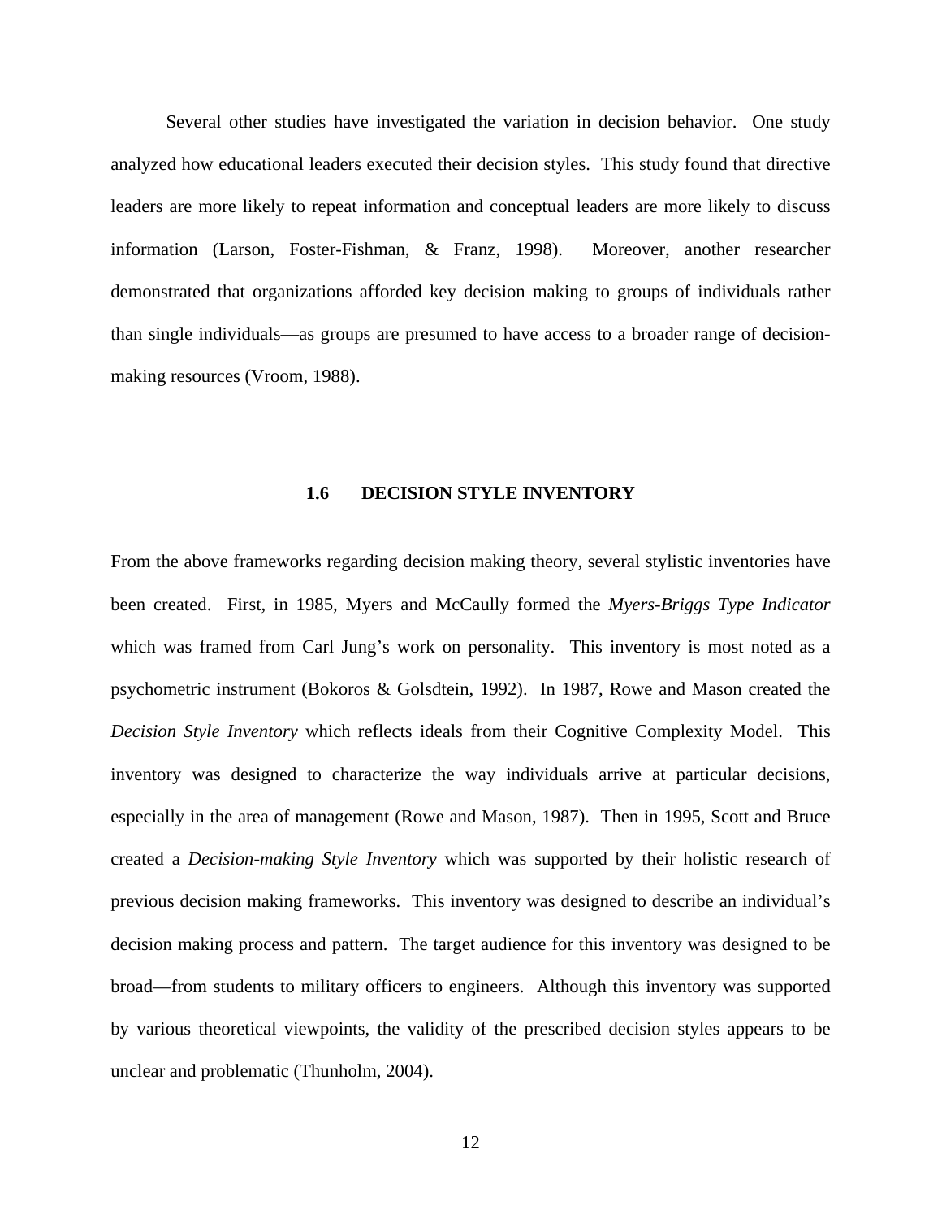Several other studies have investigated the variation in decision behavior. One study analyzed how educational leaders executed their decision styles. This study found that directive leaders are more likely to repeat information and conceptual leaders are more likely to discuss information (Larson, Foster-Fishman, & Franz, 1998). Moreover, another researcher demonstrated that organizations afforded key decision making to groups of individuals rather than single individuals—as groups are presumed to have access to a broader range of decision-making resources (Vroom, 1988).

## 1.6 DECISION STYLE INVENTORY

From the above frameworks regarding decision making theory, several stylistic inventories have been created. First, in 1985, Myers and McCaully formed the *Myers-Briggs Type Indicator* which was framed from Carl Jung's work on personality. This inventory is most noted as a psychometric instrument (Bokoros & Golsdtein, 1992). In 1987, Rowe and Mason created the *Decision Style Inventory* which reflects ideals from their Cognitive Complexity Model. This inventory was designed to characterize the way individuals arrive at particular decisions, especially in the area of management (Rowe and Mason, 1987). Then in 1995, Scott and Bruce created a *Decision-making Style Inventory* which was supported by their holistic research of previous decision making frameworks. This inventory was designed to describe an individual's decision making process and pattern. The target audience for this inventory was designed to be broad—from students to military officers to engineers. Although this inventory was supported by various theoretical viewpoints, the validity of the prescribed decision styles appears to be unclear and problematic (Thunholm, 2004).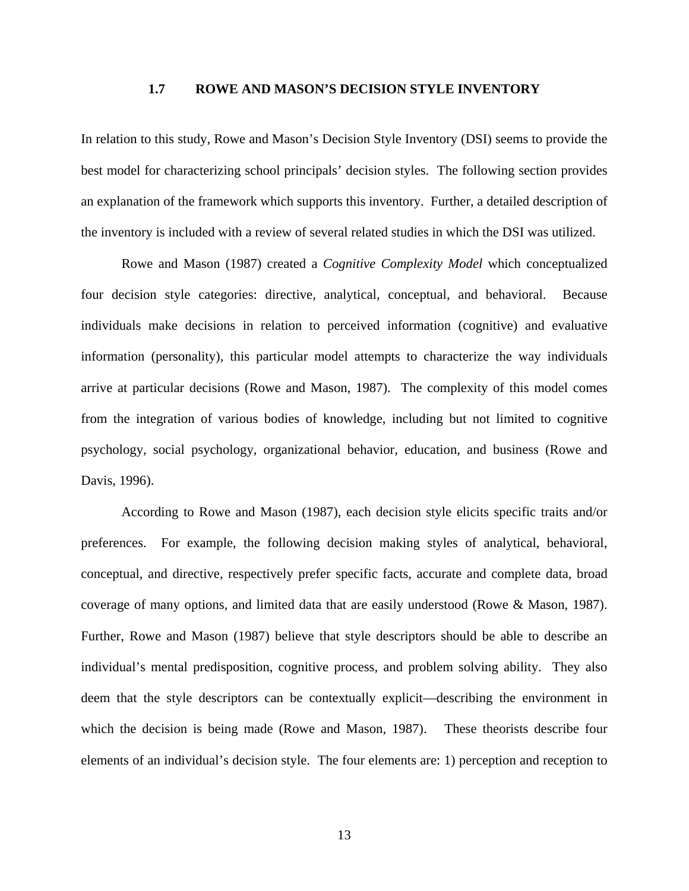## 1.7 ROWE AND MASON'S DECISION STYLE INVENTORY

In relation to this study, Rowe and Mason's Decision Style Inventory (DSI) seems to provide the best model for characterizing school principals' decision styles. The following section provides an explanation of the framework which supports this inventory. Further, a detailed description of the inventory is included with a review of several related studies in which the DSI was utilized.

Rowe and Mason (1987) created a *Cognitive Complexity Model* which conceptualized four decision style categories: directive, analytical, conceptual, and behavioral. Because individuals make decisions in relation to perceived information (cognitive) and evaluative information (personality), this particular model attempts to characterize the way individuals arrive at particular decisions (Rowe and Mason, 1987). The complexity of this model comes from the integration of various bodies of knowledge, including but not limited to cognitive psychology, social psychology, organizational behavior, education, and business (Rowe and Davis, 1996).

According to Rowe and Mason (1987), each decision style elicits specific traits and/or preferences. For example, the following decision making styles of analytical, behavioral, conceptual, and directive, respectively prefer specific facts, accurate and complete data, broad coverage of many options, and limited data that are easily understood (Rowe & Mason, 1987). Further, Rowe and Mason (1987) believe that style descriptors should be able to describe an individual's mental predisposition, cognitive process, and problem solving ability. They also deem that the style descriptors can be contextually explicit—describing the environment in which the decision is being made (Rowe and Mason, 1987). These theorists describe four elements of an individual's decision style. The four elements are: 1) perception and reception to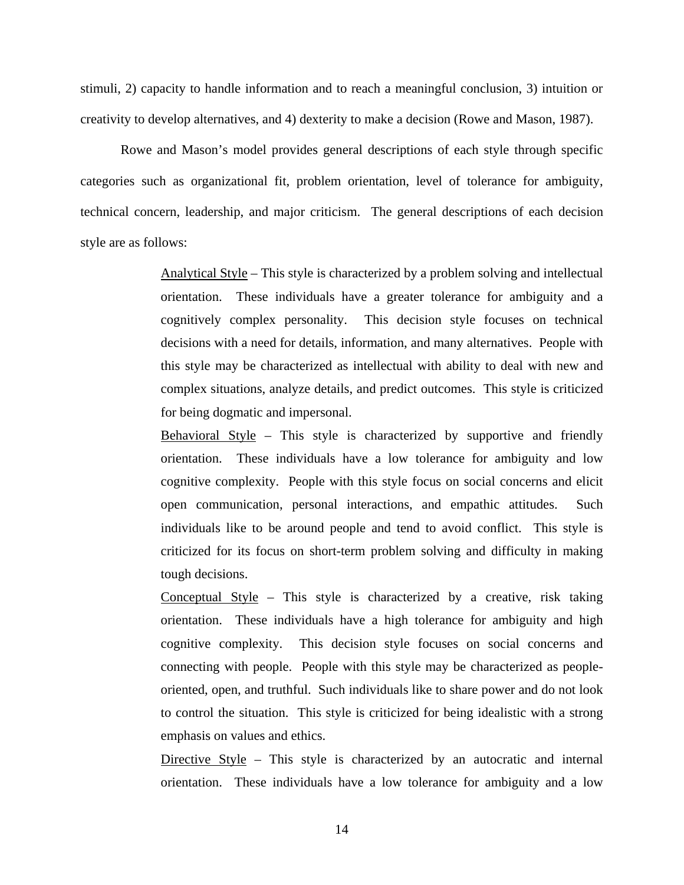stimuli, 2) capacity to handle information and to reach a meaningful conclusion, 3) intuition or creativity to develop alternatives, and 4) dexterity to make a decision (Rowe and Mason, 1987).

Rowe and Mason's model provides general descriptions of each style through specific categories such as organizational fit, problem orientation, level of tolerance for ambiguity, technical concern, leadership, and major criticism. The general descriptions of each decision style are as follows:

> <u>Analytical Style</u> – This style is characterized by a problem solving and intellectual orientation. These individuals have a greater tolerance for ambiguity and a cognitively complex personality. This decision style focuses on technical decisions with a need for details, information, and many alternatives. People with this style may be characterized as intellectual with ability to deal with new and complex situations, analyze details, and predict outcomes. This style is criticized for being dogmatic and impersonal.
>
> <u>Behavioral Style</u> – This style is characterized by supportive and friendly orientation. These individuals have a low tolerance for ambiguity and low cognitive complexity. People with this style focus on social concerns and elicit open communication, personal interactions, and empathic attitudes. Such individuals like to be around people and tend to avoid conflict. This style is criticized for its focus on short-term problem solving and difficulty in making tough decisions.
>
> <u>Conceptual Style</u> – This style is characterized by a creative, risk taking orientation. These individuals have a high tolerance for ambiguity and high cognitive complexity. This decision style focuses on social concerns and connecting with people. People with this style may be characterized as people-oriented, open, and truthful. Such individuals like to share power and do not look to control the situation. This style is criticized for being idealistic with a strong emphasis on values and ethics.
>
> <u>Directive Style</u> – This style is characterized by an autocratic and internal orientation. These individuals have a low tolerance for ambiguity and a low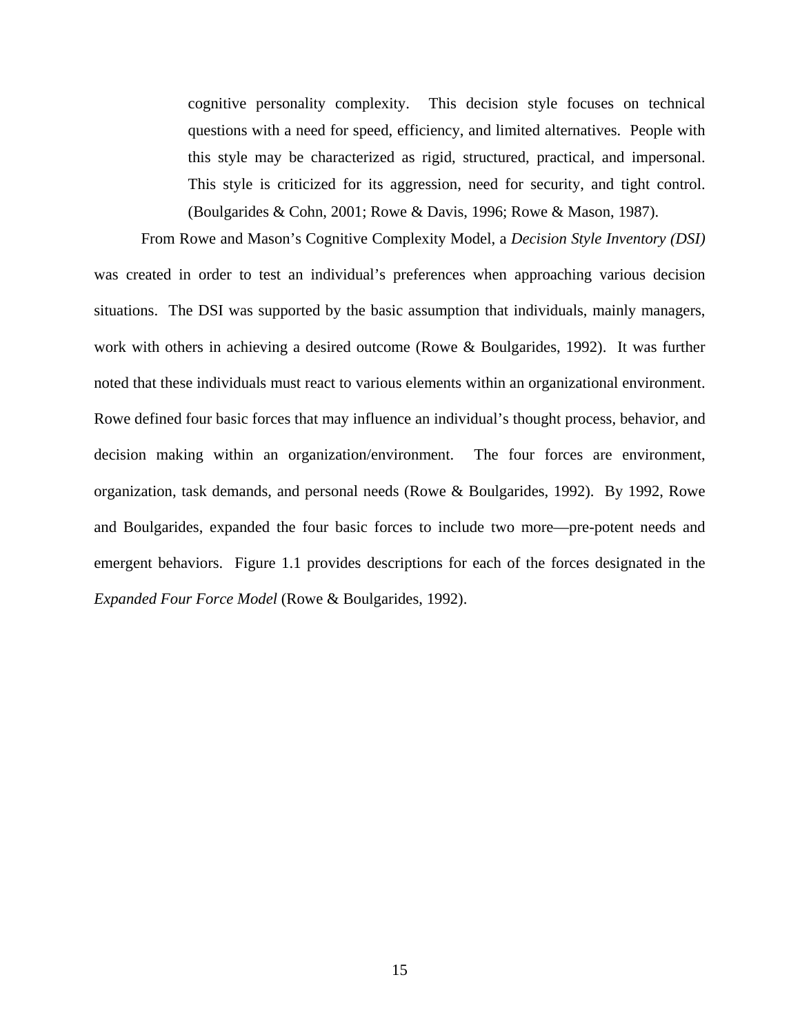cognitive personality complexity.  This decision style focuses on technical questions with a need for speed, efficiency, and limited alternatives.  People with this style may be characterized as rigid, structured, practical, and impersonal. This style is criticized for its aggression, need for security, and tight control. (Boulgarides & Cohn, 2001; Rowe & Davis, 1996; Rowe & Mason, 1987).

From Rowe and Mason's Cognitive Complexity Model, a *Decision Style Inventory (DSI)* was created in order to test an individual's preferences when approaching various decision situations.  The DSI was supported by the basic assumption that individuals, mainly managers, work with others in achieving a desired outcome (Rowe & Boulgarides, 1992).  It was further noted that these individuals must react to various elements within an organizational environment. Rowe defined four basic forces that may influence an individual's thought process, behavior, and decision making within an organization/environment.  The four forces are environment, organization, task demands, and personal needs (Rowe & Boulgarides, 1992).  By 1992, Rowe and Boulgarides, expanded the four basic forces to include two more—pre-potent needs and emergent behaviors.  Figure 1.1 provides descriptions for each of the forces designated in the *Expanded Four Force Model* (Rowe & Boulgarides, 1992).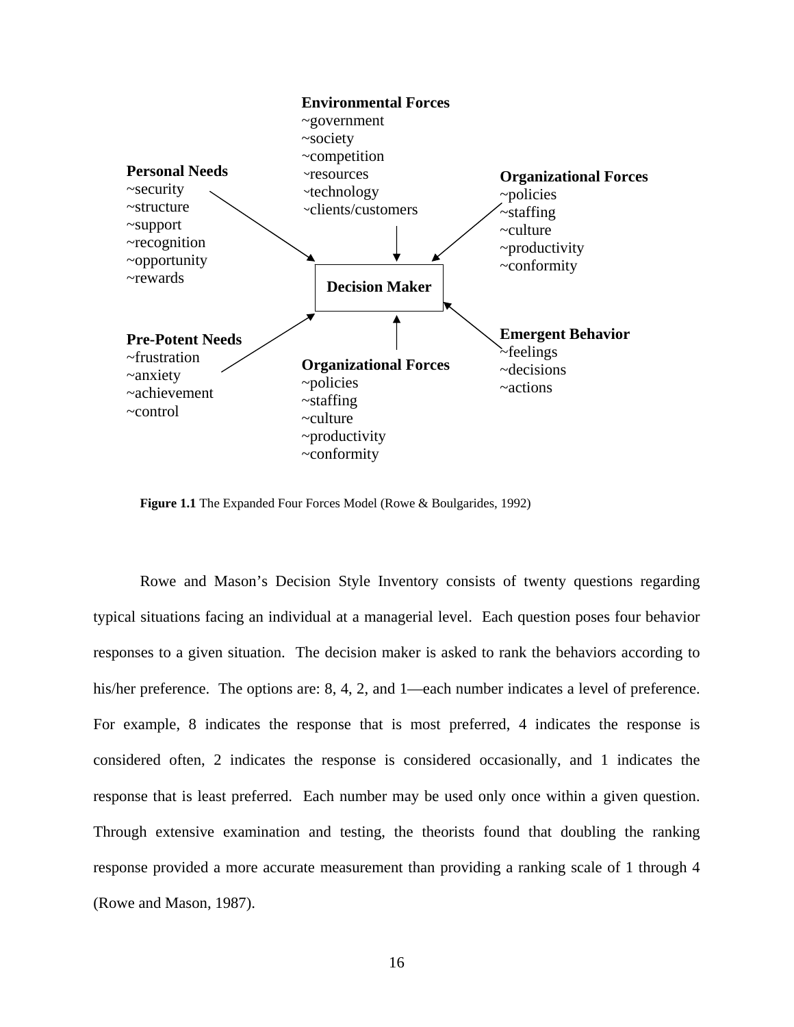**Environmental Forces**
~government
~society
~competition
~resources
~technology
~clients/customers

**Personal Needs**
~security
~structure
~support
~recognition
~opportunity
~rewards

**Organizational Forces**
~policies
~staffing
~culture
~productivity
~conformity

**Decision Maker**

**Pre-Potent Needs**
~frustration
~anxiety
~achievement
~control

**Organizational Forces**
~policies
~staffing
~culture
~productivity
~conformity

**Emergent Behavior**
~feelings
~decisions
~actions

**Figure 1.1** The Expanded Four Forces Model (Rowe & Boulgarides, 1992)

Rowe and Mason's Decision Style Inventory consists of twenty questions regarding typical situations facing an individual at a managerial level. Each question poses four behavior responses to a given situation. The decision maker is asked to rank the behaviors according to his/her preference. The options are: 8, 4, 2, and 1—each number indicates a level of preference. For example, 8 indicates the response that is most preferred, 4 indicates the response is considered often, 2 indicates the response is considered occasionally, and 1 indicates the response that is least preferred. Each number may be used only once within a given question. Through extensive examination and testing, the theorists found that doubling the ranking response provided a more accurate measurement than providing a ranking scale of 1 through 4 (Rowe and Mason, 1987).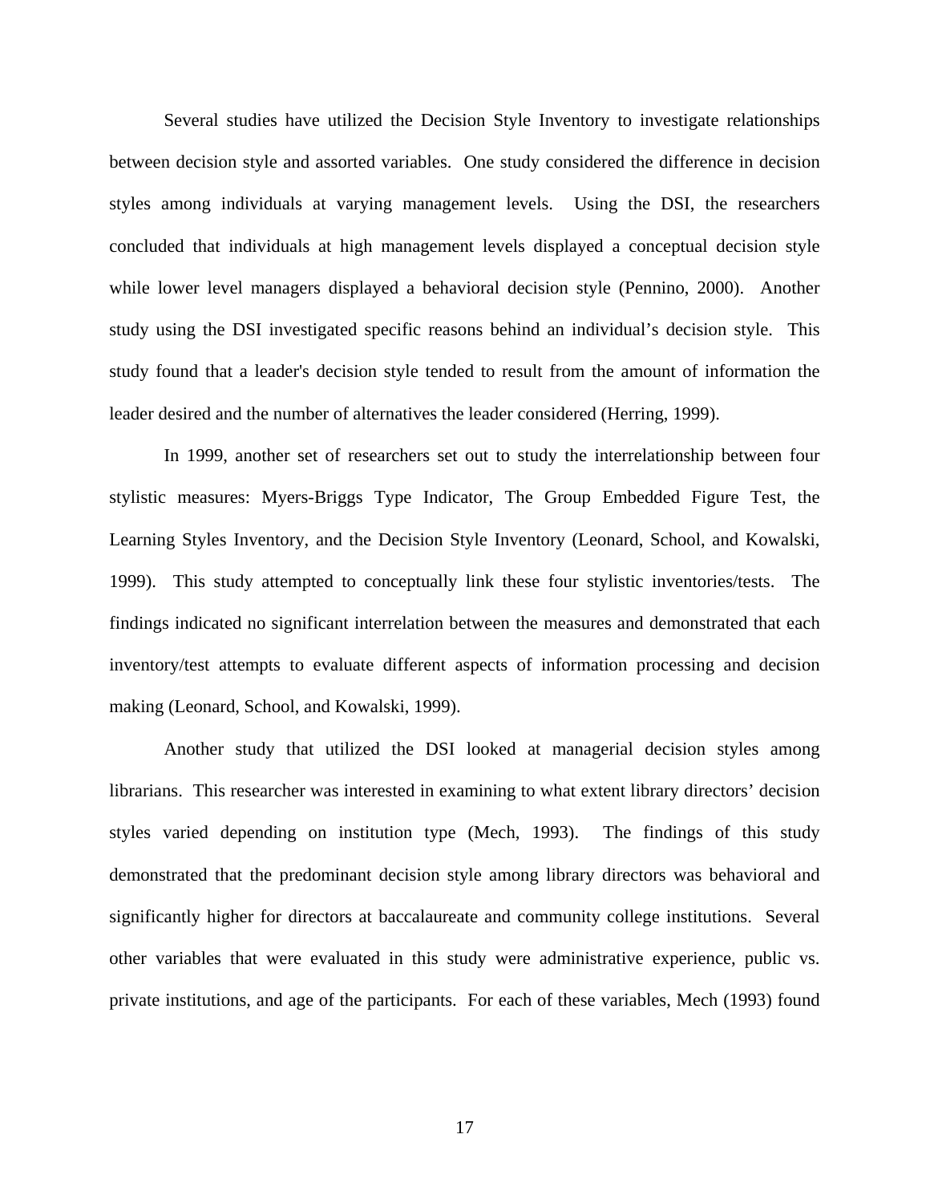Several studies have utilized the Decision Style Inventory to investigate relationships between decision style and assorted variables. One study considered the difference in decision styles among individuals at varying management levels. Using the DSI, the researchers concluded that individuals at high management levels displayed a conceptual decision style while lower level managers displayed a behavioral decision style (Pennino, 2000). Another study using the DSI investigated specific reasons behind an individual's decision style. This study found that a leader's decision style tended to result from the amount of information the leader desired and the number of alternatives the leader considered (Herring, 1999).

In 1999, another set of researchers set out to study the interrelationship between four stylistic measures: Myers-Briggs Type Indicator, The Group Embedded Figure Test, the Learning Styles Inventory, and the Decision Style Inventory (Leonard, School, and Kowalski, 1999). This study attempted to conceptually link these four stylistic inventories/tests. The findings indicated no significant interrelation between the measures and demonstrated that each inventory/test attempts to evaluate different aspects of information processing and decision making (Leonard, School, and Kowalski, 1999).

Another study that utilized the DSI looked at managerial decision styles among librarians. This researcher was interested in examining to what extent library directors' decision styles varied depending on institution type (Mech, 1993). The findings of this study demonstrated that the predominant decision style among library directors was behavioral and significantly higher for directors at baccalaureate and community college institutions. Several other variables that were evaluated in this study were administrative experience, public vs. private institutions, and age of the participants. For each of these variables, Mech (1993) found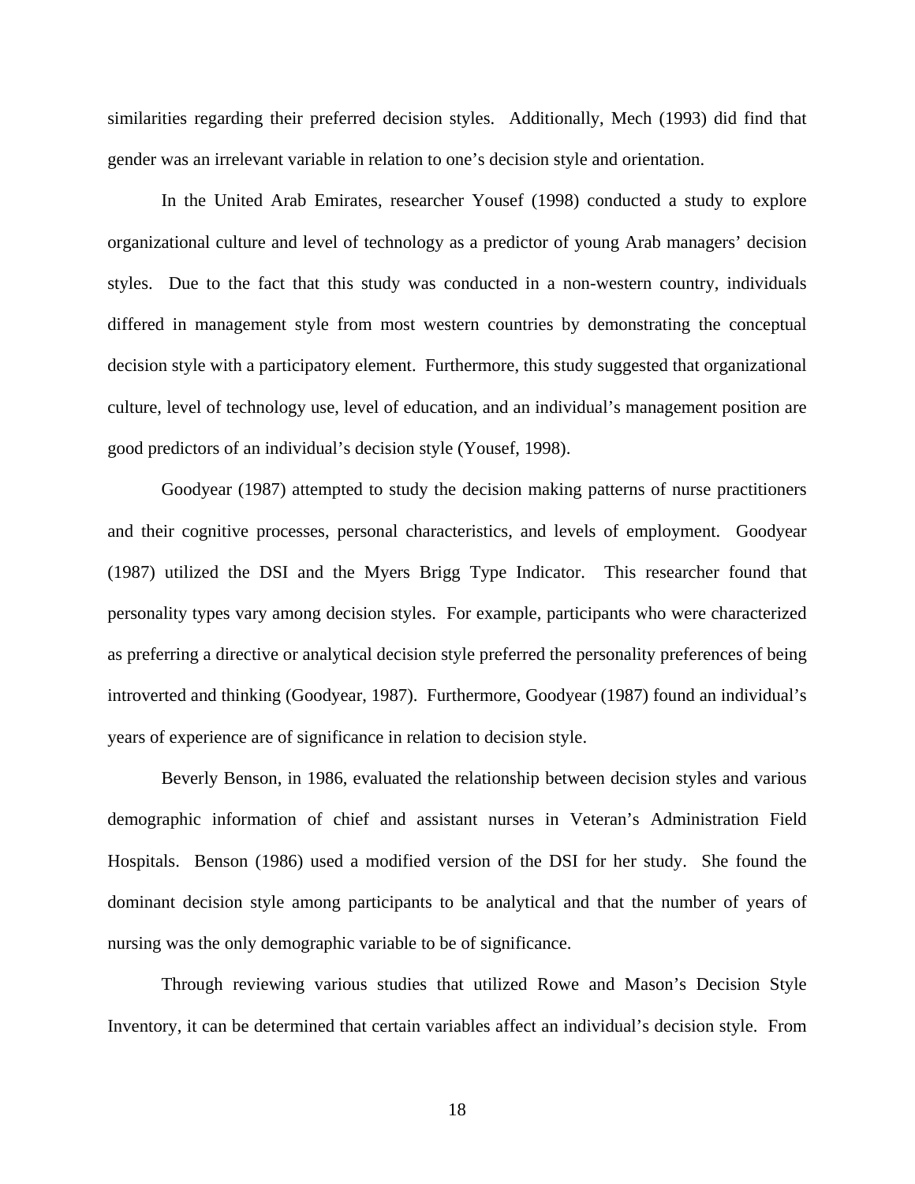similarities regarding their preferred decision styles. Additionally, Mech (1993) did find that gender was an irrelevant variable in relation to one's decision style and orientation.

In the United Arab Emirates, researcher Yousef (1998) conducted a study to explore organizational culture and level of technology as a predictor of young Arab managers' decision styles. Due to the fact that this study was conducted in a non-western country, individuals differed in management style from most western countries by demonstrating the conceptual decision style with a participatory element. Furthermore, this study suggested that organizational culture, level of technology use, level of education, and an individual's management position are good predictors of an individual's decision style (Yousef, 1998).

Goodyear (1987) attempted to study the decision making patterns of nurse practitioners and their cognitive processes, personal characteristics, and levels of employment. Goodyear (1987) utilized the DSI and the Myers Brigg Type Indicator. This researcher found that personality types vary among decision styles. For example, participants who were characterized as preferring a directive or analytical decision style preferred the personality preferences of being introverted and thinking (Goodyear, 1987). Furthermore, Goodyear (1987) found an individual's years of experience are of significance in relation to decision style.

Beverly Benson, in 1986, evaluated the relationship between decision styles and various demographic information of chief and assistant nurses in Veteran's Administration Field Hospitals. Benson (1986) used a modified version of the DSI for her study. She found the dominant decision style among participants to be analytical and that the number of years of nursing was the only demographic variable to be of significance.

Through reviewing various studies that utilized Rowe and Mason's Decision Style Inventory, it can be determined that certain variables affect an individual's decision style. From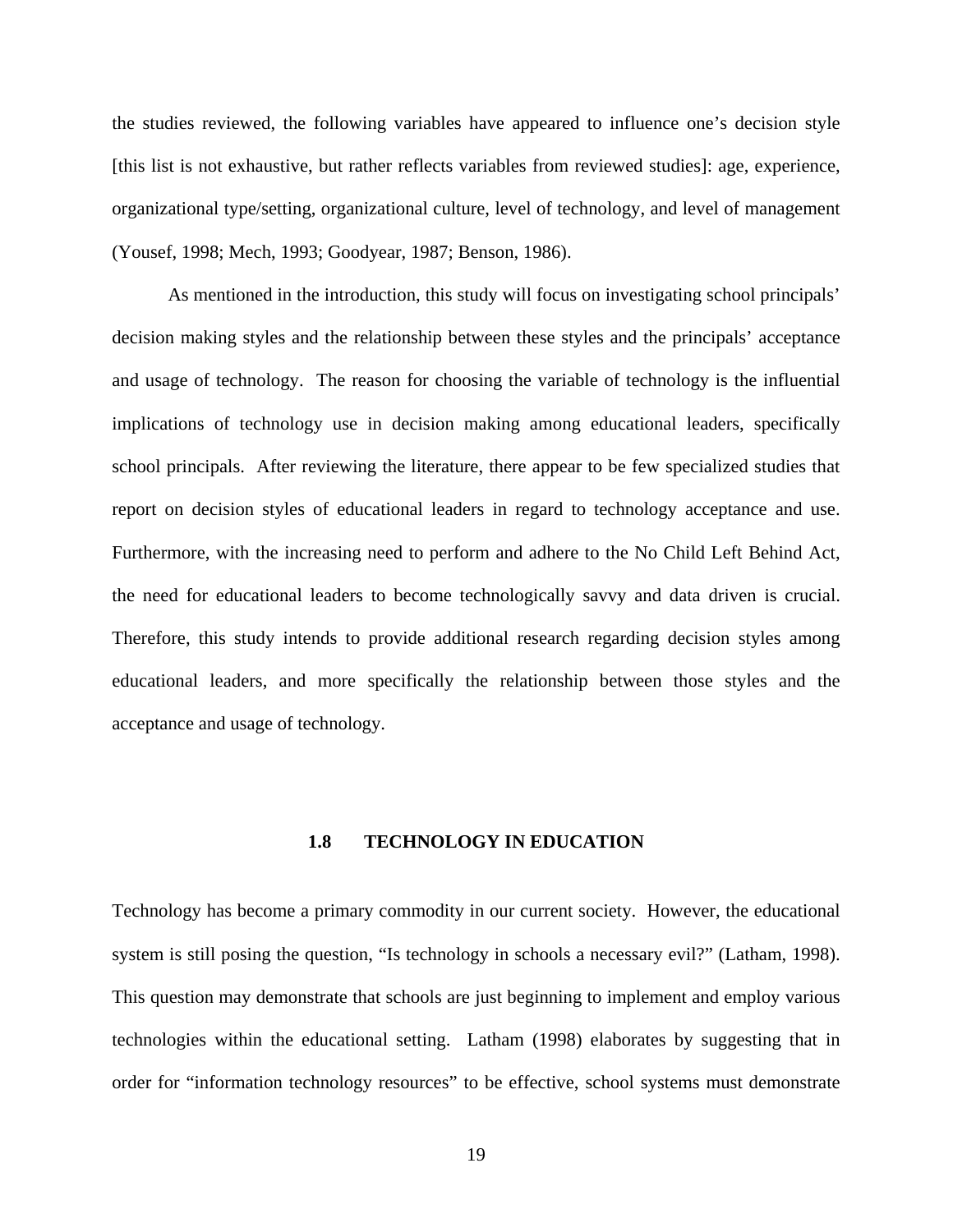the studies reviewed, the following variables have appeared to influence one's decision style [this list is not exhaustive, but rather reflects variables from reviewed studies]: age, experience, organizational type/setting, organizational culture, level of technology, and level of management (Yousef, 1998; Mech, 1993; Goodyear, 1987; Benson, 1986).

As mentioned in the introduction, this study will focus on investigating school principals' decision making styles and the relationship between these styles and the principals' acceptance and usage of technology. The reason for choosing the variable of technology is the influential implications of technology use in decision making among educational leaders, specifically school principals. After reviewing the literature, there appear to be few specialized studies that report on decision styles of educational leaders in regard to technology acceptance and use. Furthermore, with the increasing need to perform and adhere to the No Child Left Behind Act, the need for educational leaders to become technologically savvy and data driven is crucial. Therefore, this study intends to provide additional research regarding decision styles among educational leaders, and more specifically the relationship between those styles and the acceptance and usage of technology.

## 1.8 TECHNOLOGY IN EDUCATION

Technology has become a primary commodity in our current society. However, the educational system is still posing the question, "Is technology in schools a necessary evil?" (Latham, 1998). This question may demonstrate that schools are just beginning to implement and employ various technologies within the educational setting. Latham (1998) elaborates by suggesting that in order for "information technology resources" to be effective, school systems must demonstrate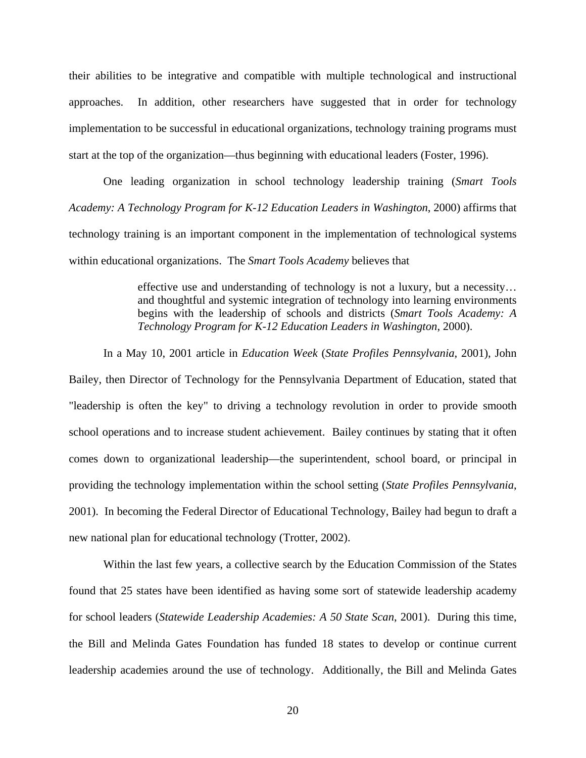their abilities to be integrative and compatible with multiple technological and instructional approaches. In addition, other researchers have suggested that in order for technology implementation to be successful in educational organizations, technology training programs must start at the top of the organization—thus beginning with educational leaders (Foster, 1996).

One leading organization in school technology leadership training (*Smart Tools Academy: A Technology Program for K-12 Education Leaders in Washington*, 2000) affirms that technology training is an important component in the implementation of technological systems within educational organizations. The *Smart Tools Academy* believes that

> effective use and understanding of technology is not a luxury, but a necessity… and thoughtful and systemic integration of technology into learning environments begins with the leadership of schools and districts (*Smart Tools Academy: A Technology Program for K-12 Education Leaders in Washington*, 2000).

In a May 10, 2001 article in *Education Week* (*State Profiles Pennsylvania*, 2001), John Bailey, then Director of Technology for the Pennsylvania Department of Education, stated that "leadership is often the key" to driving a technology revolution in order to provide smooth school operations and to increase student achievement. Bailey continues by stating that it often comes down to organizational leadership—the superintendent, school board, or principal in providing the technology implementation within the school setting (*State Profiles Pennsylvania*, 2001). In becoming the Federal Director of Educational Technology, Bailey had begun to draft a new national plan for educational technology (Trotter, 2002).

Within the last few years, a collective search by the Education Commission of the States found that 25 states have been identified as having some sort of statewide leadership academy for school leaders (*Statewide Leadership Academies: A 50 State Scan*, 2001). During this time, the Bill and Melinda Gates Foundation has funded 18 states to develop or continue current leadership academies around the use of technology. Additionally, the Bill and Melinda Gates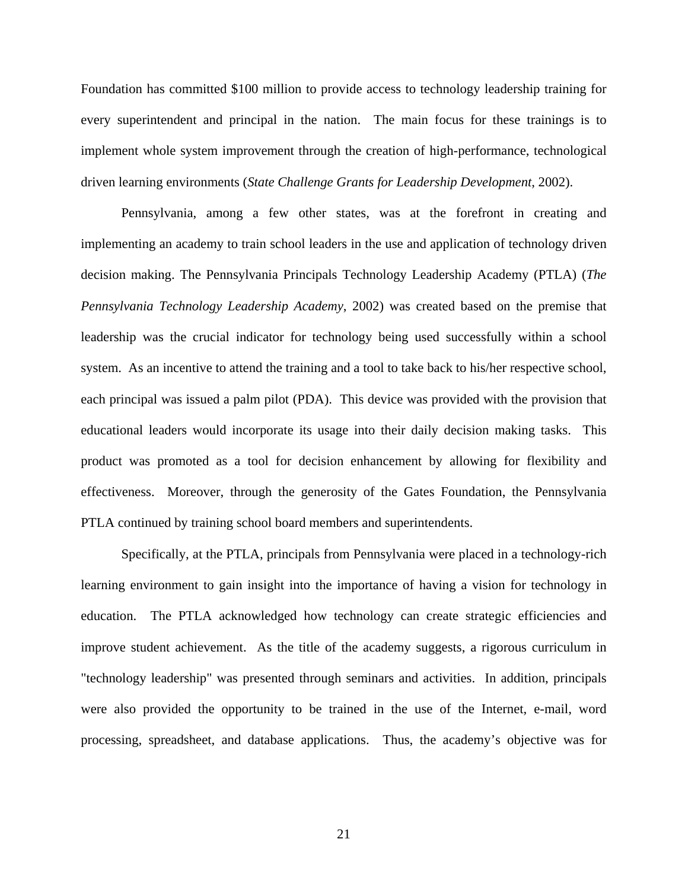Foundation has committed $100 million to provide access to technology leadership training for every superintendent and principal in the nation. The main focus for these trainings is to implement whole system improvement through the creation of high-performance, technological driven learning environments (*State Challenge Grants for Leadership Development*, 2002).

Pennsylvania, among a few other states, was at the forefront in creating and implementing an academy to train school leaders in the use and application of technology driven decision making. The Pennsylvania Principals Technology Leadership Academy (PTLA) (*The Pennsylvania Technology Leadership Academy*, 2002) was created based on the premise that leadership was the crucial indicator for technology being used successfully within a school system. As an incentive to attend the training and a tool to take back to his/her respective school, each principal was issued a palm pilot (PDA). This device was provided with the provision that educational leaders would incorporate its usage into their daily decision making tasks. This product was promoted as a tool for decision enhancement by allowing for flexibility and effectiveness. Moreover, through the generosity of the Gates Foundation, the Pennsylvania PTLA continued by training school board members and superintendents.

Specifically, at the PTLA, principals from Pennsylvania were placed in a technology-rich learning environment to gain insight into the importance of having a vision for technology in education. The PTLA acknowledged how technology can create strategic efficiencies and improve student achievement. As the title of the academy suggests, a rigorous curriculum in "technology leadership" was presented through seminars and activities. In addition, principals were also provided the opportunity to be trained in the use of the Internet, e-mail, word processing, spreadsheet, and database applications. Thus, the academy's objective was for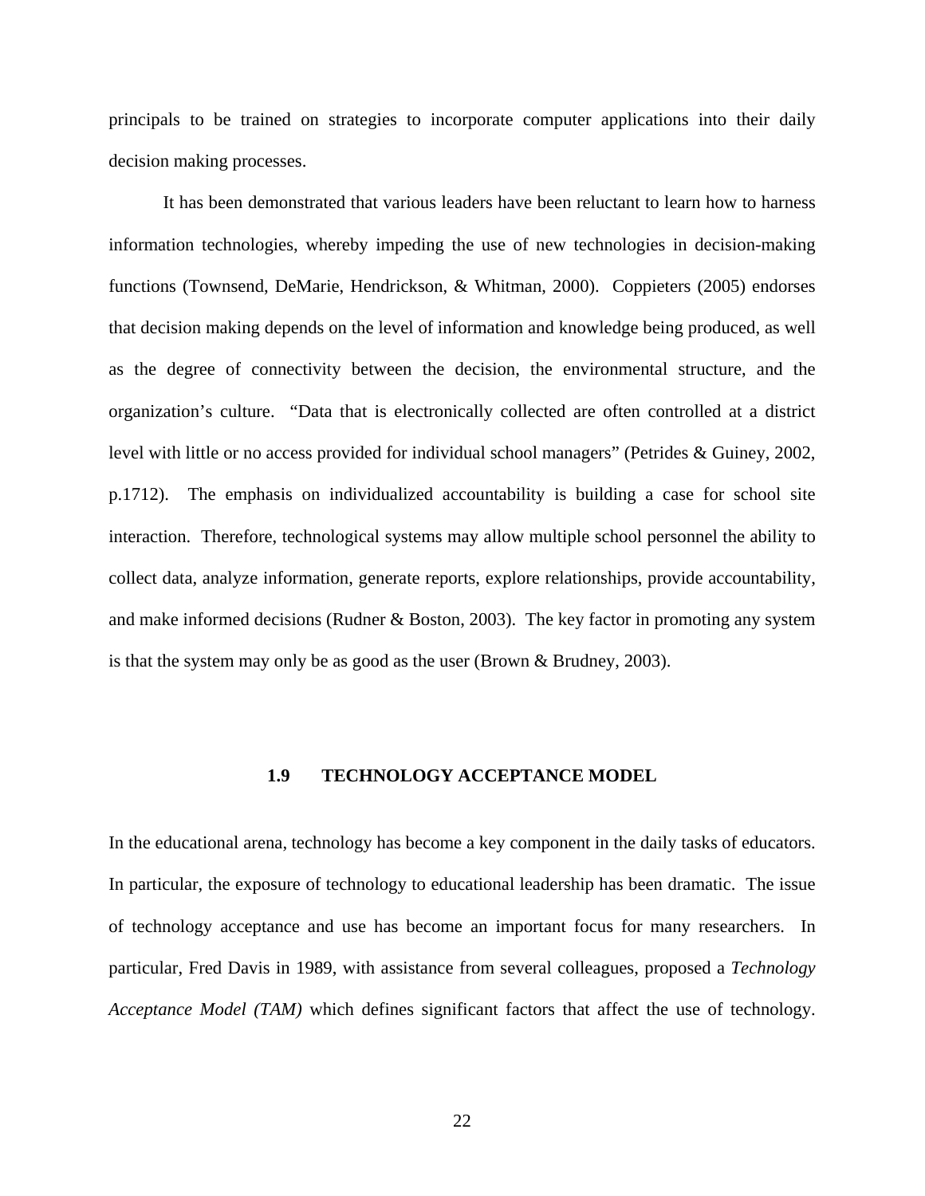principals to be trained on strategies to incorporate computer applications into their daily decision making processes.

It has been demonstrated that various leaders have been reluctant to learn how to harness information technologies, whereby impeding the use of new technologies in decision-making functions (Townsend, DeMarie, Hendrickson, & Whitman, 2000). Coppieters (2005) endorses that decision making depends on the level of information and knowledge being produced, as well as the degree of connectivity between the decision, the environmental structure, and the organization's culture. "Data that is electronically collected are often controlled at a district level with little or no access provided for individual school managers" (Petrides & Guiney, 2002, p.1712). The emphasis on individualized accountability is building a case for school site interaction. Therefore, technological systems may allow multiple school personnel the ability to collect data, analyze information, generate reports, explore relationships, provide accountability, and make informed decisions (Rudner & Boston, 2003). The key factor in promoting any system is that the system may only be as good as the user (Brown & Brudney, 2003).

## 1.9 TECHNOLOGY ACCEPTANCE MODEL

In the educational arena, technology has become a key component in the daily tasks of educators. In particular, the exposure of technology to educational leadership has been dramatic. The issue of technology acceptance and use has become an important focus for many researchers. In particular, Fred Davis in 1989, with assistance from several colleagues, proposed a *Technology Acceptance Model (TAM)* which defines significant factors that affect the use of technology.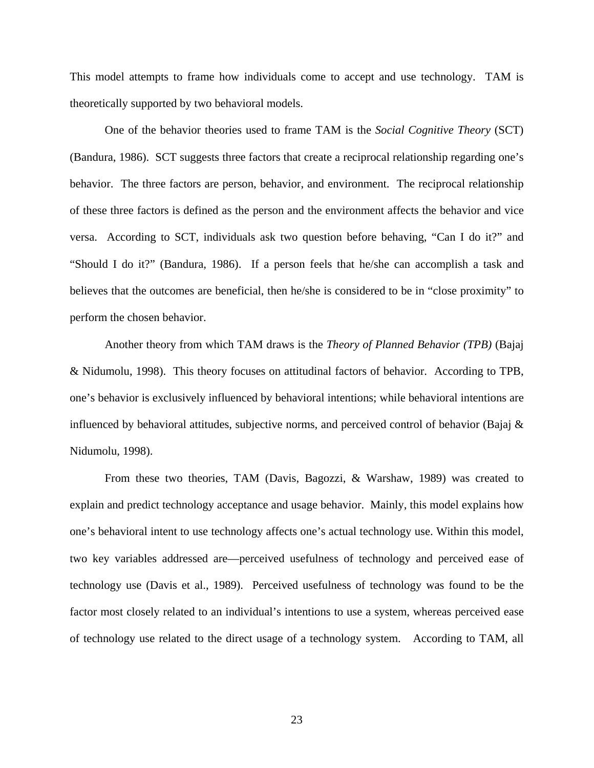This model attempts to frame how individuals come to accept and use technology. TAM is theoretically supported by two behavioral models.

One of the behavior theories used to frame TAM is the *Social Cognitive Theory* (SCT) (Bandura, 1986). SCT suggests three factors that create a reciprocal relationship regarding one's behavior. The three factors are person, behavior, and environment. The reciprocal relationship of these three factors is defined as the person and the environment affects the behavior and vice versa. According to SCT, individuals ask two question before behaving, "Can I do it?" and "Should I do it?" (Bandura, 1986). If a person feels that he/she can accomplish a task and believes that the outcomes are beneficial, then he/she is considered to be in "close proximity" to perform the chosen behavior.

Another theory from which TAM draws is the *Theory of Planned Behavior (TPB)* (Bajaj & Nidumolu, 1998). This theory focuses on attitudinal factors of behavior. According to TPB, one's behavior is exclusively influenced by behavioral intentions; while behavioral intentions are influenced by behavioral attitudes, subjective norms, and perceived control of behavior (Bajaj & Nidumolu, 1998).

From these two theories, TAM (Davis, Bagozzi, & Warshaw, 1989) was created to explain and predict technology acceptance and usage behavior. Mainly, this model explains how one's behavioral intent to use technology affects one's actual technology use. Within this model, two key variables addressed are—perceived usefulness of technology and perceived ease of technology use (Davis et al., 1989). Perceived usefulness of technology was found to be the factor most closely related to an individual's intentions to use a system, whereas perceived ease of technology use related to the direct usage of a technology system. According to TAM, all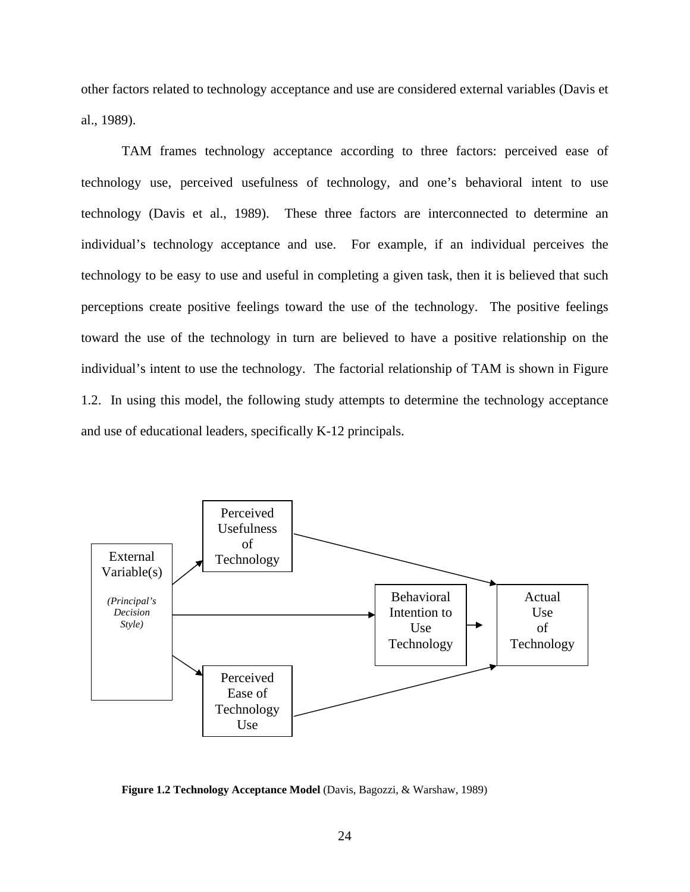other factors related to technology acceptance and use are considered external variables (Davis et al., 1989).

TAM frames technology acceptance according to three factors: perceived ease of technology use, perceived usefulness of technology, and one's behavioral intent to use technology (Davis et al., 1989). These three factors are interconnected to determine an individual's technology acceptance and use. For example, if an individual perceives the technology to be easy to use and useful in completing a given task, then it is believed that such perceptions create positive feelings toward the use of the technology. The positive feelings toward the use of the technology in turn are believed to have a positive relationship on the individual's intent to use the technology. The factorial relationship of TAM is shown in Figure 1.2. In using this model, the following study attempts to determine the technology acceptance and use of educational leaders, specifically K-12 principals.

External Variable(s) *(Principal's Decision Style)*

Perceived Usefulness of Technology

Perceived Ease of Technology Use

Behavioral Intention to Use Technology

Actual Use of Technology

**Figure 1.2 Technology Acceptance Model** (Davis, Bagozzi, & Warshaw, 1989)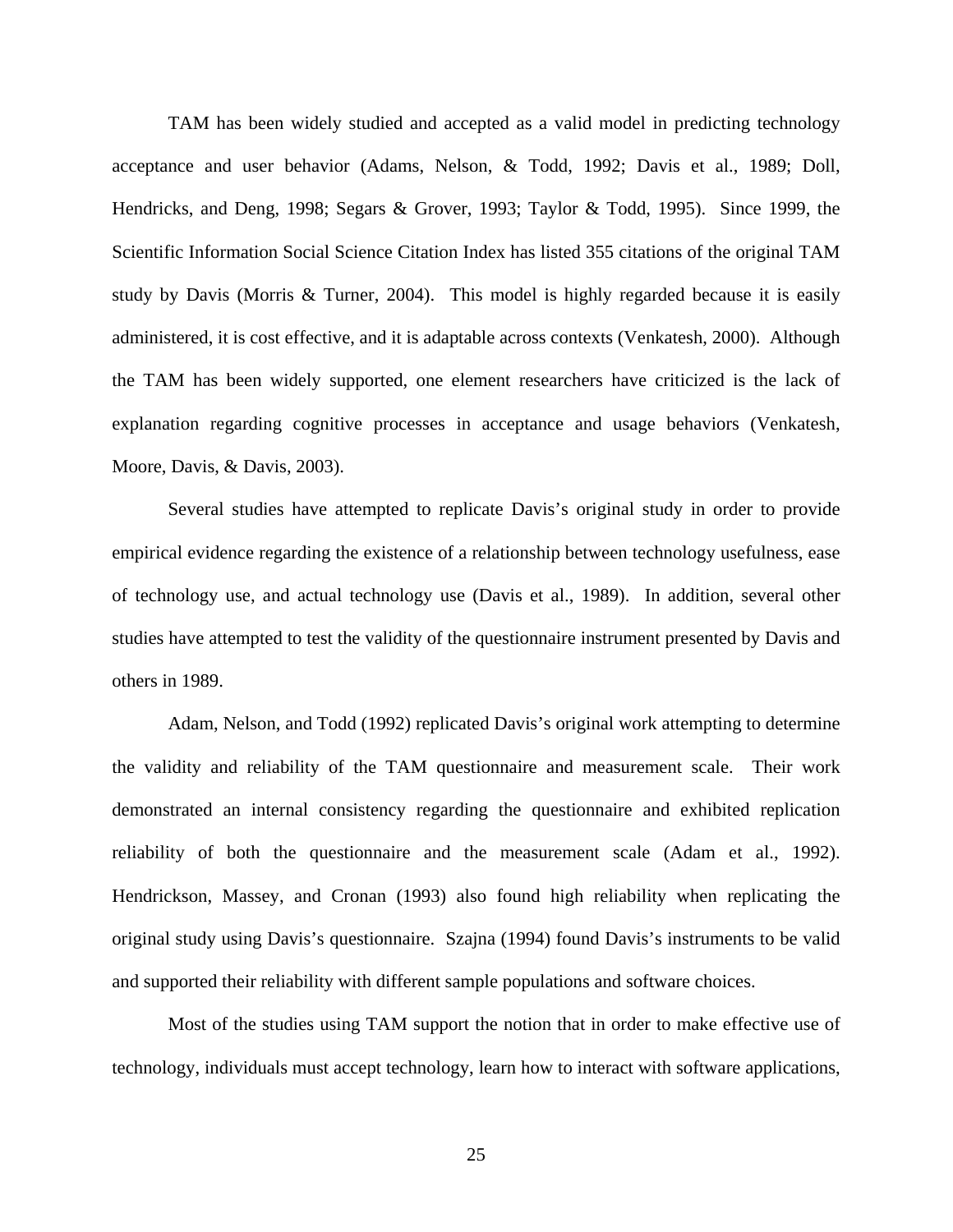TAM has been widely studied and accepted as a valid model in predicting technology acceptance and user behavior (Adams, Nelson, & Todd, 1992; Davis et al., 1989; Doll, Hendricks, and Deng, 1998; Segars & Grover, 1993; Taylor & Todd, 1995). Since 1999, the Scientific Information Social Science Citation Index has listed 355 citations of the original TAM study by Davis (Morris & Turner, 2004). This model is highly regarded because it is easily administered, it is cost effective, and it is adaptable across contexts (Venkatesh, 2000). Although the TAM has been widely supported, one element researchers have criticized is the lack of explanation regarding cognitive processes in acceptance and usage behaviors (Venkatesh, Moore, Davis, & Davis, 2003).

Several studies have attempted to replicate Davis's original study in order to provide empirical evidence regarding the existence of a relationship between technology usefulness, ease of technology use, and actual technology use (Davis et al., 1989). In addition, several other studies have attempted to test the validity of the questionnaire instrument presented by Davis and others in 1989.

Adam, Nelson, and Todd (1992) replicated Davis's original work attempting to determine the validity and reliability of the TAM questionnaire and measurement scale. Their work demonstrated an internal consistency regarding the questionnaire and exhibited replication reliability of both the questionnaire and the measurement scale (Adam et al., 1992). Hendrickson, Massey, and Cronan (1993) also found high reliability when replicating the original study using Davis's questionnaire. Szajna (1994) found Davis's instruments to be valid and supported their reliability with different sample populations and software choices.

Most of the studies using TAM support the notion that in order to make effective use of technology, individuals must accept technology, learn how to interact with software applications,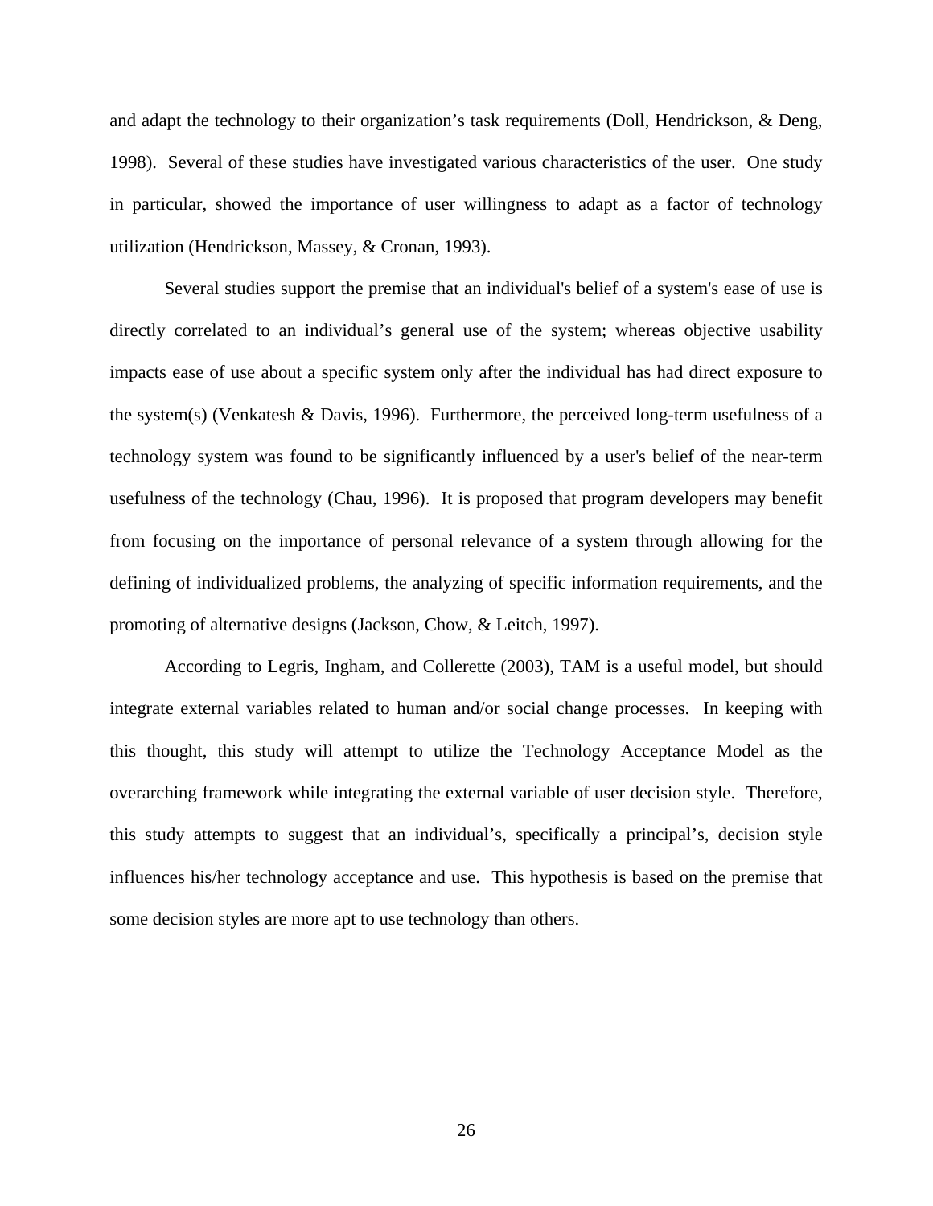and adapt the technology to their organization's task requirements (Doll, Hendrickson, & Deng, 1998). Several of these studies have investigated various characteristics of the user. One study in particular, showed the importance of user willingness to adapt as a factor of technology utilization (Hendrickson, Massey, & Cronan, 1993).

Several studies support the premise that an individual's belief of a system's ease of use is directly correlated to an individual's general use of the system; whereas objective usability impacts ease of use about a specific system only after the individual has had direct exposure to the system(s) (Venkatesh & Davis, 1996). Furthermore, the perceived long-term usefulness of a technology system was found to be significantly influenced by a user's belief of the near-term usefulness of the technology (Chau, 1996). It is proposed that program developers may benefit from focusing on the importance of personal relevance of a system through allowing for the defining of individualized problems, the analyzing of specific information requirements, and the promoting of alternative designs (Jackson, Chow, & Leitch, 1997).

According to Legris, Ingham, and Collerette (2003), TAM is a useful model, but should integrate external variables related to human and/or social change processes. In keeping with this thought, this study will attempt to utilize the Technology Acceptance Model as the overarching framework while integrating the external variable of user decision style. Therefore, this study attempts to suggest that an individual's, specifically a principal's, decision style influences his/her technology acceptance and use. This hypothesis is based on the premise that some decision styles are more apt to use technology than others.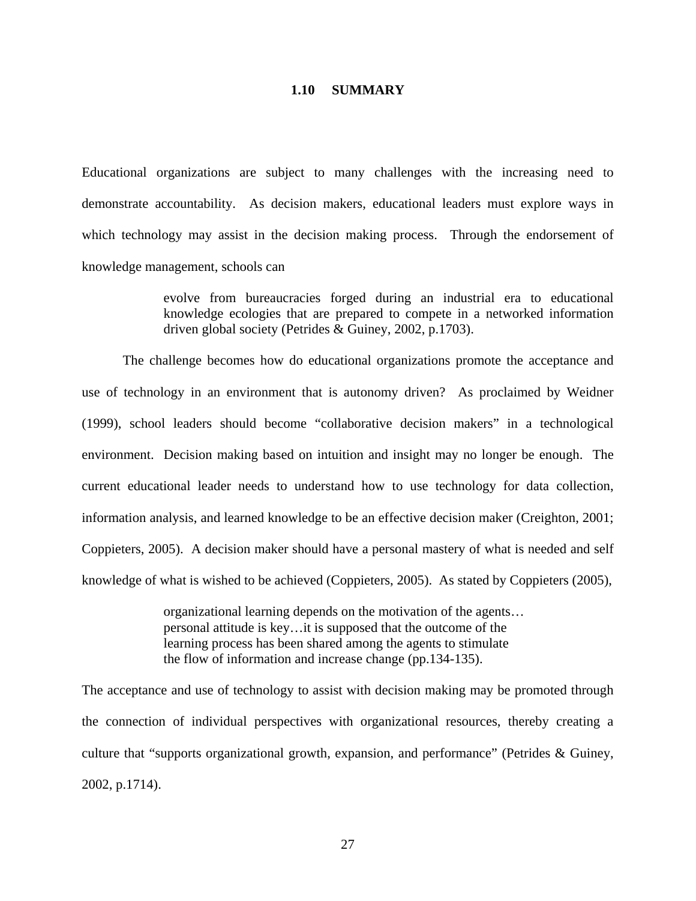## 1.10 SUMMARY

Educational organizations are subject to many challenges with the increasing need to demonstrate accountability. As decision makers, educational leaders must explore ways in which technology may assist in the decision making process. Through the endorsement of knowledge management, schools can

> evolve from bureaucracies forged during an industrial era to educational knowledge ecologies that are prepared to compete in a networked information driven global society (Petrides & Guiney, 2002, p.1703).

The challenge becomes how do educational organizations promote the acceptance and use of technology in an environment that is autonomy driven? As proclaimed by Weidner (1999), school leaders should become "collaborative decision makers" in a technological environment. Decision making based on intuition and insight may no longer be enough. The current educational leader needs to understand how to use technology for data collection, information analysis, and learned knowledge to be an effective decision maker (Creighton, 2001; Coppieters, 2005). A decision maker should have a personal mastery of what is needed and self knowledge of what is wished to be achieved (Coppieters, 2005). As stated by Coppieters (2005),

> organizational learning depends on the motivation of the agents… personal attitude is key…it is supposed that the outcome of the learning process has been shared among the agents to stimulate the flow of information and increase change (pp.134-135).

The acceptance and use of technology to assist with decision making may be promoted through the connection of individual perspectives with organizational resources, thereby creating a culture that "supports organizational growth, expansion, and performance" (Petrides & Guiney, 2002, p.1714).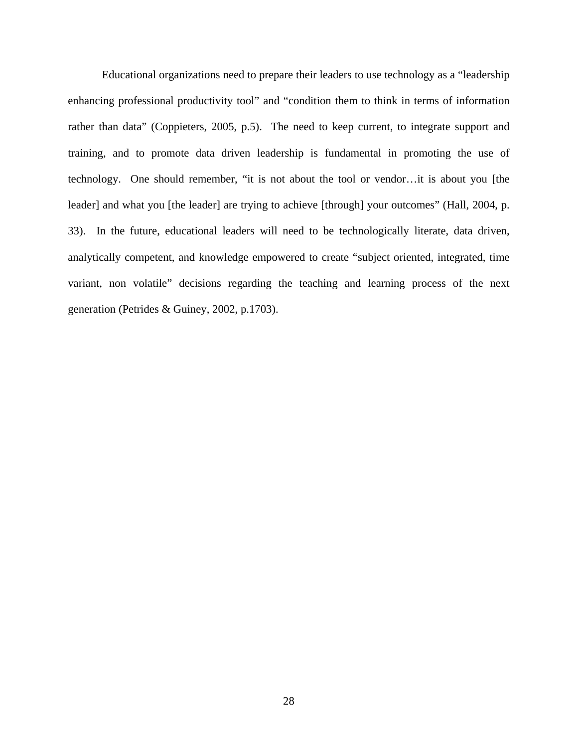Educational organizations need to prepare their leaders to use technology as a "leadership enhancing professional productivity tool" and "condition them to think in terms of information rather than data" (Coppieters, 2005, p.5). The need to keep current, to integrate support and training, and to promote data driven leadership is fundamental in promoting the use of technology. One should remember, "it is not about the tool or vendor…it is about you [the leader] and what you [the leader] are trying to achieve [through] your outcomes" (Hall, 2004, p. 33). In the future, educational leaders will need to be technologically literate, data driven, analytically competent, and knowledge empowered to create "subject oriented, integrated, time variant, non volatile" decisions regarding the teaching and learning process of the next generation (Petrides & Guiney, 2002, p.1703).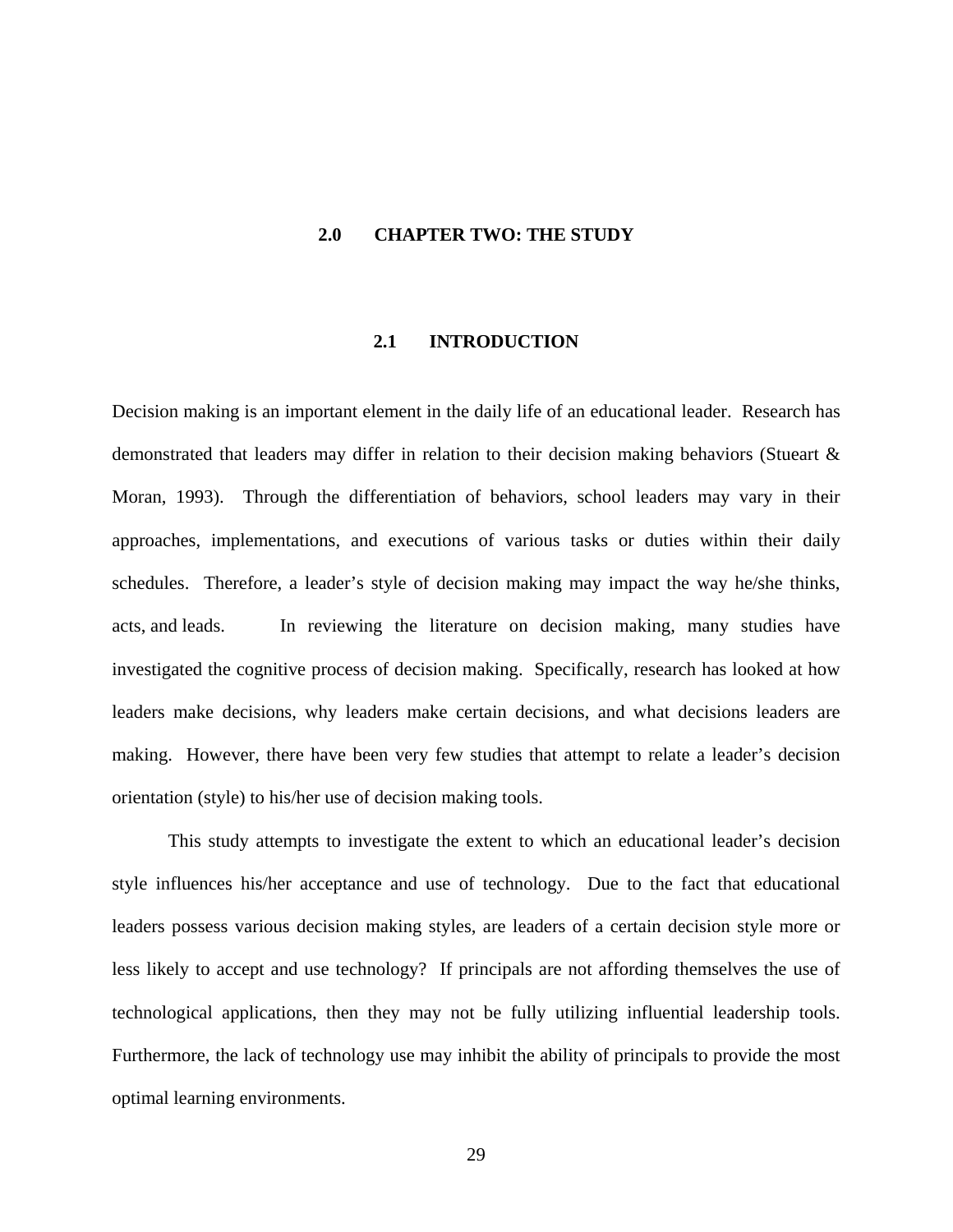# 2.0 CHAPTER TWO: THE STUDY

## 2.1 INTRODUCTION

Decision making is an important element in the daily life of an educational leader. Research has demonstrated that leaders may differ in relation to their decision making behaviors (Stueart & Moran, 1993). Through the differentiation of behaviors, school leaders may vary in their approaches, implementations, and executions of various tasks or duties within their daily schedules. Therefore, a leader's style of decision making may impact the way he/she thinks, acts, and leads. In reviewing the literature on decision making, many studies have investigated the cognitive process of decision making. Specifically, research has looked at how leaders make decisions, why leaders make certain decisions, and what decisions leaders are making. However, there have been very few studies that attempt to relate a leader's decision orientation (style) to his/her use of decision making tools.

This study attempts to investigate the extent to which an educational leader's decision style influences his/her acceptance and use of technology. Due to the fact that educational leaders possess various decision making styles, are leaders of a certain decision style more or less likely to accept and use technology? If principals are not affording themselves the use of technological applications, then they may not be fully utilizing influential leadership tools. Furthermore, the lack of technology use may inhibit the ability of principals to provide the most optimal learning environments.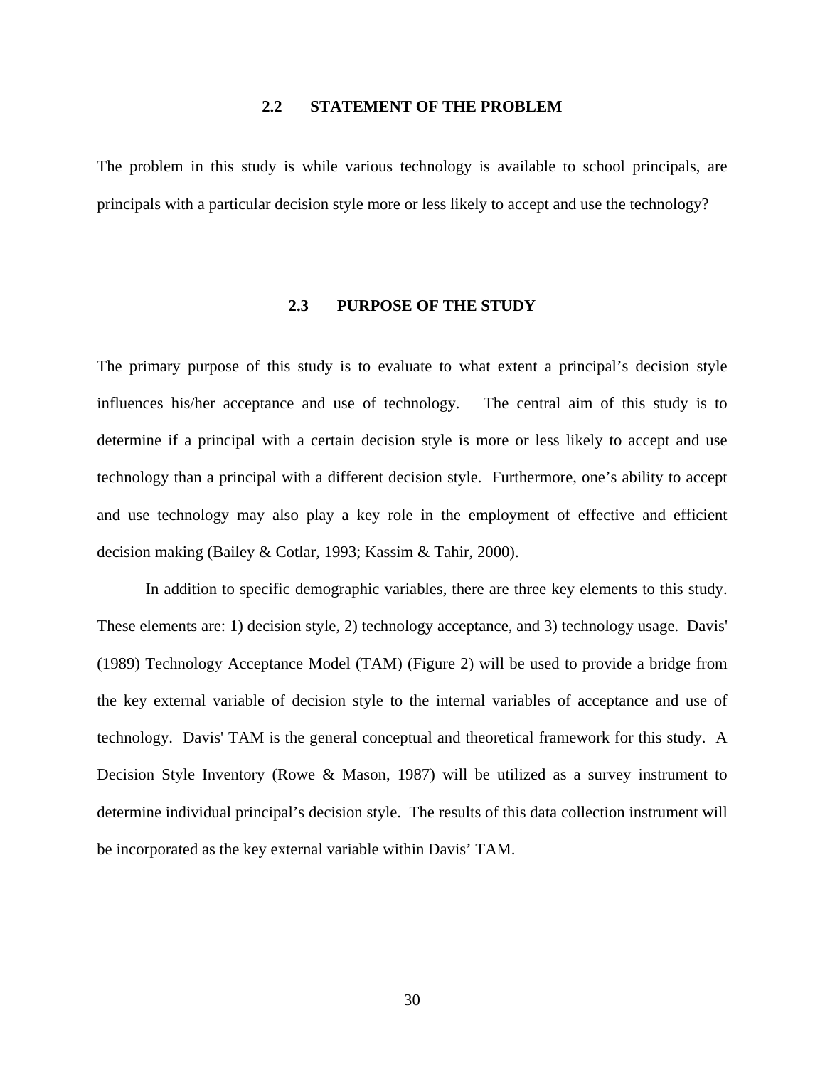## 2.2 STATEMENT OF THE PROBLEM

The problem in this study is while various technology is available to school principals, are principals with a particular decision style more or less likely to accept and use the technology?

## 2.3 PURPOSE OF THE STUDY

The primary purpose of this study is to evaluate to what extent a principal's decision style influences his/her acceptance and use of technology. The central aim of this study is to determine if a principal with a certain decision style is more or less likely to accept and use technology than a principal with a different decision style. Furthermore, one's ability to accept and use technology may also play a key role in the employment of effective and efficient decision making (Bailey & Cotlar, 1993; Kassim & Tahir, 2000).

In addition to specific demographic variables, there are three key elements to this study. These elements are: 1) decision style, 2) technology acceptance, and 3) technology usage. Davis' (1989) Technology Acceptance Model (TAM) (Figure 2) will be used to provide a bridge from the key external variable of decision style to the internal variables of acceptance and use of technology. Davis' TAM is the general conceptual and theoretical framework for this study. A Decision Style Inventory (Rowe & Mason, 1987) will be utilized as a survey instrument to determine individual principal's decision style. The results of this data collection instrument will be incorporated as the key external variable within Davis' TAM.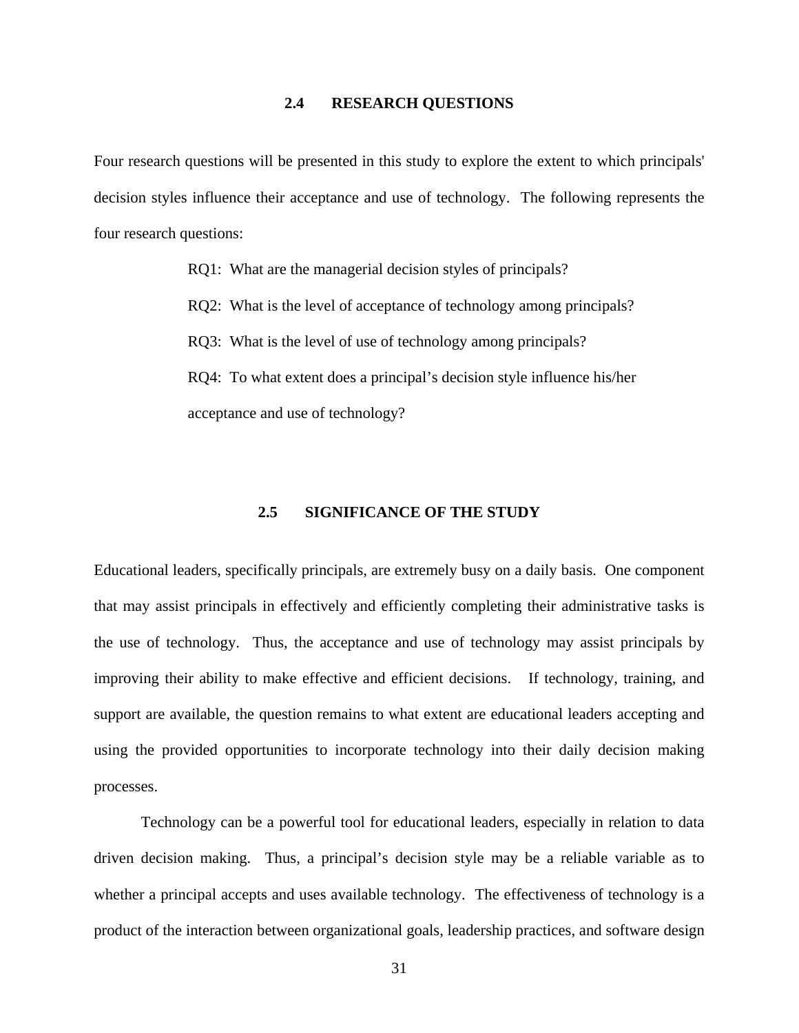## 2.4 RESEARCH QUESTIONS

Four research questions will be presented in this study to explore the extent to which principals' decision styles influence their acceptance and use of technology. The following represents the four research questions:

RQ1: What are the managerial decision styles of principals?

RQ2: What is the level of acceptance of technology among principals?

RQ3: What is the level of use of technology among principals?

RQ4: To what extent does a principal's decision style influence his/her acceptance and use of technology?

## 2.5 SIGNIFICANCE OF THE STUDY

Educational leaders, specifically principals, are extremely busy on a daily basis. One component that may assist principals in effectively and efficiently completing their administrative tasks is the use of technology. Thus, the acceptance and use of technology may assist principals by improving their ability to make effective and efficient decisions. If technology, training, and support are available, the question remains to what extent are educational leaders accepting and using the provided opportunities to incorporate technology into their daily decision making processes.

Technology can be a powerful tool for educational leaders, especially in relation to data driven decision making. Thus, a principal's decision style may be a reliable variable as to whether a principal accepts and uses available technology. The effectiveness of technology is a product of the interaction between organizational goals, leadership practices, and software design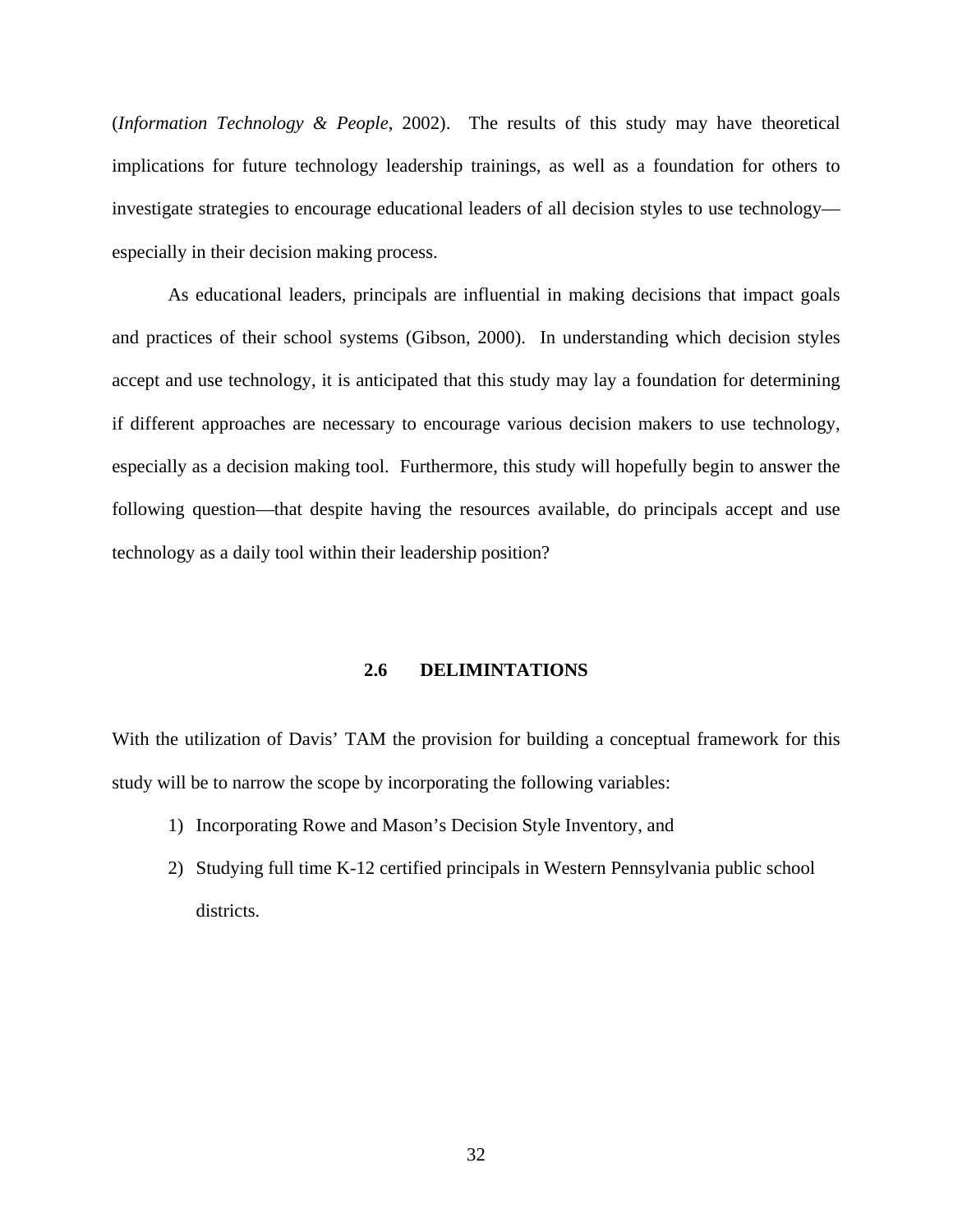(*Information Technology & People*, 2002). The results of this study may have theoretical implications for future technology leadership trainings, as well as a foundation for others to investigate strategies to encourage educational leaders of all decision styles to use technology—especially in their decision making process.

As educational leaders, principals are influential in making decisions that impact goals and practices of their school systems (Gibson, 2000). In understanding which decision styles accept and use technology, it is anticipated that this study may lay a foundation for determining if different approaches are necessary to encourage various decision makers to use technology, especially as a decision making tool. Furthermore, this study will hopefully begin to answer the following question—that despite having the resources available, do principals accept and use technology as a daily tool within their leadership position?

## 2.6 DELIMINTATIONS

With the utilization of Davis' TAM the provision for building a conceptual framework for this study will be to narrow the scope by incorporating the following variables:

1) Incorporating Rowe and Mason's Decision Style Inventory, and
2) Studying full time K-12 certified principals in Western Pennsylvania public school districts.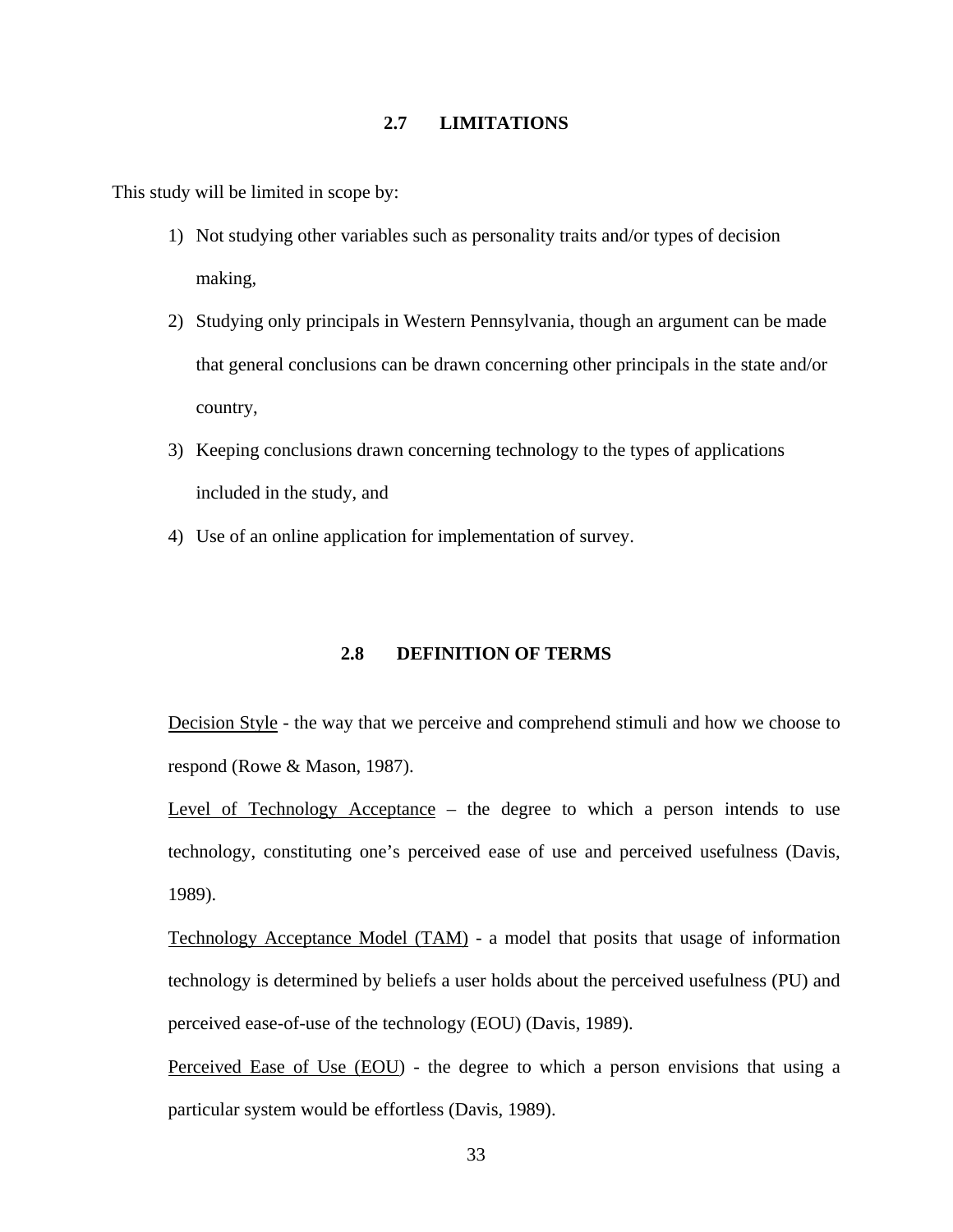## 2.7 LIMITATIONS

This study will be limited in scope by:

1) Not studying other variables such as personality traits and/or types of decision making,
2) Studying only principals in Western Pennsylvania, though an argument can be made that general conclusions can be drawn concerning other principals in the state and/or country,
3) Keeping conclusions drawn concerning technology to the types of applications included in the study, and
4) Use of an online application for implementation of survey.

## 2.8 DEFINITION OF TERMS

Decision Style - the way that we perceive and comprehend stimuli and how we choose to respond (Rowe & Mason, 1987).

Level of Technology Acceptance – the degree to which a person intends to use technology, constituting one's perceived ease of use and perceived usefulness (Davis, 1989).

Technology Acceptance Model (TAM) - a model that posits that usage of information technology is determined by beliefs a user holds about the perceived usefulness (PU) and perceived ease-of-use of the technology (EOU) (Davis, 1989).

Perceived Ease of Use (EOU) - the degree to which a person envisions that using a particular system would be effortless (Davis, 1989).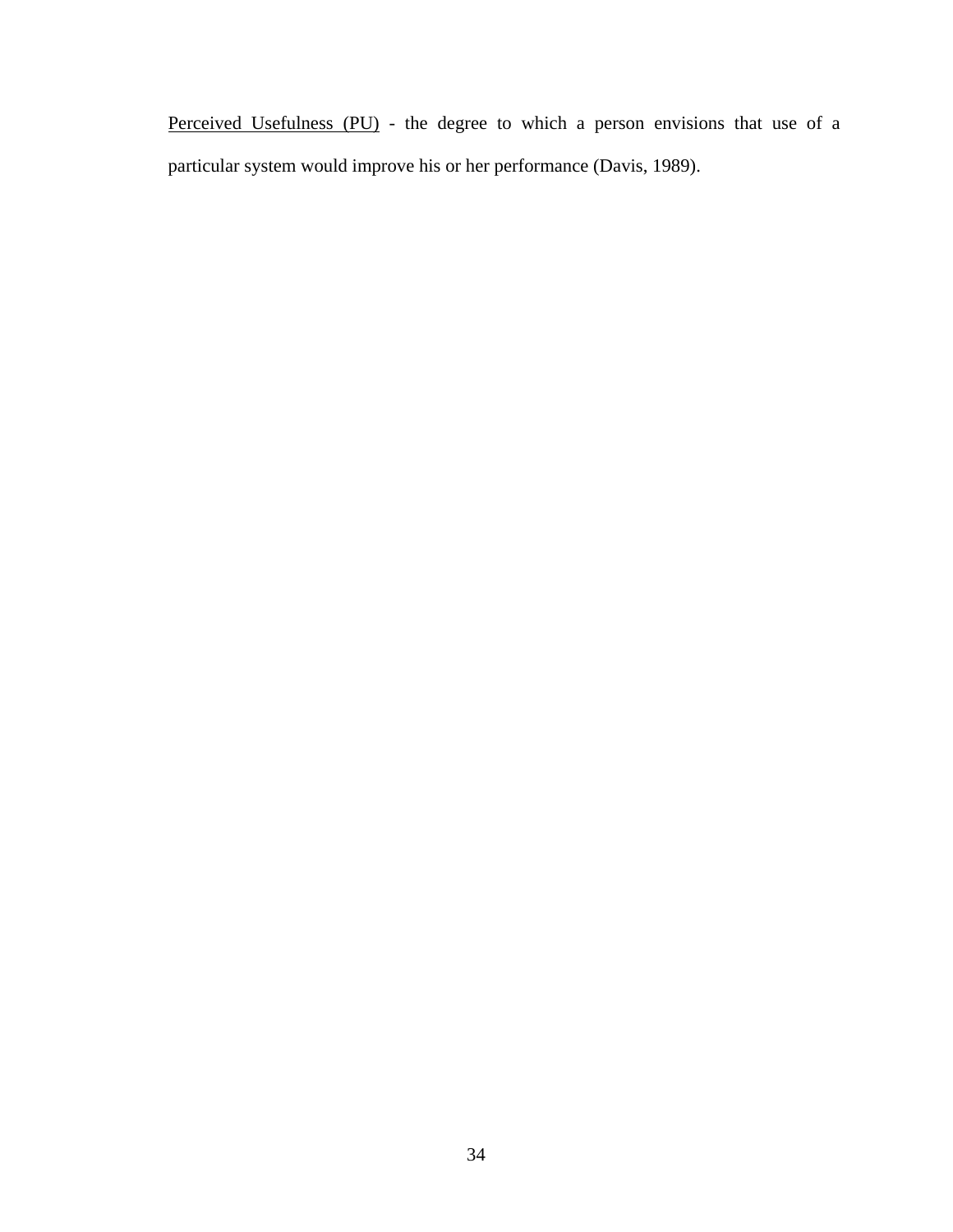<u>Perceived Usefulness (PU)</u> - the degree to which a person envisions that use of a particular system would improve his or her performance (Davis, 1989).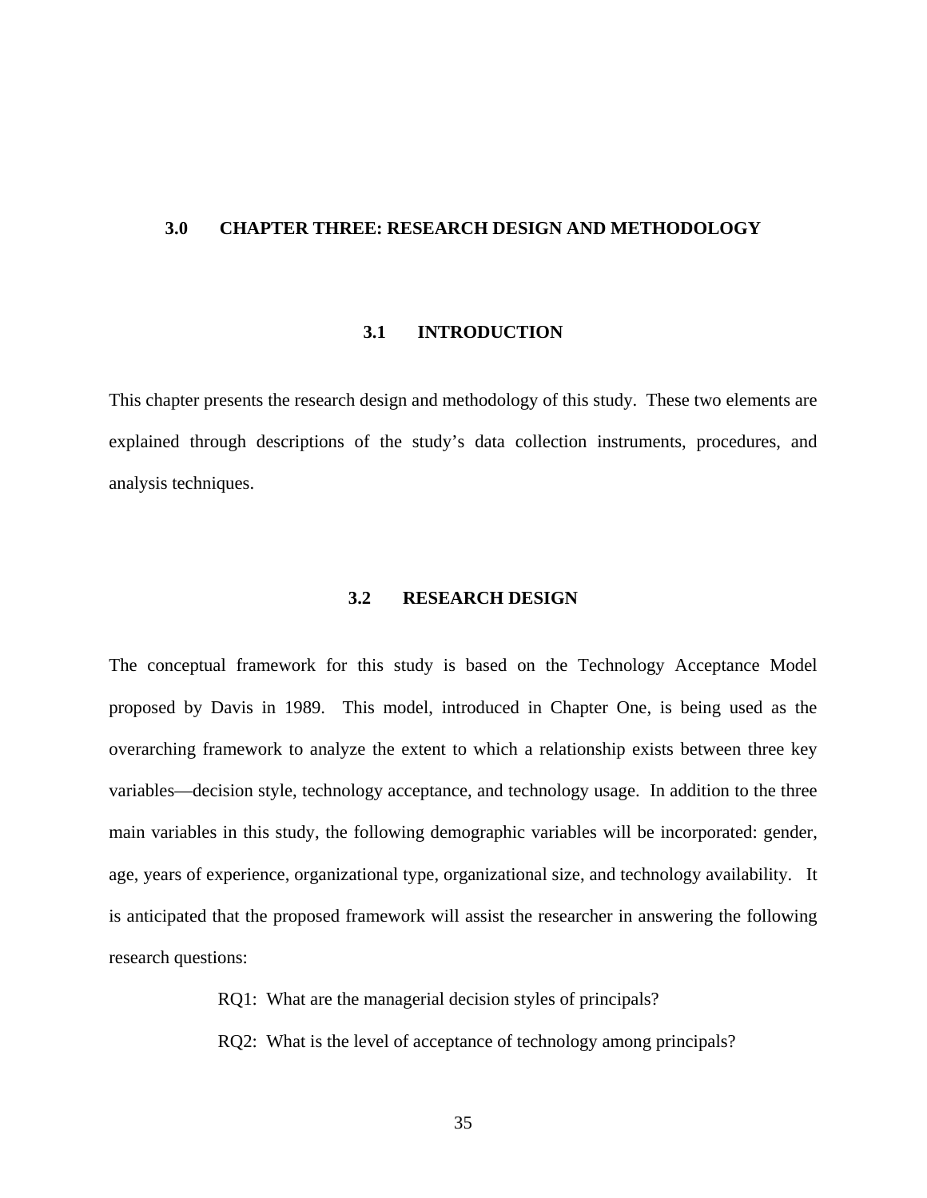# 3.0 CHAPTER THREE: RESEARCH DESIGN AND METHODOLOGY

## 3.1 INTRODUCTION

This chapter presents the research design and methodology of this study. These two elements are explained through descriptions of the study's data collection instruments, procedures, and analysis techniques.

## 3.2 RESEARCH DESIGN

The conceptual framework for this study is based on the Technology Acceptance Model proposed by Davis in 1989. This model, introduced in Chapter One, is being used as the overarching framework to analyze the extent to which a relationship exists between three key variables—decision style, technology acceptance, and technology usage. In addition to the three main variables in this study, the following demographic variables will be incorporated: gender, age, years of experience, organizational type, organizational size, and technology availability. It is anticipated that the proposed framework will assist the researcher in answering the following research questions:

RQ1: What are the managerial decision styles of principals?

RQ2: What is the level of acceptance of technology among principals?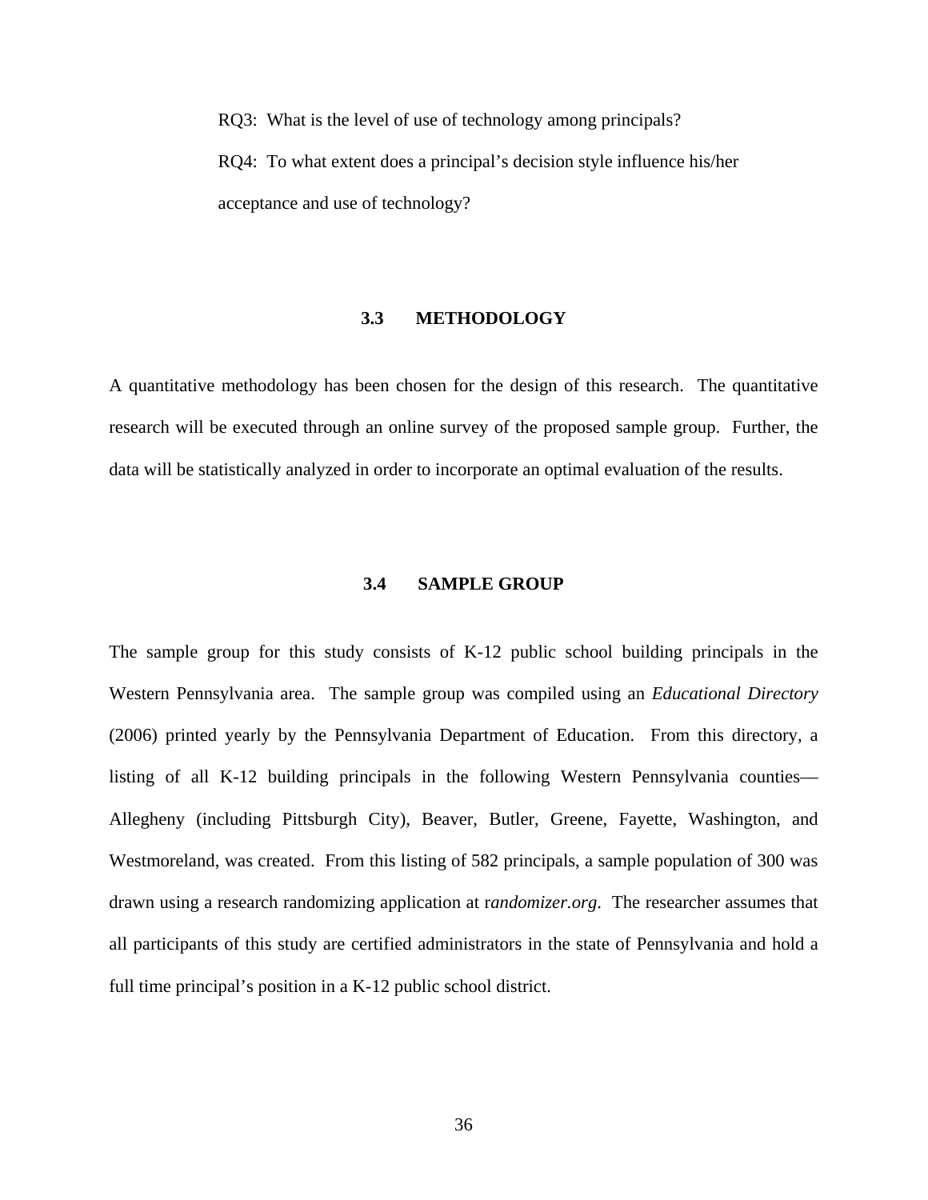RQ3: What is the level of use of technology among principals?

RQ4: To what extent does a principal's decision style influence his/her acceptance and use of technology?

## 3.3 METHODOLOGY

A quantitative methodology has been chosen for the design of this research. The quantitative research will be executed through an online survey of the proposed sample group. Further, the data will be statistically analyzed in order to incorporate an optimal evaluation of the results.

## 3.4 SAMPLE GROUP

The sample group for this study consists of K-12 public school building principals in the Western Pennsylvania area. The sample group was compiled using an *Educational Directory* (2006) printed yearly by the Pennsylvania Department of Education. From this directory, a listing of all K-12 building principals in the following Western Pennsylvania counties—Allegheny (including Pittsburgh City), Beaver, Butler, Greene, Fayette, Washington, and Westmoreland, was created. From this listing of 582 principals, a sample population of 300 was drawn using a research randomizing application at r*andomizer.org*. The researcher assumes that all participants of this study are certified administrators in the state of Pennsylvania and hold a full time principal's position in a K-12 public school district.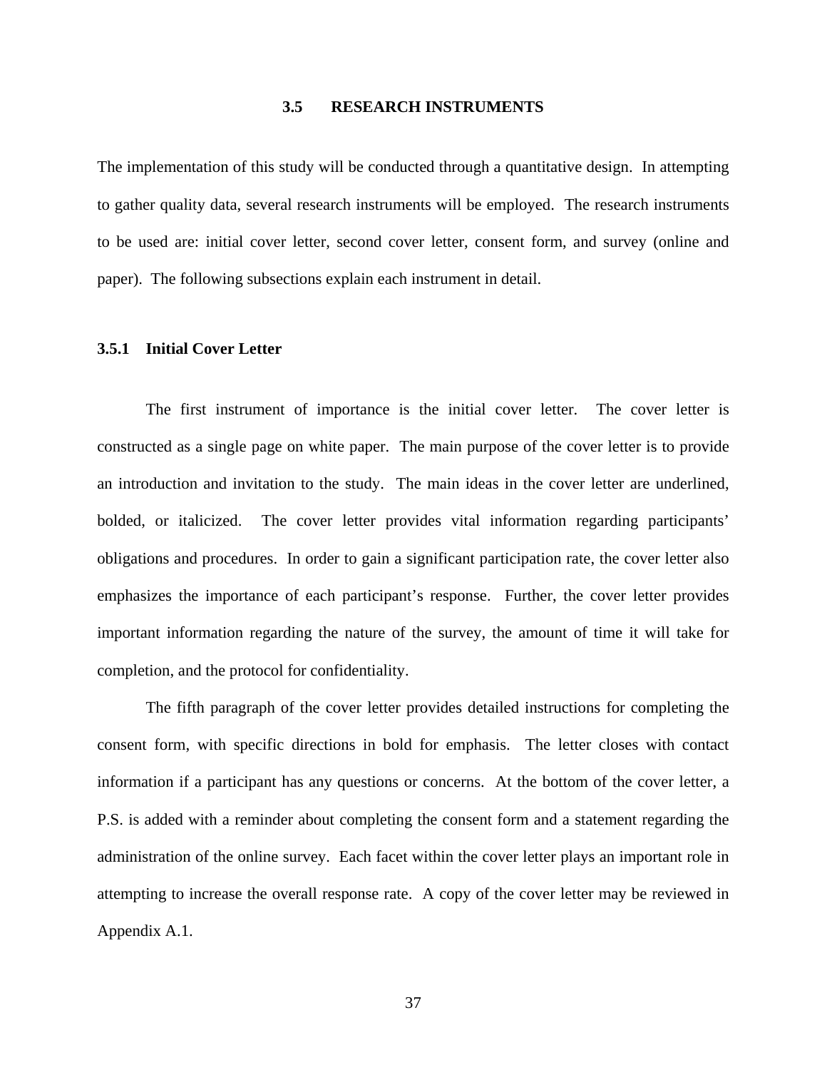## 3.5 RESEARCH INSTRUMENTS

The implementation of this study will be conducted through a quantitative design. In attempting to gather quality data, several research instruments will be employed. The research instruments to be used are: initial cover letter, second cover letter, consent form, and survey (online and paper). The following subsections explain each instrument in detail.

### 3.5.1 Initial Cover Letter

The first instrument of importance is the initial cover letter. The cover letter is constructed as a single page on white paper. The main purpose of the cover letter is to provide an introduction and invitation to the study. The main ideas in the cover letter are underlined, bolded, or italicized. The cover letter provides vital information regarding participants' obligations and procedures. In order to gain a significant participation rate, the cover letter also emphasizes the importance of each participant's response. Further, the cover letter provides important information regarding the nature of the survey, the amount of time it will take for completion, and the protocol for confidentiality.

The fifth paragraph of the cover letter provides detailed instructions for completing the consent form, with specific directions in bold for emphasis. The letter closes with contact information if a participant has any questions or concerns. At the bottom of the cover letter, a P.S. is added with a reminder about completing the consent form and a statement regarding the administration of the online survey. Each facet within the cover letter plays an important role in attempting to increase the overall response rate. A copy of the cover letter may be reviewed in Appendix A.1.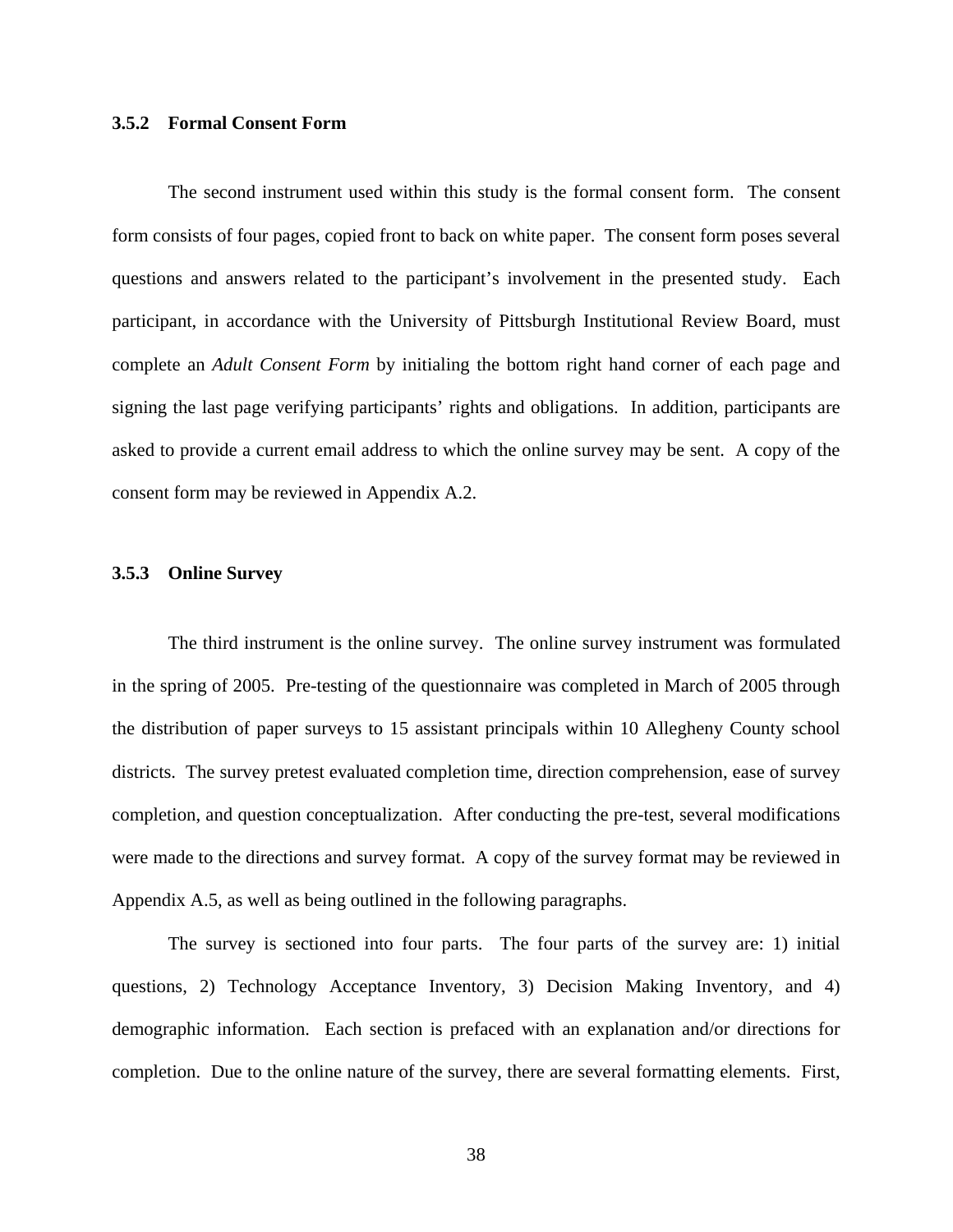### 3.5.2 Formal Consent Form

The second instrument used within this study is the formal consent form. The consent form consists of four pages, copied front to back on white paper. The consent form poses several questions and answers related to the participant's involvement in the presented study. Each participant, in accordance with the University of Pittsburgh Institutional Review Board, must complete an *Adult Consent Form* by initialing the bottom right hand corner of each page and signing the last page verifying participants' rights and obligations. In addition, participants are asked to provide a current email address to which the online survey may be sent. A copy of the consent form may be reviewed in Appendix A.2.

### 3.5.3 Online Survey

The third instrument is the online survey. The online survey instrument was formulated in the spring of 2005. Pre-testing of the questionnaire was completed in March of 2005 through the distribution of paper surveys to 15 assistant principals within 10 Allegheny County school districts. The survey pretest evaluated completion time, direction comprehension, ease of survey completion, and question conceptualization. After conducting the pre-test, several modifications were made to the directions and survey format. A copy of the survey format may be reviewed in Appendix A.5, as well as being outlined in the following paragraphs.

The survey is sectioned into four parts. The four parts of the survey are: 1) initial questions, 2) Technology Acceptance Inventory, 3) Decision Making Inventory, and 4) demographic information. Each section is prefaced with an explanation and/or directions for completion. Due to the online nature of the survey, there are several formatting elements. First,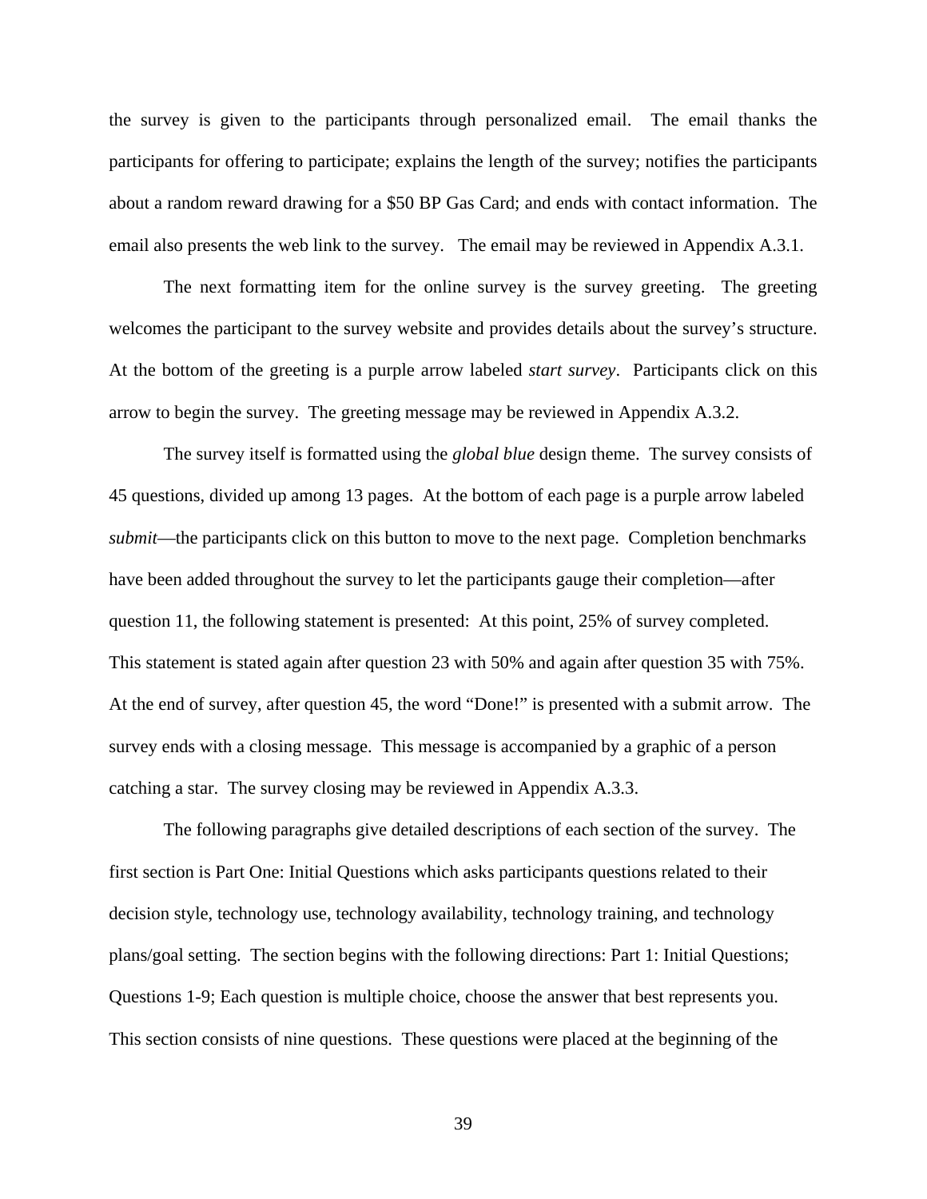the survey is given to the participants through personalized email. The email thanks the participants for offering to participate; explains the length of the survey; notifies the participants about a random reward drawing for a $50 BP Gas Card; and ends with contact information. The email also presents the web link to the survey. The email may be reviewed in Appendix A.3.1.

The next formatting item for the online survey is the survey greeting. The greeting welcomes the participant to the survey website and provides details about the survey's structure. At the bottom of the greeting is a purple arrow labeled *start survey*. Participants click on this arrow to begin the survey. The greeting message may be reviewed in Appendix A.3.2.

The survey itself is formatted using the *global blue* design theme. The survey consists of 45 questions, divided up among 13 pages. At the bottom of each page is a purple arrow labeled *submit*—the participants click on this button to move to the next page. Completion benchmarks have been added throughout the survey to let the participants gauge their completion—after question 11, the following statement is presented: At this point, 25% of survey completed. This statement is stated again after question 23 with 50% and again after question 35 with 75%. At the end of survey, after question 45, the word "Done!" is presented with a submit arrow. The survey ends with a closing message. This message is accompanied by a graphic of a person catching a star. The survey closing may be reviewed in Appendix A.3.3.

The following paragraphs give detailed descriptions of each section of the survey. The first section is Part One: Initial Questions which asks participants questions related to their decision style, technology use, technology availability, technology training, and technology plans/goal setting. The section begins with the following directions: Part 1: Initial Questions; Questions 1-9; Each question is multiple choice, choose the answer that best represents you. This section consists of nine questions. These questions were placed at the beginning of the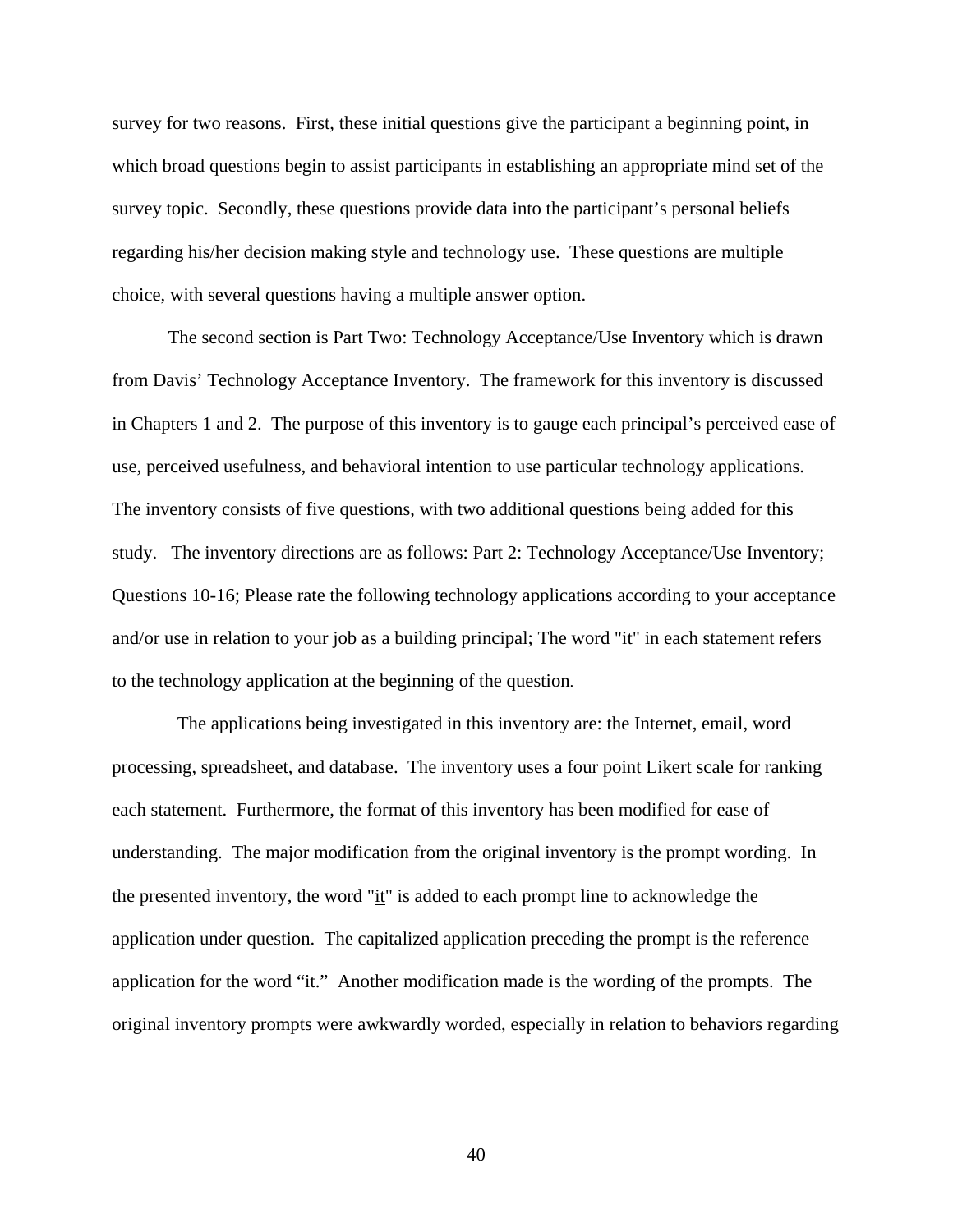survey for two reasons. First, these initial questions give the participant a beginning point, in which broad questions begin to assist participants in establishing an appropriate mind set of the survey topic. Secondly, these questions provide data into the participant's personal beliefs regarding his/her decision making style and technology use. These questions are multiple choice, with several questions having a multiple answer option.

The second section is Part Two: Technology Acceptance/Use Inventory which is drawn from Davis' Technology Acceptance Inventory. The framework for this inventory is discussed in Chapters 1 and 2. The purpose of this inventory is to gauge each principal's perceived ease of use, perceived usefulness, and behavioral intention to use particular technology applications. The inventory consists of five questions, with two additional questions being added for this study. The inventory directions are as follows: Part 2: Technology Acceptance/Use Inventory; Questions 10-16; Please rate the following technology applications according to your acceptance and/or use in relation to your job as a building principal; The word "it" in each statement refers to the technology application at the beginning of the question.

The applications being investigated in this inventory are: the Internet, email, word processing, spreadsheet, and database. The inventory uses a four point Likert scale for ranking each statement. Furthermore, the format of this inventory has been modified for ease of understanding. The major modification from the original inventory is the prompt wording. In the presented inventory, the word "it" is added to each prompt line to acknowledge the application under question. The capitalized application preceding the prompt is the reference application for the word "it." Another modification made is the wording of the prompts. The original inventory prompts were awkwardly worded, especially in relation to behaviors regarding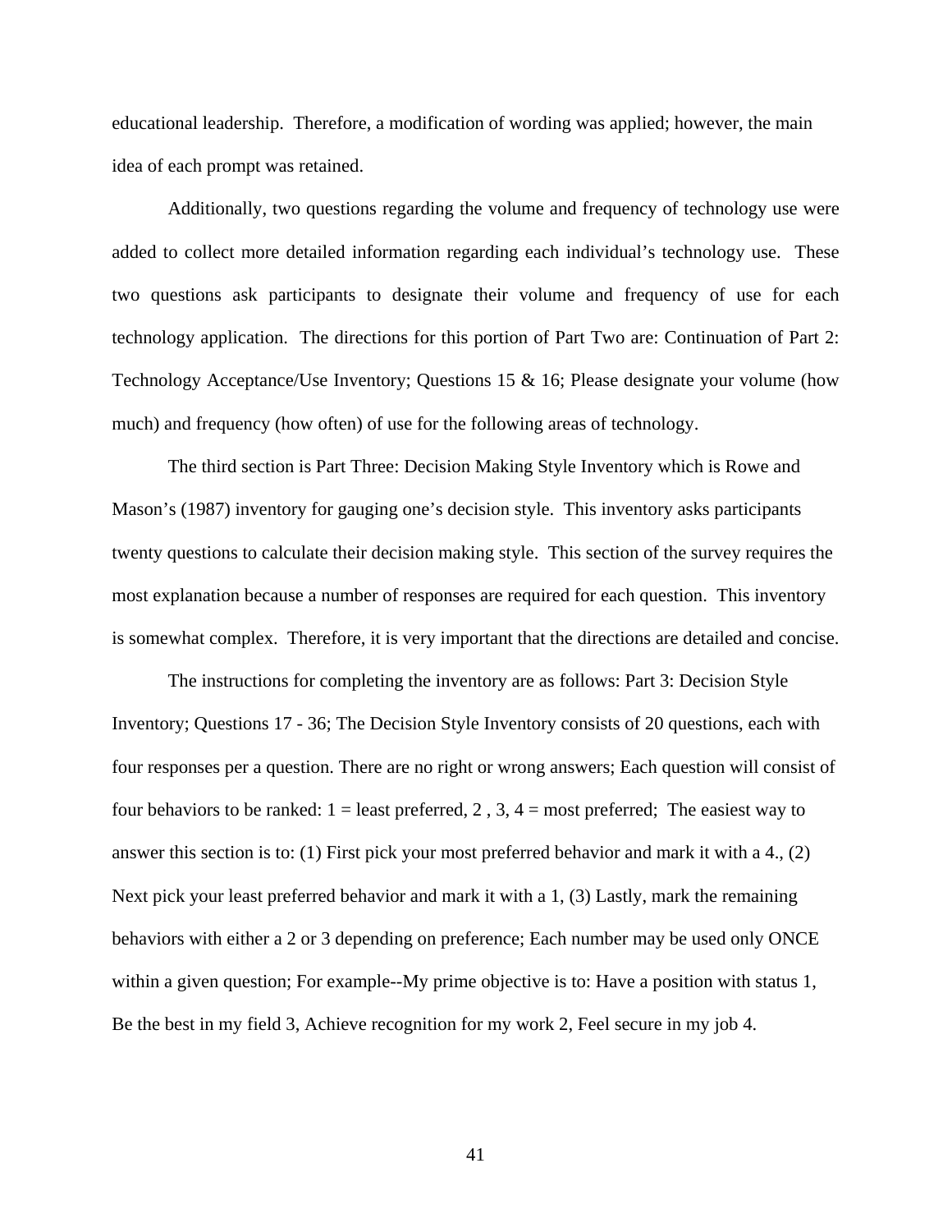educational leadership. Therefore, a modification of wording was applied; however, the main idea of each prompt was retained.

Additionally, two questions regarding the volume and frequency of technology use were added to collect more detailed information regarding each individual's technology use. These two questions ask participants to designate their volume and frequency of use for each technology application. The directions for this portion of Part Two are: Continuation of Part 2: Technology Acceptance/Use Inventory; Questions 15 & 16; Please designate your volume (how much) and frequency (how often) of use for the following areas of technology.

The third section is Part Three: Decision Making Style Inventory which is Rowe and Mason's (1987) inventory for gauging one's decision style. This inventory asks participants twenty questions to calculate their decision making style. This section of the survey requires the most explanation because a number of responses are required for each question. This inventory is somewhat complex. Therefore, it is very important that the directions are detailed and concise.

The instructions for completing the inventory are as follows: Part 3: Decision Style Inventory; Questions 17 - 36; The Decision Style Inventory consists of 20 questions, each with four responses per a question. There are no right or wrong answers; Each question will consist of four behaviors to be ranked: 1 = least preferred, 2 , 3, 4 = most preferred; The easiest way to answer this section is to: (1) First pick your most preferred behavior and mark it with a 4., (2) Next pick your least preferred behavior and mark it with a 1, (3) Lastly, mark the remaining behaviors with either a 2 or 3 depending on preference; Each number may be used only ONCE within a given question; For example--My prime objective is to: Have a position with status 1, Be the best in my field 3, Achieve recognition for my work 2, Feel secure in my job 4.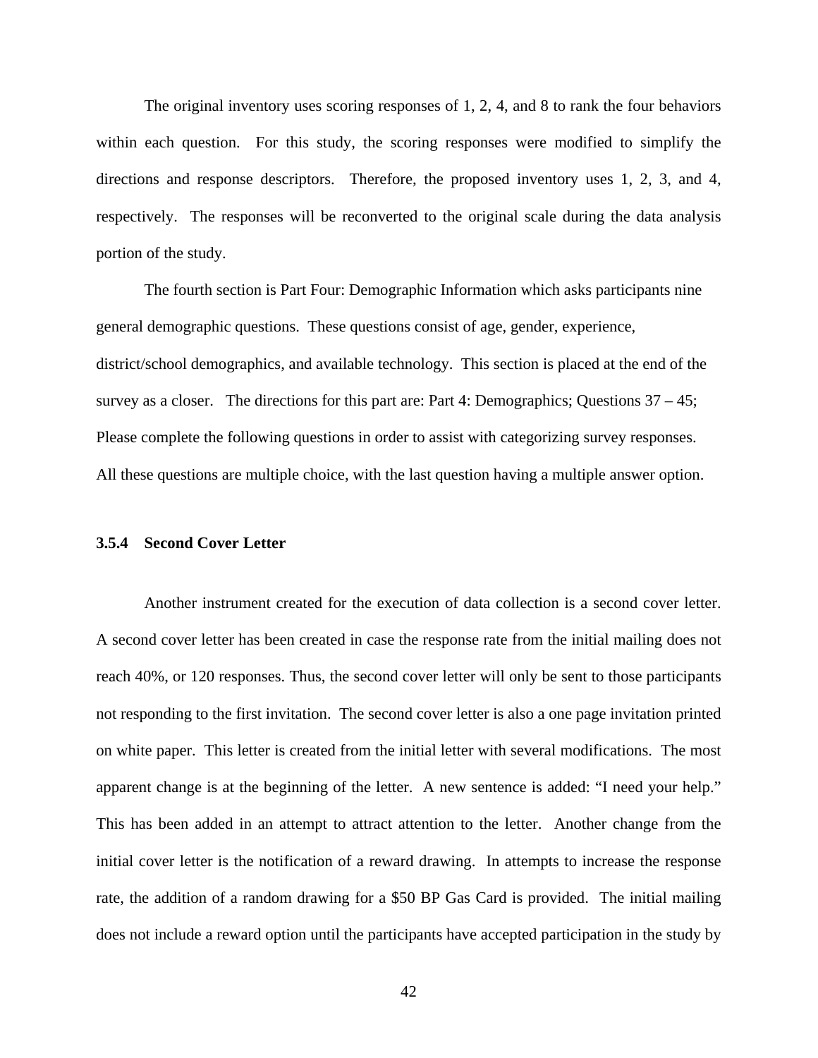The original inventory uses scoring responses of 1, 2, 4, and 8 to rank the four behaviors within each question. For this study, the scoring responses were modified to simplify the directions and response descriptors. Therefore, the proposed inventory uses 1, 2, 3, and 4, respectively. The responses will be reconverted to the original scale during the data analysis portion of the study.

The fourth section is Part Four: Demographic Information which asks participants nine general demographic questions. These questions consist of age, gender, experience, district/school demographics, and available technology. This section is placed at the end of the survey as a closer. The directions for this part are: Part 4: Demographics; Questions 37 – 45; Please complete the following questions in order to assist with categorizing survey responses. All these questions are multiple choice, with the last question having a multiple answer option.

### 3.5.4 Second Cover Letter

Another instrument created for the execution of data collection is a second cover letter. A second cover letter has been created in case the response rate from the initial mailing does not reach 40%, or 120 responses. Thus, the second cover letter will only be sent to those participants not responding to the first invitation. The second cover letter is also a one page invitation printed on white paper. This letter is created from the initial letter with several modifications. The most apparent change is at the beginning of the letter. A new sentence is added: "I need your help." This has been added in an attempt to attract attention to the letter. Another change from the initial cover letter is the notification of a reward drawing. In attempts to increase the response rate, the addition of a random drawing for a $50 BP Gas Card is provided. The initial mailing does not include a reward option until the participants have accepted participation in the study by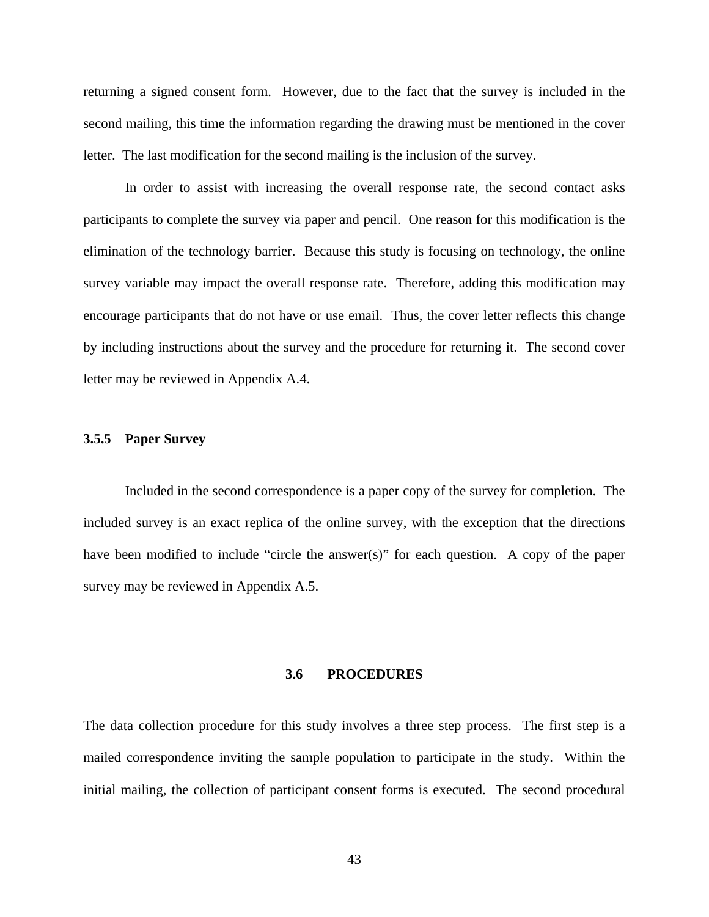returning a signed consent form. However, due to the fact that the survey is included in the second mailing, this time the information regarding the drawing must be mentioned in the cover letter. The last modification for the second mailing is the inclusion of the survey.

In order to assist with increasing the overall response rate, the second contact asks participants to complete the survey via paper and pencil. One reason for this modification is the elimination of the technology barrier. Because this study is focusing on technology, the online survey variable may impact the overall response rate. Therefore, adding this modification may encourage participants that do not have or use email. Thus, the cover letter reflects this change by including instructions about the survey and the procedure for returning it. The second cover letter may be reviewed in Appendix A.4.

### 3.5.5 Paper Survey

Included in the second correspondence is a paper copy of the survey for completion. The included survey is an exact replica of the online survey, with the exception that the directions have been modified to include "circle the answer(s)" for each question. A copy of the paper survey may be reviewed in Appendix A.5.

## 3.6 PROCEDURES

The data collection procedure for this study involves a three step process. The first step is a mailed correspondence inviting the sample population to participate in the study. Within the initial mailing, the collection of participant consent forms is executed. The second procedural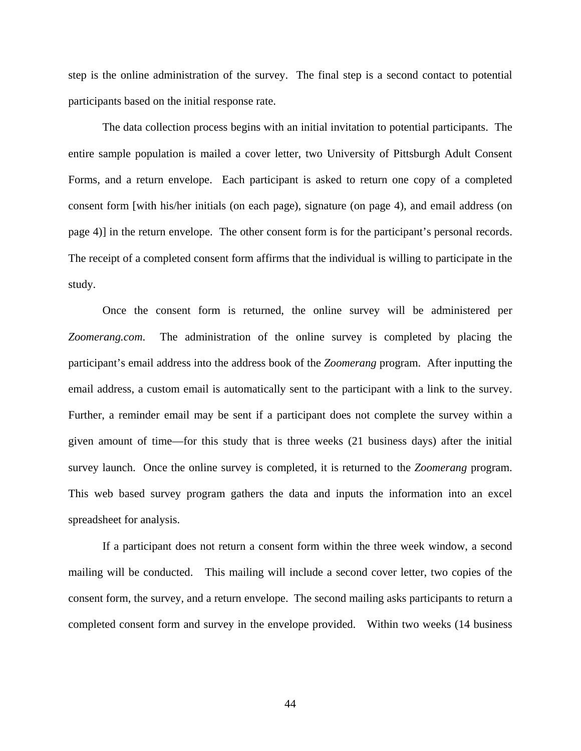step is the online administration of the survey. The final step is a second contact to potential participants based on the initial response rate.

The data collection process begins with an initial invitation to potential participants. The entire sample population is mailed a cover letter, two University of Pittsburgh Adult Consent Forms, and a return envelope. Each participant is asked to return one copy of a completed consent form [with his/her initials (on each page), signature (on page 4), and email address (on page 4)] in the return envelope. The other consent form is for the participant's personal records. The receipt of a completed consent form affirms that the individual is willing to participate in the study.

Once the consent form is returned, the online survey will be administered per *Zoomerang.com*. The administration of the online survey is completed by placing the participant's email address into the address book of the *Zoomerang* program. After inputting the email address, a custom email is automatically sent to the participant with a link to the survey. Further, a reminder email may be sent if a participant does not complete the survey within a given amount of time—for this study that is three weeks (21 business days) after the initial survey launch. Once the online survey is completed, it is returned to the *Zoomerang* program. This web based survey program gathers the data and inputs the information into an excel spreadsheet for analysis.

If a participant does not return a consent form within the three week window, a second mailing will be conducted. This mailing will include a second cover letter, two copies of the consent form, the survey, and a return envelope. The second mailing asks participants to return a completed consent form and survey in the envelope provided. Within two weeks (14 business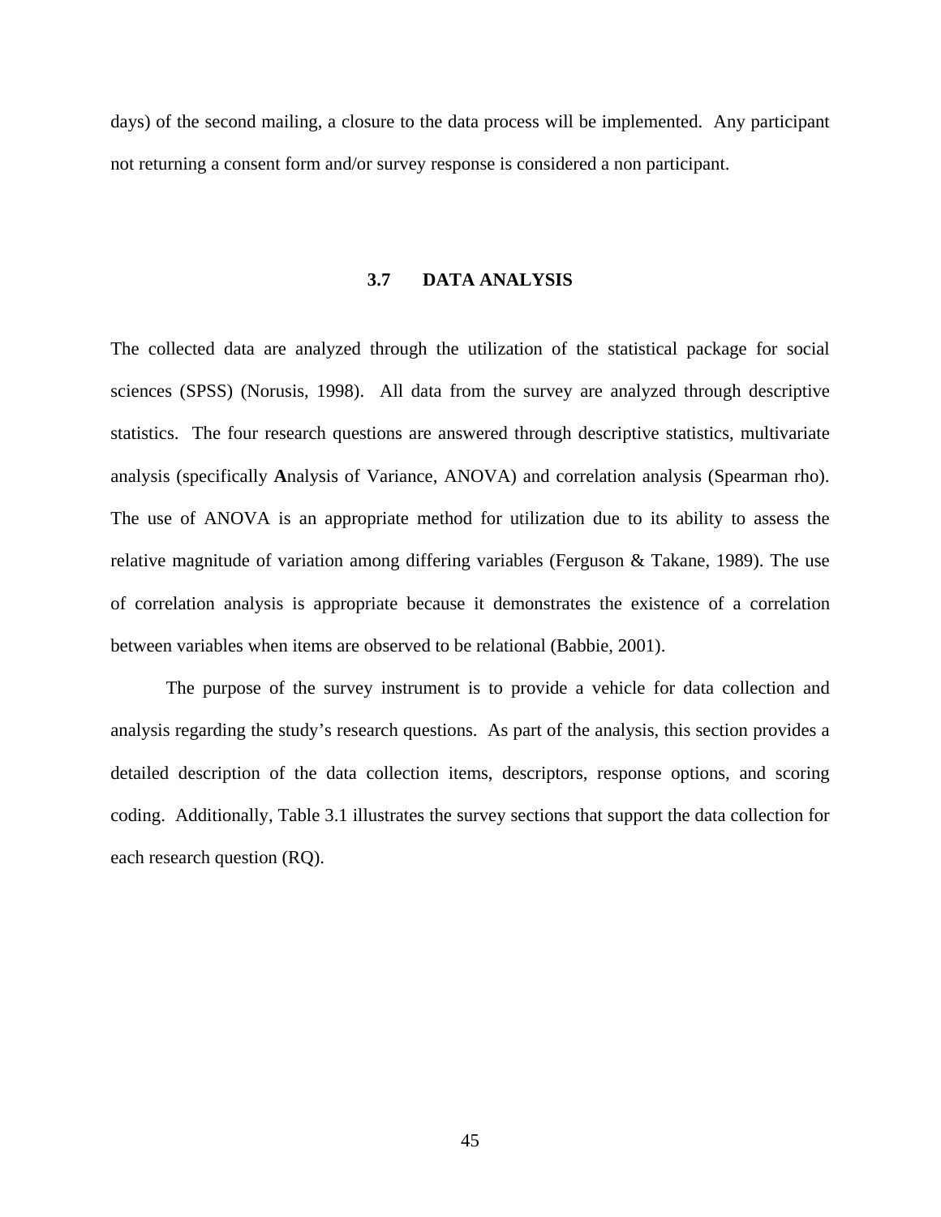days) of the second mailing, a closure to the data process will be implemented. Any participant not returning a consent form and/or survey response is considered a non participant.

## 3.7 DATA ANALYSIS

The collected data are analyzed through the utilization of the statistical package for social sciences (SPSS) (Norusis, 1998). All data from the survey are analyzed through descriptive statistics. The four research questions are answered through descriptive statistics, multivariate analysis (specifically **A**nalysis of Variance, ANOVA) and correlation analysis (Spearman rho). The use of ANOVA is an appropriate method for utilization due to its ability to assess the relative magnitude of variation among differing variables (Ferguson & Takane, 1989). The use of correlation analysis is appropriate because it demonstrates the existence of a correlation between variables when items are observed to be relational (Babbie, 2001).

The purpose of the survey instrument is to provide a vehicle for data collection and analysis regarding the study's research questions. As part of the analysis, this section provides a detailed description of the data collection items, descriptors, response options, and scoring coding. Additionally, Table 3.1 illustrates the survey sections that support the data collection for each research question (RQ).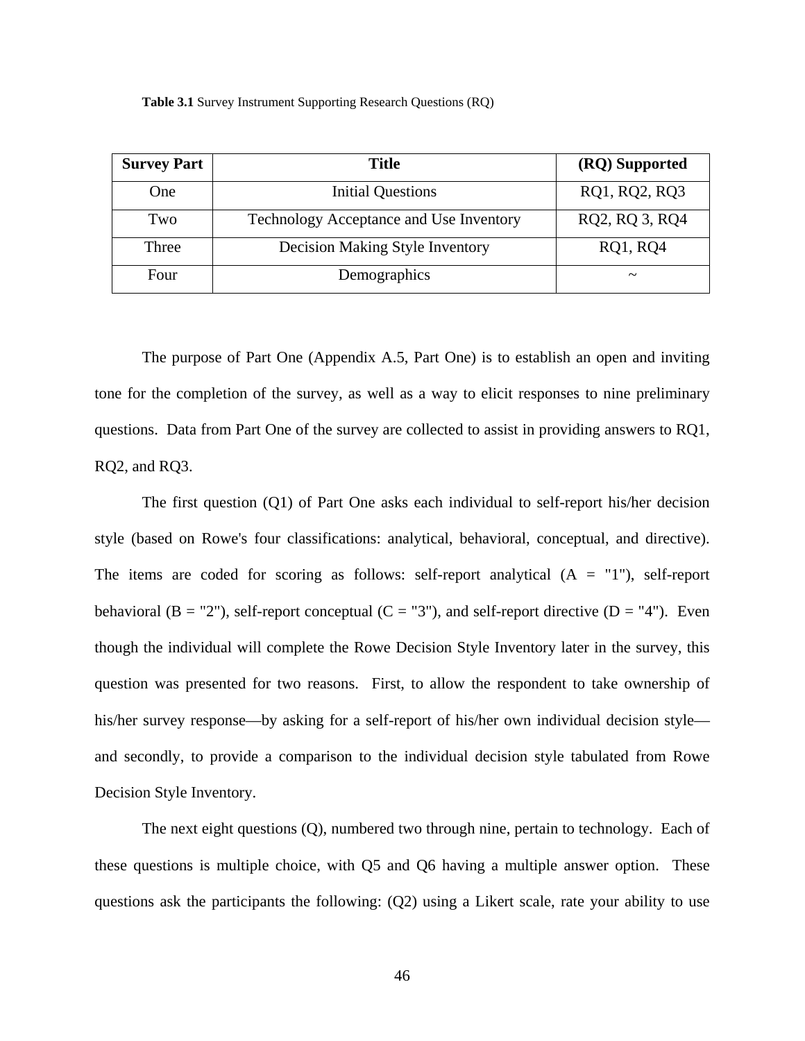**Table 3.1** Survey Instrument Supporting Research Questions (RQ)

| Survey Part | Title | (RQ) Supported |
|---|---|---|
| One | Initial Questions | RQ1, RQ2, RQ3 |
| Two | Technology Acceptance and Use Inventory | RQ2, RQ 3, RQ4 |
| Three | Decision Making Style Inventory | RQ1, RQ4 |
| Four | Demographics | ~ |

The purpose of Part One (Appendix A.5, Part One) is to establish an open and inviting tone for the completion of the survey, as well as a way to elicit responses to nine preliminary questions. Data from Part One of the survey are collected to assist in providing answers to RQ1, RQ2, and RQ3.

The first question (Q1) of Part One asks each individual to self-report his/her decision style (based on Rowe's four classifications: analytical, behavioral, conceptual, and directive). The items are coded for scoring as follows: self-report analytical (A = "1"), self-report behavioral (B = "2"), self-report conceptual (C = "3"), and self-report directive (D = "4"). Even though the individual will complete the Rowe Decision Style Inventory later in the survey, this question was presented for two reasons. First, to allow the respondent to take ownership of his/her survey response—by asking for a self-report of his/her own individual decision style—and secondly, to provide a comparison to the individual decision style tabulated from Rowe Decision Style Inventory.

The next eight questions (Q), numbered two through nine, pertain to technology. Each of these questions is multiple choice, with Q5 and Q6 having a multiple answer option. These questions ask the participants the following: (Q2) using a Likert scale, rate your ability to use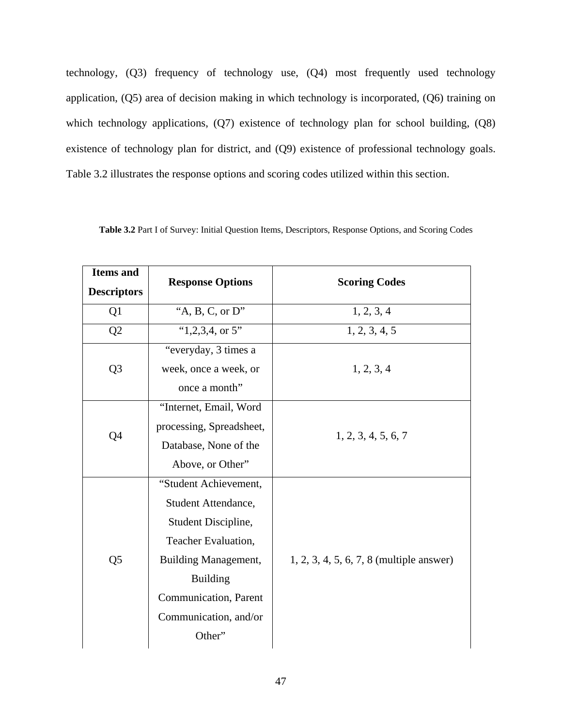technology, (Q3) frequency of technology use, (Q4) most frequently used technology application, (Q5) area of decision making in which technology is incorporated, (Q6) training on which technology applications, (Q7) existence of technology plan for school building, (Q8) existence of technology plan for district, and (Q9) existence of professional technology goals. Table 3.2 illustrates the response options and scoring codes utilized within this section.

**Table 3.2** Part I of Survey: Initial Question Items, Descriptors, Response Options, and Scoring Codes

| Items and Descriptors | Response Options | Scoring Codes |
|---|---|---|
| Q1 | "A, B, C, or D" | 1, 2, 3, 4 |
| Q2 | "1,2,3,4, or 5" | 1, 2, 3, 4, 5 |
| Q3 | "everyday, 3 times a week, once a week, or once a month" | 1, 2, 3, 4 |
| Q4 | "Internet, Email, Word processing, Spreadsheet, Database, None of the Above, or Other" | 1, 2, 3, 4, 5, 6, 7 |
| Q5 | "Student Achievement, Student Attendance, Student Discipline, Teacher Evaluation, Building Management, Building Communication, Parent Communication, and/or Other" | 1, 2, 3, 4, 5, 6, 7, 8 (multiple answer) |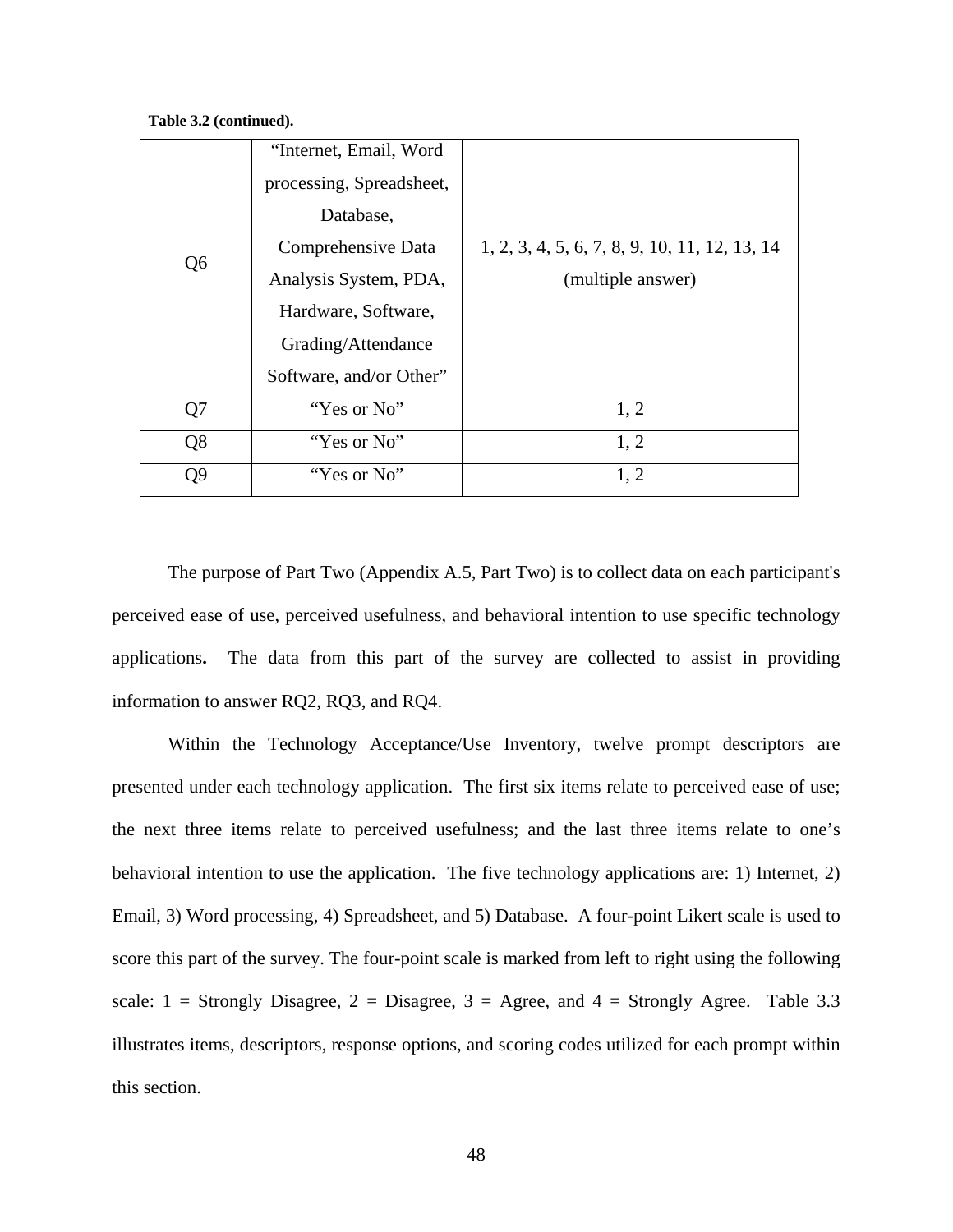**Table 3.2 (continued).**

| | | |
|---|---|---|
| Q6 | "Internet, Email, Word processing, Spreadsheet, Database, Comprehensive Data Analysis System, PDA, Hardware, Software, Grading/Attendance Software, and/or Other" | 1, 2, 3, 4, 5, 6, 7, 8, 9, 10, 11, 12, 13, 14 (multiple answer) |
| Q7 | "Yes or No" | 1, 2 |
| Q8 | "Yes or No" | 1, 2 |
| Q9 | "Yes or No" | 1, 2 |

The purpose of Part Two (Appendix A.5, Part Two) is to collect data on each participant's perceived ease of use, perceived usefulness, and behavioral intention to use specific technology applications**.** The data from this part of the survey are collected to assist in providing information to answer RQ2, RQ3, and RQ4.

Within the Technology Acceptance/Use Inventory, twelve prompt descriptors are presented under each technology application. The first six items relate to perceived ease of use; the next three items relate to perceived usefulness; and the last three items relate to one's behavioral intention to use the application. The five technology applications are: 1) Internet, 2) Email, 3) Word processing, 4) Spreadsheet, and 5) Database. A four-point Likert scale is used to score this part of the survey. The four-point scale is marked from left to right using the following scale: 1 = Strongly Disagree, 2 = Disagree, 3 = Agree, and 4 = Strongly Agree. Table 3.3 illustrates items, descriptors, response options, and scoring codes utilized for each prompt within this section.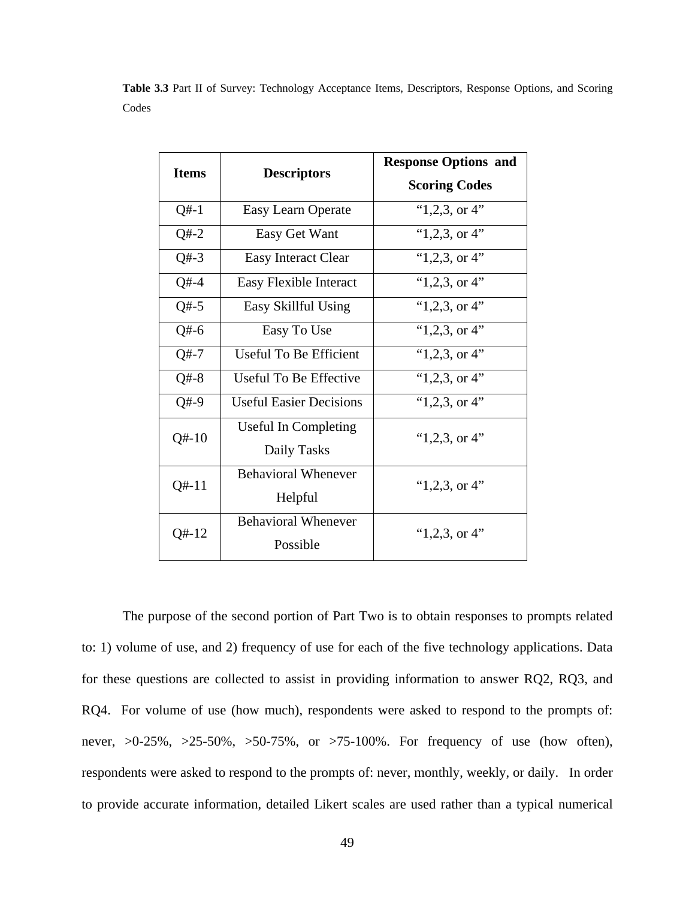**Table 3.3** Part II of Survey: Technology Acceptance Items, Descriptors, Response Options, and Scoring Codes

| Items | Descriptors | Response Options and Scoring Codes |
|---|---|---|
| Q#-1 | Easy Learn Operate | "1,2,3, or 4" |
| Q#-2 | Easy Get Want | "1,2,3, or 4" |
| Q#-3 | Easy Interact Clear | "1,2,3, or 4" |
| Q#-4 | Easy Flexible Interact | "1,2,3, or 4" |
| Q#-5 | Easy Skillful Using | "1,2,3, or 4" |
| Q#-6 | Easy To Use | "1,2,3, or 4" |
| Q#-7 | Useful To Be Efficient | "1,2,3, or 4" |
| Q#-8 | Useful To Be Effective | "1,2,3, or 4" |
| Q#-9 | Useful Easier Decisions | "1,2,3, or 4" |
| Q#-10 | Useful In Completing Daily Tasks | "1,2,3, or 4" |
| Q#-11 | Behavioral Whenever Helpful | "1,2,3, or 4" |
| Q#-12 | Behavioral Whenever Possible | "1,2,3, or 4" |

The purpose of the second portion of Part Two is to obtain responses to prompts related to: 1) volume of use, and 2) frequency of use for each of the five technology applications. Data for these questions are collected to assist in providing information to answer RQ2, RQ3, and RQ4. For volume of use (how much), respondents were asked to respond to the prompts of: never, >0-25%, >25-50%, >50-75%, or >75-100%. For frequency of use (how often), respondents were asked to respond to the prompts of: never, monthly, weekly, or daily. In order to provide accurate information, detailed Likert scales are used rather than a typical numerical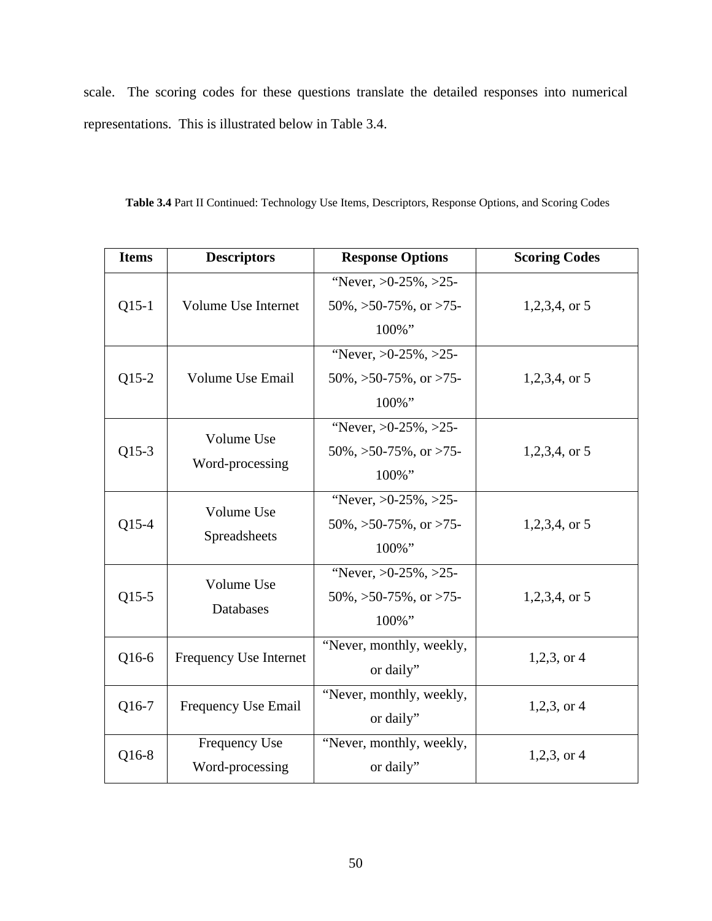scale. The scoring codes for these questions translate the detailed responses into numerical representations. This is illustrated below in Table 3.4.

**Table 3.4** Part II Continued: Technology Use Items, Descriptors, Response Options, and Scoring Codes

| Items | Descriptors | Response Options | Scoring Codes |
| --- | --- | --- | --- |
| Q15-1 | Volume Use Internet | “Never, >0-25%, >25-50%, >50-75%, or >75-100%” | 1,2,3,4, or 5 |
| Q15-2 | Volume Use Email | “Never, >0-25%, >25-50%, >50-75%, or >75-100%” | 1,2,3,4, or 5 |
| Q15-3 | Volume Use Word-processing | “Never, >0-25%, >25-50%, >50-75%, or >75-100%” | 1,2,3,4, or 5 |
| Q15-4 | Volume Use Spreadsheets | “Never, >0-25%, >25-50%, >50-75%, or >75-100%” | 1,2,3,4, or 5 |
| Q15-5 | Volume Use Databases | “Never, >0-25%, >25-50%, >50-75%, or >75-100%” | 1,2,3,4, or 5 |
| Q16-6 | Frequency Use Internet | “Never, monthly, weekly, or daily” | 1,2,3, or 4 |
| Q16-7 | Frequency Use Email | “Never, monthly, weekly, or daily” | 1,2,3, or 4 |
| Q16-8 | Frequency Use Word-processing | “Never, monthly, weekly, or daily” | 1,2,3, or 4 |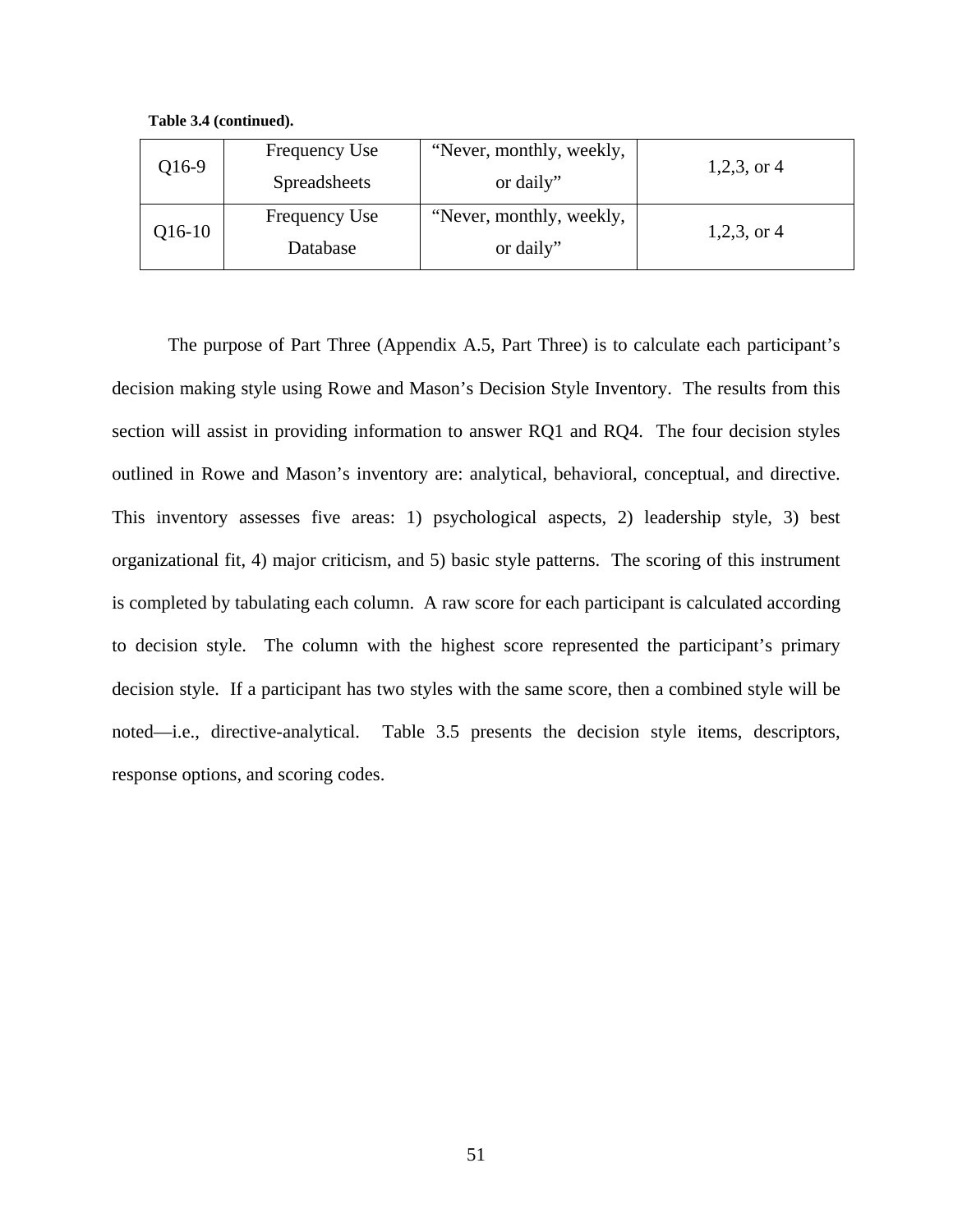**Table 3.4 (continued).**

| | | | |
|---|---|---|---|
| Q16-9 | Frequency Use Spreadsheets | "Never, monthly, weekly, or daily" | 1,2,3, or 4 |
| Q16-10 | Frequency Use Database | "Never, monthly, weekly, or daily" | 1,2,3, or 4 |

The purpose of Part Three (Appendix A.5, Part Three) is to calculate each participant's decision making style using Rowe and Mason's Decision Style Inventory. The results from this section will assist in providing information to answer RQ1 and RQ4. The four decision styles outlined in Rowe and Mason's inventory are: analytical, behavioral, conceptual, and directive. This inventory assesses five areas: 1) psychological aspects, 2) leadership style, 3) best organizational fit, 4) major criticism, and 5) basic style patterns. The scoring of this instrument is completed by tabulating each column. A raw score for each participant is calculated according to decision style. The column with the highest score represented the participant's primary decision style. If a participant has two styles with the same score, then a combined style will be noted—i.e., directive-analytical. Table 3.5 presents the decision style items, descriptors, response options, and scoring codes.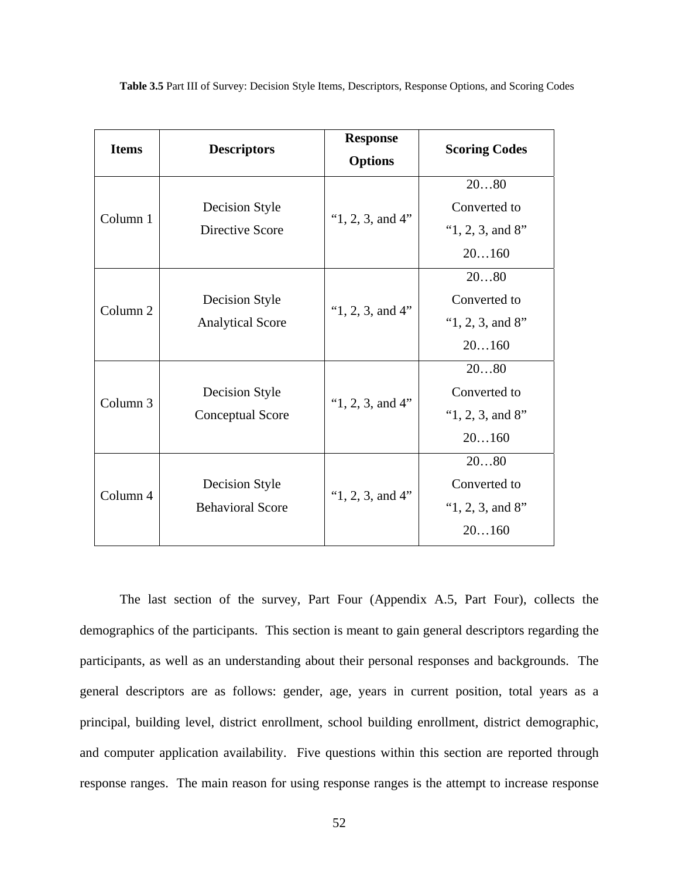**Table 3.5** Part III of Survey: Decision Style Items, Descriptors, Response Options, and Scoring Codes

| Items | Descriptors | Response Options | Scoring Codes |
| --- | --- | --- | --- |
| Column 1 | Decision Style Directive Score | "1, 2, 3, and 4" | 20…80 Converted to "1, 2, 3, and 8" 20…160 |
| Column 2 | Decision Style Analytical Score | "1, 2, 3, and 4" | 20…80 Converted to "1, 2, 3, and 8" 20…160 |
| Column 3 | Decision Style Conceptual Score | "1, 2, 3, and 4" | 20…80 Converted to "1, 2, 3, and 8" 20…160 |
| Column 4 | Decision Style Behavioral Score | "1, 2, 3, and 4" | 20…80 Converted to "1, 2, 3, and 8" 20…160 |

The last section of the survey, Part Four (Appendix A.5, Part Four), collects the demographics of the participants. This section is meant to gain general descriptors regarding the participants, as well as an understanding about their personal responses and backgrounds. The general descriptors are as follows: gender, age, years in current position, total years as a principal, building level, district enrollment, school building enrollment, district demographic, and computer application availability. Five questions within this section are reported through response ranges. The main reason for using response ranges is the attempt to increase response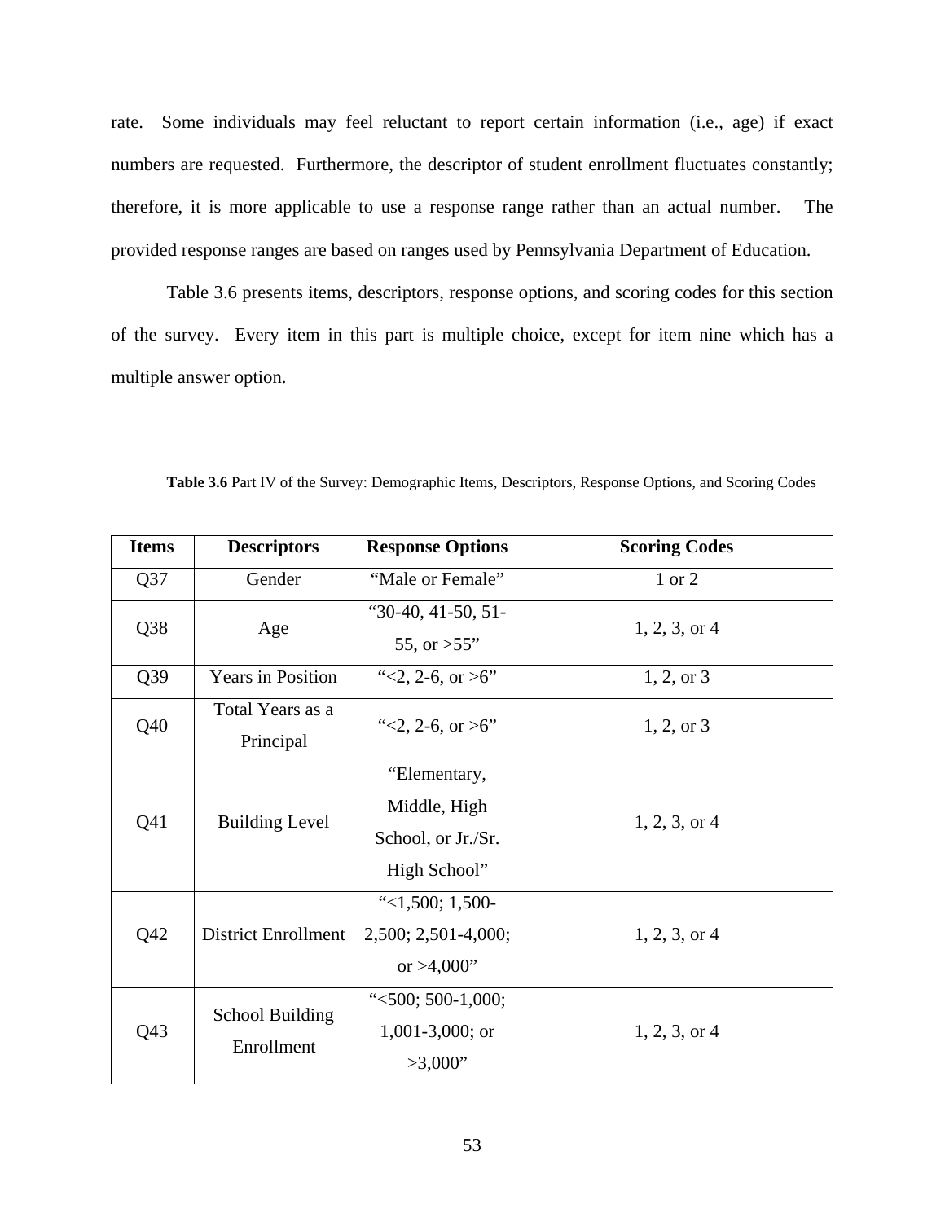rate. Some individuals may feel reluctant to report certain information (i.e., age) if exact numbers are requested. Furthermore, the descriptor of student enrollment fluctuates constantly; therefore, it is more applicable to use a response range rather than an actual number. The provided response ranges are based on ranges used by Pennsylvania Department of Education.

Table 3.6 presents items, descriptors, response options, and scoring codes for this section of the survey. Every item in this part is multiple choice, except for item nine which has a multiple answer option.

**Table 3.6** Part IV of the Survey: Demographic Items, Descriptors, Response Options, and Scoring Codes

| Items | Descriptors | Response Options | Scoring Codes |
|---|---|---|---|
| Q37 | Gender | "Male or Female" | 1 or 2 |
| Q38 | Age | "30-40, 41-50, 51-55, or >55" | 1, 2, 3, or 4 |
| Q39 | Years in Position | "<2, 2-6, or >6" | 1, 2, or 3 |
| Q40 | Total Years as a Principal | "<2, 2-6, or >6" | 1, 2, or 3 |
| Q41 | Building Level | "Elementary, Middle, High School, or Jr./Sr. High School" | 1, 2, 3, or 4 |
| Q42 | District Enrollment | "<1,500; 1,500-2,500; 2,501-4,000; or >4,000" | 1, 2, 3, or 4 |
| Q43 | School Building Enrollment | "<500; 500-1,000; 1,001-3,000; or >3,000" | 1, 2, 3, or 4 |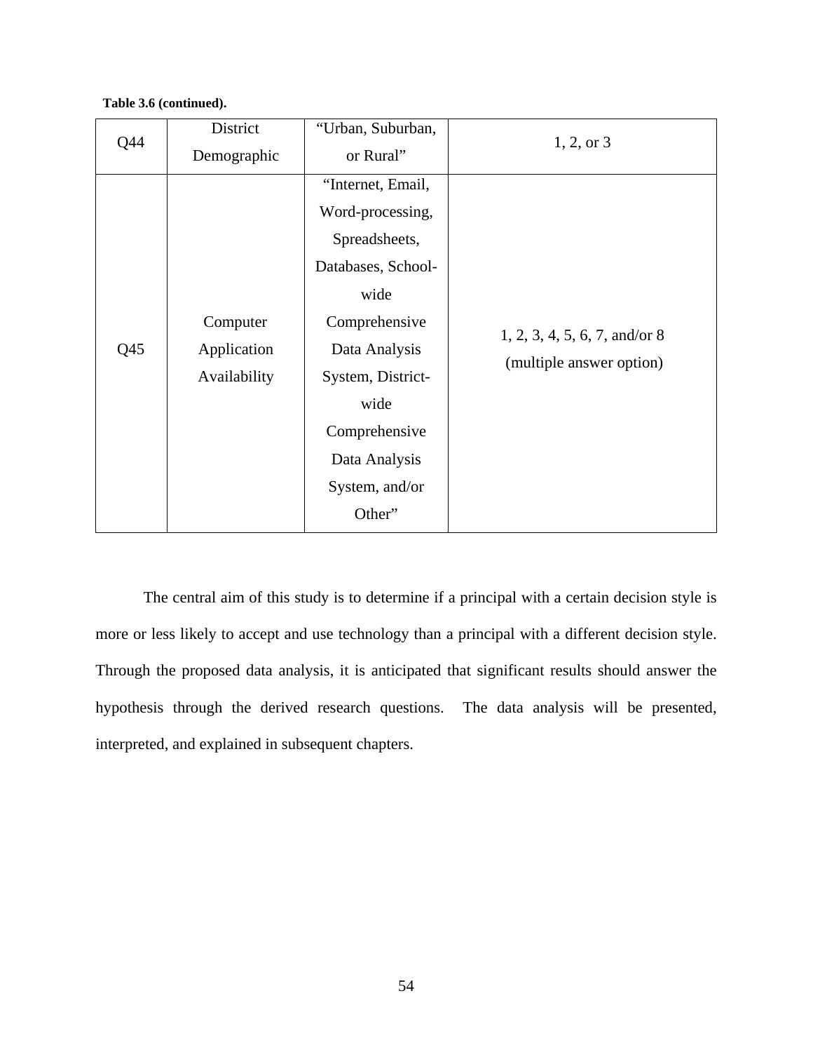**Table 3.6 (continued).**

| | | | |
|---|---|---|---|
| Q44 | District Demographic | "Urban, Suburban, or Rural" | 1, 2, or 3 |
| Q45 | Computer Application Availability | "Internet, Email, Word-processing, Spreadsheets, Databases, School-wide Comprehensive Data Analysis System, District-wide Comprehensive Data Analysis System, and/or Other" | 1, 2, 3, 4, 5, 6, 7, and/or 8 (multiple answer option) |

The central aim of this study is to determine if a principal with a certain decision style is more or less likely to accept and use technology than a principal with a different decision style. Through the proposed data analysis, it is anticipated that significant results should answer the hypothesis through the derived research questions. The data analysis will be presented, interpreted, and explained in subsequent chapters.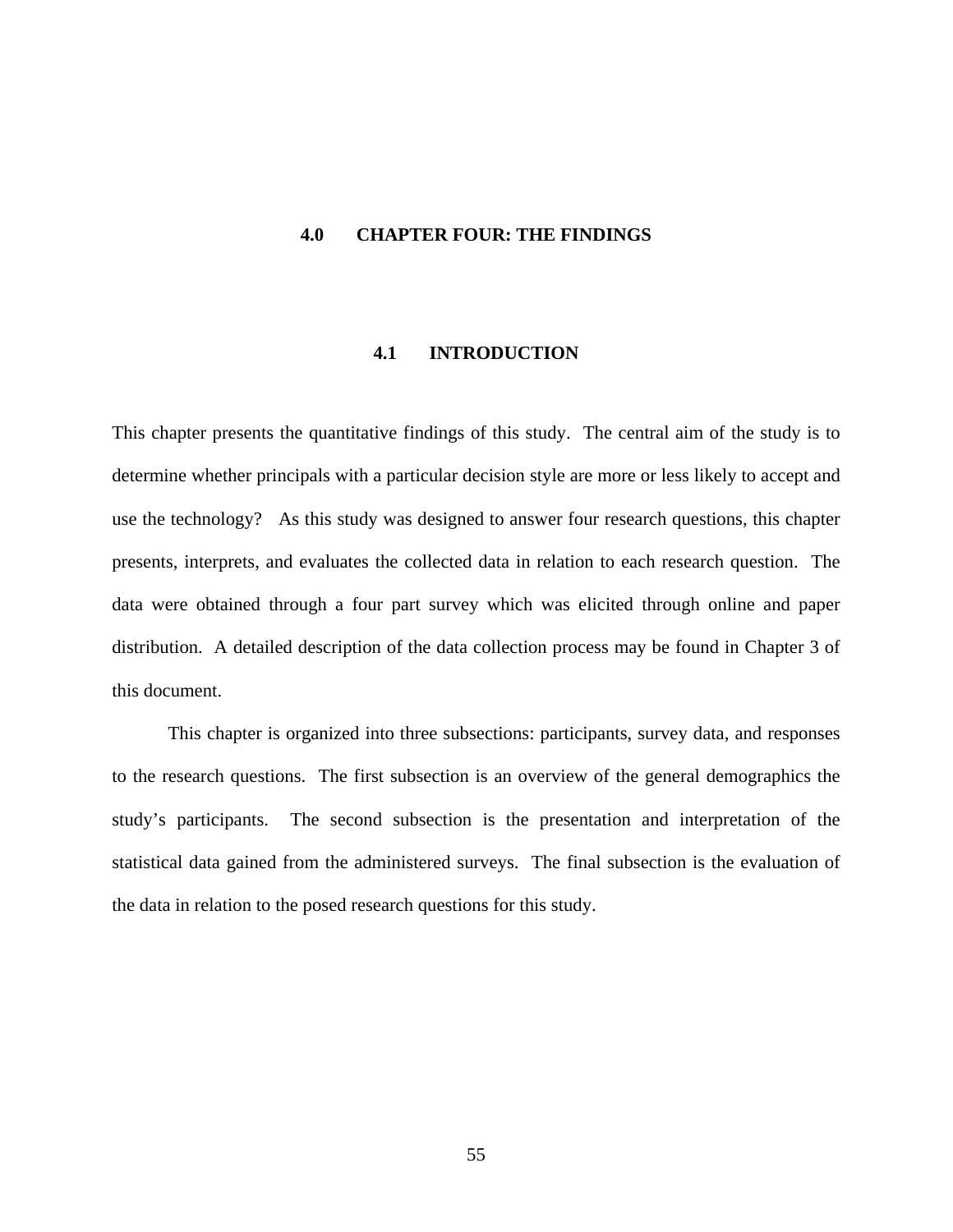# 4.0 CHAPTER FOUR: THE FINDINGS

## 4.1 INTRODUCTION

This chapter presents the quantitative findings of this study. The central aim of the study is to determine whether principals with a particular decision style are more or less likely to accept and use the technology? As this study was designed to answer four research questions, this chapter presents, interprets, and evaluates the collected data in relation to each research question. The data were obtained through a four part survey which was elicited through online and paper distribution. A detailed description of the data collection process may be found in Chapter 3 of this document.

This chapter is organized into three subsections: participants, survey data, and responses to the research questions. The first subsection is an overview of the general demographics the study's participants. The second subsection is the presentation and interpretation of the statistical data gained from the administered surveys. The final subsection is the evaluation of the data in relation to the posed research questions for this study.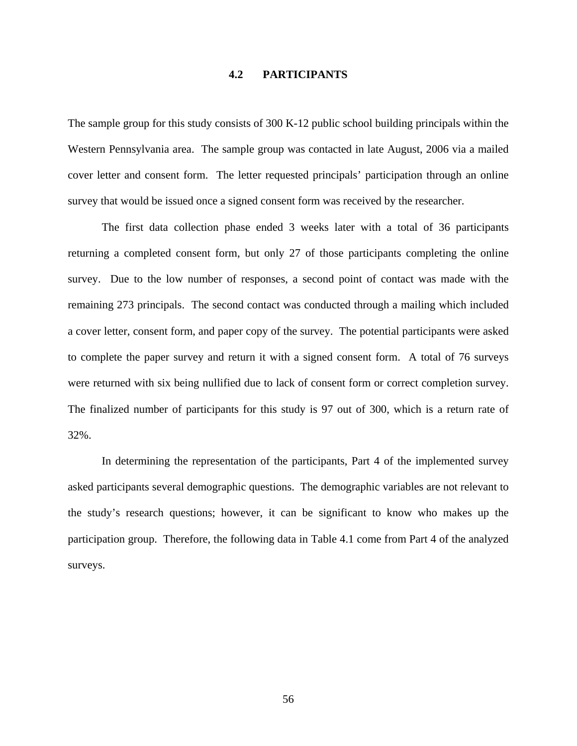## 4.2 PARTICIPANTS

The sample group for this study consists of 300 K-12 public school building principals within the Western Pennsylvania area. The sample group was contacted in late August, 2006 via a mailed cover letter and consent form. The letter requested principals' participation through an online survey that would be issued once a signed consent form was received by the researcher.

The first data collection phase ended 3 weeks later with a total of 36 participants returning a completed consent form, but only 27 of those participants completing the online survey. Due to the low number of responses, a second point of contact was made with the remaining 273 principals. The second contact was conducted through a mailing which included a cover letter, consent form, and paper copy of the survey. The potential participants were asked to complete the paper survey and return it with a signed consent form. A total of 76 surveys were returned with six being nullified due to lack of consent form or correct completion survey. The finalized number of participants for this study is 97 out of 300, which is a return rate of 32%.

In determining the representation of the participants, Part 4 of the implemented survey asked participants several demographic questions. The demographic variables are not relevant to the study's research questions; however, it can be significant to know who makes up the participation group. Therefore, the following data in Table 4.1 come from Part 4 of the analyzed surveys.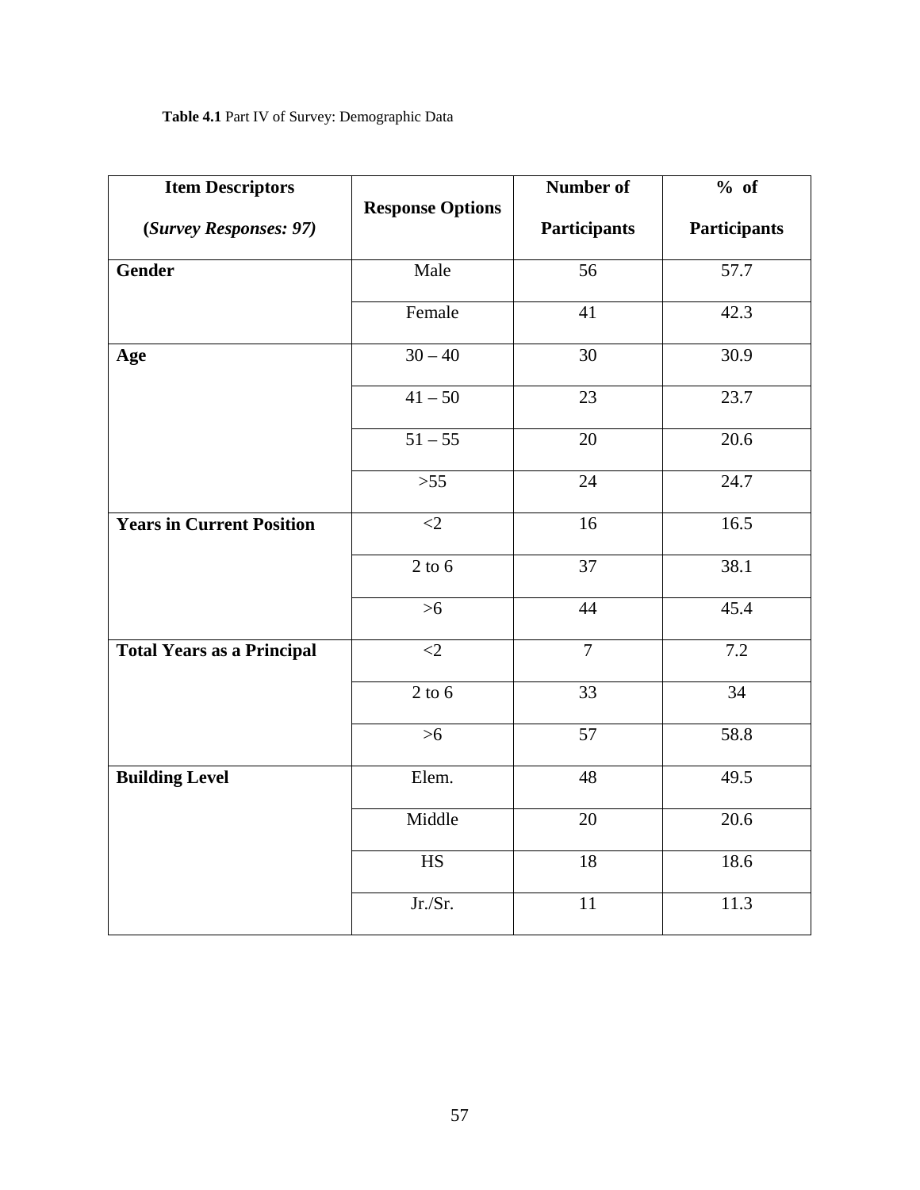**Table 4.1** Part IV of Survey: Demographic Data

| **Item Descriptors** (*Survey Responses: 97)* | **Response Options** | **Number of Participants** | **% of Participants** |
|---|---|---|---|
| **Gender** | Male | 56 | 57.7 |
| | Female | 41 | 42.3 |
| **Age** | 30 – 40 | 30 | 30.9 |
| | 41 – 50 | 23 | 23.7 |
| | 51 – 55 | 20 | 20.6 |
| | >55 | 24 | 24.7 |
| **Years in Current Position** | <2 | 16 | 16.5 |
| | 2 to 6 | 37 | 38.1 |
| | >6 | 44 | 45.4 |
| **Total Years as a Principal** | <2 | 7 | 7.2 |
| | 2 to 6 | 33 | 34 |
| | >6 | 57 | 58.8 |
| **Building Level** | Elem. | 48 | 49.5 |
| | Middle | 20 | 20.6 |
| | HS | 18 | 18.6 |
| | Jr./Sr. | 11 | 11.3 |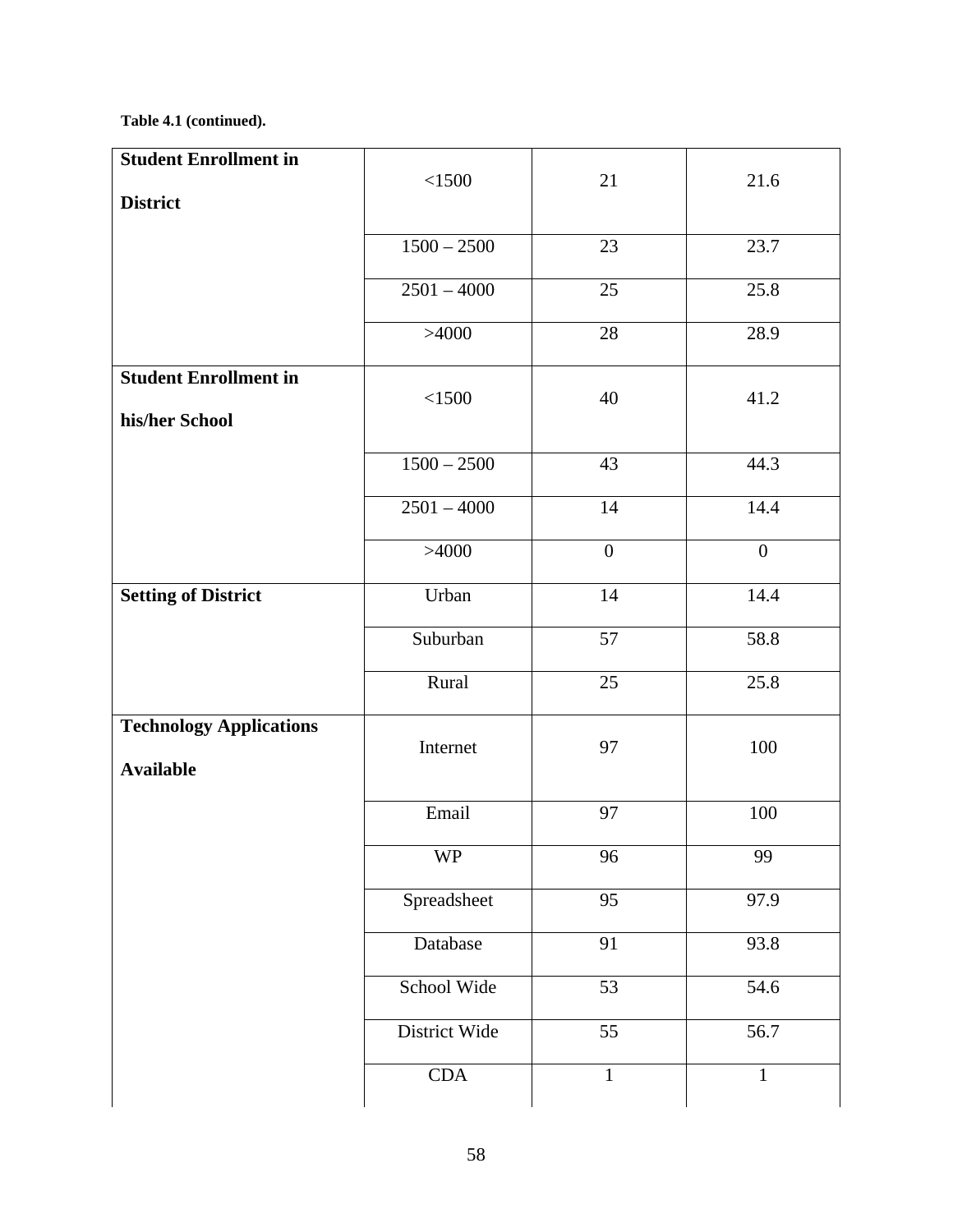**Table 4.1 (continued).**

| | | | |
|---|---|---|---|
| **Student Enrollment in District** | <1500 | 21 | 21.6 |
| | 1500 – 2500 | 23 | 23.7 |
| | 2501 – 4000 | 25 | 25.8 |
| | >4000 | 28 | 28.9 |
| **Student Enrollment in his/her School** | <1500 | 40 | 41.2 |
| | 1500 – 2500 | 43 | 44.3 |
| | 2501 – 4000 | 14 | 14.4 |
| | >4000 | 0 | 0 |
| **Setting of District** | Urban | 14 | 14.4 |
| | Suburban | 57 | 58.8 |
| | Rural | 25 | 25.8 |
| **Technology Applications Available** | Internet | 97 | 100 |
| | Email | 97 | 100 |
| | WP | 96 | 99 |
| | Spreadsheet | 95 | 97.9 |
| | Database | 91 | 93.8 |
| | School Wide | 53 | 54.6 |
| | District Wide | 55 | 56.7 |
| | CDA | 1 | 1 |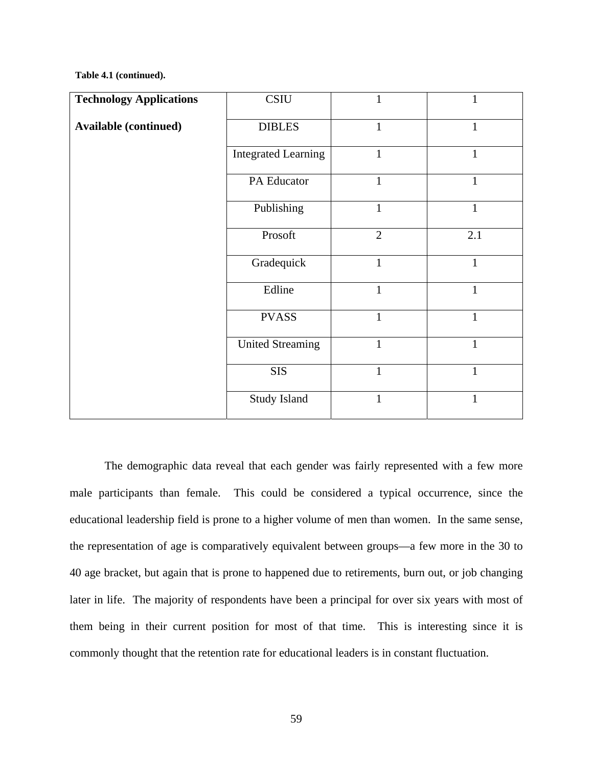**Table 4.1 (continued).**

| | | | |
|---|---|---|---|
| **Technology Applications Available (continued)** | CSIU | 1 | 1 |
| | DIBLES | 1 | 1 |
| | Integrated Learning | 1 | 1 |
| | PA Educator | 1 | 1 |
| | Publishing | 1 | 1 |
| | Prosoft | 2 | 2.1 |
| | Gradequick | 1 | 1 |
| | Edline | 1 | 1 |
| | PVASS | 1 | 1 |
| | United Streaming | 1 | 1 |
| | SIS | 1 | 1 |
| | Study Island | 1 | 1 |

The demographic data reveal that each gender was fairly represented with a few more male participants than female. This could be considered a typical occurrence, since the educational leadership field is prone to a higher volume of men than women. In the same sense, the representation of age is comparatively equivalent between groups—a few more in the 30 to 40 age bracket, but again that is prone to happened due to retirements, burn out, or job changing later in life. The majority of respondents have been a principal for over six years with most of them being in their current position for most of that time. This is interesting since it is commonly thought that the retention rate for educational leaders is in constant fluctuation.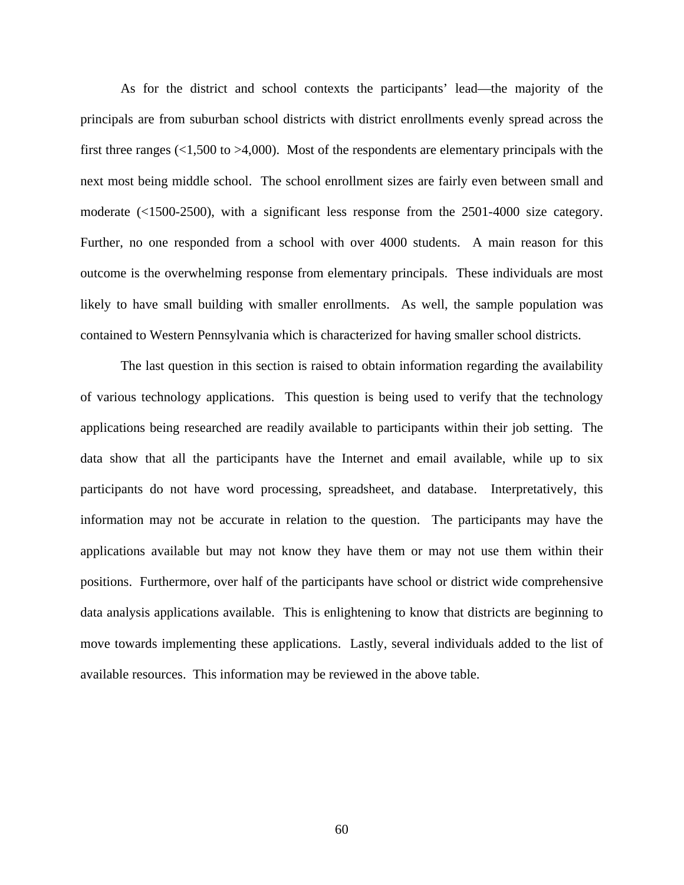As for the district and school contexts the participants' lead—the majority of the principals are from suburban school districts with district enrollments evenly spread across the first three ranges (<1,500 to >4,000). Most of the respondents are elementary principals with the next most being middle school. The school enrollment sizes are fairly even between small and moderate (<1500-2500), with a significant less response from the 2501-4000 size category. Further, no one responded from a school with over 4000 students. A main reason for this outcome is the overwhelming response from elementary principals. These individuals are most likely to have small building with smaller enrollments. As well, the sample population was contained to Western Pennsylvania which is characterized for having smaller school districts.

The last question in this section is raised to obtain information regarding the availability of various technology applications. This question is being used to verify that the technology applications being researched are readily available to participants within their job setting. The data show that all the participants have the Internet and email available, while up to six participants do not have word processing, spreadsheet, and database. Interpretatively, this information may not be accurate in relation to the question. The participants may have the applications available but may not know they have them or may not use them within their positions. Furthermore, over half of the participants have school or district wide comprehensive data analysis applications available. This is enlightening to know that districts are beginning to move towards implementing these applications. Lastly, several individuals added to the list of available resources. This information may be reviewed in the above table.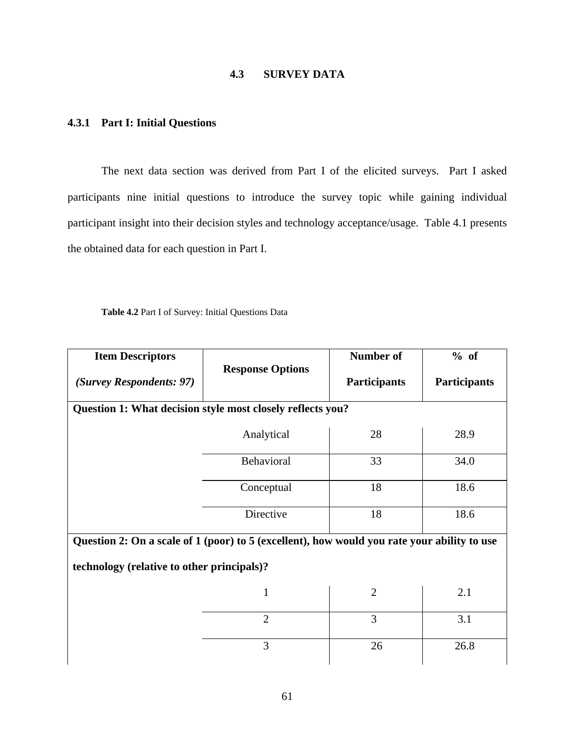## 4.3 SURVEY DATA

### 4.3.1 Part I: Initial Questions

The next data section was derived from Part I of the elicited surveys. Part I asked participants nine initial questions to introduce the survey topic while gaining individual participant insight into their decision styles and technology acceptance/usage. Table 4.1 presents the obtained data for each question in Part I.

**Table 4.2** Part I of Survey: Initial Questions Data

| **Item Descriptors** *(Survey Respondents: 97)* | **Response Options** | **Number of Participants** | **% of Participants** |
|---|---|---|---|
| **Question 1: What decision style most closely reflects you?** | | | |
| | Analytical | 28 | 28.9 |
| | Behavioral | 33 | 34.0 |
| | Conceptual | 18 | 18.6 |
| | Directive | 18 | 18.6 |
| **Question 2: On a scale of 1 (poor) to 5 (excellent), how would you rate your ability to use technology (relative to other principals)?** | | | |
| | 1 | 2 | 2.1 |
| | 2 | 3 | 3.1 |
| | 3 | 26 | 26.8 |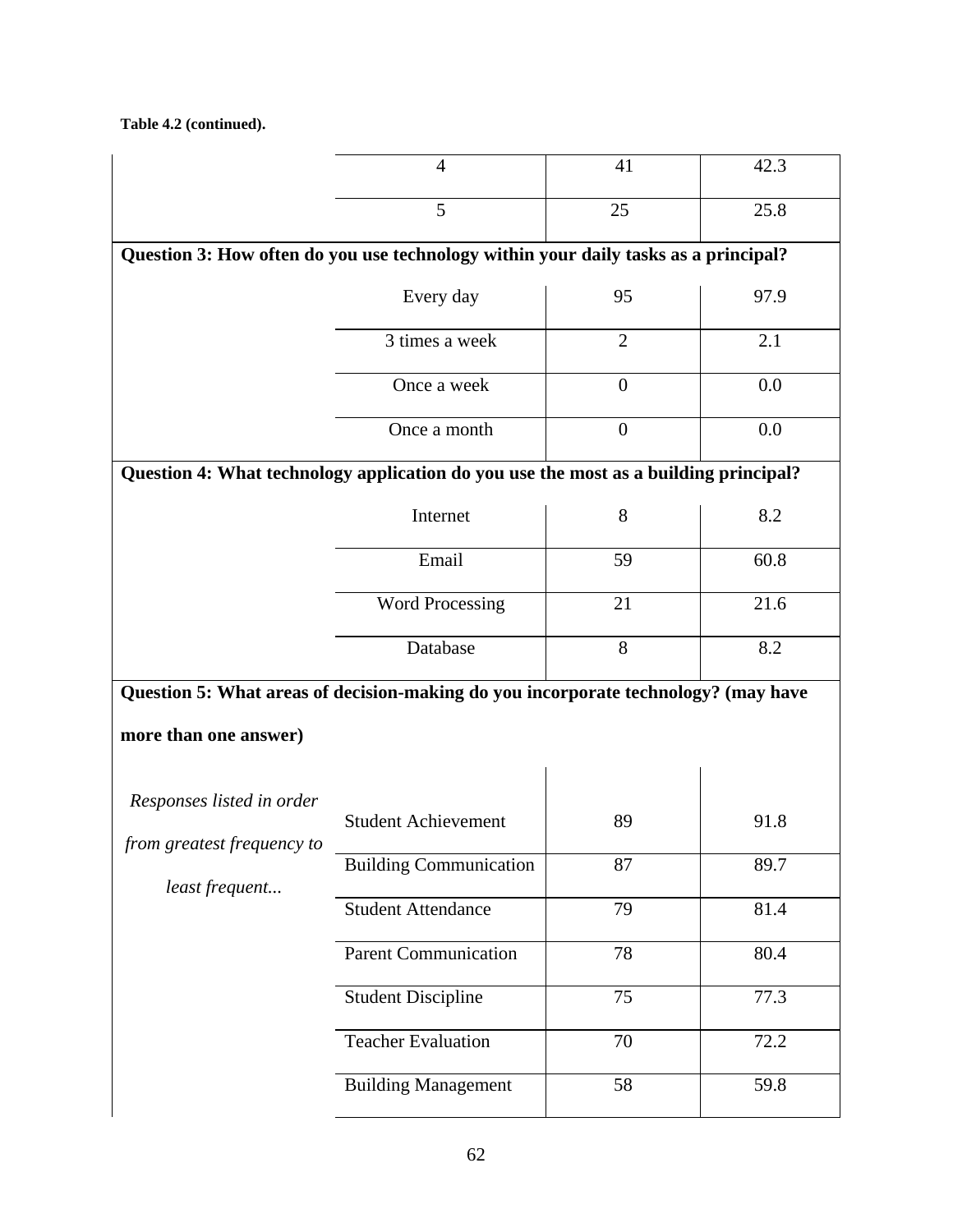**Table 4.2 (continued).**

| | | | |
|---|---|---|---|
| | 4 | 41 | 42.3 |
| | 5 | 25 | 25.8 |
| **Question 3: How often do you use technology within your daily tasks as a principal?** | | | |
| | Every day | 95 | 97.9 |
| | 3 times a week | 2 | 2.1 |
| | Once a week | 0 | 0.0 |
| | Once a month | 0 | 0.0 |
| **Question 4: What technology application do you use the most as a building principal?** | | | |
| | Internet | 8 | 8.2 |
| | Email | 59 | 60.8 |
| | Word Processing | 21 | 21.6 |
| | Database | 8 | 8.2 |
| **Question 5: What areas of decision-making do you incorporate technology? (may have more than one answer)** | | | |
| *Responses listed in order from greatest frequency to least frequent...* | Student Achievement | 89 | 91.8 |
| | Building Communication | 87 | 89.7 |
| | Student Attendance | 79 | 81.4 |
| | Parent Communication | 78 | 80.4 |
| | Student Discipline | 75 | 77.3 |
| | Teacher Evaluation | 70 | 72.2 |
| | Building Management | 58 | 59.8 |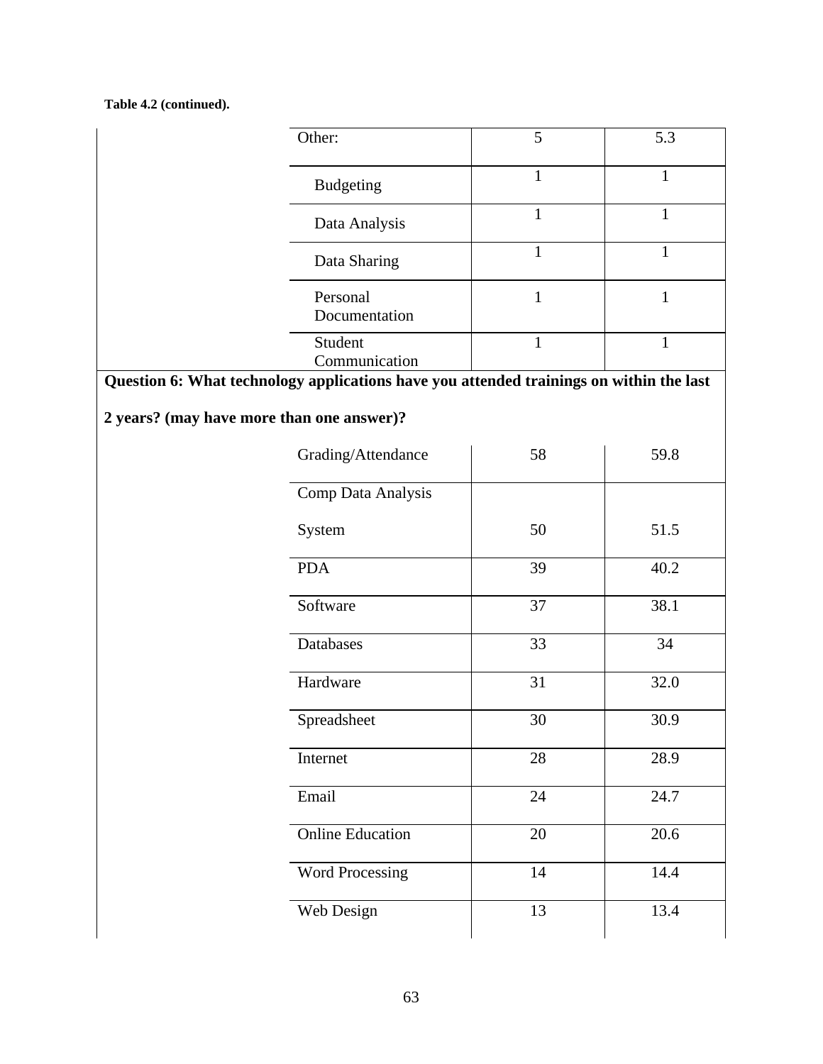**Table 4.2 (continued).**

| | | | |
|---|---|---|---|
| | Other: | 5 | 5.3 |
| | Budgeting | 1 | 1 |
| | Data Analysis | 1 | 1 |
| | Data Sharing | 1 | 1 |
| | Personal Documentation | 1 | 1 |
| | Student Communication | 1 | 1 |
| **Question 6: What technology applications have you attended trainings on within the last 2 years? (may have more than one answer)?** | | | |
| | Grading/Attendance | 58 | 59.8 |
| | Comp Data Analysis System | 50 | 51.5 |
| | PDA | 39 | 40.2 |
| | Software | 37 | 38.1 |
| | Databases | 33 | 34 |
| | Hardware | 31 | 32.0 |
| | Spreadsheet | 30 | 30.9 |
| | Internet | 28 | 28.9 |
| | Email | 24 | 24.7 |
| | Online Education | 20 | 20.6 |
| | Word Processing | 14 | 14.4 |
| | Web Design | 13 | 13.4 |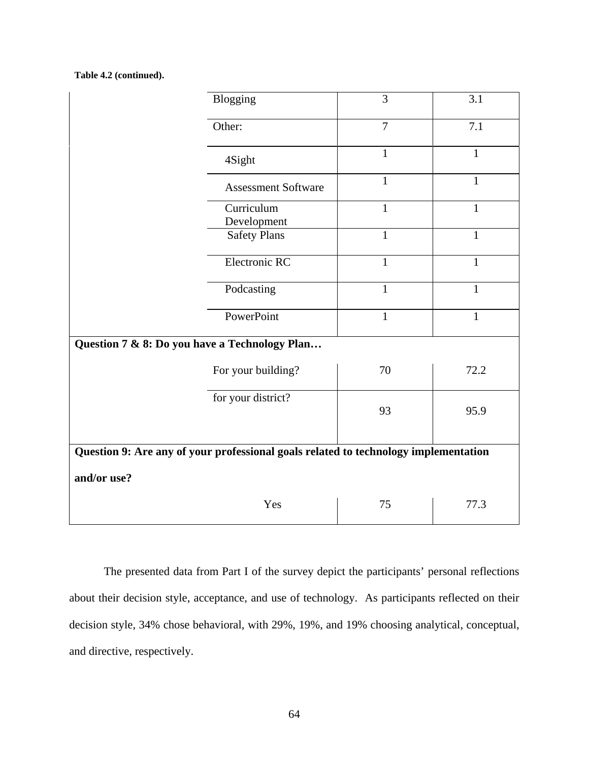**Table 4.2 (continued).**

| | | | |
|---|---|---|---|
| | Blogging | 3 | 3.1 |
| | Other: | 7 | 7.1 |
| | 4Sight | 1 | 1 |
| | Assessment Software | 1 | 1 |
| | Curriculum Development | 1 | 1 |
| | Safety Plans | 1 | 1 |
| | Electronic RC | 1 | 1 |
| | Podcasting | 1 | 1 |
| | PowerPoint | 1 | 1 |
| **Question 7 & 8: Do you have a Technology Plan…** | | | |
| | For your building? | 70 | 72.2 |
| | for your district? | 93 | 95.9 |
| **Question 9: Are any of your professional goals related to technology implementation and/or use?** | | | |
| | Yes | 75 | 77.3 |

The presented data from Part I of the survey depict the participants' personal reflections about their decision style, acceptance, and use of technology. As participants reflected on their decision style, 34% chose behavioral, with 29%, 19%, and 19% choosing analytical, conceptual, and directive, respectively.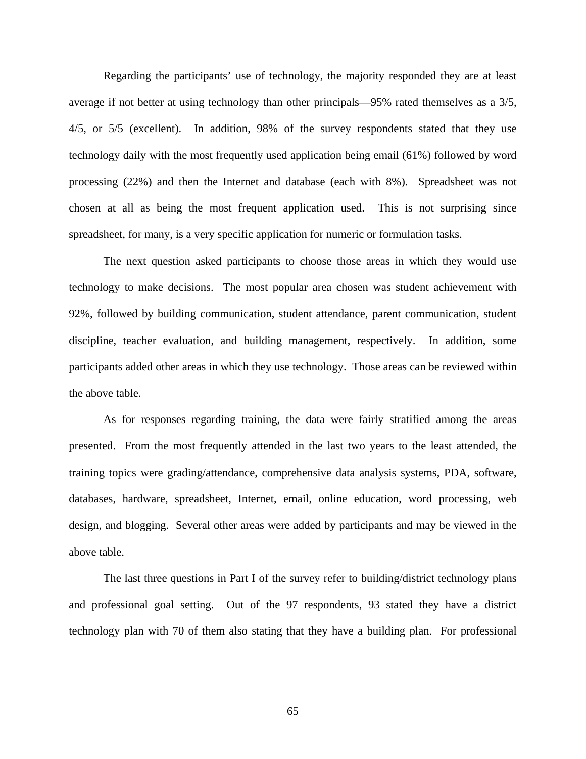Regarding the participants' use of technology, the majority responded they are at least average if not better at using technology than other principals—95% rated themselves as a 3/5, 4/5, or 5/5 (excellent). In addition, 98% of the survey respondents stated that they use technology daily with the most frequently used application being email (61%) followed by word processing (22%) and then the Internet and database (each with 8%). Spreadsheet was not chosen at all as being the most frequent application used. This is not surprising since spreadsheet, for many, is a very specific application for numeric or formulation tasks.

The next question asked participants to choose those areas in which they would use technology to make decisions. The most popular area chosen was student achievement with 92%, followed by building communication, student attendance, parent communication, student discipline, teacher evaluation, and building management, respectively. In addition, some participants added other areas in which they use technology. Those areas can be reviewed within the above table.

As for responses regarding training, the data were fairly stratified among the areas presented. From the most frequently attended in the last two years to the least attended, the training topics were grading/attendance, comprehensive data analysis systems, PDA, software, databases, hardware, spreadsheet, Internet, email, online education, word processing, web design, and blogging. Several other areas were added by participants and may be viewed in the above table.

The last three questions in Part I of the survey refer to building/district technology plans and professional goal setting. Out of the 97 respondents, 93 stated they have a district technology plan with 70 of them also stating that they have a building plan. For professional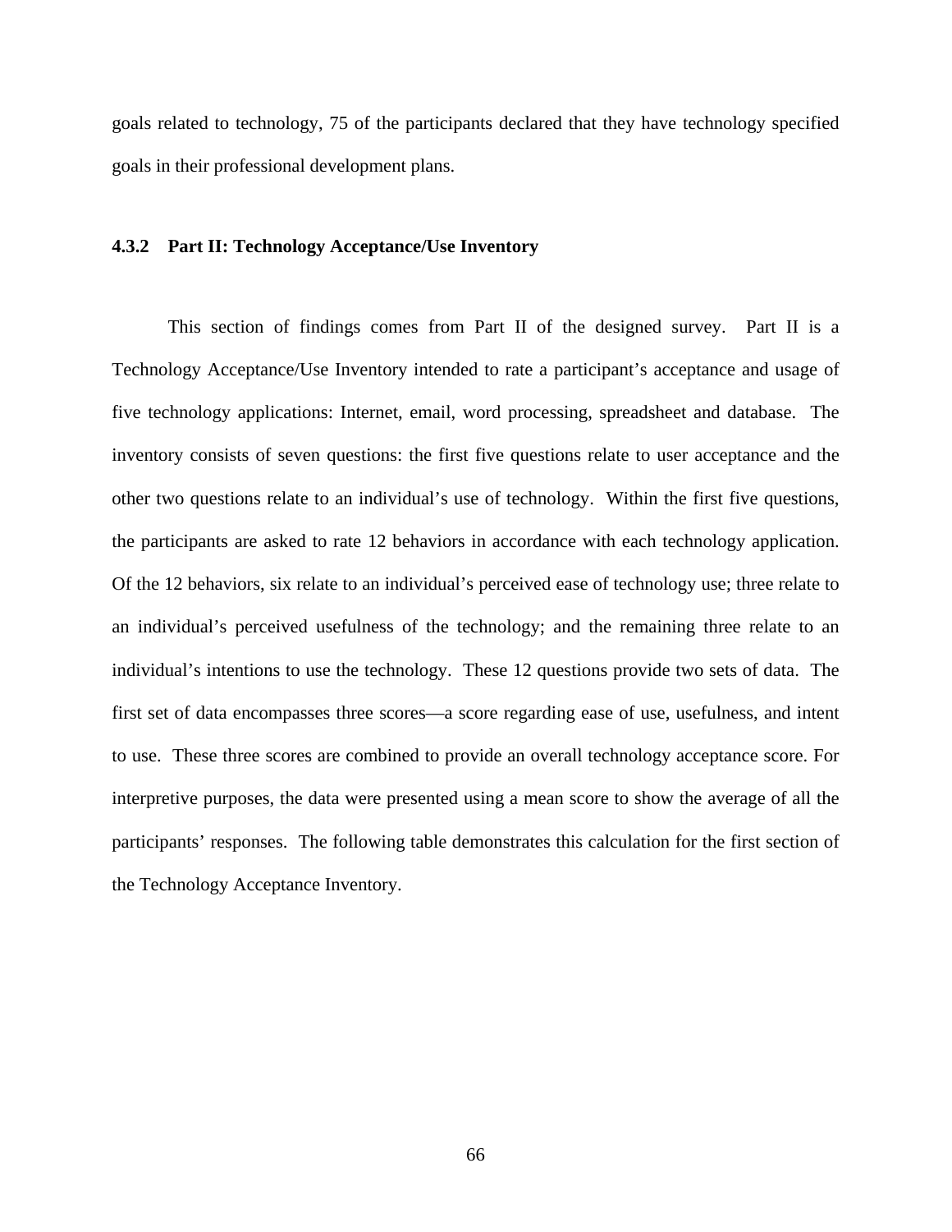goals related to technology, 75 of the participants declared that they have technology specified goals in their professional development plans.

### 4.3.2 Part II: Technology Acceptance/Use Inventory

This section of findings comes from Part II of the designed survey. Part II is a Technology Acceptance/Use Inventory intended to rate a participant's acceptance and usage of five technology applications: Internet, email, word processing, spreadsheet and database. The inventory consists of seven questions: the first five questions relate to user acceptance and the other two questions relate to an individual's use of technology. Within the first five questions, the participants are asked to rate 12 behaviors in accordance with each technology application. Of the 12 behaviors, six relate to an individual's perceived ease of technology use; three relate to an individual's perceived usefulness of the technology; and the remaining three relate to an individual's intentions to use the technology. These 12 questions provide two sets of data. The first set of data encompasses three scores—a score regarding ease of use, usefulness, and intent to use. These three scores are combined to provide an overall technology acceptance score. For interpretive purposes, the data were presented using a mean score to show the average of all the participants' responses. The following table demonstrates this calculation for the first section of the Technology Acceptance Inventory.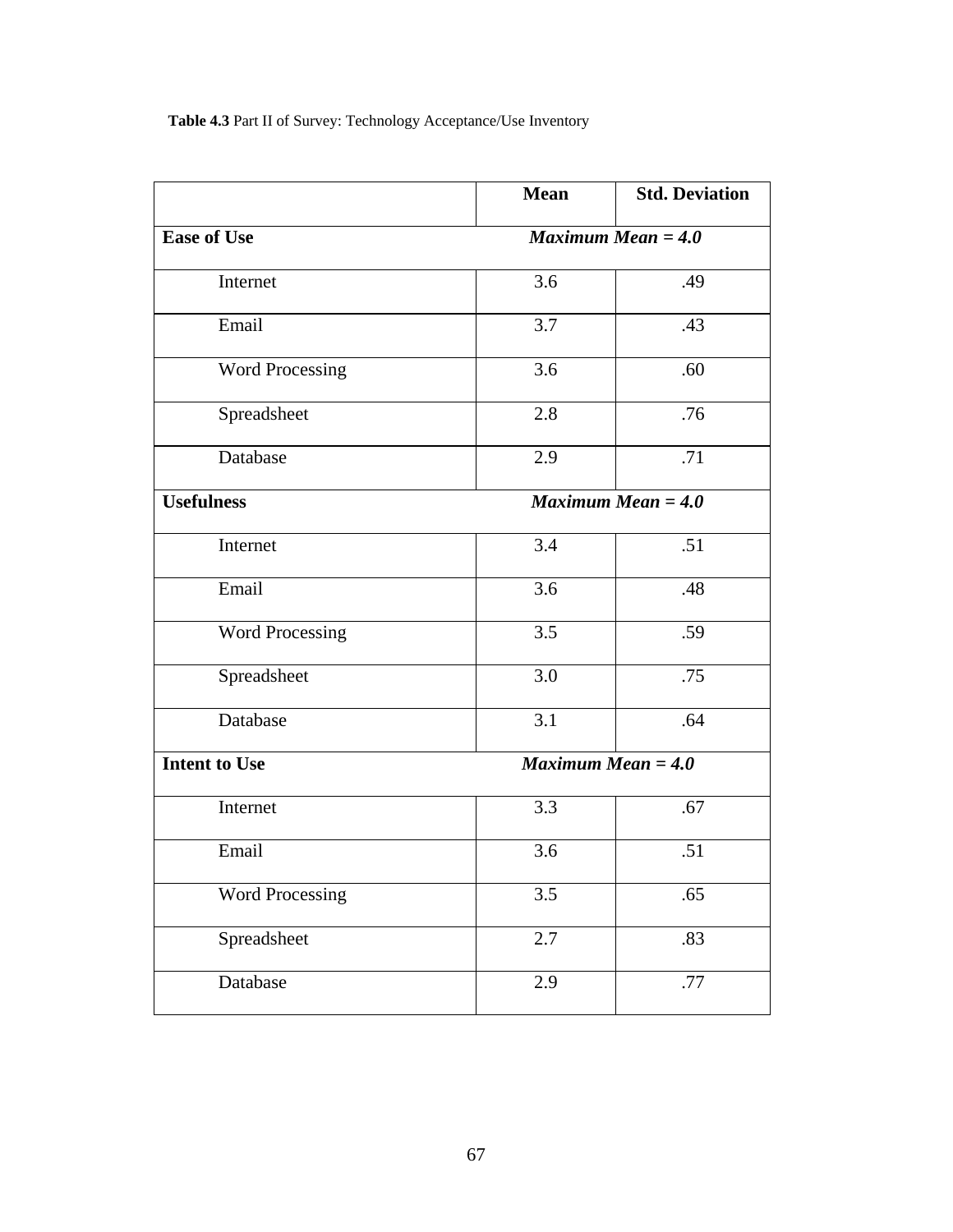**Table 4.3** Part II of Survey: Technology Acceptance/Use Inventory

| | Mean | Std. Deviation |
|---|---|---|
| **Ease of Use** | ***Maximum Mean = 4.0*** | |
| Internet | 3.6 | .49 |
| Email | 3.7 | .43 |
| Word Processing | 3.6 | .60 |
| Spreadsheet | 2.8 | .76 |
| Database | 2.9 | .71 |
| **Usefulness** | ***Maximum Mean = 4.0*** | |
| Internet | 3.4 | .51 |
| Email | 3.6 | .48 |
| Word Processing | 3.5 | .59 |
| Spreadsheet | 3.0 | .75 |
| Database | 3.1 | .64 |
| **Intent to Use** | ***Maximum Mean = 4.0*** | |
| Internet | 3.3 | .67 |
| Email | 3.6 | .51 |
| Word Processing | 3.5 | .65 |
| Spreadsheet | 2.7 | .83 |
| Database | 2.9 | .77 |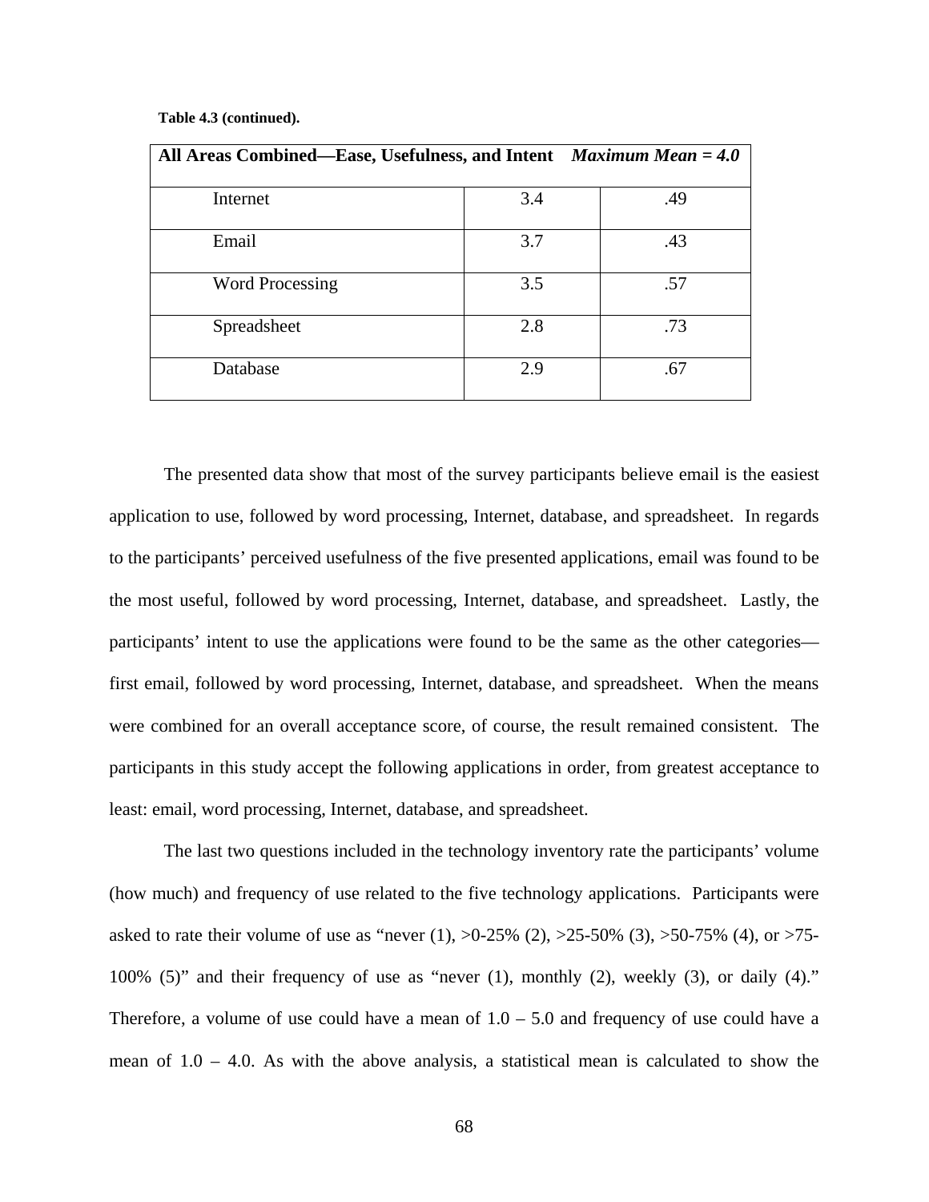**Table 4.3 (continued).**

| **All Areas Combined—Ease, Usefulness, and Intent** | ***Maximum Mean = 4.0*** | |
|---|---|---|
| Internet | 3.4 | .49 |
| Email | 3.7 | .43 |
| Word Processing | 3.5 | .57 |
| Spreadsheet | 2.8 | .73 |
| Database | 2.9 | .67 |

The presented data show that most of the survey participants believe email is the easiest application to use, followed by word processing, Internet, database, and spreadsheet. In regards to the participants' perceived usefulness of the five presented applications, email was found to be the most useful, followed by word processing, Internet, database, and spreadsheet. Lastly, the participants' intent to use the applications were found to be the same as the other categories—first email, followed by word processing, Internet, database, and spreadsheet. When the means were combined for an overall acceptance score, of course, the result remained consistent. The participants in this study accept the following applications in order, from greatest acceptance to least: email, word processing, Internet, database, and spreadsheet.

The last two questions included in the technology inventory rate the participants' volume (how much) and frequency of use related to the five technology applications. Participants were asked to rate their volume of use as "never (1), >0-25% (2), >25-50% (3), >50-75% (4), or >75-100% (5)" and their frequency of use as "never (1), monthly (2), weekly (3), or daily (4)." Therefore, a volume of use could have a mean of 1.0 – 5.0 and frequency of use could have a mean of 1.0 – 4.0. As with the above analysis, a statistical mean is calculated to show the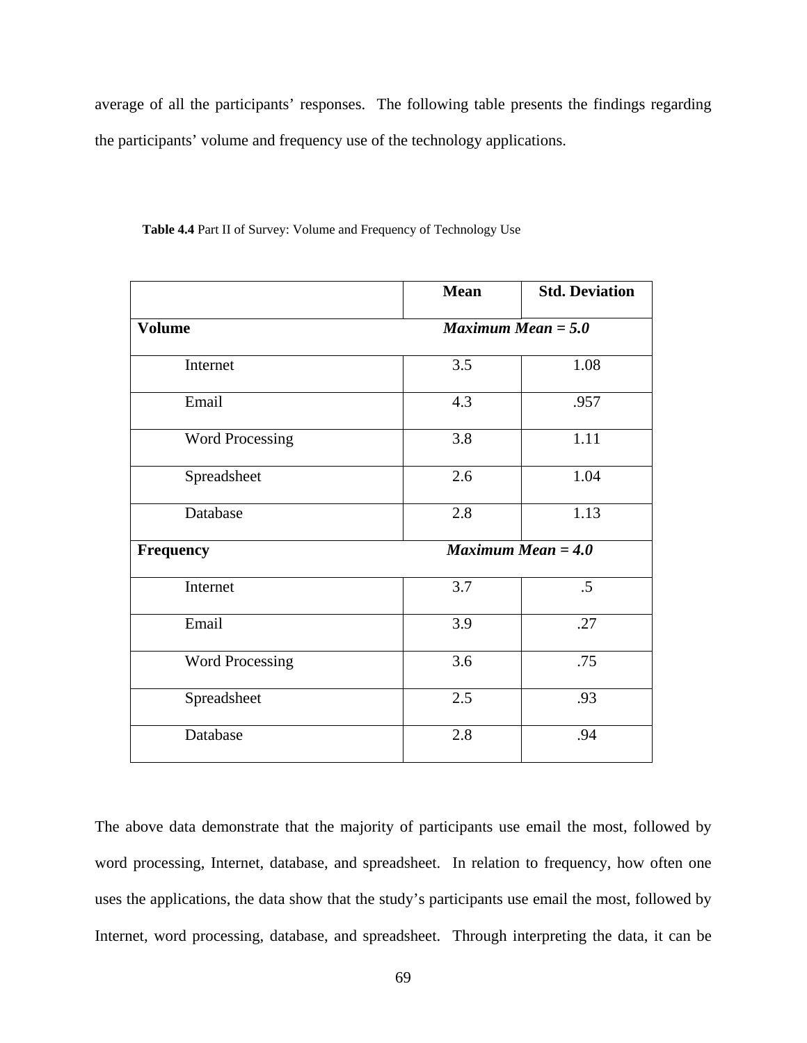average of all the participants' responses. The following table presents the findings regarding the participants' volume and frequency use of the technology applications.

**Table 4.4** Part II of Survey: Volume and Frequency of Technology Use

| | Mean | Std. Deviation |
|---|---|---|
| **Volume** | ***Maximum Mean = 5.0*** | |
| Internet | 3.5 | 1.08 |
| Email | 4.3 | .957 |
| Word Processing | 3.8 | 1.11 |
| Spreadsheet | 2.6 | 1.04 |
| Database | 2.8 | 1.13 |
| **Frequency** | ***Maximum Mean = 4.0*** | |
| Internet | 3.7 | .5 |
| Email | 3.9 | .27 |
| Word Processing | 3.6 | .75 |
| Spreadsheet | 2.5 | .93 |
| Database | 2.8 | .94 |

The above data demonstrate that the majority of participants use email the most, followed by word processing, Internet, database, and spreadsheet. In relation to frequency, how often one uses the applications, the data show that the study's participants use email the most, followed by Internet, word processing, database, and spreadsheet. Through interpreting the data, it can be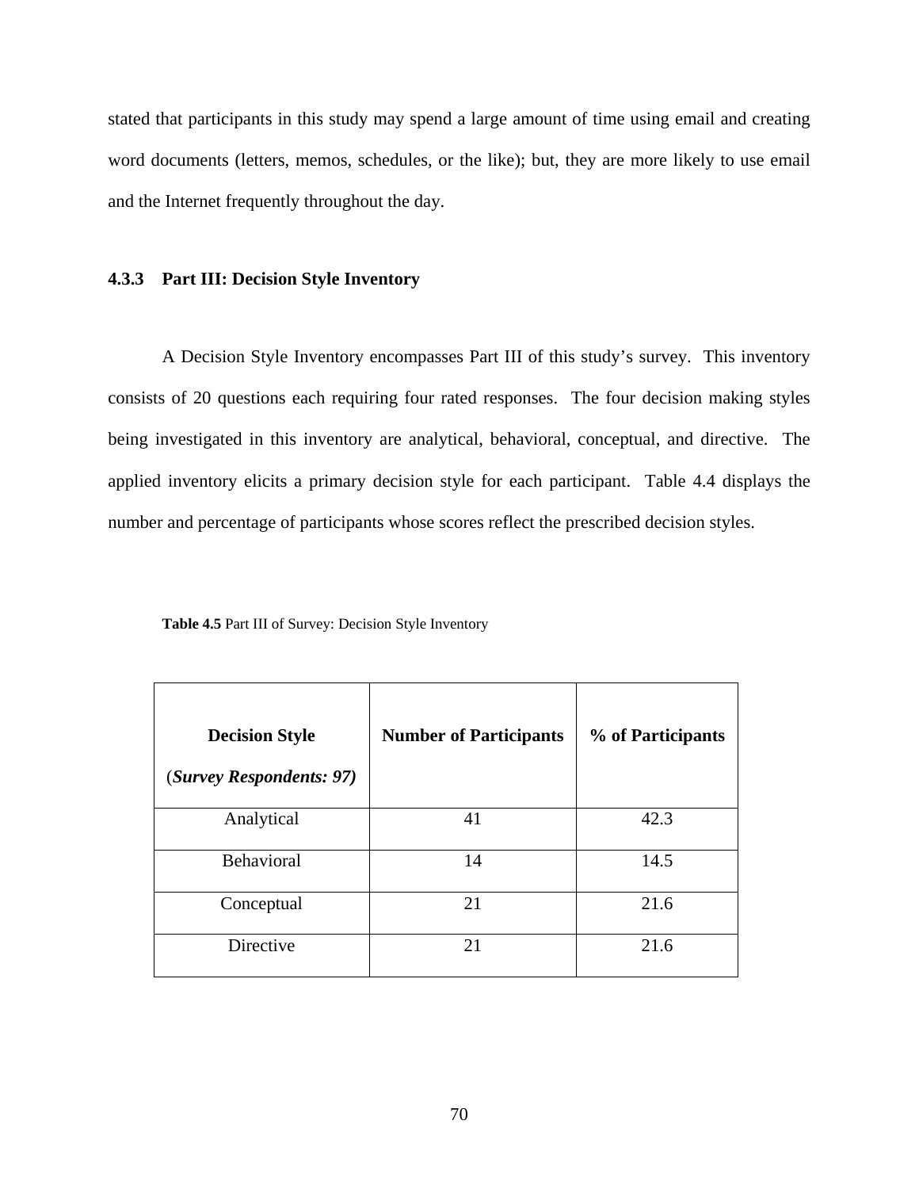stated that participants in this study may spend a large amount of time using email and creating word documents (letters, memos, schedules, or the like); but, they are more likely to use email and the Internet frequently throughout the day.

### 4.3.3 Part III: Decision Style Inventory

A Decision Style Inventory encompasses Part III of this study's survey. This inventory consists of 20 questions each requiring four rated responses. The four decision making styles being investigated in this inventory are analytical, behavioral, conceptual, and directive. The applied inventory elicits a primary decision style for each participant. Table 4.4 displays the number and percentage of participants whose scores reflect the prescribed decision styles.

**Table 4.5** Part III of Survey: Decision Style Inventory

| **Decision Style** (***Survey Respondents: 97)*** | **Number of Participants** | **% of Participants** |
|---|---|---|
| Analytical | 41 | 42.3 |
| Behavioral | 14 | 14.5 |
| Conceptual | 21 | 21.6 |
| Directive | 21 | 21.6 |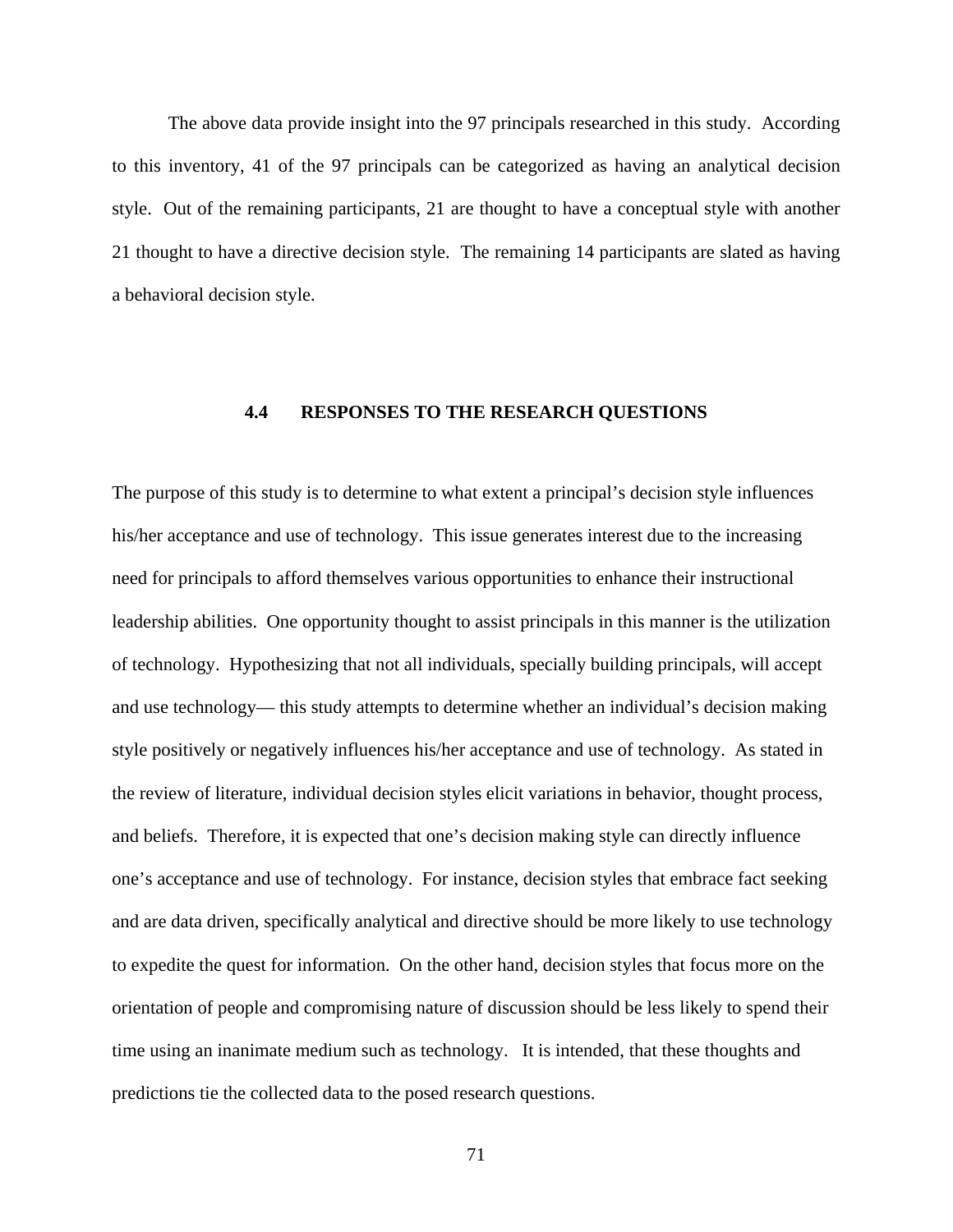The above data provide insight into the 97 principals researched in this study. According to this inventory, 41 of the 97 principals can be categorized as having an analytical decision style. Out of the remaining participants, 21 are thought to have a conceptual style with another 21 thought to have a directive decision style. The remaining 14 participants are slated as having a behavioral decision style.

## 4.4 RESPONSES TO THE RESEARCH QUESTIONS

The purpose of this study is to determine to what extent a principal's decision style influences his/her acceptance and use of technology. This issue generates interest due to the increasing need for principals to afford themselves various opportunities to enhance their instructional leadership abilities. One opportunity thought to assist principals in this manner is the utilization of technology. Hypothesizing that not all individuals, specially building principals, will accept and use technology— this study attempts to determine whether an individual's decision making style positively or negatively influences his/her acceptance and use of technology. As stated in the review of literature, individual decision styles elicit variations in behavior, thought process, and beliefs. Therefore, it is expected that one's decision making style can directly influence one's acceptance and use of technology. For instance, decision styles that embrace fact seeking and are data driven, specifically analytical and directive should be more likely to use technology to expedite the quest for information. On the other hand, decision styles that focus more on the orientation of people and compromising nature of discussion should be less likely to spend their time using an inanimate medium such as technology. It is intended, that these thoughts and predictions tie the collected data to the posed research questions.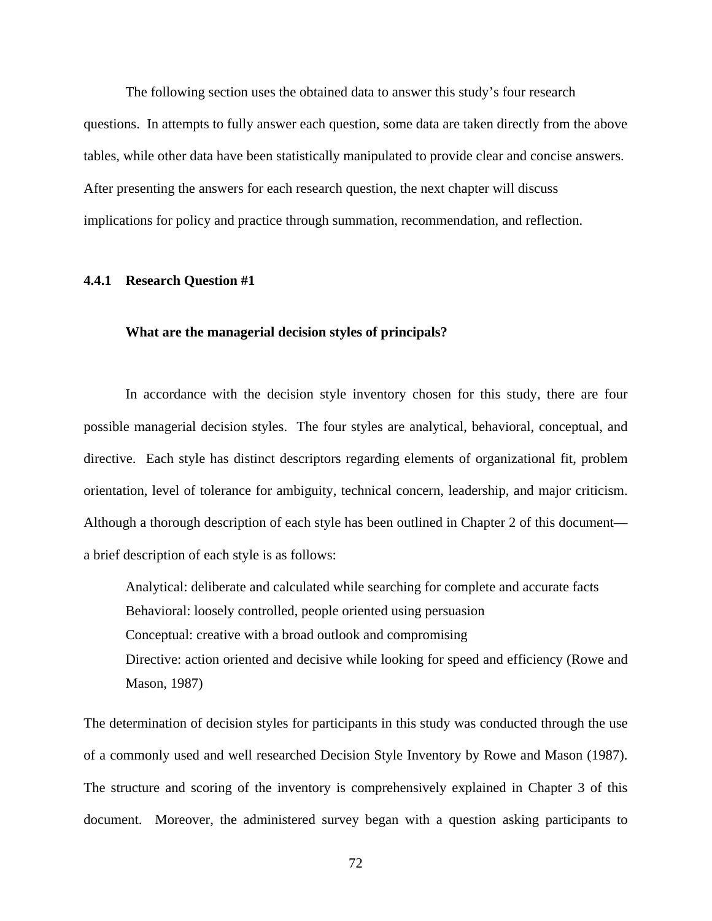The following section uses the obtained data to answer this study's four research questions. In attempts to fully answer each question, some data are taken directly from the above tables, while other data have been statistically manipulated to provide clear and concise answers. After presenting the answers for each research question, the next chapter will discuss implications for policy and practice through summation, recommendation, and reflection.

### 4.4.1 Research Question #1

**What are the managerial decision styles of principals?**

In accordance with the decision style inventory chosen for this study, there are four possible managerial decision styles. The four styles are analytical, behavioral, conceptual, and directive. Each style has distinct descriptors regarding elements of organizational fit, problem orientation, level of tolerance for ambiguity, technical concern, leadership, and major criticism. Although a thorough description of each style has been outlined in Chapter 2 of this document—a brief description of each style is as follows:

> Analytical: deliberate and calculated while searching for complete and accurate facts
> Behavioral: loosely controlled, people oriented using persuasion
> Conceptual: creative with a broad outlook and compromising
> Directive: action oriented and decisive while looking for speed and efficiency (Rowe and Mason, 1987)

The determination of decision styles for participants in this study was conducted through the use of a commonly used and well researched Decision Style Inventory by Rowe and Mason (1987). The structure and scoring of the inventory is comprehensively explained in Chapter 3 of this document. Moreover, the administered survey began with a question asking participants to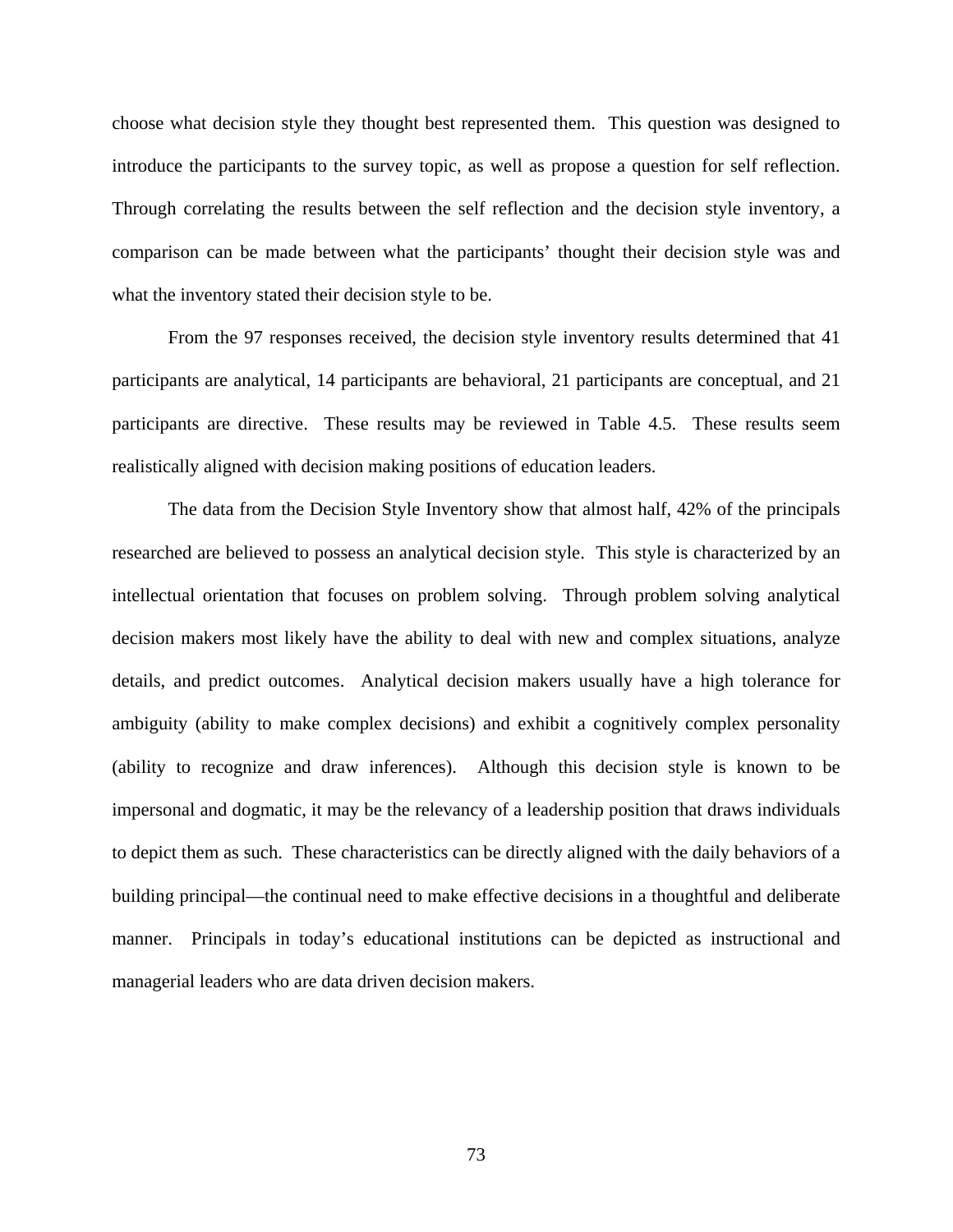choose what decision style they thought best represented them. This question was designed to introduce the participants to the survey topic, as well as propose a question for self reflection. Through correlating the results between the self reflection and the decision style inventory, a comparison can be made between what the participants' thought their decision style was and what the inventory stated their decision style to be.

From the 97 responses received, the decision style inventory results determined that 41 participants are analytical, 14 participants are behavioral, 21 participants are conceptual, and 21 participants are directive. These results may be reviewed in Table 4.5. These results seem realistically aligned with decision making positions of education leaders.

The data from the Decision Style Inventory show that almost half, 42% of the principals researched are believed to possess an analytical decision style. This style is characterized by an intellectual orientation that focuses on problem solving. Through problem solving analytical decision makers most likely have the ability to deal with new and complex situations, analyze details, and predict outcomes. Analytical decision makers usually have a high tolerance for ambiguity (ability to make complex decisions) and exhibit a cognitively complex personality (ability to recognize and draw inferences). Although this decision style is known to be impersonal and dogmatic, it may be the relevancy of a leadership position that draws individuals to depict them as such. These characteristics can be directly aligned with the daily behaviors of a building principal—the continual need to make effective decisions in a thoughtful and deliberate manner. Principals in today's educational institutions can be depicted as instructional and managerial leaders who are data driven decision makers.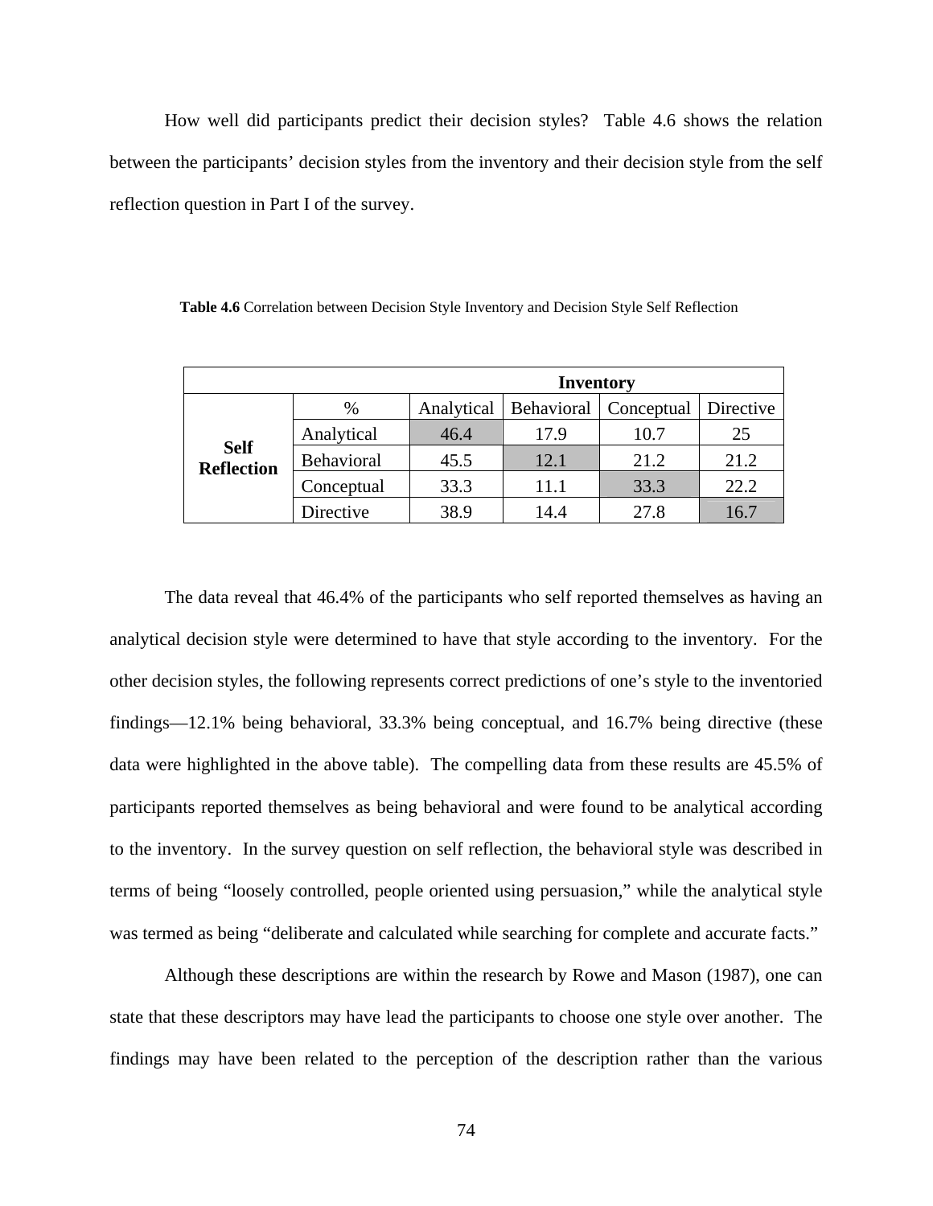How well did participants predict their decision styles? Table 4.6 shows the relation between the participants' decision styles from the inventory and their decision style from the self reflection question in Part I of the survey.

**Table 4.6** Correlation between Decision Style Inventory and Decision Style Self Reflection

| | | Inventory | | | |
|---|---|---|---|---|---|
| | % | Analytical | Behavioral | Conceptual | Directive |
| **Self Reflection** | Analytical | 46.4 | 17.9 | 10.7 | 25 |
| | Behavioral | 45.5 | 12.1 | 21.2 | 21.2 |
| | Conceptual | 33.3 | 11.1 | 33.3 | 22.2 |
| | Directive | 38.9 | 14.4 | 27.8 | 16.7 |

The data reveal that 46.4% of the participants who self reported themselves as having an analytical decision style were determined to have that style according to the inventory. For the other decision styles, the following represents correct predictions of one's style to the inventoried findings—12.1% being behavioral, 33.3% being conceptual, and 16.7% being directive (these data were highlighted in the above table). The compelling data from these results are 45.5% of participants reported themselves as being behavioral and were found to be analytical according to the inventory. In the survey question on self reflection, the behavioral style was described in terms of being "loosely controlled, people oriented using persuasion," while the analytical style was termed as being "deliberate and calculated while searching for complete and accurate facts."

Although these descriptions are within the research by Rowe and Mason (1987), one can state that these descriptors may have lead the participants to choose one style over another. The findings may have been related to the perception of the description rather than the various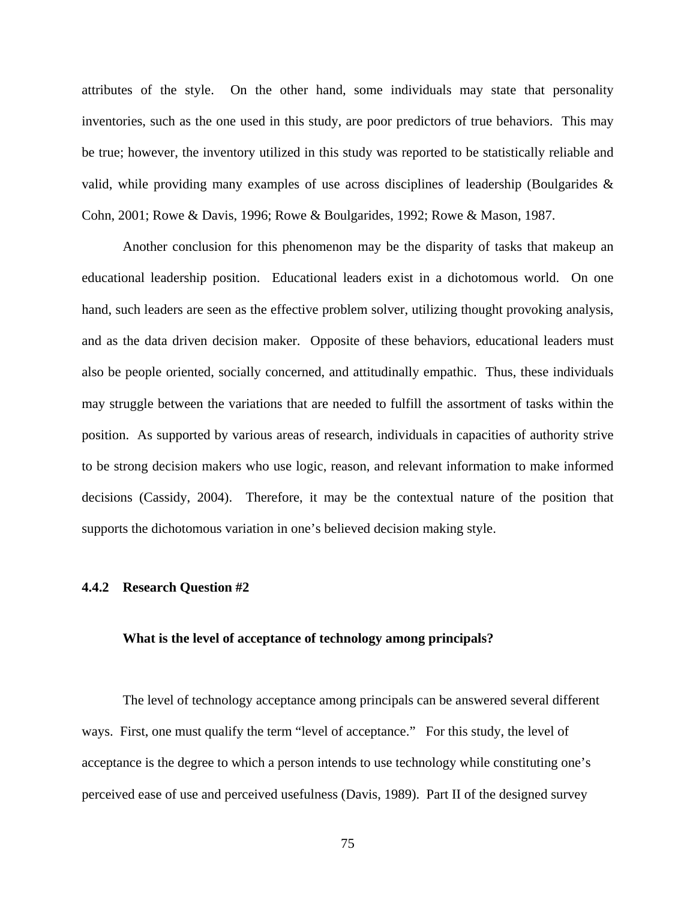attributes of the style. On the other hand, some individuals may state that personality inventories, such as the one used in this study, are poor predictors of true behaviors. This may be true; however, the inventory utilized in this study was reported to be statistically reliable and valid, while providing many examples of use across disciplines of leadership (Boulgarides & Cohn, 2001; Rowe & Davis, 1996; Rowe & Boulgarides, 1992; Rowe & Mason, 1987.

Another conclusion for this phenomenon may be the disparity of tasks that makeup an educational leadership position. Educational leaders exist in a dichotomous world. On one hand, such leaders are seen as the effective problem solver, utilizing thought provoking analysis, and as the data driven decision maker. Opposite of these behaviors, educational leaders must also be people oriented, socially concerned, and attitudinally empathic. Thus, these individuals may struggle between the variations that are needed to fulfill the assortment of tasks within the position. As supported by various areas of research, individuals in capacities of authority strive to be strong decision makers who use logic, reason, and relevant information to make informed decisions (Cassidy, 2004). Therefore, it may be the contextual nature of the position that supports the dichotomous variation in one's believed decision making style.

### 4.4.2 Research Question #2

**What is the level of acceptance of technology among principals?**

The level of technology acceptance among principals can be answered several different ways. First, one must qualify the term "level of acceptance." For this study, the level of acceptance is the degree to which a person intends to use technology while constituting one's perceived ease of use and perceived usefulness (Davis, 1989). Part II of the designed survey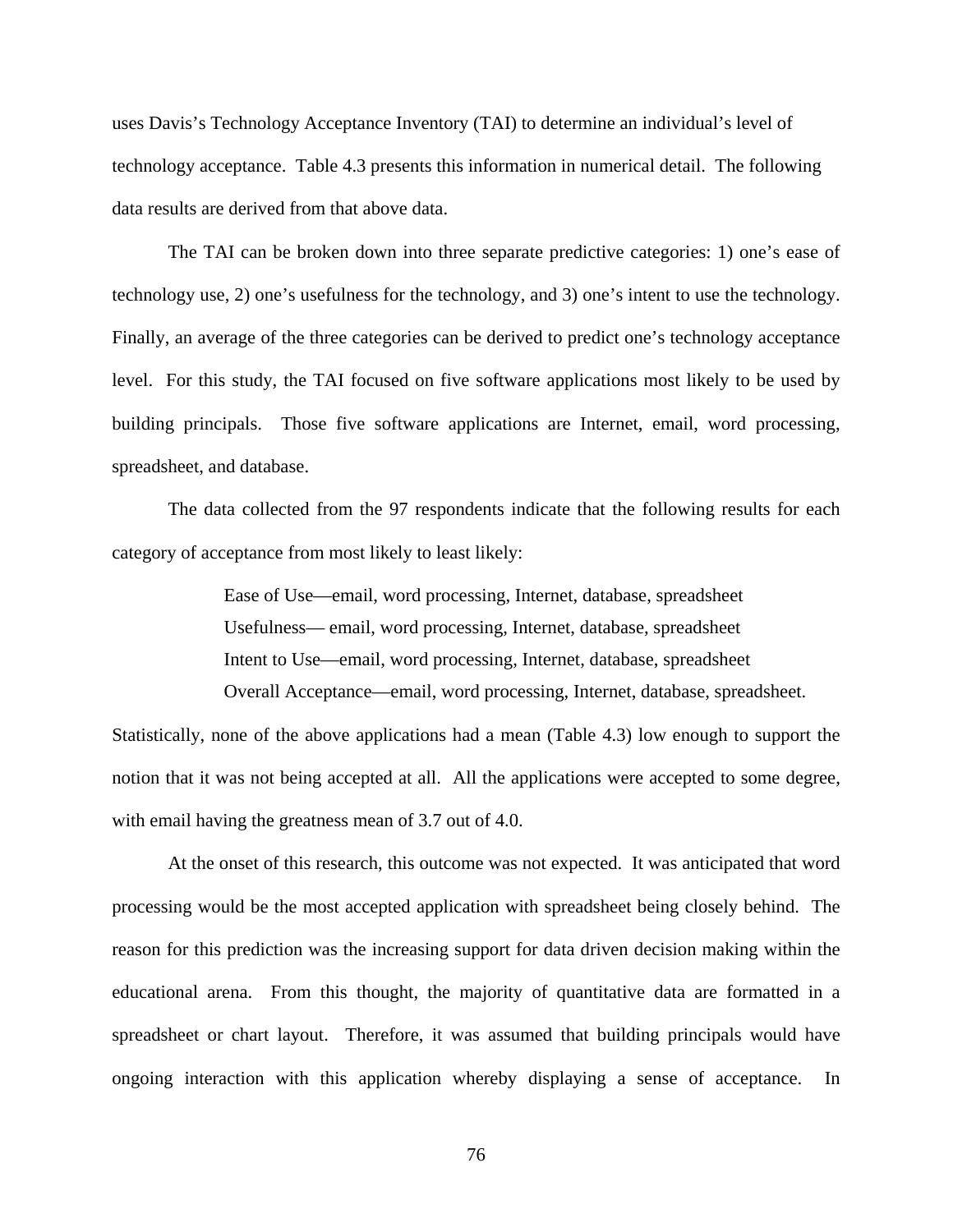uses Davis's Technology Acceptance Inventory (TAI) to determine an individual's level of technology acceptance. Table 4.3 presents this information in numerical detail. The following data results are derived from that above data.

The TAI can be broken down into three separate predictive categories: 1) one's ease of technology use, 2) one's usefulness for the technology, and 3) one's intent to use the technology. Finally, an average of the three categories can be derived to predict one's technology acceptance level. For this study, the TAI focused on five software applications most likely to be used by building principals. Those five software applications are Internet, email, word processing, spreadsheet, and database.

The data collected from the 97 respondents indicate that the following results for each category of acceptance from most likely to least likely:

> Ease of Use—email, word processing, Internet, database, spreadsheet
> Usefulness— email, word processing, Internet, database, spreadsheet
> Intent to Use—email, word processing, Internet, database, spreadsheet
> Overall Acceptance—email, word processing, Internet, database, spreadsheet.

Statistically, none of the above applications had a mean (Table 4.3) low enough to support the notion that it was not being accepted at all. All the applications were accepted to some degree, with email having the greatness mean of 3.7 out of 4.0.

At the onset of this research, this outcome was not expected. It was anticipated that word processing would be the most accepted application with spreadsheet being closely behind. The reason for this prediction was the increasing support for data driven decision making within the educational arena. From this thought, the majority of quantitative data are formatted in a spreadsheet or chart layout. Therefore, it was assumed that building principals would have ongoing interaction with this application whereby displaying a sense of acceptance. In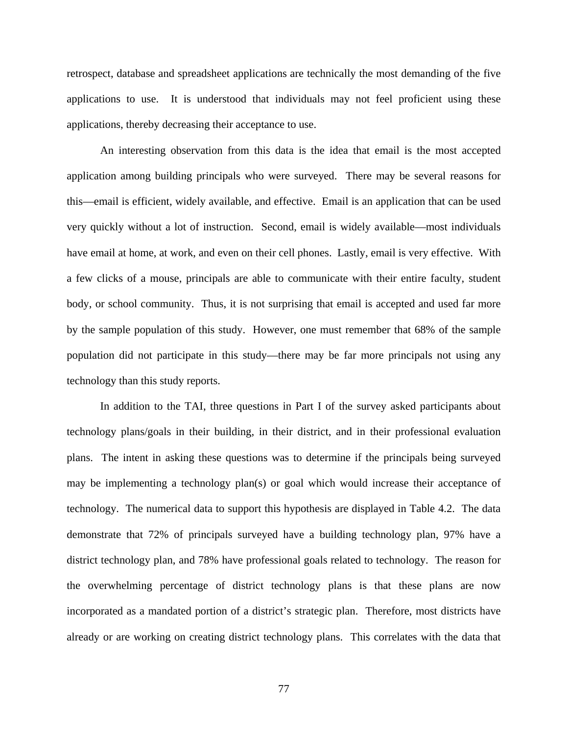retrospect, database and spreadsheet applications are technically the most demanding of the five applications to use. It is understood that individuals may not feel proficient using these applications, thereby decreasing their acceptance to use.

An interesting observation from this data is the idea that email is the most accepted application among building principals who were surveyed. There may be several reasons for this—email is efficient, widely available, and effective. Email is an application that can be used very quickly without a lot of instruction. Second, email is widely available—most individuals have email at home, at work, and even on their cell phones. Lastly, email is very effective. With a few clicks of a mouse, principals are able to communicate with their entire faculty, student body, or school community. Thus, it is not surprising that email is accepted and used far more by the sample population of this study. However, one must remember that 68% of the sample population did not participate in this study—there may be far more principals not using any technology than this study reports.

In addition to the TAI, three questions in Part I of the survey asked participants about technology plans/goals in their building, in their district, and in their professional evaluation plans. The intent in asking these questions was to determine if the principals being surveyed may be implementing a technology plan(s) or goal which would increase their acceptance of technology. The numerical data to support this hypothesis are displayed in Table 4.2. The data demonstrate that 72% of principals surveyed have a building technology plan, 97% have a district technology plan, and 78% have professional goals related to technology. The reason for the overwhelming percentage of district technology plans is that these plans are now incorporated as a mandated portion of a district's strategic plan. Therefore, most districts have already or are working on creating district technology plans. This correlates with the data that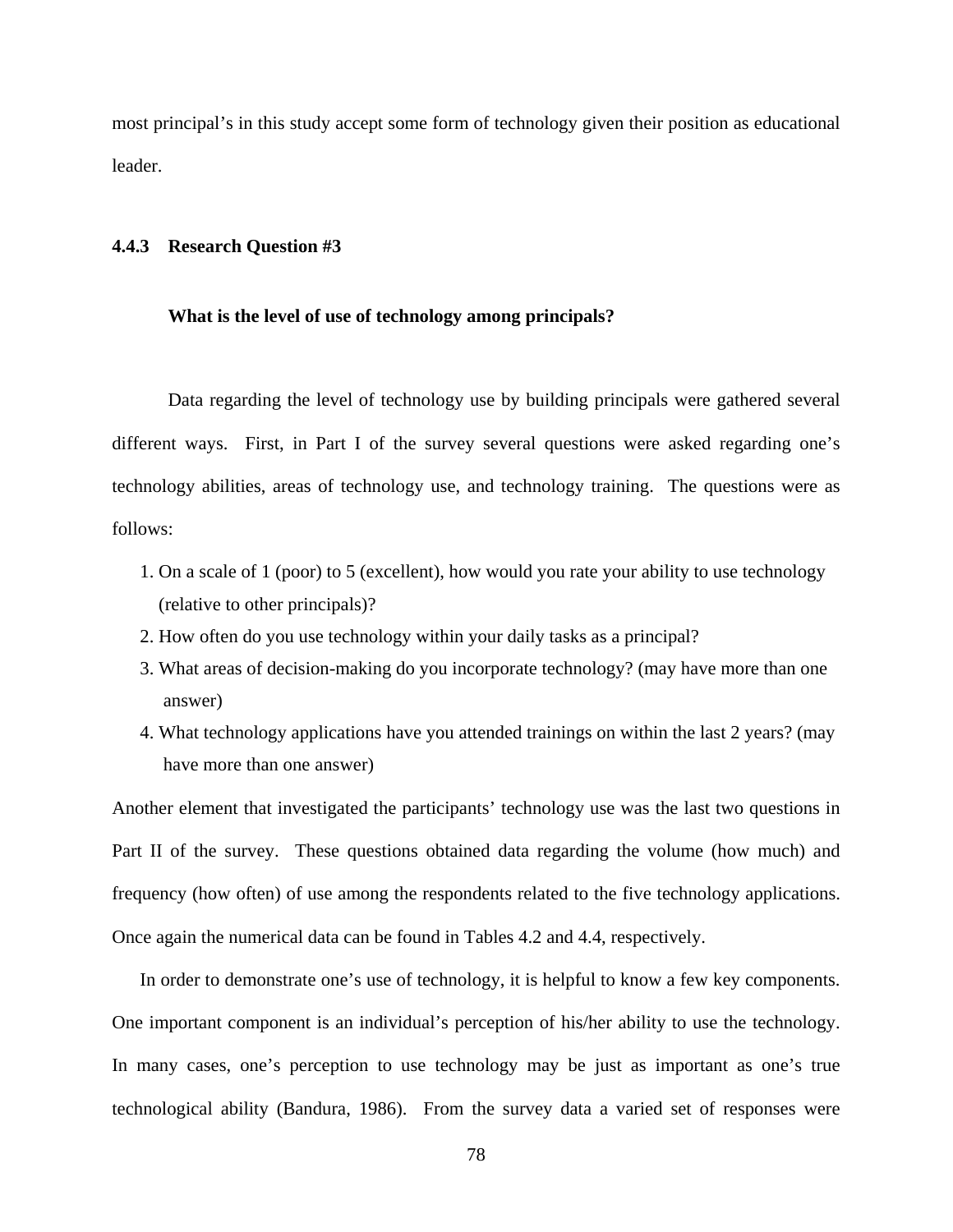most principal's in this study accept some form of technology given their position as educational leader.

### 4.4.3 Research Question #3

**What is the level of use of technology among principals?**

Data regarding the level of technology use by building principals were gathered several different ways. First, in Part I of the survey several questions were asked regarding one's technology abilities, areas of technology use, and technology training. The questions were as follows:

1. On a scale of 1 (poor) to 5 (excellent), how would you rate your ability to use technology (relative to other principals)?
2. How often do you use technology within your daily tasks as a principal?
3. What areas of decision-making do you incorporate technology? (may have more than one answer)
4. What technology applications have you attended trainings on within the last 2 years? (may have more than one answer)

Another element that investigated the participants' technology use was the last two questions in Part II of the survey. These questions obtained data regarding the volume (how much) and frequency (how often) of use among the respondents related to the five technology applications. Once again the numerical data can be found in Tables 4.2 and 4.4, respectively.

In order to demonstrate one's use of technology, it is helpful to know a few key components. One important component is an individual's perception of his/her ability to use the technology. In many cases, one's perception to use technology may be just as important as one's true technological ability (Bandura, 1986). From the survey data a varied set of responses were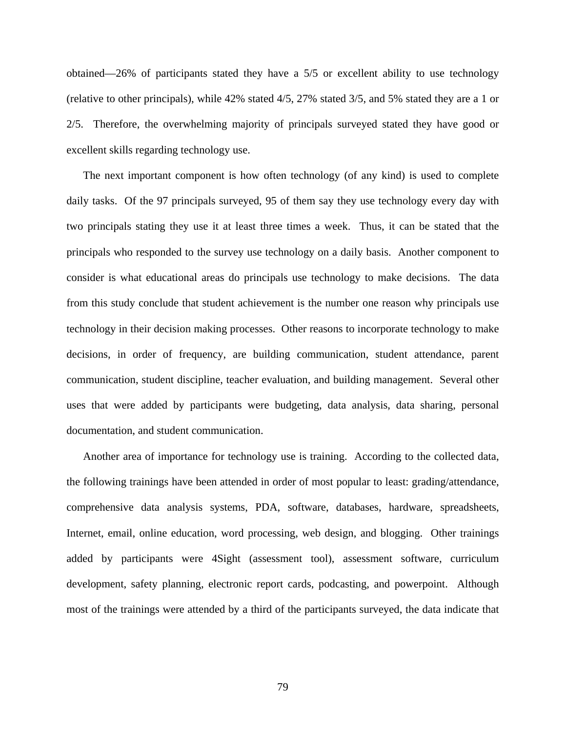obtained—26% of participants stated they have a 5/5 or excellent ability to use technology (relative to other principals), while 42% stated 4/5, 27% stated 3/5, and 5% stated they are a 1 or 2/5. Therefore, the overwhelming majority of principals surveyed stated they have good or excellent skills regarding technology use.

The next important component is how often technology (of any kind) is used to complete daily tasks. Of the 97 principals surveyed, 95 of them say they use technology every day with two principals stating they use it at least three times a week. Thus, it can be stated that the principals who responded to the survey use technology on a daily basis. Another component to consider is what educational areas do principals use technology to make decisions. The data from this study conclude that student achievement is the number one reason why principals use technology in their decision making processes. Other reasons to incorporate technology to make decisions, in order of frequency, are building communication, student attendance, parent communication, student discipline, teacher evaluation, and building management. Several other uses that were added by participants were budgeting, data analysis, data sharing, personal documentation, and student communication.

Another area of importance for technology use is training. According to the collected data, the following trainings have been attended in order of most popular to least: grading/attendance, comprehensive data analysis systems, PDA, software, databases, hardware, spreadsheets, Internet, email, online education, word processing, web design, and blogging. Other trainings added by participants were 4Sight (assessment tool), assessment software, curriculum development, safety planning, electronic report cards, podcasting, and powerpoint. Although most of the trainings were attended by a third of the participants surveyed, the data indicate that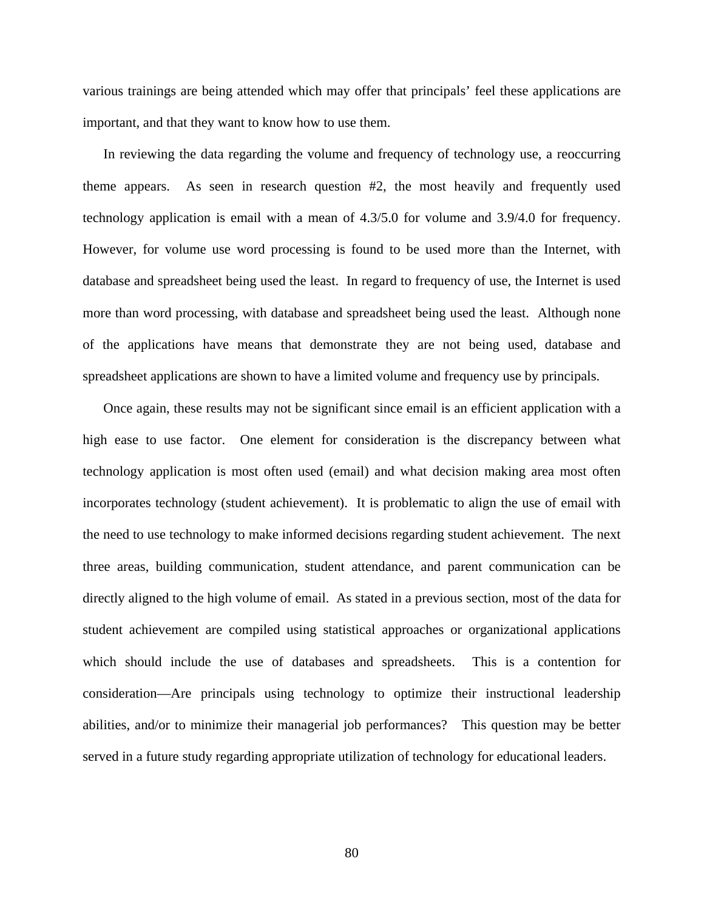various trainings are being attended which may offer that principals' feel these applications are important, and that they want to know how to use them.

In reviewing the data regarding the volume and frequency of technology use, a reoccurring theme appears. As seen in research question #2, the most heavily and frequently used technology application is email with a mean of 4.3/5.0 for volume and 3.9/4.0 for frequency. However, for volume use word processing is found to be used more than the Internet, with database and spreadsheet being used the least. In regard to frequency of use, the Internet is used more than word processing, with database and spreadsheet being used the least. Although none of the applications have means that demonstrate they are not being used, database and spreadsheet applications are shown to have a limited volume and frequency use by principals.

Once again, these results may not be significant since email is an efficient application with a high ease to use factor. One element for consideration is the discrepancy between what technology application is most often used (email) and what decision making area most often incorporates technology (student achievement). It is problematic to align the use of email with the need to use technology to make informed decisions regarding student achievement. The next three areas, building communication, student attendance, and parent communication can be directly aligned to the high volume of email. As stated in a previous section, most of the data for student achievement are compiled using statistical approaches or organizational applications which should include the use of databases and spreadsheets. This is a contention for consideration—Are principals using technology to optimize their instructional leadership abilities, and/or to minimize their managerial job performances? This question may be better served in a future study regarding appropriate utilization of technology for educational leaders.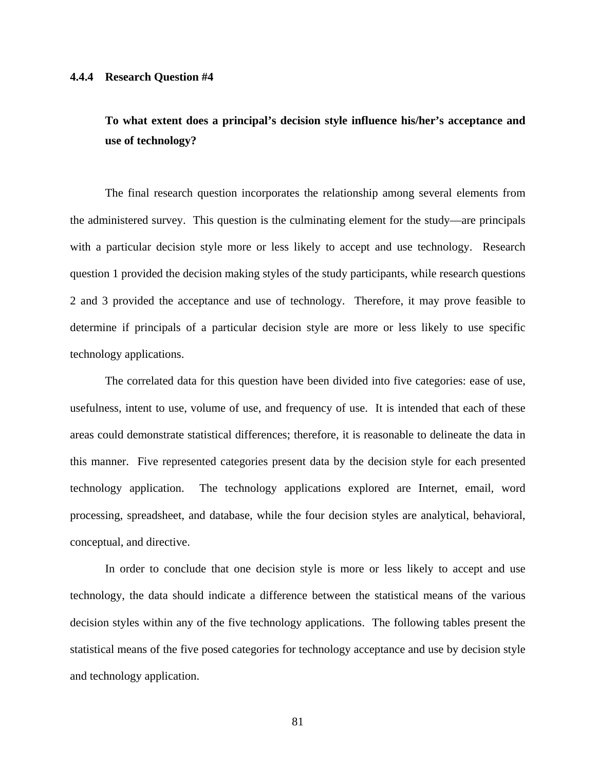#### 4.4.4 Research Question #4

**To what extent does a principal's decision style influence his/her's acceptance and use of technology?**

The final research question incorporates the relationship among several elements from the administered survey. This question is the culminating element for the study—are principals with a particular decision style more or less likely to accept and use technology. Research question 1 provided the decision making styles of the study participants, while research questions 2 and 3 provided the acceptance and use of technology. Therefore, it may prove feasible to determine if principals of a particular decision style are more or less likely to use specific technology applications.

The correlated data for this question have been divided into five categories: ease of use, usefulness, intent to use, volume of use, and frequency of use. It is intended that each of these areas could demonstrate statistical differences; therefore, it is reasonable to delineate the data in this manner. Five represented categories present data by the decision style for each presented technology application. The technology applications explored are Internet, email, word processing, spreadsheet, and database, while the four decision styles are analytical, behavioral, conceptual, and directive.

In order to conclude that one decision style is more or less likely to accept and use technology, the data should indicate a difference between the statistical means of the various decision styles within any of the five technology applications. The following tables present the statistical means of the five posed categories for technology acceptance and use by decision style and technology application.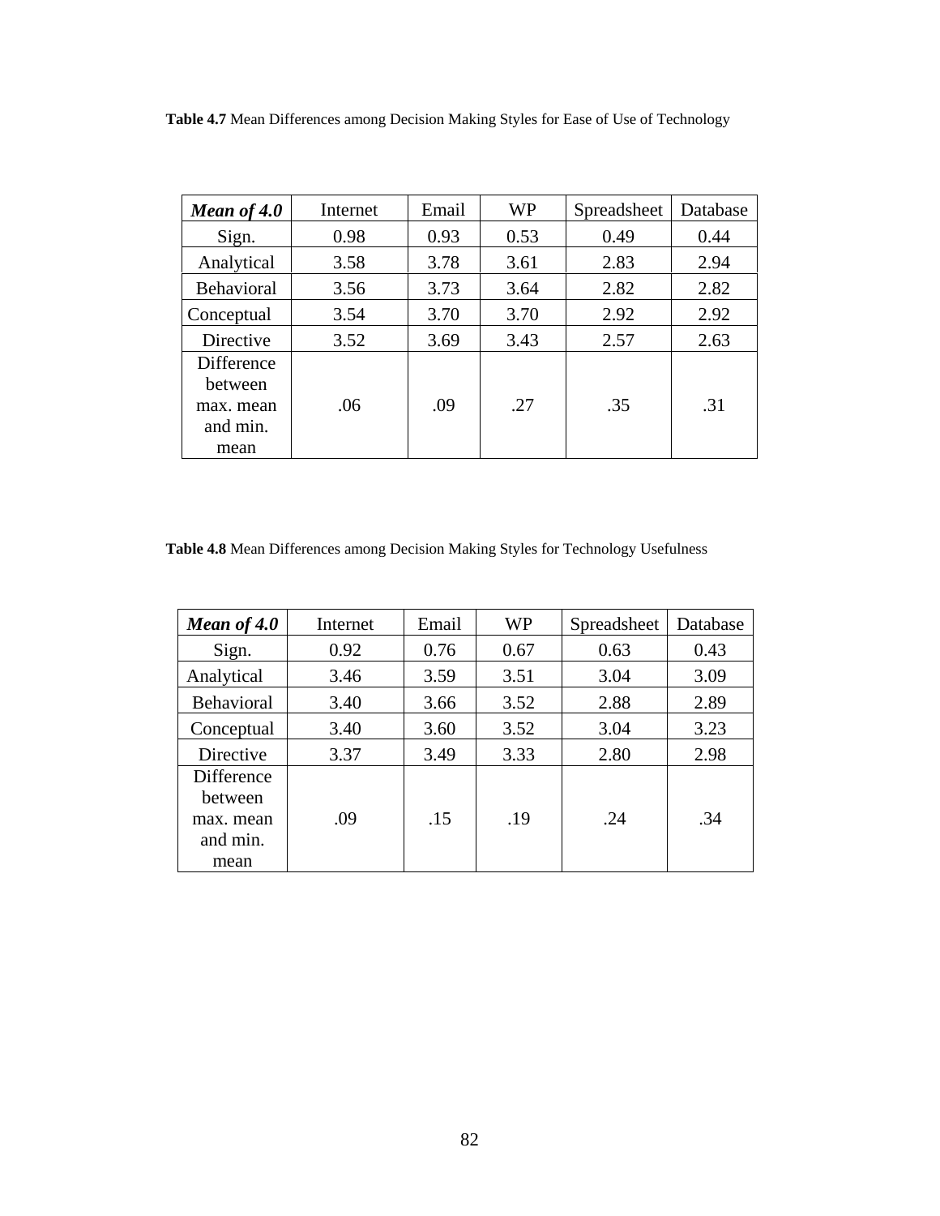**Table 4.7** Mean Differences among Decision Making Styles for Ease of Use of Technology

| ***Mean of 4.0*** | Internet | Email | WP | Spreadsheet | Database |
|---|---|---|---|---|---|
| Sign. | 0.98 | 0.93 | 0.53 | 0.49 | 0.44 |
| Analytical | 3.58 | 3.78 | 3.61 | 2.83 | 2.94 |
| Behavioral | 3.56 | 3.73 | 3.64 | 2.82 | 2.82 |
| Conceptual | 3.54 | 3.70 | 3.70 | 2.92 | 2.92 |
| Directive | 3.52 | 3.69 | 3.43 | 2.57 | 2.63 |
| Difference between max. mean and min. mean | .06 | .09 | .27 | .35 | .31 |

**Table 4.8** Mean Differences among Decision Making Styles for Technology Usefulness

| ***Mean of 4.0*** | Internet | Email | WP | Spreadsheet | Database |
|---|---|---|---|---|---|
| Sign. | 0.92 | 0.76 | 0.67 | 0.63 | 0.43 |
| Analytical | 3.46 | 3.59 | 3.51 | 3.04 | 3.09 |
| Behavioral | 3.40 | 3.66 | 3.52 | 2.88 | 2.89 |
| Conceptual | 3.40 | 3.60 | 3.52 | 3.04 | 3.23 |
| Directive | 3.37 | 3.49 | 3.33 | 2.80 | 2.98 |
| Difference between max. mean and min. mean | .09 | .15 | .19 | .24 | .34 |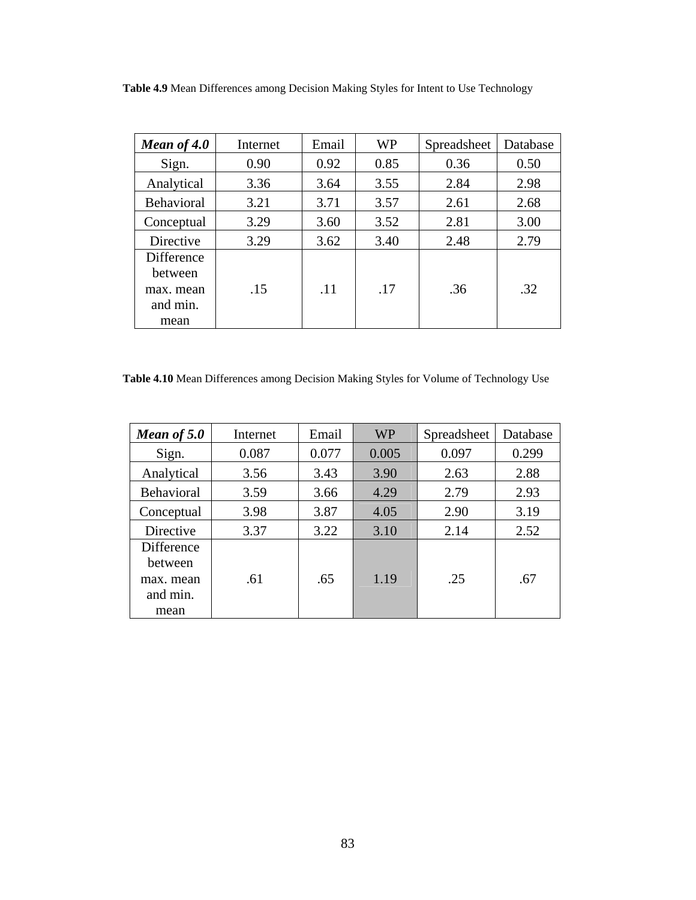**Table 4.9** Mean Differences among Decision Making Styles for Intent to Use Technology

| ***Mean of 4.0*** | Internet | Email | WP | Spreadsheet | Database |
|---|---|---|---|---|---|
| Sign. | 0.90 | 0.92 | 0.85 | 0.36 | 0.50 |
| Analytical | 3.36 | 3.64 | 3.55 | 2.84 | 2.98 |
| Behavioral | 3.21 | 3.71 | 3.57 | 2.61 | 2.68 |
| Conceptual | 3.29 | 3.60 | 3.52 | 2.81 | 3.00 |
| Directive | 3.29 | 3.62 | 3.40 | 2.48 | 2.79 |
| Difference between max. mean and min. mean | .15 | .11 | .17 | .36 | .32 |

**Table 4.10** Mean Differences among Decision Making Styles for Volume of Technology Use

| ***Mean of 5.0*** | Internet | Email | WP | Spreadsheet | Database |
|---|---|---|---|---|---|
| Sign. | 0.087 | 0.077 | 0.005 | 0.097 | 0.299 |
| Analytical | 3.56 | 3.43 | 3.90 | 2.63 | 2.88 |
| Behavioral | 3.59 | 3.66 | 4.29 | 2.79 | 2.93 |
| Conceptual | 3.98 | 3.87 | 4.05 | 2.90 | 3.19 |
| Directive | 3.37 | 3.22 | 3.10 | 2.14 | 2.52 |
| Difference between max. mean and min. mean | .61 | .65 | 1.19 | .25 | .67 |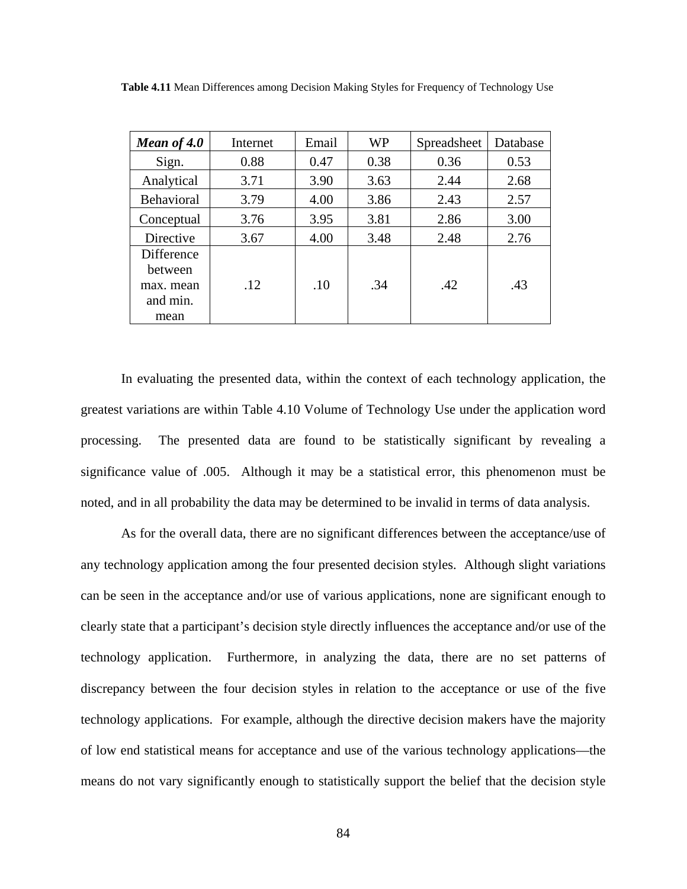**Table 4.11** Mean Differences among Decision Making Styles for Frequency of Technology Use

| ***Mean of 4.0*** | Internet | Email | WP | Spreadsheet | Database |
|---|---|---|---|---|---|
| Sign. | 0.88 | 0.47 | 0.38 | 0.36 | 0.53 |
| Analytical | 3.71 | 3.90 | 3.63 | 2.44 | 2.68 |
| Behavioral | 3.79 | 4.00 | 3.86 | 2.43 | 2.57 |
| Conceptual | 3.76 | 3.95 | 3.81 | 2.86 | 3.00 |
| Directive | 3.67 | 4.00 | 3.48 | 2.48 | 2.76 |
| Difference between max. mean and min. mean | .12 | .10 | .34 | .42 | .43 |

In evaluating the presented data, within the context of each technology application, the greatest variations are within Table 4.10 Volume of Technology Use under the application word processing. The presented data are found to be statistically significant by revealing a significance value of .005. Although it may be a statistical error, this phenomenon must be noted, and in all probability the data may be determined to be invalid in terms of data analysis.

As for the overall data, there are no significant differences between the acceptance/use of any technology application among the four presented decision styles. Although slight variations can be seen in the acceptance and/or use of various applications, none are significant enough to clearly state that a participant's decision style directly influences the acceptance and/or use of the technology application. Furthermore, in analyzing the data, there are no set patterns of discrepancy between the four decision styles in relation to the acceptance or use of the five technology applications. For example, although the directive decision makers have the majority of low end statistical means for acceptance and use of the various technology applications—the means do not vary significantly enough to statistically support the belief that the decision style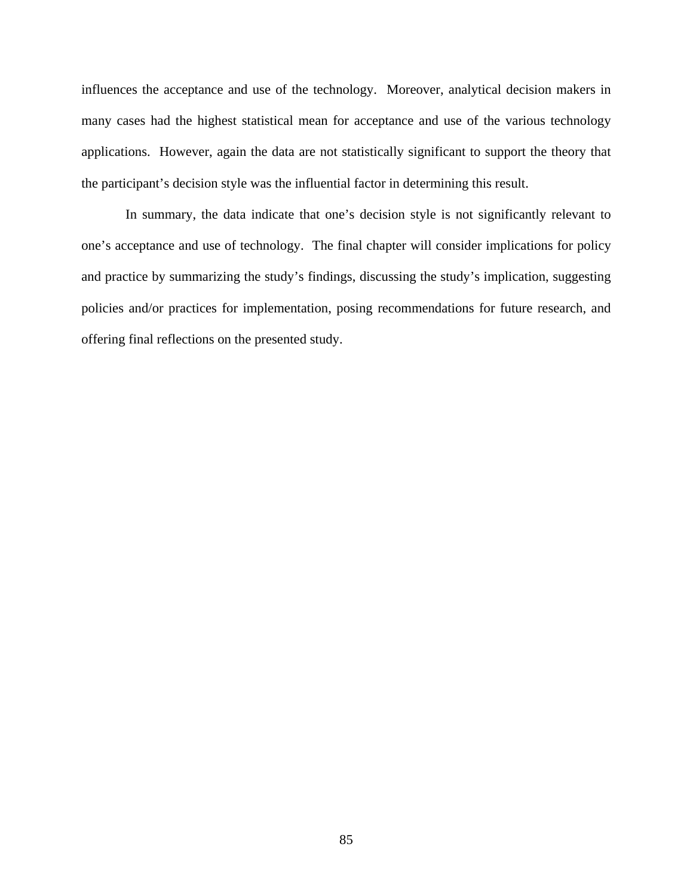influences the acceptance and use of the technology.  Moreover, analytical decision makers in many cases had the highest statistical mean for acceptance and use of the various technology applications.  However, again the data are not statistically significant to support the theory that the participant's decision style was the influential factor in determining this result.

In summary, the data indicate that one's decision style is not significantly relevant to one's acceptance and use of technology.  The final chapter will consider implications for policy and practice by summarizing the study's findings, discussing the study's implication, suggesting policies and/or practices for implementation, posing recommendations for future research, and offering final reflections on the presented study.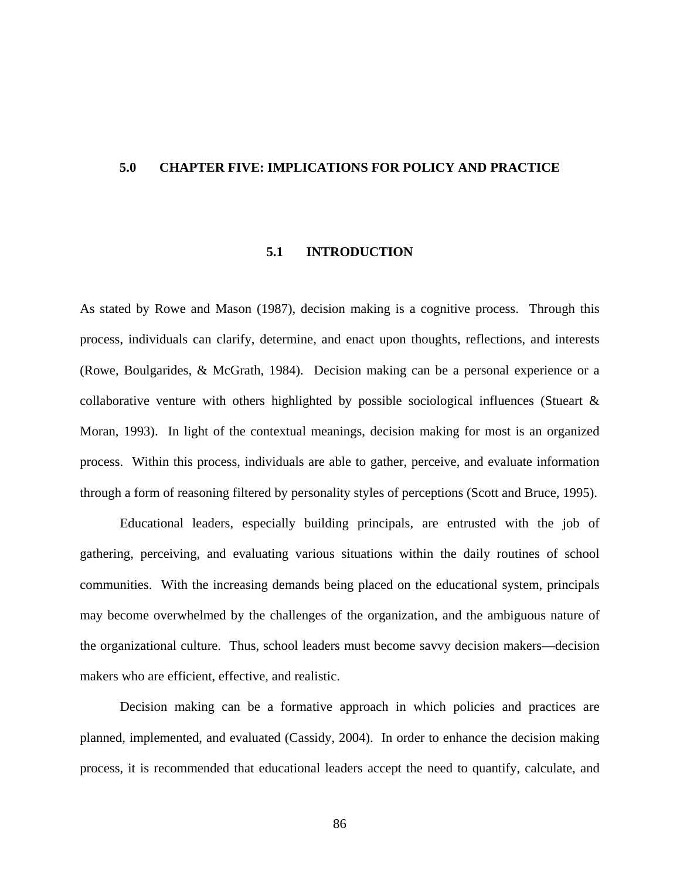# 5.0 CHAPTER FIVE: IMPLICATIONS FOR POLICY AND PRACTICE

## 5.1 INTRODUCTION

As stated by Rowe and Mason (1987), decision making is a cognitive process. Through this process, individuals can clarify, determine, and enact upon thoughts, reflections, and interests (Rowe, Boulgarides, & McGrath, 1984). Decision making can be a personal experience or a collaborative venture with others highlighted by possible sociological influences (Stueart & Moran, 1993). In light of the contextual meanings, decision making for most is an organized process. Within this process, individuals are able to gather, perceive, and evaluate information through a form of reasoning filtered by personality styles of perceptions (Scott and Bruce, 1995).

Educational leaders, especially building principals, are entrusted with the job of gathering, perceiving, and evaluating various situations within the daily routines of school communities. With the increasing demands being placed on the educational system, principals may become overwhelmed by the challenges of the organization, and the ambiguous nature of the organizational culture. Thus, school leaders must become savvy decision makers—decision makers who are efficient, effective, and realistic.

Decision making can be a formative approach in which policies and practices are planned, implemented, and evaluated (Cassidy, 2004). In order to enhance the decision making process, it is recommended that educational leaders accept the need to quantify, calculate, and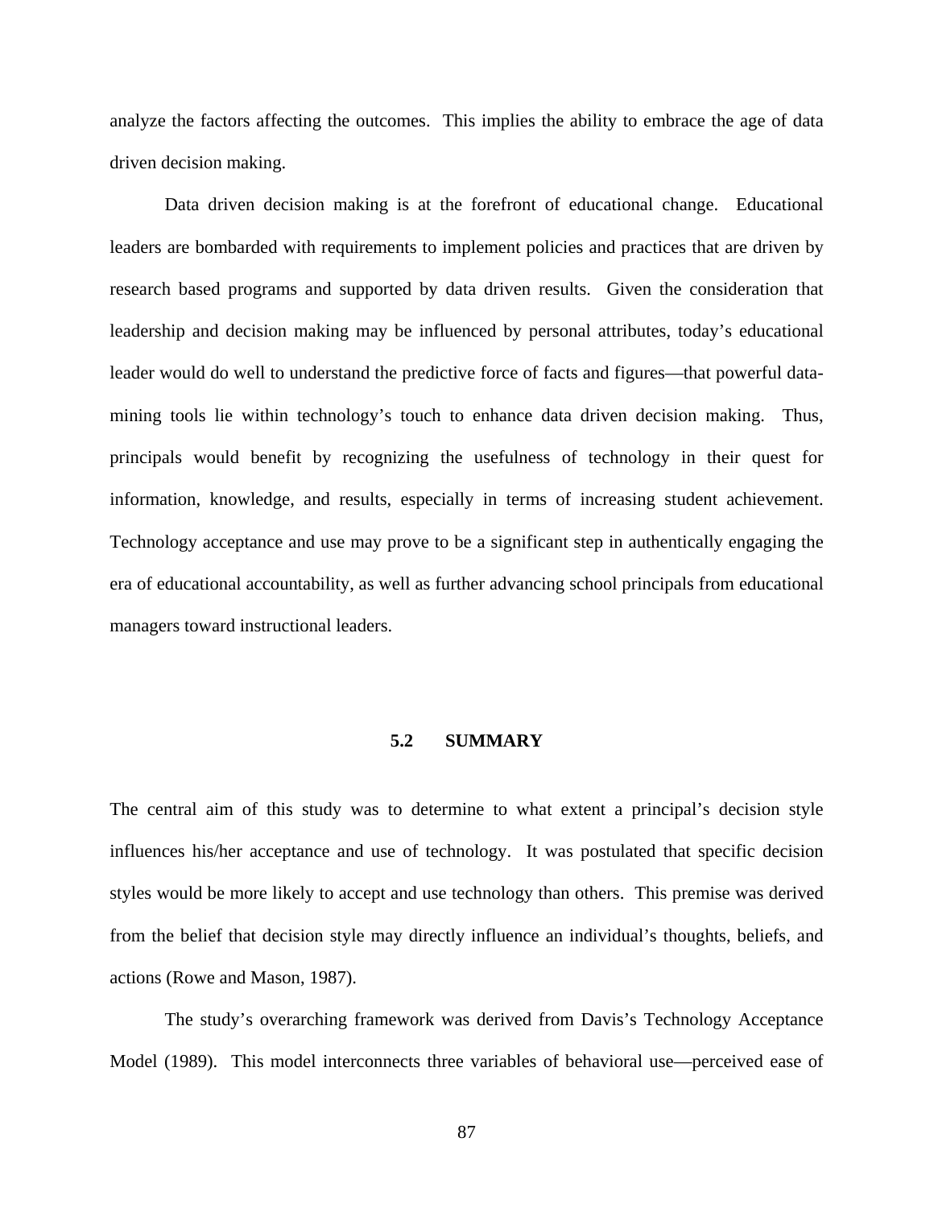analyze the factors affecting the outcomes. This implies the ability to embrace the age of data driven decision making.

Data driven decision making is at the forefront of educational change. Educational leaders are bombarded with requirements to implement policies and practices that are driven by research based programs and supported by data driven results. Given the consideration that leadership and decision making may be influenced by personal attributes, today's educational leader would do well to understand the predictive force of facts and figures—that powerful data-mining tools lie within technology's touch to enhance data driven decision making. Thus, principals would benefit by recognizing the usefulness of technology in their quest for information, knowledge, and results, especially in terms of increasing student achievement. Technology acceptance and use may prove to be a significant step in authentically engaging the era of educational accountability, as well as further advancing school principals from educational managers toward instructional leaders.

## 5.2 SUMMARY

The central aim of this study was to determine to what extent a principal's decision style influences his/her acceptance and use of technology. It was postulated that specific decision styles would be more likely to accept and use technology than others. This premise was derived from the belief that decision style may directly influence an individual's thoughts, beliefs, and actions (Rowe and Mason, 1987).

The study's overarching framework was derived from Davis's Technology Acceptance Model (1989). This model interconnects three variables of behavioral use—perceived ease of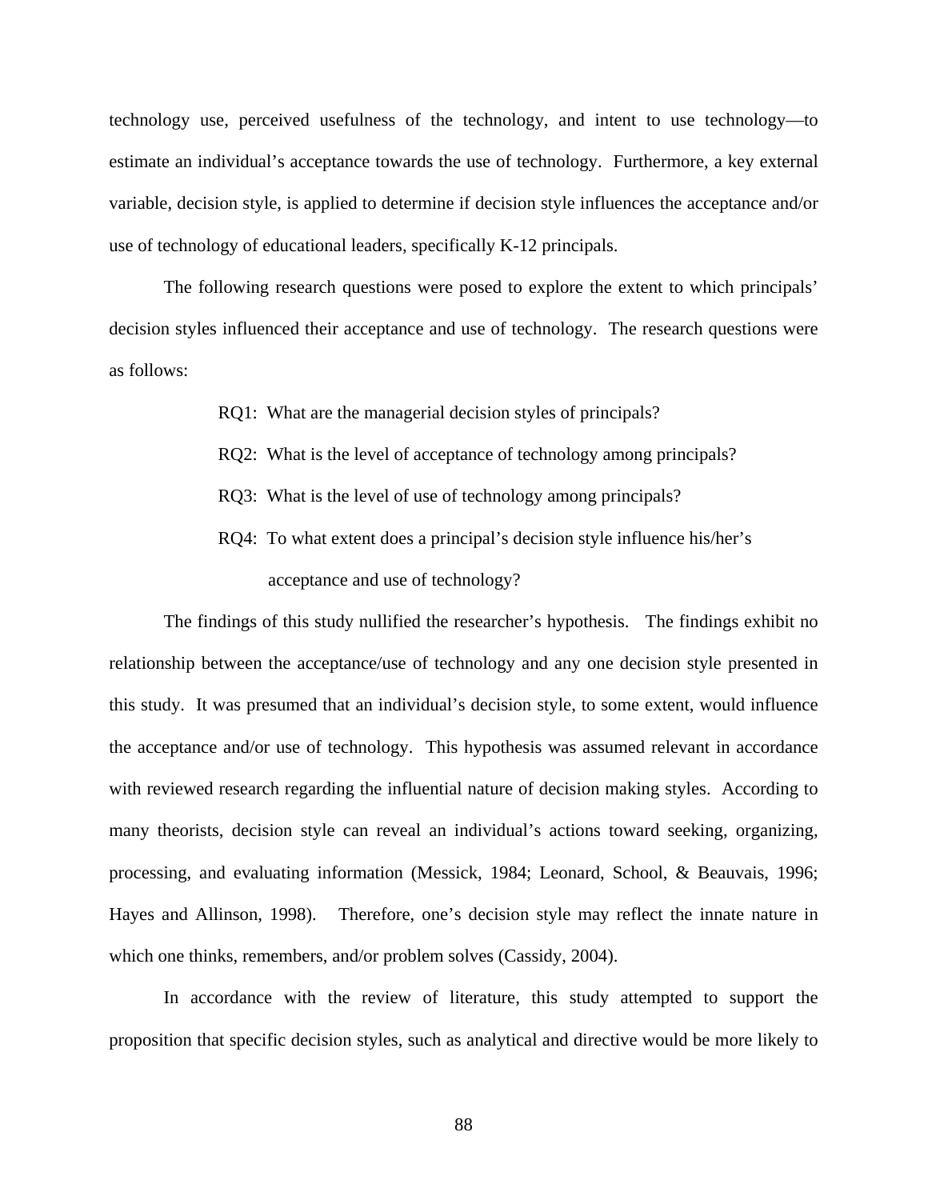technology use, perceived usefulness of the technology, and intent to use technology—to estimate an individual's acceptance towards the use of technology. Furthermore, a key external variable, decision style, is applied to determine if decision style influences the acceptance and/or use of technology of educational leaders, specifically K-12 principals.

The following research questions were posed to explore the extent to which principals' decision styles influenced their acceptance and use of technology. The research questions were as follows:

> RQ1: What are the managerial decision styles of principals?
>
> RQ2: What is the level of acceptance of technology among principals?
>
> RQ3: What is the level of use of technology among principals?
>
> RQ4: To what extent does a principal's decision style influence his/her's acceptance and use of technology?

The findings of this study nullified the researcher's hypothesis. The findings exhibit no relationship between the acceptance/use of technology and any one decision style presented in this study. It was presumed that an individual's decision style, to some extent, would influence the acceptance and/or use of technology. This hypothesis was assumed relevant in accordance with reviewed research regarding the influential nature of decision making styles. According to many theorists, decision style can reveal an individual's actions toward seeking, organizing, processing, and evaluating information (Messick, 1984; Leonard, School, & Beauvais, 1996; Hayes and Allinson, 1998). Therefore, one's decision style may reflect the innate nature in which one thinks, remembers, and/or problem solves (Cassidy, 2004).

In accordance with the review of literature, this study attempted to support the proposition that specific decision styles, such as analytical and directive would be more likely to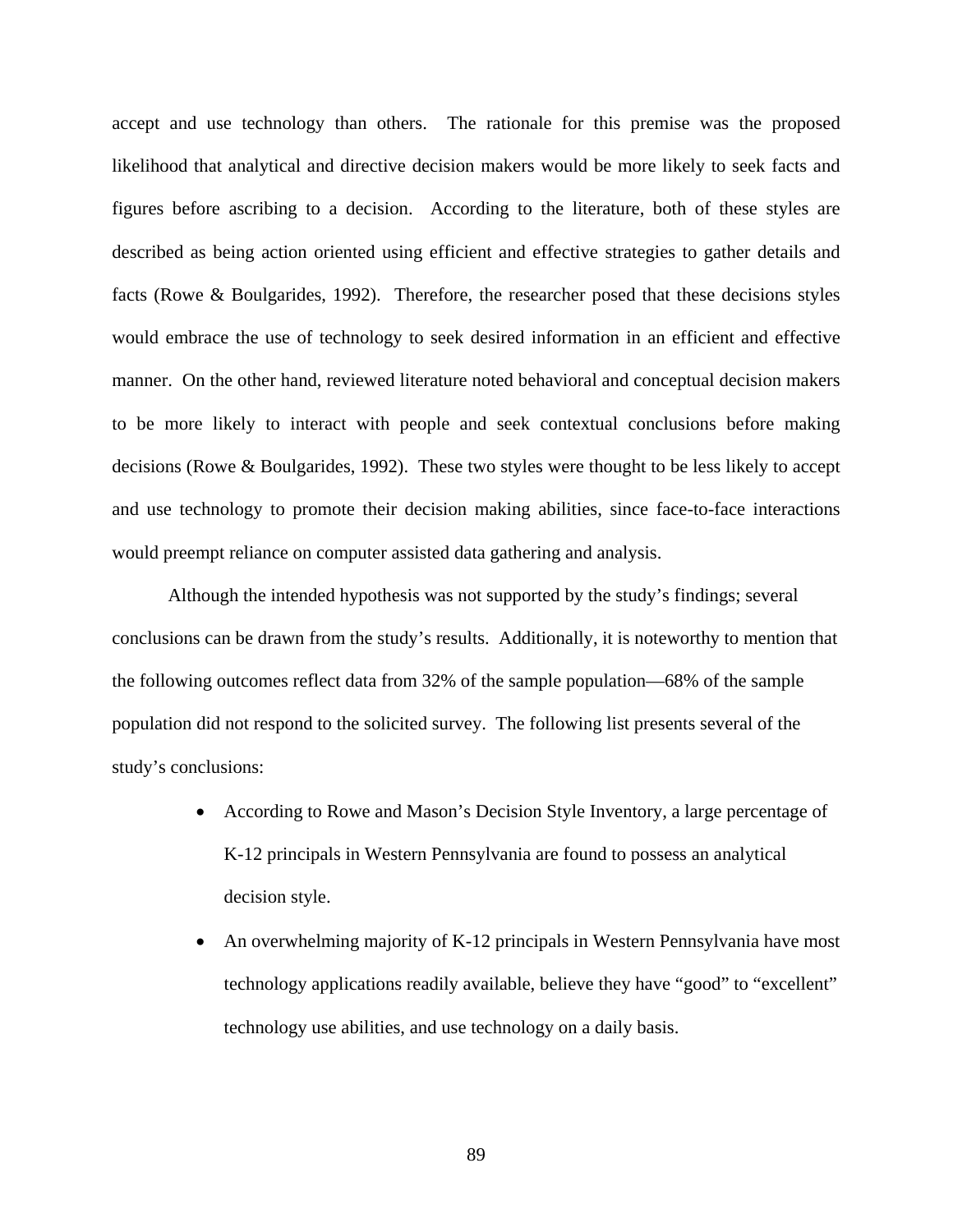accept and use technology than others. The rationale for this premise was the proposed likelihood that analytical and directive decision makers would be more likely to seek facts and figures before ascribing to a decision. According to the literature, both of these styles are described as being action oriented using efficient and effective strategies to gather details and facts (Rowe & Boulgarides, 1992). Therefore, the researcher posed that these decisions styles would embrace the use of technology to seek desired information in an efficient and effective manner. On the other hand, reviewed literature noted behavioral and conceptual decision makers to be more likely to interact with people and seek contextual conclusions before making decisions (Rowe & Boulgarides, 1992). These two styles were thought to be less likely to accept and use technology to promote their decision making abilities, since face-to-face interactions would preempt reliance on computer assisted data gathering and analysis.

Although the intended hypothesis was not supported by the study's findings; several conclusions can be drawn from the study's results. Additionally, it is noteworthy to mention that the following outcomes reflect data from 32% of the sample population—68% of the sample population did not respond to the solicited survey. The following list presents several of the study's conclusions:

- According to Rowe and Mason's Decision Style Inventory, a large percentage of K-12 principals in Western Pennsylvania are found to possess an analytical decision style.
- An overwhelming majority of K-12 principals in Western Pennsylvania have most technology applications readily available, believe they have "good" to "excellent" technology use abilities, and use technology on a daily basis.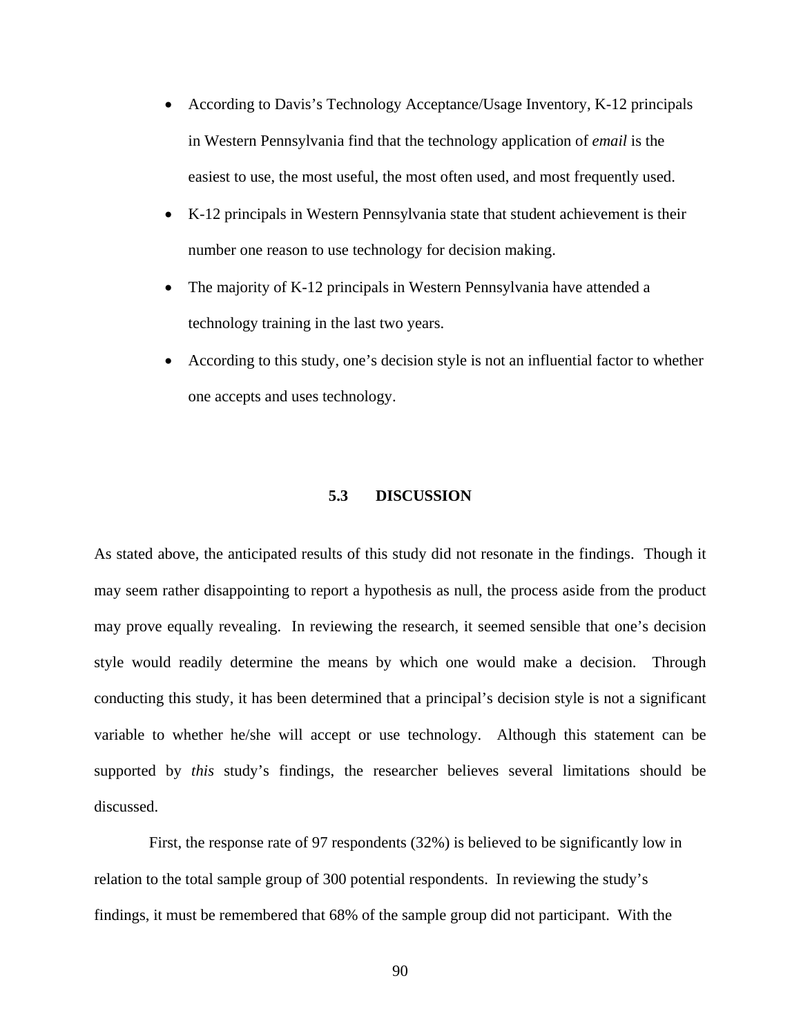- According to Davis's Technology Acceptance/Usage Inventory, K-12 principals in Western Pennsylvania find that the technology application of *email* is the easiest to use, the most useful, the most often used, and most frequently used.
- K-12 principals in Western Pennsylvania state that student achievement is their number one reason to use technology for decision making.
- The majority of K-12 principals in Western Pennsylvania have attended a technology training in the last two years.
- According to this study, one's decision style is not an influential factor to whether one accepts and uses technology.

## 5.3 DISCUSSION

As stated above, the anticipated results of this study did not resonate in the findings. Though it may seem rather disappointing to report a hypothesis as null, the process aside from the product may prove equally revealing. In reviewing the research, it seemed sensible that one's decision style would readily determine the means by which one would make a decision. Through conducting this study, it has been determined that a principal's decision style is not a significant variable to whether he/she will accept or use technology. Although this statement can be supported by *this* study's findings, the researcher believes several limitations should be discussed.

First, the response rate of 97 respondents (32%) is believed to be significantly low in relation to the total sample group of 300 potential respondents. In reviewing the study's findings, it must be remembered that 68% of the sample group did not participant. With the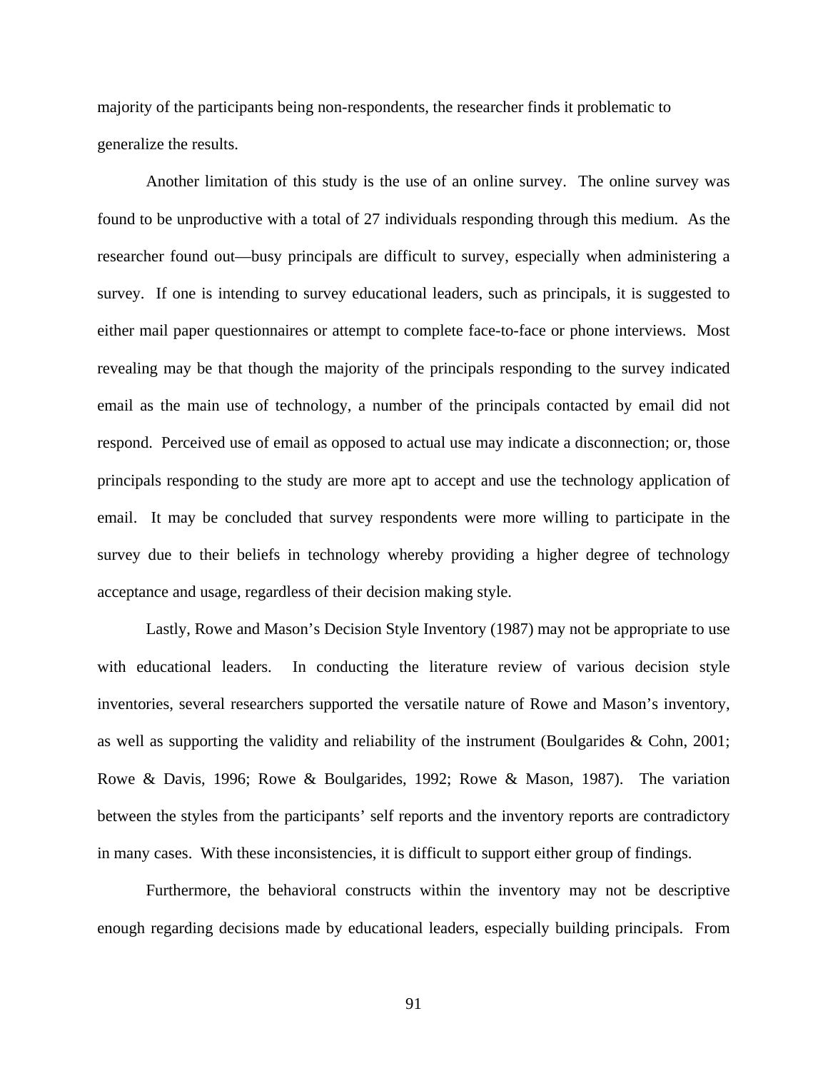majority of the participants being non-respondents, the researcher finds it problematic to generalize the results.

Another limitation of this study is the use of an online survey. The online survey was found to be unproductive with a total of 27 individuals responding through this medium. As the researcher found out—busy principals are difficult to survey, especially when administering a survey. If one is intending to survey educational leaders, such as principals, it is suggested to either mail paper questionnaires or attempt to complete face-to-face or phone interviews. Most revealing may be that though the majority of the principals responding to the survey indicated email as the main use of technology, a number of the principals contacted by email did not respond. Perceived use of email as opposed to actual use may indicate a disconnection; or, those principals responding to the study are more apt to accept and use the technology application of email. It may be concluded that survey respondents were more willing to participate in the survey due to their beliefs in technology whereby providing a higher degree of technology acceptance and usage, regardless of their decision making style.

Lastly, Rowe and Mason's Decision Style Inventory (1987) may not be appropriate to use with educational leaders. In conducting the literature review of various decision style inventories, several researchers supported the versatile nature of Rowe and Mason's inventory, as well as supporting the validity and reliability of the instrument (Boulgarides & Cohn, 2001; Rowe & Davis, 1996; Rowe & Boulgarides, 1992; Rowe & Mason, 1987). The variation between the styles from the participants' self reports and the inventory reports are contradictory in many cases. With these inconsistencies, it is difficult to support either group of findings.

Furthermore, the behavioral constructs within the inventory may not be descriptive enough regarding decisions made by educational leaders, especially building principals. From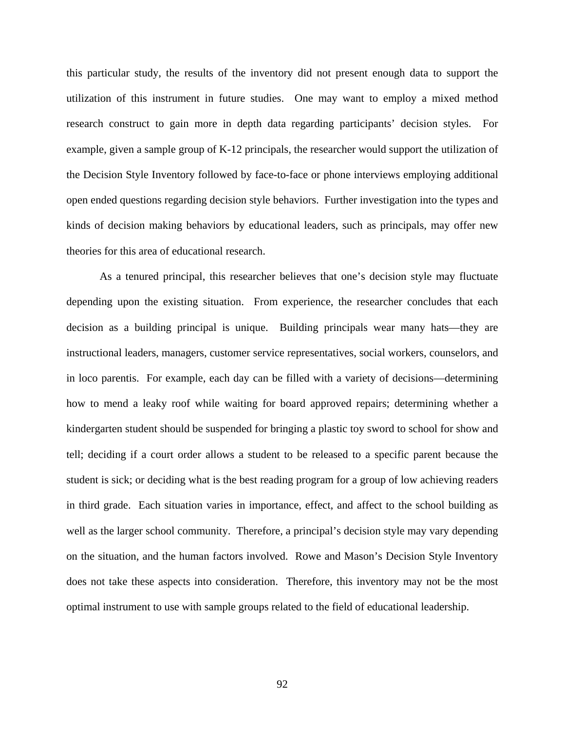this particular study, the results of the inventory did not present enough data to support the utilization of this instrument in future studies. One may want to employ a mixed method research construct to gain more in depth data regarding participants' decision styles. For example, given a sample group of K-12 principals, the researcher would support the utilization of the Decision Style Inventory followed by face-to-face or phone interviews employing additional open ended questions regarding decision style behaviors. Further investigation into the types and kinds of decision making behaviors by educational leaders, such as principals, may offer new theories for this area of educational research.

As a tenured principal, this researcher believes that one's decision style may fluctuate depending upon the existing situation. From experience, the researcher concludes that each decision as a building principal is unique. Building principals wear many hats—they are instructional leaders, managers, customer service representatives, social workers, counselors, and in loco parentis. For example, each day can be filled with a variety of decisions—determining how to mend a leaky roof while waiting for board approved repairs; determining whether a kindergarten student should be suspended for bringing a plastic toy sword to school for show and tell; deciding if a court order allows a student to be released to a specific parent because the student is sick; or deciding what is the best reading program for a group of low achieving readers in third grade. Each situation varies in importance, effect, and affect to the school building as well as the larger school community. Therefore, a principal's decision style may vary depending on the situation, and the human factors involved. Rowe and Mason's Decision Style Inventory does not take these aspects into consideration. Therefore, this inventory may not be the most optimal instrument to use with sample groups related to the field of educational leadership.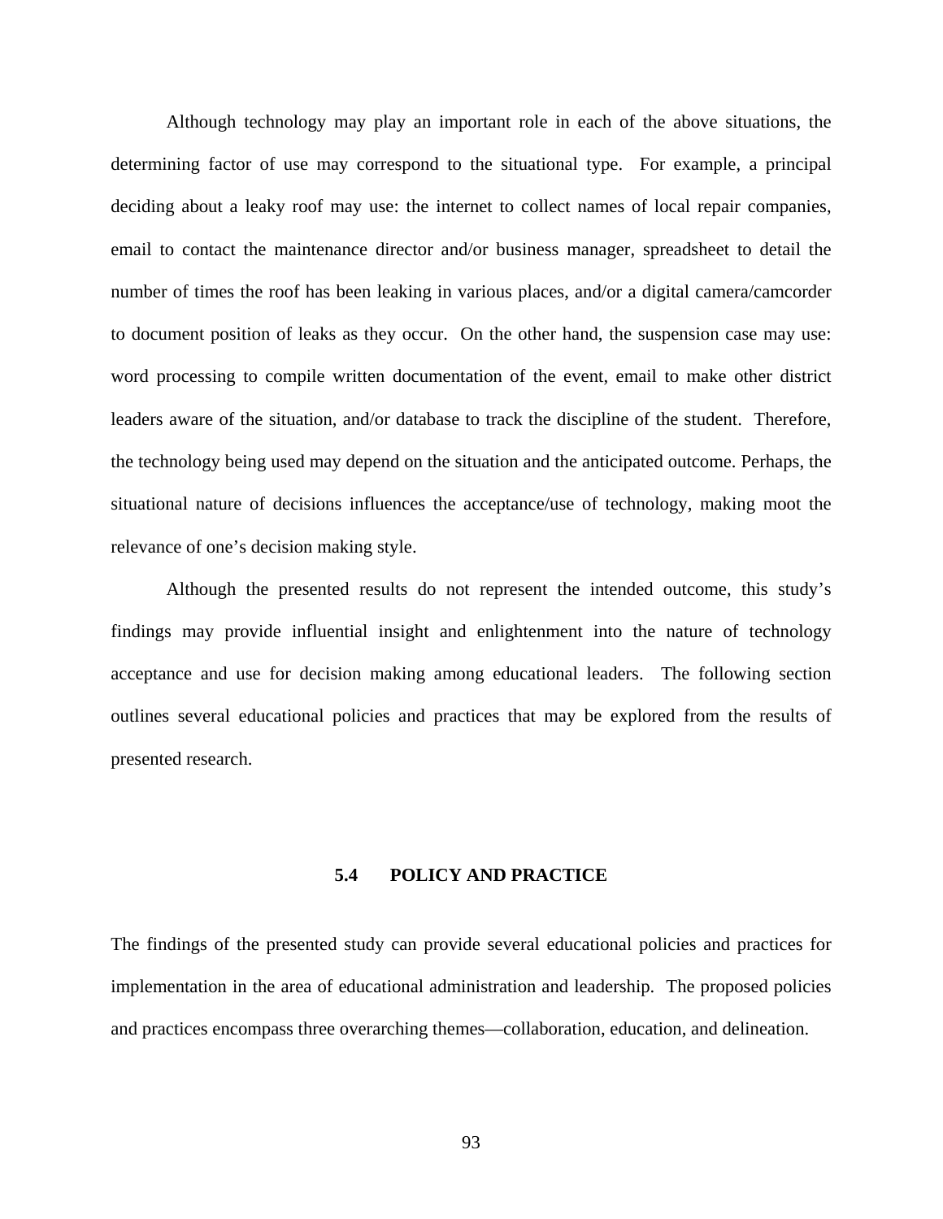Although technology may play an important role in each of the above situations, the determining factor of use may correspond to the situational type. For example, a principal deciding about a leaky roof may use: the internet to collect names of local repair companies, email to contact the maintenance director and/or business manager, spreadsheet to detail the number of times the roof has been leaking in various places, and/or a digital camera/camcorder to document position of leaks as they occur. On the other hand, the suspension case may use: word processing to compile written documentation of the event, email to make other district leaders aware of the situation, and/or database to track the discipline of the student. Therefore, the technology being used may depend on the situation and the anticipated outcome. Perhaps, the situational nature of decisions influences the acceptance/use of technology, making moot the relevance of one's decision making style.

Although the presented results do not represent the intended outcome, this study's findings may provide influential insight and enlightenment into the nature of technology acceptance and use for decision making among educational leaders. The following section outlines several educational policies and practices that may be explored from the results of presented research.

## 5.4 POLICY AND PRACTICE

The findings of the presented study can provide several educational policies and practices for implementation in the area of educational administration and leadership. The proposed policies and practices encompass three overarching themes—collaboration, education, and delineation.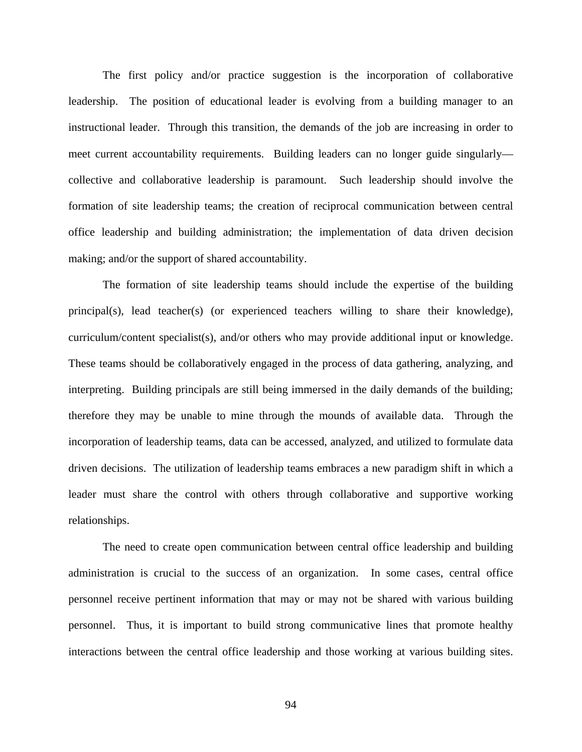The first policy and/or practice suggestion is the incorporation of collaborative leadership. The position of educational leader is evolving from a building manager to an instructional leader. Through this transition, the demands of the job are increasing in order to meet current accountability requirements. Building leaders can no longer guide singularly—collective and collaborative leadership is paramount. Such leadership should involve the formation of site leadership teams; the creation of reciprocal communication between central office leadership and building administration; the implementation of data driven decision making; and/or the support of shared accountability.

The formation of site leadership teams should include the expertise of the building principal(s), lead teacher(s) (or experienced teachers willing to share their knowledge), curriculum/content specialist(s), and/or others who may provide additional input or knowledge. These teams should be collaboratively engaged in the process of data gathering, analyzing, and interpreting. Building principals are still being immersed in the daily demands of the building; therefore they may be unable to mine through the mounds of available data. Through the incorporation of leadership teams, data can be accessed, analyzed, and utilized to formulate data driven decisions. The utilization of leadership teams embraces a new paradigm shift in which a leader must share the control with others through collaborative and supportive working relationships.

The need to create open communication between central office leadership and building administration is crucial to the success of an organization. In some cases, central office personnel receive pertinent information that may or may not be shared with various building personnel. Thus, it is important to build strong communicative lines that promote healthy interactions between the central office leadership and those working at various building sites.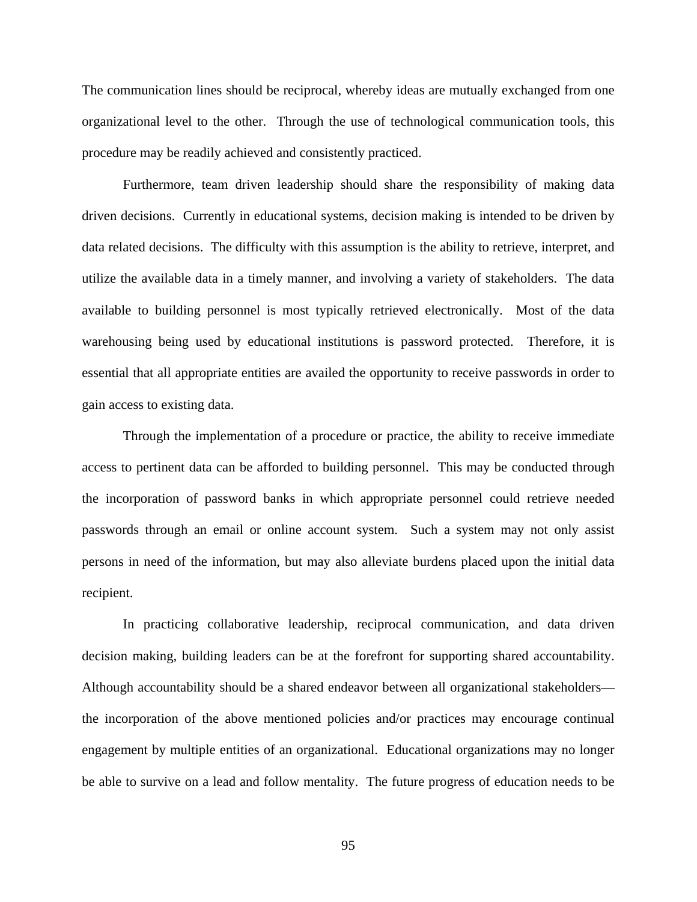The communication lines should be reciprocal, whereby ideas are mutually exchanged from one organizational level to the other. Through the use of technological communication tools, this procedure may be readily achieved and consistently practiced.

Furthermore, team driven leadership should share the responsibility of making data driven decisions. Currently in educational systems, decision making is intended to be driven by data related decisions. The difficulty with this assumption is the ability to retrieve, interpret, and utilize the available data in a timely manner, and involving a variety of stakeholders. The data available to building personnel is most typically retrieved electronically. Most of the data warehousing being used by educational institutions is password protected. Therefore, it is essential that all appropriate entities are availed the opportunity to receive passwords in order to gain access to existing data.

Through the implementation of a procedure or practice, the ability to receive immediate access to pertinent data can be afforded to building personnel. This may be conducted through the incorporation of password banks in which appropriate personnel could retrieve needed passwords through an email or online account system. Such a system may not only assist persons in need of the information, but may also alleviate burdens placed upon the initial data recipient.

In practicing collaborative leadership, reciprocal communication, and data driven decision making, building leaders can be at the forefront for supporting shared accountability. Although accountability should be a shared endeavor between all organizational stakeholders—the incorporation of the above mentioned policies and/or practices may encourage continual engagement by multiple entities of an organizational. Educational organizations may no longer be able to survive on a lead and follow mentality. The future progress of education needs to be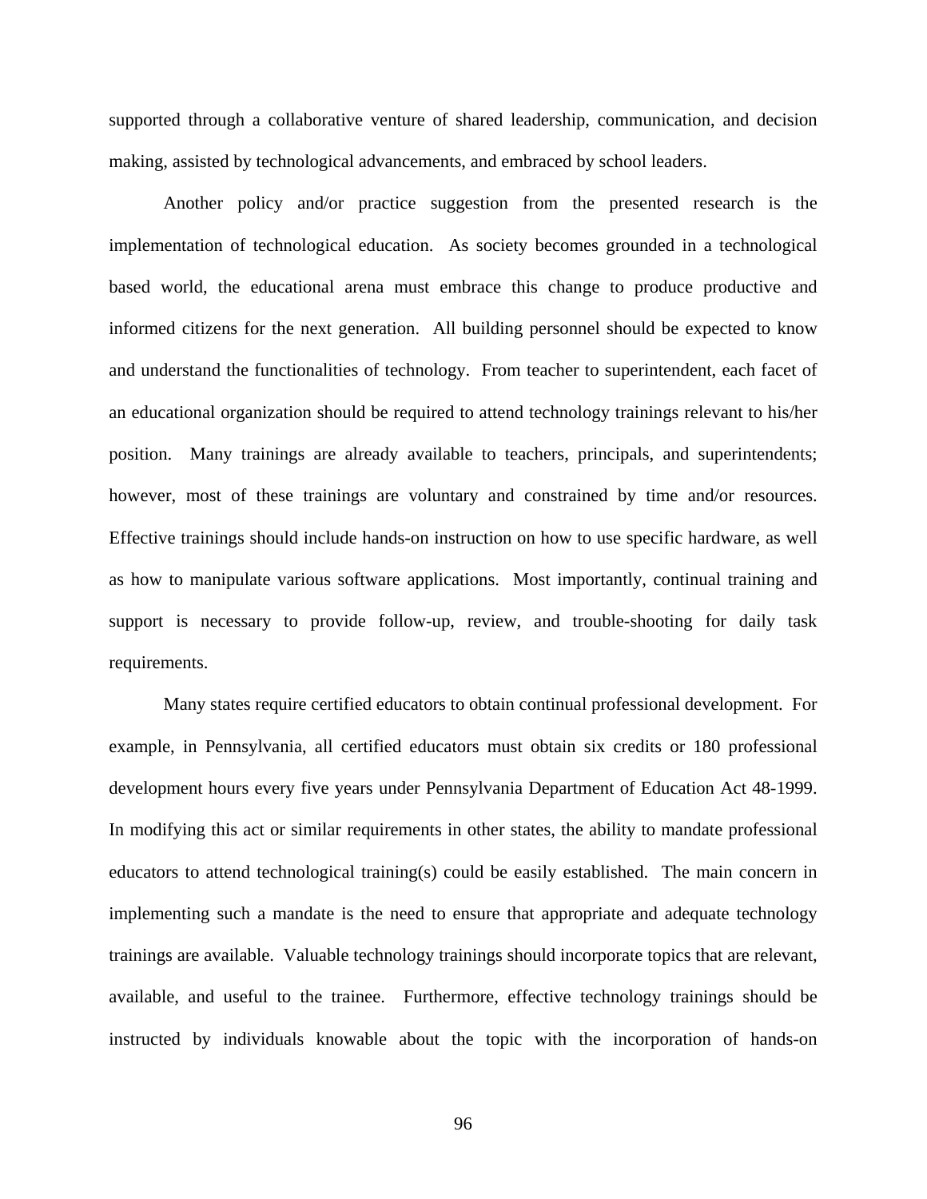supported through a collaborative venture of shared leadership, communication, and decision making, assisted by technological advancements, and embraced by school leaders.

Another policy and/or practice suggestion from the presented research is the implementation of technological education. As society becomes grounded in a technological based world, the educational arena must embrace this change to produce productive and informed citizens for the next generation. All building personnel should be expected to know and understand the functionalities of technology. From teacher to superintendent, each facet of an educational organization should be required to attend technology trainings relevant to his/her position. Many trainings are already available to teachers, principals, and superintendents; however, most of these trainings are voluntary and constrained by time and/or resources. Effective trainings should include hands-on instruction on how to use specific hardware, as well as how to manipulate various software applications. Most importantly, continual training and support is necessary to provide follow-up, review, and trouble-shooting for daily task requirements.

Many states require certified educators to obtain continual professional development. For example, in Pennsylvania, all certified educators must obtain six credits or 180 professional development hours every five years under Pennsylvania Department of Education Act 48-1999. In modifying this act or similar requirements in other states, the ability to mandate professional educators to attend technological training(s) could be easily established. The main concern in implementing such a mandate is the need to ensure that appropriate and adequate technology trainings are available. Valuable technology trainings should incorporate topics that are relevant, available, and useful to the trainee. Furthermore, effective technology trainings should be instructed by individuals knowable about the topic with the incorporation of hands-on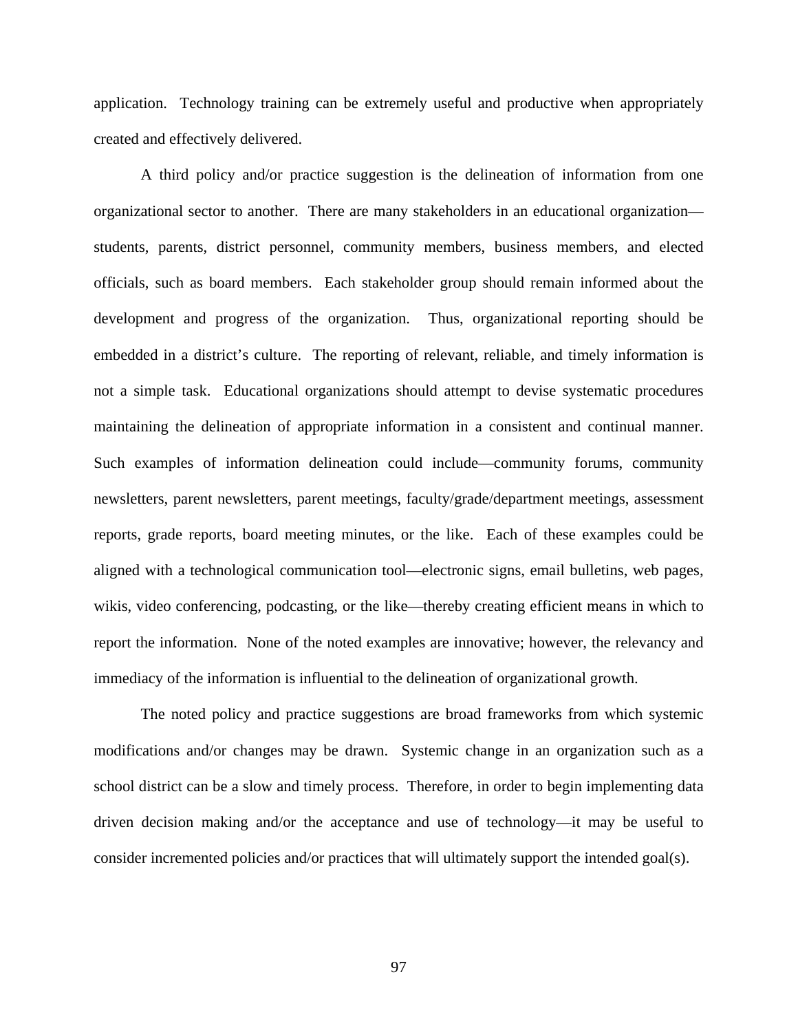application. Technology training can be extremely useful and productive when appropriately created and effectively delivered.

A third policy and/or practice suggestion is the delineation of information from one organizational sector to another. There are many stakeholders in an educational organization—students, parents, district personnel, community members, business members, and elected officials, such as board members. Each stakeholder group should remain informed about the development and progress of the organization. Thus, organizational reporting should be embedded in a district's culture. The reporting of relevant, reliable, and timely information is not a simple task. Educational organizations should attempt to devise systematic procedures maintaining the delineation of appropriate information in a consistent and continual manner. Such examples of information delineation could include—community forums, community newsletters, parent newsletters, parent meetings, faculty/grade/department meetings, assessment reports, grade reports, board meeting minutes, or the like. Each of these examples could be aligned with a technological communication tool—electronic signs, email bulletins, web pages, wikis, video conferencing, podcasting, or the like—thereby creating efficient means in which to report the information. None of the noted examples are innovative; however, the relevancy and immediacy of the information is influential to the delineation of organizational growth.

The noted policy and practice suggestions are broad frameworks from which systemic modifications and/or changes may be drawn. Systemic change in an organization such as a school district can be a slow and timely process. Therefore, in order to begin implementing data driven decision making and/or the acceptance and use of technology—it may be useful to consider incremented policies and/or practices that will ultimately support the intended goal(s).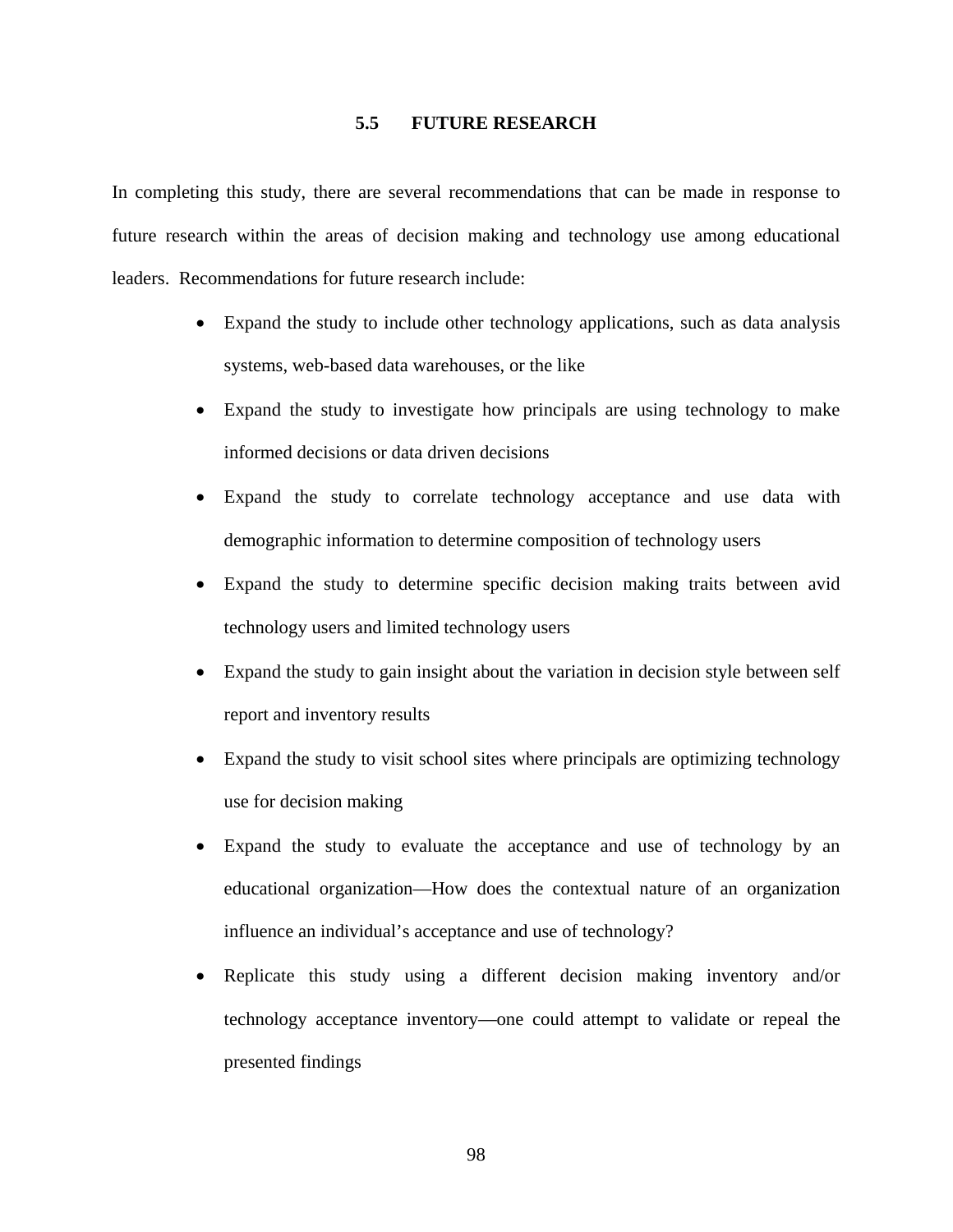## 5.5 FUTURE RESEARCH

In completing this study, there are several recommendations that can be made in response to future research within the areas of decision making and technology use among educational leaders. Recommendations for future research include:

- Expand the study to include other technology applications, such as data analysis systems, web-based data warehouses, or the like
- Expand the study to investigate how principals are using technology to make informed decisions or data driven decisions
- Expand the study to correlate technology acceptance and use data with demographic information to determine composition of technology users
- Expand the study to determine specific decision making traits between avid technology users and limited technology users
- Expand the study to gain insight about the variation in decision style between self report and inventory results
- Expand the study to visit school sites where principals are optimizing technology use for decision making
- Expand the study to evaluate the acceptance and use of technology by an educational organization—How does the contextual nature of an organization influence an individual's acceptance and use of technology?
- Replicate this study using a different decision making inventory and/or technology acceptance inventory—one could attempt to validate or repeal the presented findings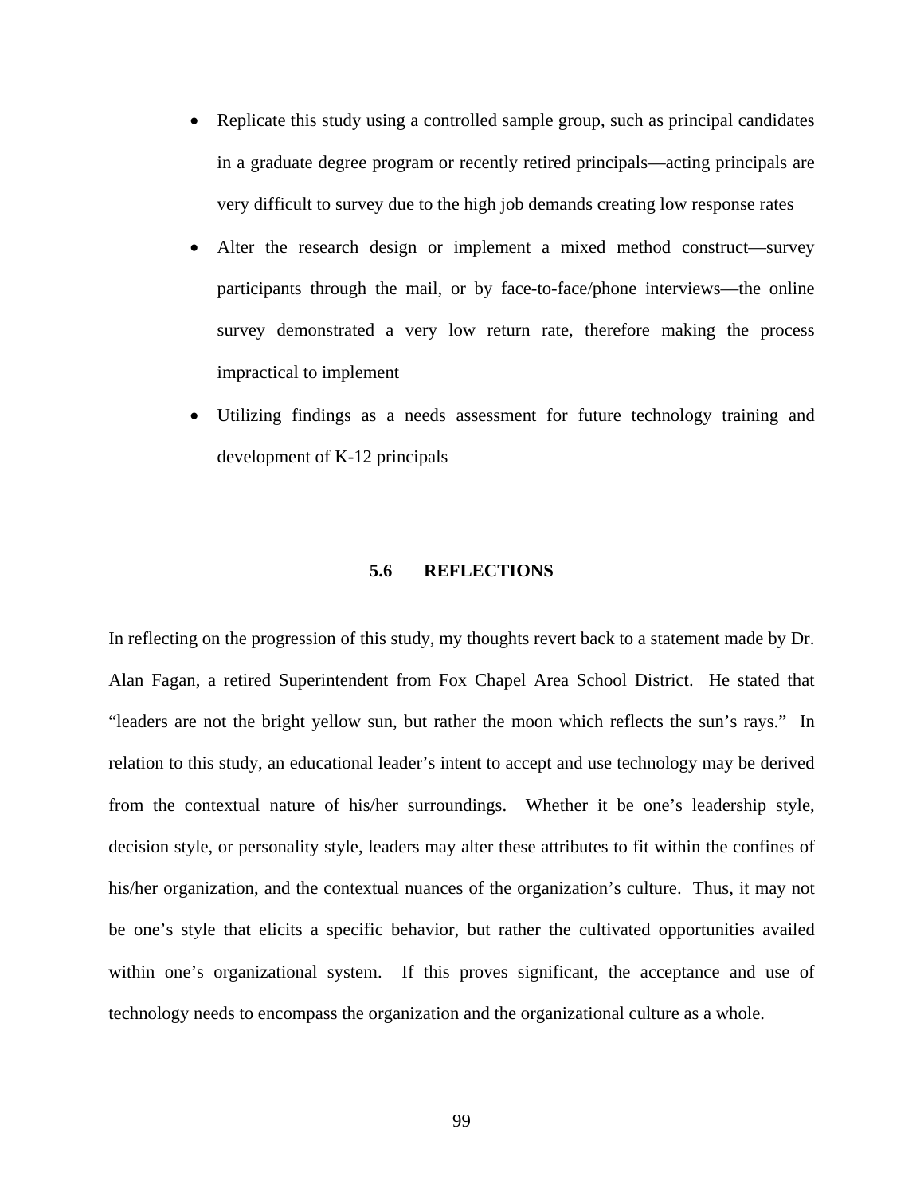- Replicate this study using a controlled sample group, such as principal candidates in a graduate degree program or recently retired principals—acting principals are very difficult to survey due to the high job demands creating low response rates
- Alter the research design or implement a mixed method construct—survey participants through the mail, or by face-to-face/phone interviews—the online survey demonstrated a very low return rate, therefore making the process impractical to implement
- Utilizing findings as a needs assessment for future technology training and development of K-12 principals

## 5.6 REFLECTIONS

In reflecting on the progression of this study, my thoughts revert back to a statement made by Dr. Alan Fagan, a retired Superintendent from Fox Chapel Area School District. He stated that "leaders are not the bright yellow sun, but rather the moon which reflects the sun's rays." In relation to this study, an educational leader's intent to accept and use technology may be derived from the contextual nature of his/her surroundings. Whether it be one's leadership style, decision style, or personality style, leaders may alter these attributes to fit within the confines of his/her organization, and the contextual nuances of the organization's culture. Thus, it may not be one's style that elicits a specific behavior, but rather the cultivated opportunities availed within one's organizational system. If this proves significant, the acceptance and use of technology needs to encompass the organization and the organizational culture as a whole.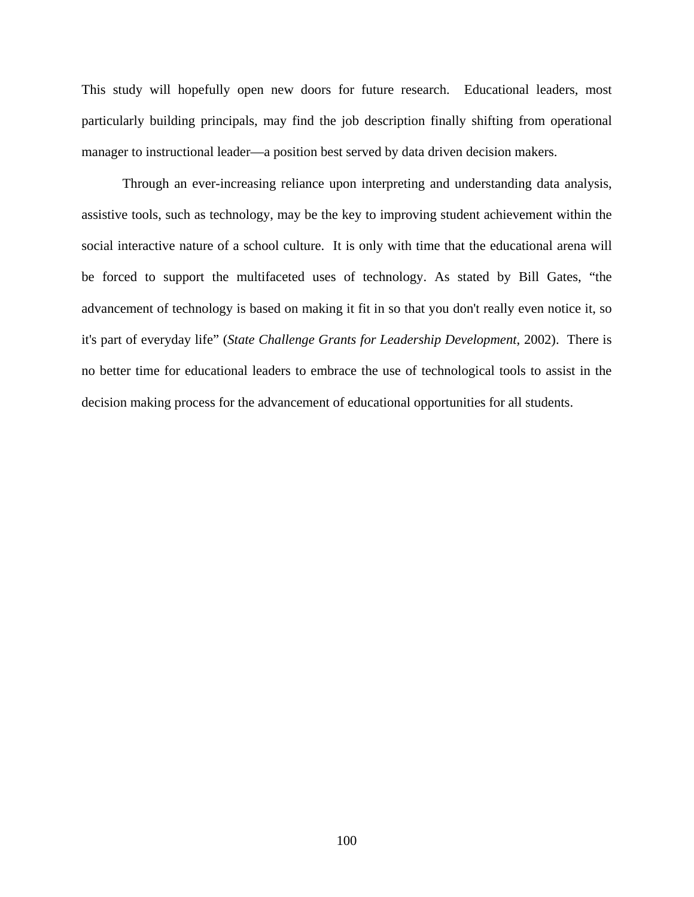This study will hopefully open new doors for future research. Educational leaders, most particularly building principals, may find the job description finally shifting from operational manager to instructional leader—a position best served by data driven decision makers.

Through an ever-increasing reliance upon interpreting and understanding data analysis, assistive tools, such as technology, may be the key to improving student achievement within the social interactive nature of a school culture. It is only with time that the educational arena will be forced to support the multifaceted uses of technology. As stated by Bill Gates, "the advancement of technology is based on making it fit in so that you don't really even notice it, so it's part of everyday life" (*State Challenge Grants for Leadership Development*, 2002). There is no better time for educational leaders to embrace the use of technological tools to assist in the decision making process for the advancement of educational opportunities for all students.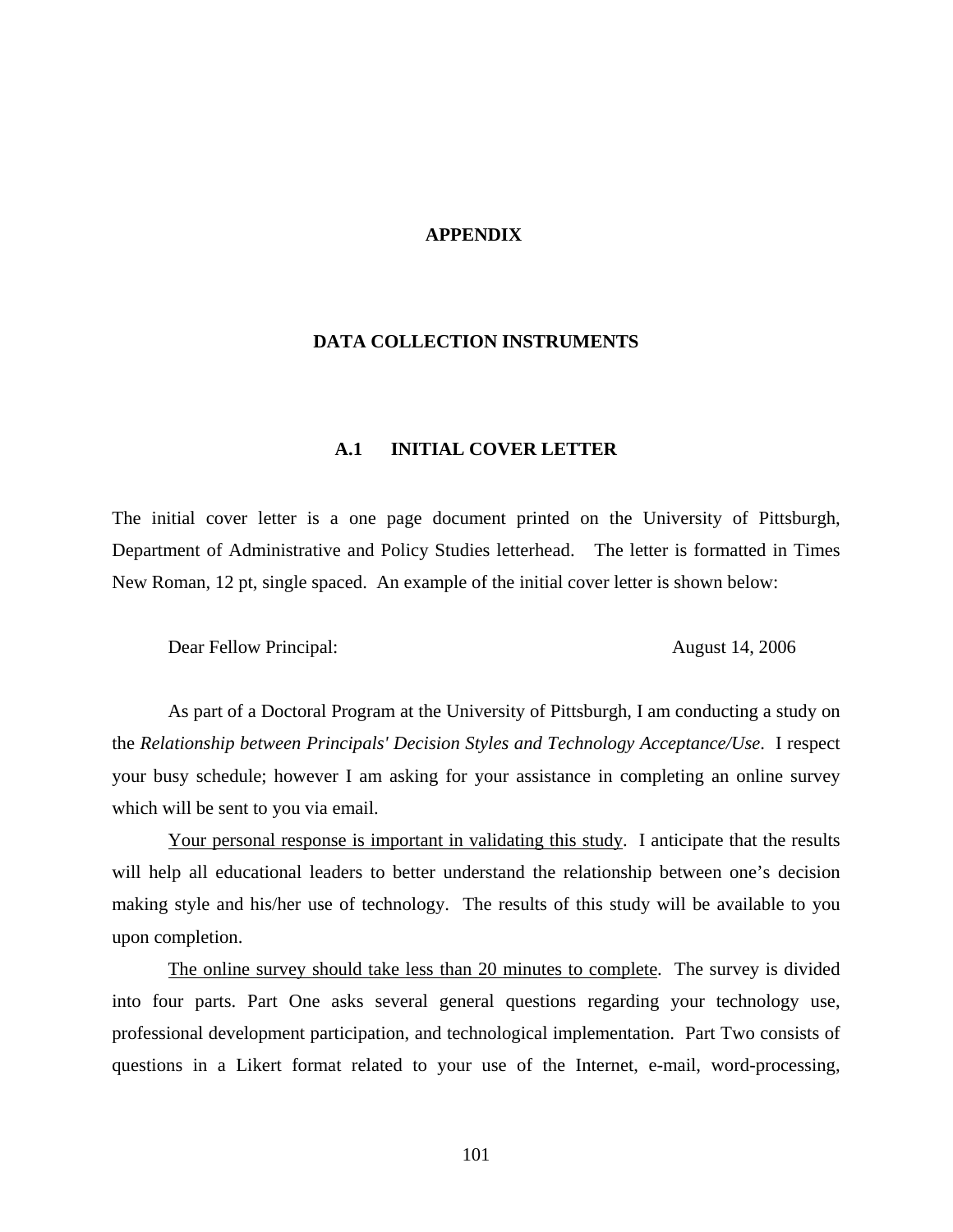# APPENDIX

## DATA COLLECTION INSTRUMENTS

### A.1 INITIAL COVER LETTER

The initial cover letter is a one page document printed on the University of Pittsburgh, Department of Administrative and Policy Studies letterhead. The letter is formatted in Times New Roman, 12 pt, single spaced. An example of the initial cover letter is shown below:

Dear Fellow Principal: August 14, 2006

As part of a Doctoral Program at the University of Pittsburgh, I am conducting a study on the *Relationship between Principals' Decision Styles and Technology Acceptance/Use*. I respect your busy schedule; however I am asking for your assistance in completing an online survey which will be sent to you via email.

<u>Your personal response is important in validating this study</u>. I anticipate that the results will help all educational leaders to better understand the relationship between one's decision making style and his/her use of technology. The results of this study will be available to you upon completion.

<u>The online survey should take less than 20 minutes to complete</u>. The survey is divided into four parts. Part One asks several general questions regarding your technology use, professional development participation, and technological implementation. Part Two consists of questions in a Likert format related to your use of the Internet, e-mail, word-processing,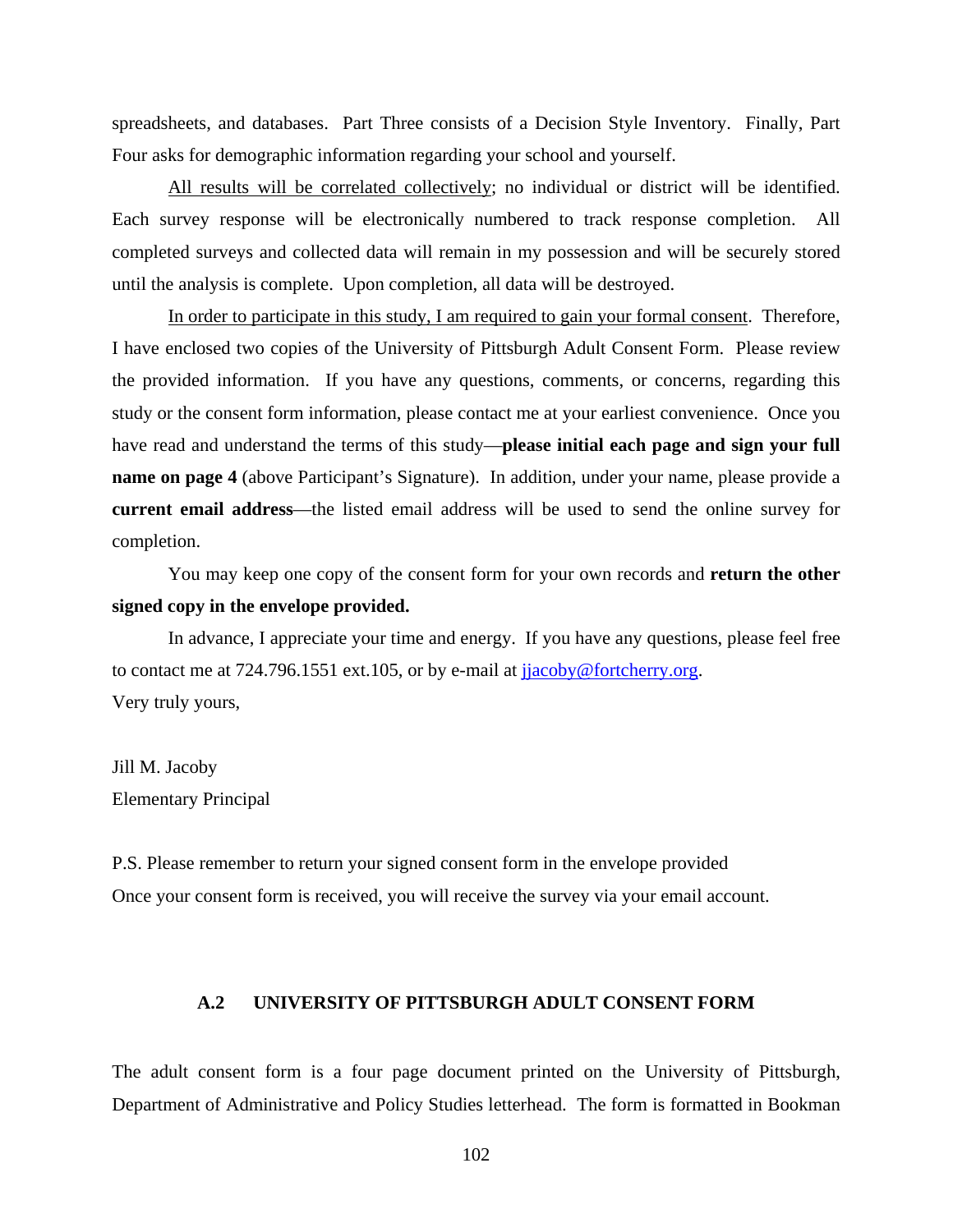spreadsheets, and databases. Part Three consists of a Decision Style Inventory. Finally, Part Four asks for demographic information regarding your school and yourself.

All results will be correlated collectively; no individual or district will be identified. Each survey response will be electronically numbered to track response completion. All completed surveys and collected data will remain in my possession and will be securely stored until the analysis is complete. Upon completion, all data will be destroyed.

In order to participate in this study, I am required to gain your formal consent. Therefore, I have enclosed two copies of the University of Pittsburgh Adult Consent Form. Please review the provided information. If you have any questions, comments, or concerns, regarding this study or the consent form information, please contact me at your earliest convenience. Once you have read and understand the terms of this study—**please initial each page and sign your full name on page 4** (above Participant's Signature). In addition, under your name, please provide a **current email address**—the listed email address will be used to send the online survey for completion.

You may keep one copy of the consent form for your own records and **return the other signed copy in the envelope provided.**

In advance, I appreciate your time and energy. If you have any questions, please feel free to contact me at 724.796.1551 ext.105, or by e-mail at jjacoby@fortcherry.org.

Very truly yours,

Jill M. Jacoby
Elementary Principal

P.S. Please remember to return your signed consent form in the envelope provided
Once your consent form is received, you will receive the survey via your email account.

### A.2 UNIVERSITY OF PITTSBURGH ADULT CONSENT FORM

The adult consent form is a four page document printed on the University of Pittsburgh, Department of Administrative and Policy Studies letterhead. The form is formatted in Bookman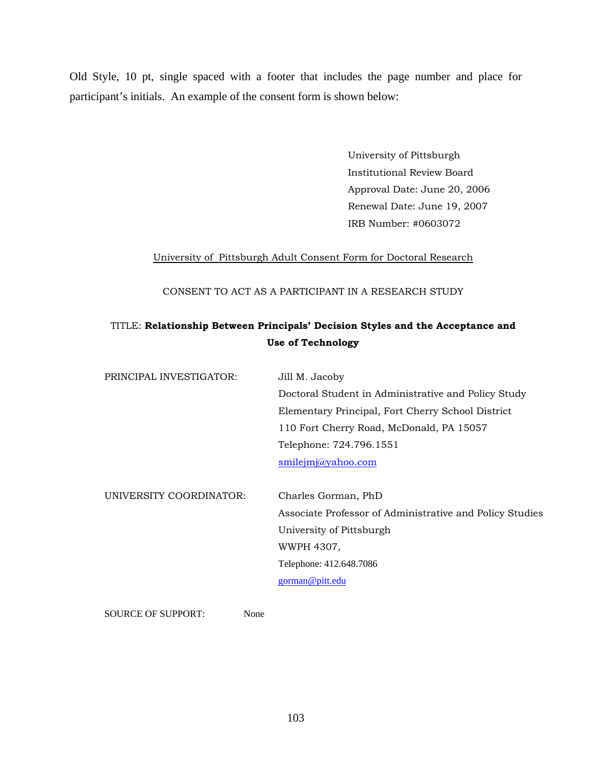Old Style, 10 pt, single spaced with a footer that includes the page number and place for participant's initials. An example of the consent form is shown below:

University of Pittsburgh
Institutional Review Board
Approval Date: June 20, 2006
Renewal Date: June 19, 2007
IRB Number: #0603072

University of Pittsburgh Adult Consent Form for Doctoral Research

CONSENT TO ACT AS A PARTICIPANT IN A RESEARCH STUDY

TITLE: **Relationship Between Principals' Decision Styles and the Acceptance and Use of Technology**

PRINCIPAL INVESTIGATOR: Jill M. Jacoby
Doctoral Student in Administrative and Policy Study
Elementary Principal, Fort Cherry School District
110 Fort Cherry Road, McDonald, PA 15057
Telephone: 724.796.1551
smilejmj@yahoo.com

UNIVERSITY COORDINATOR: Charles Gorman, PhD
Associate Professor of Administrative and Policy Studies
University of Pittsburgh
WWPH 4307,
Telephone: 412.648.7086
gorman@pitt.edu

SOURCE OF SUPPORT: None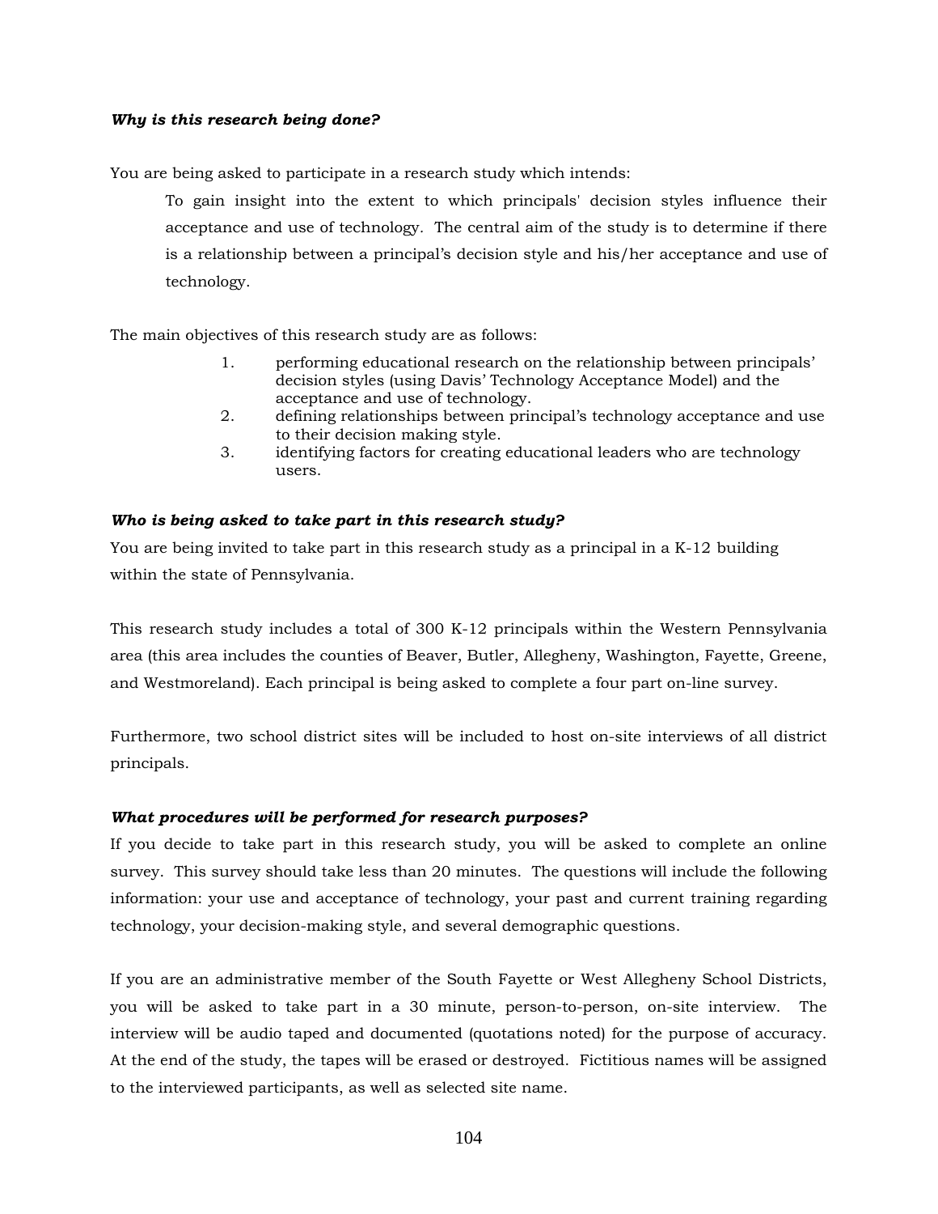***Why is this research being done?***

You are being asked to participate in a research study which intends:

> To gain insight into the extent to which principals' decision styles influence their acceptance and use of technology. The central aim of the study is to determine if there is a relationship between a principal's decision style and his/her acceptance and use of technology.

The main objectives of this research study are as follows:

1. performing educational research on the relationship between principals' decision styles (using Davis' Technology Acceptance Model) and the acceptance and use of technology.
2. defining relationships between principal's technology acceptance and use to their decision making style.
3. identifying factors for creating educational leaders who are technology users.

***Who is being asked to take part in this research study?***

You are being invited to take part in this research study as a principal in a K-12 building within the state of Pennsylvania.

This research study includes a total of 300 K-12 principals within the Western Pennsylvania area (this area includes the counties of Beaver, Butler, Allegheny, Washington, Fayette, Greene, and Westmoreland). Each principal is being asked to complete a four part on-line survey.

Furthermore, two school district sites will be included to host on-site interviews of all district principals.

***What procedures will be performed for research purposes?***

If you decide to take part in this research study, you will be asked to complete an online survey. This survey should take less than 20 minutes. The questions will include the following information: your use and acceptance of technology, your past and current training regarding technology, your decision-making style, and several demographic questions.

If you are an administrative member of the South Fayette or West Allegheny School Districts, you will be asked to take part in a 30 minute, person-to-person, on-site interview. The interview will be audio taped and documented (quotations noted) for the purpose of accuracy. At the end of the study, the tapes will be erased or destroyed. Fictitious names will be assigned to the interviewed participants, as well as selected site name.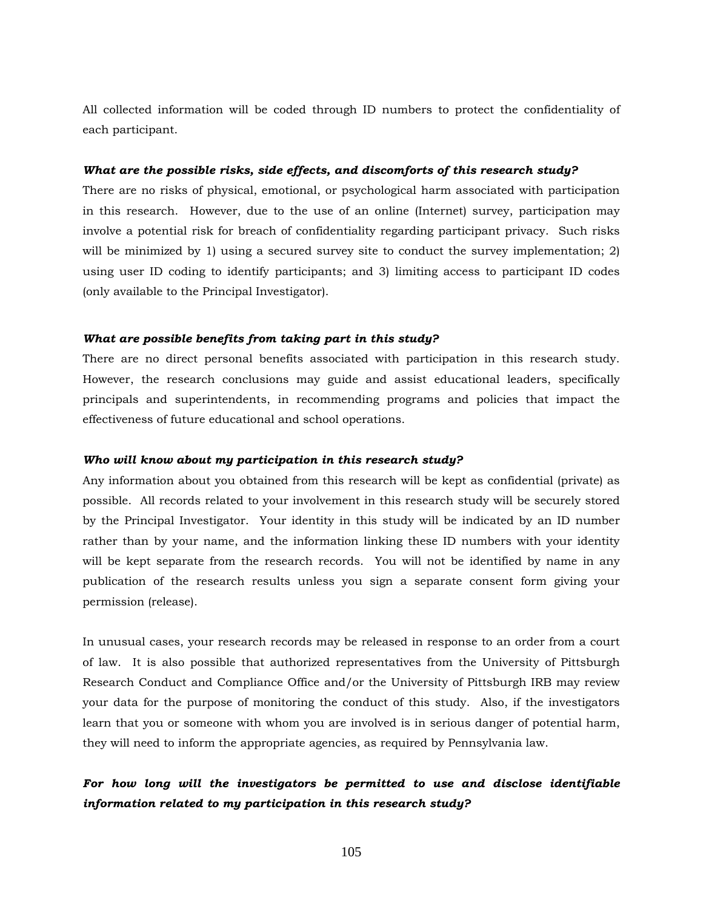All collected information will be coded through ID numbers to protect the confidentiality of each participant.

***What are the possible risks, side effects, and discomforts of this research study?***

There are no risks of physical, emotional, or psychological harm associated with participation in this research. However, due to the use of an online (Internet) survey, participation may involve a potential risk for breach of confidentiality regarding participant privacy. Such risks will be minimized by 1) using a secured survey site to conduct the survey implementation; 2) using user ID coding to identify participants; and 3) limiting access to participant ID codes (only available to the Principal Investigator).

***What are possible benefits from taking part in this study?***

There are no direct personal benefits associated with participation in this research study. However, the research conclusions may guide and assist educational leaders, specifically principals and superintendents, in recommending programs and policies that impact the effectiveness of future educational and school operations.

***Who will know about my participation in this research study?***

Any information about you obtained from this research will be kept as confidential (private) as possible. All records related to your involvement in this research study will be securely stored by the Principal Investigator. Your identity in this study will be indicated by an ID number rather than by your name, and the information linking these ID numbers with your identity will be kept separate from the research records. You will not be identified by name in any publication of the research results unless you sign a separate consent form giving your permission (release).

In unusual cases, your research records may be released in response to an order from a court of law. It is also possible that authorized representatives from the University of Pittsburgh Research Conduct and Compliance Office and/or the University of Pittsburgh IRB may review your data for the purpose of monitoring the conduct of this study. Also, if the investigators learn that you or someone with whom you are involved is in serious danger of potential harm, they will need to inform the appropriate agencies, as required by Pennsylvania law.

***For how long will the investigators be permitted to use and disclose identifiable information related to my participation in this research study?***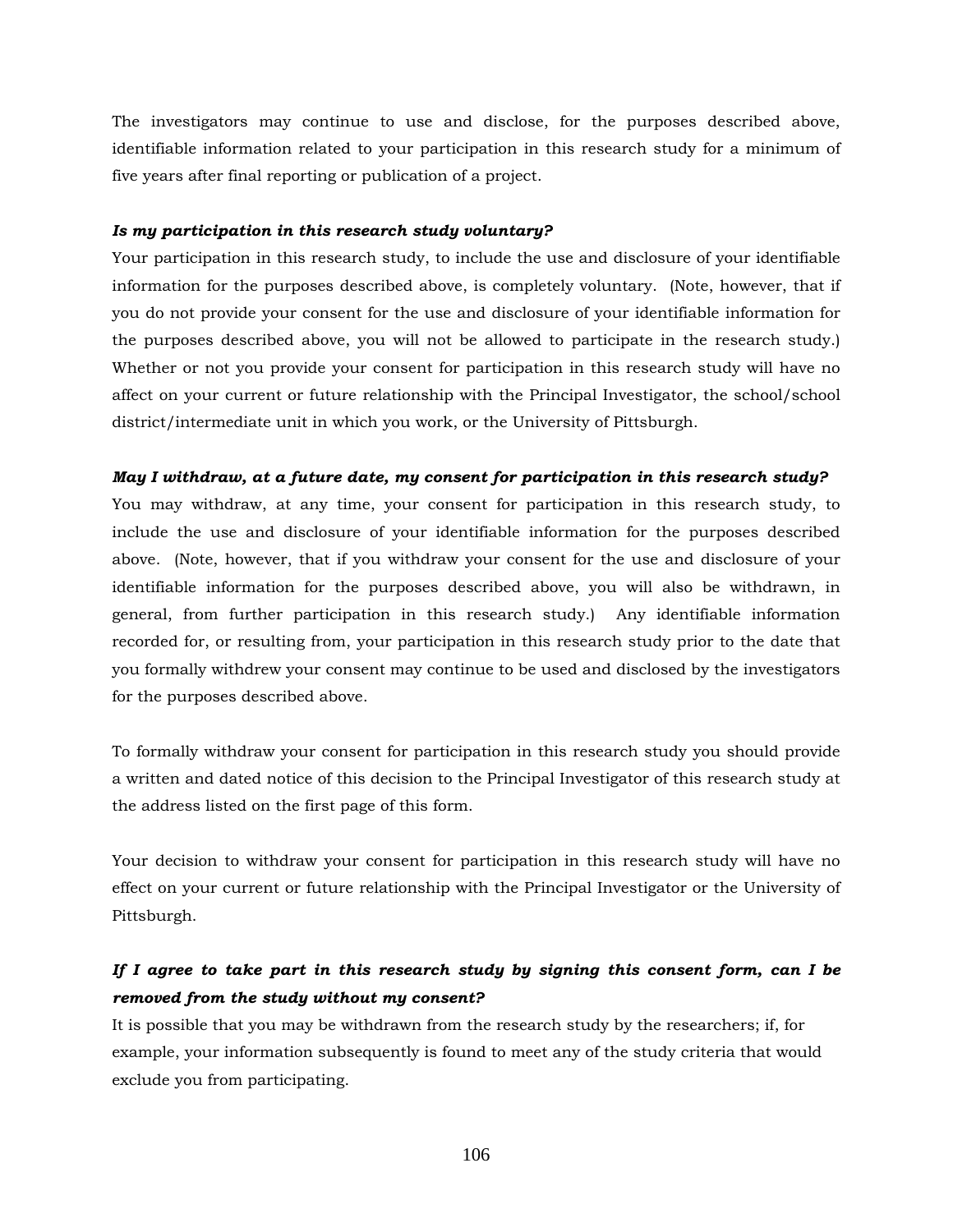The investigators may continue to use and disclose, for the purposes described above, identifiable information related to your participation in this research study for a minimum of five years after final reporting or publication of a project.

***Is my participation in this research study voluntary?***

Your participation in this research study, to include the use and disclosure of your identifiable information for the purposes described above, is completely voluntary. (Note, however, that if you do not provide your consent for the use and disclosure of your identifiable information for the purposes described above, you will not be allowed to participate in the research study.) Whether or not you provide your consent for participation in this research study will have no affect on your current or future relationship with the Principal Investigator, the school/school district/intermediate unit in which you work, or the University of Pittsburgh.

***May I withdraw, at a future date, my consent for participation in this research study?***

You may withdraw, at any time, your consent for participation in this research study, to include the use and disclosure of your identifiable information for the purposes described above. (Note, however, that if you withdraw your consent for the use and disclosure of your identifiable information for the purposes described above, you will also be withdrawn, in general, from further participation in this research study.) Any identifiable information recorded for, or resulting from, your participation in this research study prior to the date that you formally withdrew your consent may continue to be used and disclosed by the investigators for the purposes described above.

To formally withdraw your consent for participation in this research study you should provide a written and dated notice of this decision to the Principal Investigator of this research study at the address listed on the first page of this form.

Your decision to withdraw your consent for participation in this research study will have no effect on your current or future relationship with the Principal Investigator or the University of Pittsburgh.

***If I agree to take part in this research study by signing this consent form, can I be removed from the study without my consent?***

It is possible that you may be withdrawn from the research study by the researchers; if, for example, your information subsequently is found to meet any of the study criteria that would exclude you from participating.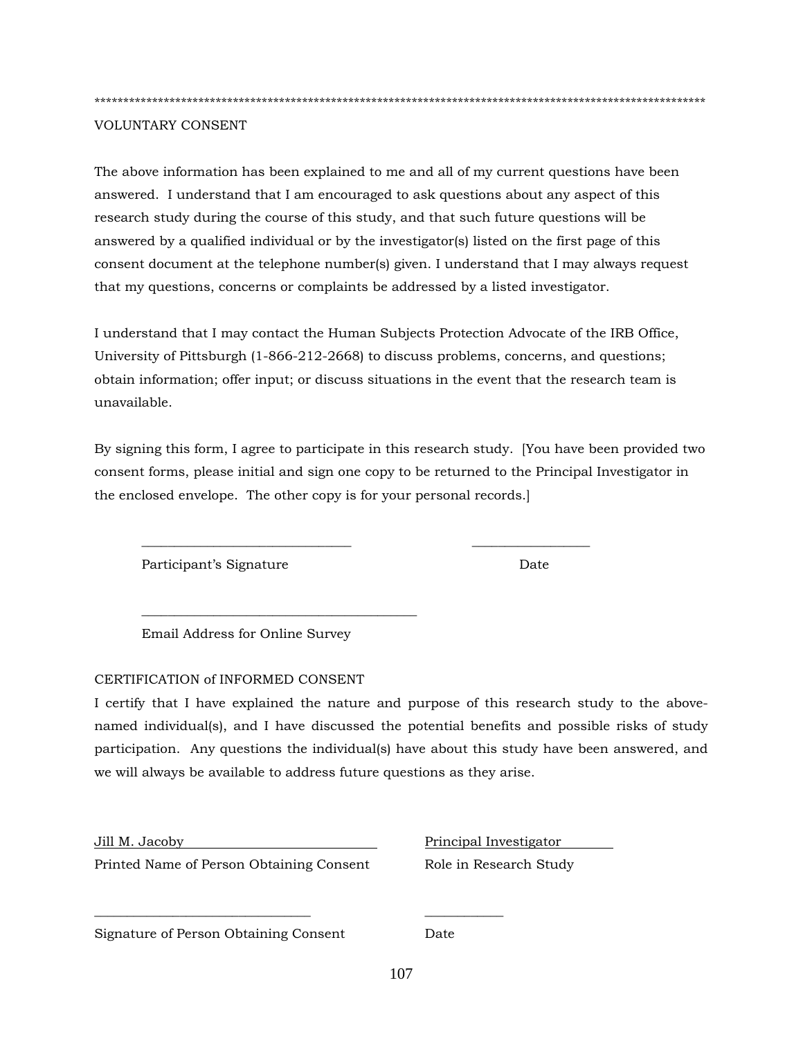************************************************************************************************************

VOLUNTARY CONSENT

The above information has been explained to me and all of my current questions have been answered. I understand that I am encouraged to ask questions about any aspect of this research study during the course of this study, and that such future questions will be answered by a qualified individual or by the investigator(s) listed on the first page of this consent document at the telephone number(s) given. I understand that I may always request that my questions, concerns or complaints be addressed by a listed investigator.

I understand that I may contact the Human Subjects Protection Advocate of the IRB Office, University of Pittsburgh (1-866-212-2668) to discuss problems, concerns, and questions; obtain information; offer input; or discuss situations in the event that the research team is unavailable.

By signing this form, I agree to participate in this research study. [You have been provided two consent forms, please initial and sign one copy to be returned to the Principal Investigator in the enclosed envelope. The other copy is for your personal records.]

_______________________________ &nbsp;&nbsp;&nbsp;&nbsp;&nbsp;&nbsp;&nbsp;&nbsp; _________________

Participant's Signature &nbsp;&nbsp;&nbsp;&nbsp;&nbsp;&nbsp;&nbsp;&nbsp;&nbsp;&nbsp;&nbsp;&nbsp;&nbsp;&nbsp;&nbsp;&nbsp;&nbsp;&nbsp;&nbsp;&nbsp;&nbsp;&nbsp;&nbsp;&nbsp;&nbsp;&nbsp; Date

_________________________________________

Email Address for Online Survey

CERTIFICATION of INFORMED CONSENT

I certify that I have explained the nature and purpose of this research study to the above-named individual(s), and I have discussed the potential benefits and possible risks of study participation. Any questions the individual(s) have about this study have been answered, and we will always be available to address future questions as they arise.

Jill M. Jacoby &nbsp;&nbsp;&nbsp;&nbsp;&nbsp;&nbsp;&nbsp;&nbsp;&nbsp;&nbsp;&nbsp;&nbsp;&nbsp;&nbsp;&nbsp;&nbsp;&nbsp;&nbsp;&nbsp;&nbsp;&nbsp;&nbsp;&nbsp;&nbsp;&nbsp;&nbsp;&nbsp;&nbsp;&nbsp;&nbsp;&nbsp;&nbsp;&nbsp;&nbsp; Principal Investigator

Printed Name of Person Obtaining Consent &nbsp;&nbsp;&nbsp;&nbsp;&nbsp;&nbsp; Role in Research Study

_______________________________ &nbsp;&nbsp;&nbsp;&nbsp;&nbsp;&nbsp;&nbsp;&nbsp; ___________

Signature of Person Obtaining Consent &nbsp;&nbsp;&nbsp;&nbsp;&nbsp;&nbsp;&nbsp;&nbsp;&nbsp;&nbsp; Date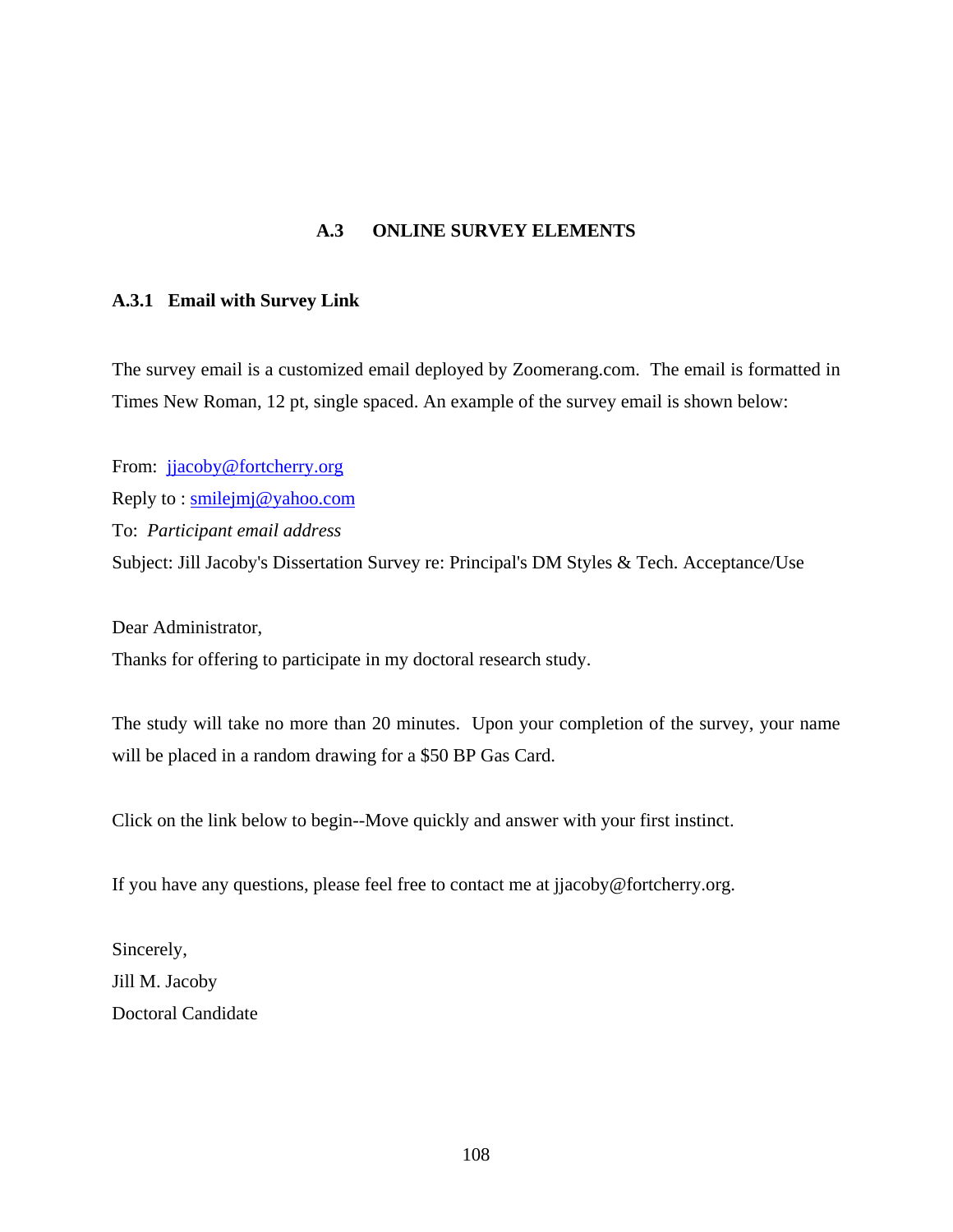## A.3 ONLINE SURVEY ELEMENTS

### A.3.1 Email with Survey Link

The survey email is a customized email deployed by Zoomerang.com. The email is formatted in Times New Roman, 12 pt, single spaced. An example of the survey email is shown below:

From: jjacoby@fortcherry.org
Reply to : smilejmj@yahoo.com
To: *Participant email address*
Subject: Jill Jacoby's Dissertation Survey re: Principal's DM Styles & Tech. Acceptance/Use

Dear Administrator,
Thanks for offering to participate in my doctoral research study.

The study will take no more than 20 minutes. Upon your completion of the survey, your name will be placed in a random drawing for a $50 BP Gas Card.

Click on the link below to begin--Move quickly and answer with your first instinct.

If you have any questions, please feel free to contact me at jjacoby@fortcherry.org.

Sincerely,
Jill M. Jacoby
Doctoral Candidate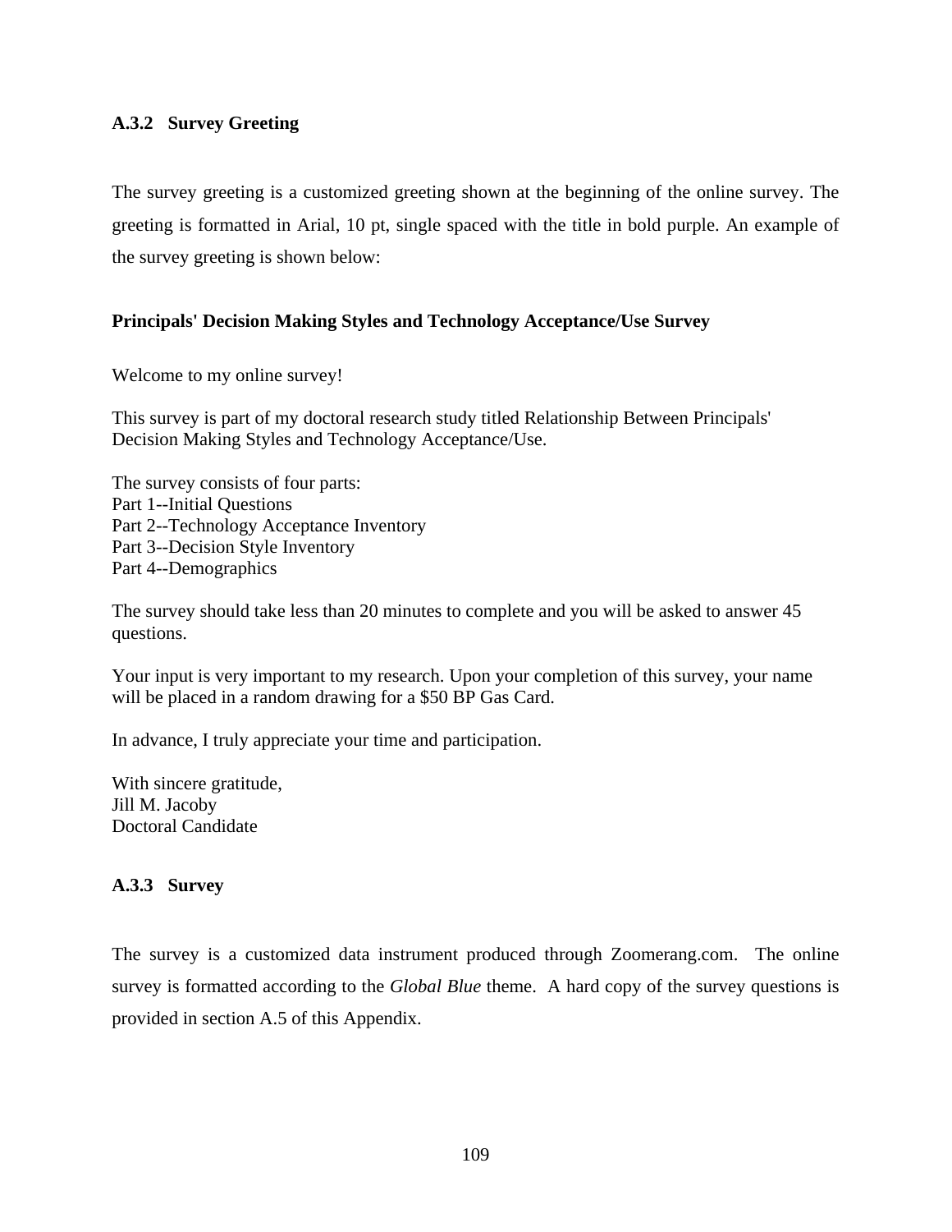### A.3.2 Survey Greeting

The survey greeting is a customized greeting shown at the beginning of the online survey. The greeting is formatted in Arial, 10 pt, single spaced with the title in bold purple. An example of the survey greeting is shown below:

**Principals' Decision Making Styles and Technology Acceptance/Use Survey**

Welcome to my online survey!

This survey is part of my doctoral research study titled Relationship Between Principals' Decision Making Styles and Technology Acceptance/Use.

The survey consists of four parts:
Part 1--Initial Questions
Part 2--Technology Acceptance Inventory
Part 3--Decision Style Inventory
Part 4--Demographics

The survey should take less than 20 minutes to complete and you will be asked to answer 45 questions.

Your input is very important to my research. Upon your completion of this survey, your name will be placed in a random drawing for a $50 BP Gas Card.

In advance, I truly appreciate your time and participation.

With sincere gratitude,
Jill M. Jacoby
Doctoral Candidate

### A.3.3 Survey

The survey is a customized data instrument produced through Zoomerang.com. The online survey is formatted according to the *Global Blue* theme. A hard copy of the survey questions is provided in section A.5 of this Appendix.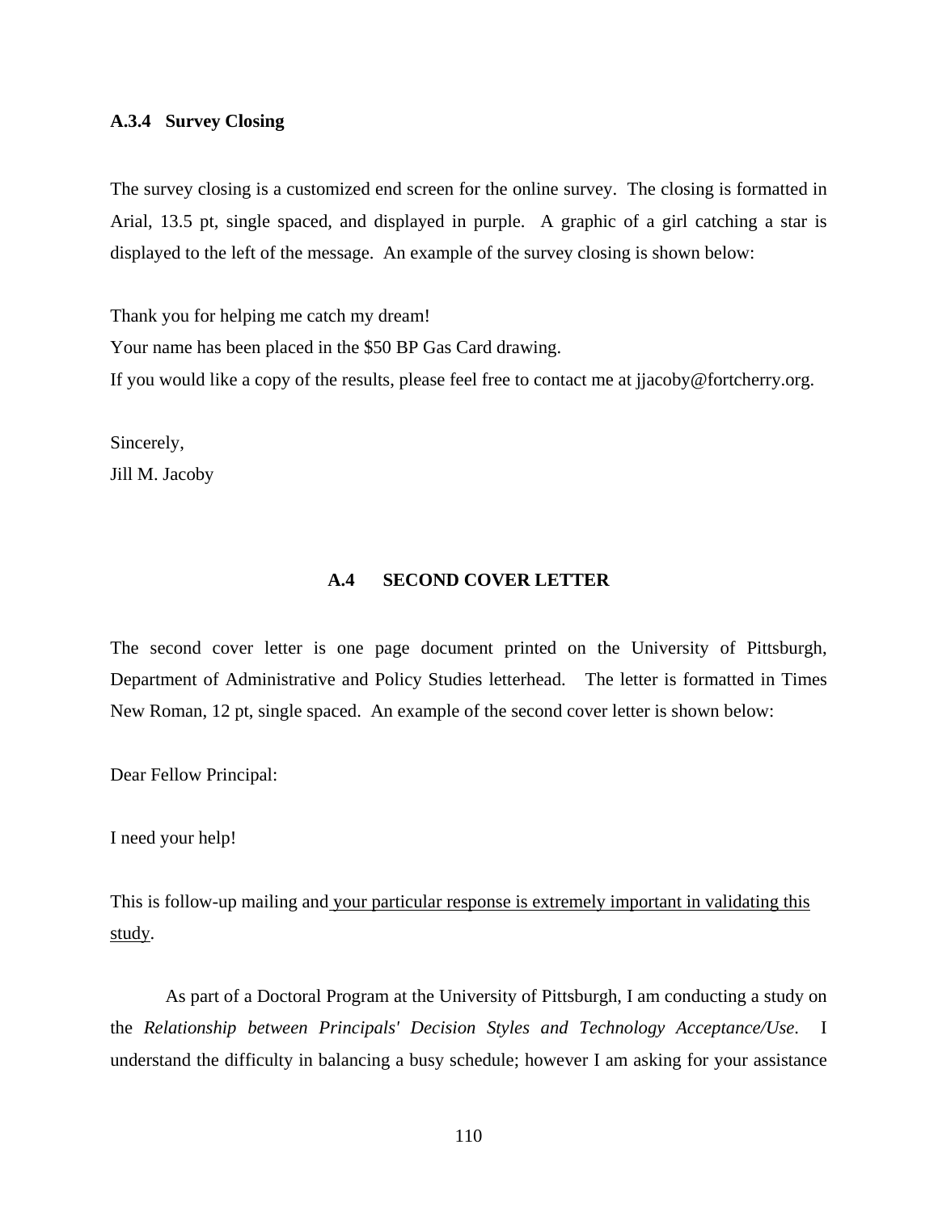### A.3.4 Survey Closing

The survey closing is a customized end screen for the online survey. The closing is formatted in Arial, 13.5 pt, single spaced, and displayed in purple. A graphic of a girl catching a star is displayed to the left of the message. An example of the survey closing is shown below:

Thank you for helping me catch my dream!
Your name has been placed in the $50 BP Gas Card drawing.
If you would like a copy of the results, please feel free to contact me at jjacoby@fortcherry.org.

Sincerely,
Jill M. Jacoby

## A.4 SECOND COVER LETTER

The second cover letter is one page document printed on the University of Pittsburgh, Department of Administrative and Policy Studies letterhead. The letter is formatted in Times New Roman, 12 pt, single spaced. An example of the second cover letter is shown below:

Dear Fellow Principal:

I need your help!

This is follow-up mailing and <u>your particular response is extremely important in validating this study</u>.

As part of a Doctoral Program at the University of Pittsburgh, I am conducting a study on the *Relationship between Principals' Decision Styles and Technology Acceptance/Use*. I understand the difficulty in balancing a busy schedule; however I am asking for your assistance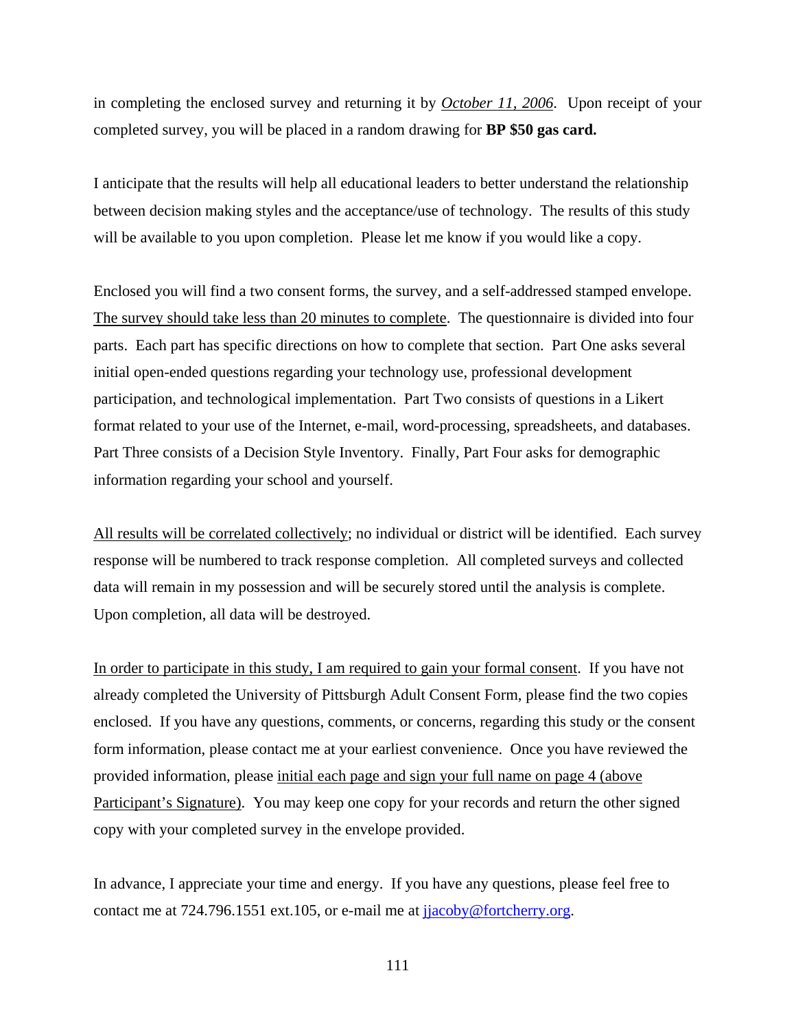in completing the enclosed survey and returning it by *October 11, 2006*. Upon receipt of your completed survey, you will be placed in a random drawing for **BP $50 gas card.**

I anticipate that the results will help all educational leaders to better understand the relationship between decision making styles and the acceptance/use of technology. The results of this study will be available to you upon completion. Please let me know if you would like a copy.

Enclosed you will find a two consent forms, the survey, and a self-addressed stamped envelope. The survey should take less than 20 minutes to complete. The questionnaire is divided into four parts. Each part has specific directions on how to complete that section. Part One asks several initial open-ended questions regarding your technology use, professional development participation, and technological implementation. Part Two consists of questions in a Likert format related to your use of the Internet, e-mail, word-processing, spreadsheets, and databases. Part Three consists of a Decision Style Inventory. Finally, Part Four asks for demographic information regarding your school and yourself.

All results will be correlated collectively; no individual or district will be identified. Each survey response will be numbered to track response completion. All completed surveys and collected data will remain in my possession and will be securely stored until the analysis is complete. Upon completion, all data will be destroyed.

In order to participate in this study, I am required to gain your formal consent. If you have not already completed the University of Pittsburgh Adult Consent Form, please find the two copies enclosed. If you have any questions, comments, or concerns, regarding this study or the consent form information, please contact me at your earliest convenience. Once you have reviewed the provided information, please initial each page and sign your full name on page 4 (above Participant's Signature). You may keep one copy for your records and return the other signed copy with your completed survey in the envelope provided.

In advance, I appreciate your time and energy. If you have any questions, please feel free to contact me at 724.796.1551 ext.105, or e-mail me at jjacoby@fortcherry.org.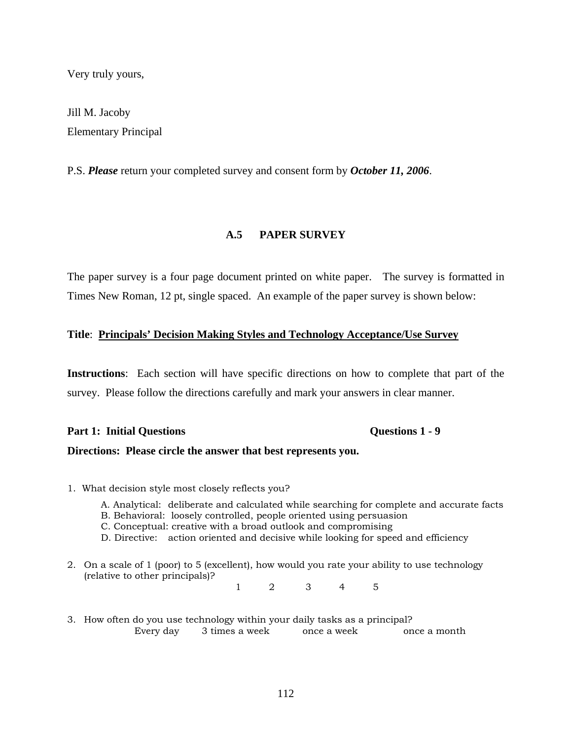Very truly yours,

Jill M. Jacoby
Elementary Principal

P.S. ***Please*** return your completed survey and consent form by ***October 11, 2006***.

## A.5 PAPER SURVEY

The paper survey is a four page document printed on white paper. The survey is formatted in Times New Roman, 12 pt, single spaced. An example of the paper survey is shown below:

**Title**: **<u>Principals' Decision Making Styles and Technology Acceptance/Use Survey</u>**

**Instructions**: Each section will have specific directions on how to complete that part of the survey. Please follow the directions carefully and mark your answers in clear manner.

**Part 1: Initial Questions** **Questions 1 - 9**

**Directions: Please circle the answer that best represents you.**

1. What decision style most closely reflects you?

   A. Analytical: deliberate and calculated while searching for complete and accurate facts
   B. Behavioral: loosely controlled, people oriented using persuasion
   C. Conceptual: creative with a broad outlook and compromising
   D. Directive: action oriented and decisive while looking for speed and efficiency

2. On a scale of 1 (poor) to 5 (excellent), how would you rate your ability to use technology (relative to other principals)?

   1 2 3 4 5

3. How often do you use technology within your daily tasks as a principal?

   Every day 3 times a week once a week once a month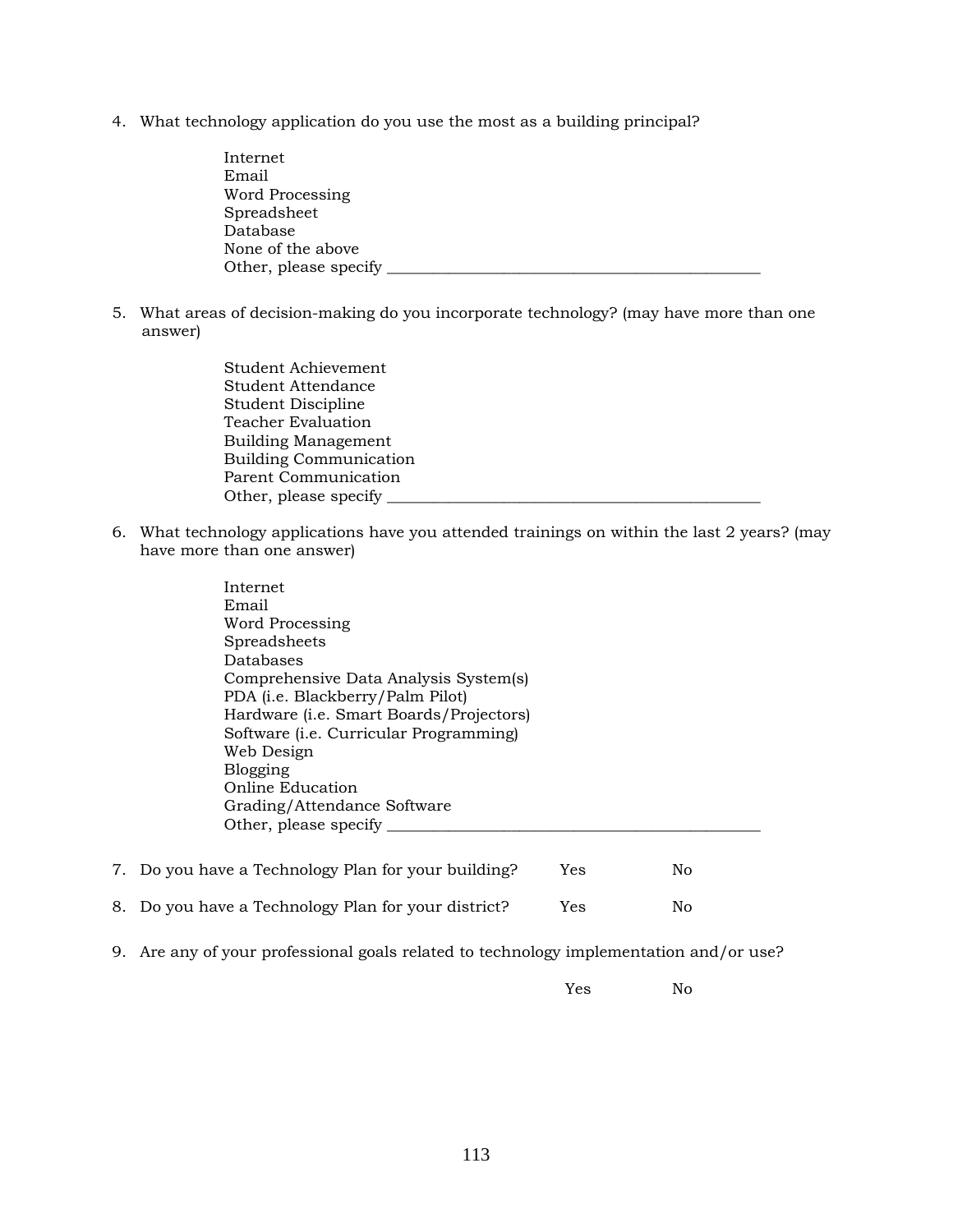4. What technology application do you use the most as a building principal?

   Internet
   Email
   Word Processing
   Spreadsheet
   Database
   None of the above
   Other, please specify ______________________________________________

5. What areas of decision-making do you incorporate technology? (may have more than one answer)

   Student Achievement
   Student Attendance
   Student Discipline
   Teacher Evaluation
   Building Management
   Building Communication
   Parent Communication
   Other, please specify ______________________________________________

6. What technology applications have you attended trainings on within the last 2 years? (may have more than one answer)

   Internet
   Email
   Word Processing
   Spreadsheets
   Databases
   Comprehensive Data Analysis System(s)
   PDA (i.e. Blackberry/Palm Pilot)
   Hardware (i.e. Smart Boards/Projectors)
   Software (i.e. Curricular Programming)
   Web Design
   Blogging
   Online Education
   Grading/Attendance Software
   Other, please specify ______________________________________________

7. Do you have a Technology Plan for your building? Yes No

8. Do you have a Technology Plan for your district? Yes No

9. Are any of your professional goals related to technology implementation and/or use?

   Yes No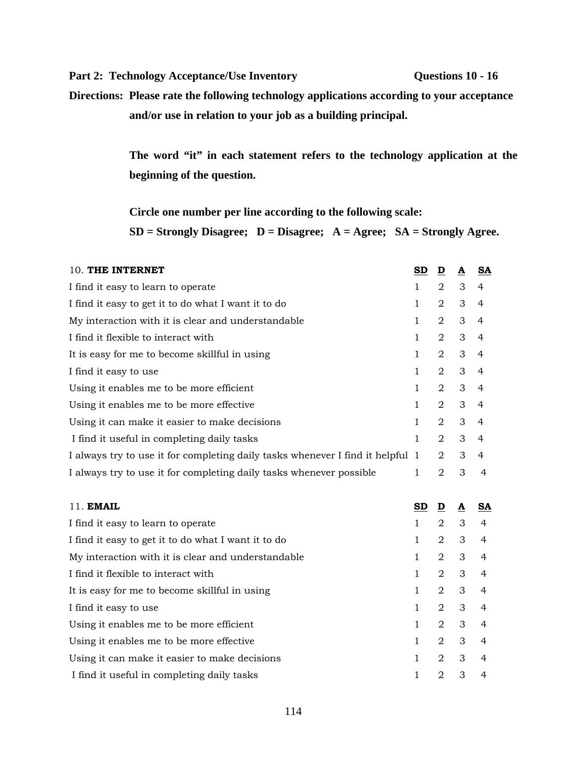**Part 2: Technology Acceptance/Use Inventory** **Questions 10 - 16**

**Directions: Please rate the following technology applications according to your acceptance and/or use in relation to your job as a building principal.**

**The word "it" in each statement refers to the technology application at the beginning of the question.**

**Circle one number per line according to the following scale:**
**SD = Strongly Disagree; D = Disagree; A = Agree; SA = Strongly Agree.**

| 10. **THE INTERNET** | **SD** | **D** | **A** | **SA** |
|---|---|---|---|---|
| I find it easy to learn to operate | 1 | 2 | 3 | 4 |
| I find it easy to get it to do what I want it to do | 1 | 2 | 3 | 4 |
| My interaction with it is clear and understandable | 1 | 2 | 3 | 4 |
| I find it flexible to interact with | 1 | 2 | 3 | 4 |
| It is easy for me to become skillful in using | 1 | 2 | 3 | 4 |
| I find it easy to use | 1 | 2 | 3 | 4 |
| Using it enables me to be more efficient | 1 | 2 | 3 | 4 |
| Using it enables me to be more effective | 1 | 2 | 3 | 4 |
| Using it can make it easier to make decisions | 1 | 2 | 3 | 4 |
| I find it useful in completing daily tasks | 1 | 2 | 3 | 4 |
| I always try to use it for completing daily tasks whenever I find it helpful | 1 | 2 | 3 | 4 |
| I always try to use it for completing daily tasks whenever possible | 1 | 2 | 3 | 4 |

| 11. **EMAIL** | **SD** | **D** | **A** | **SA** |
|---|---|---|---|---|
| I find it easy to learn to operate | 1 | 2 | 3 | 4 |
| I find it easy to get it to do what I want it to do | 1 | 2 | 3 | 4 |
| My interaction with it is clear and understandable | 1 | 2 | 3 | 4 |
| I find it flexible to interact with | 1 | 2 | 3 | 4 |
| It is easy for me to become skillful in using | 1 | 2 | 3 | 4 |
| I find it easy to use | 1 | 2 | 3 | 4 |
| Using it enables me to be more efficient | 1 | 2 | 3 | 4 |
| Using it enables me to be more effective | 1 | 2 | 3 | 4 |
| Using it can make it easier to make decisions | 1 | 2 | 3 | 4 |
| I find it useful in completing daily tasks | 1 | 2 | 3 | 4 |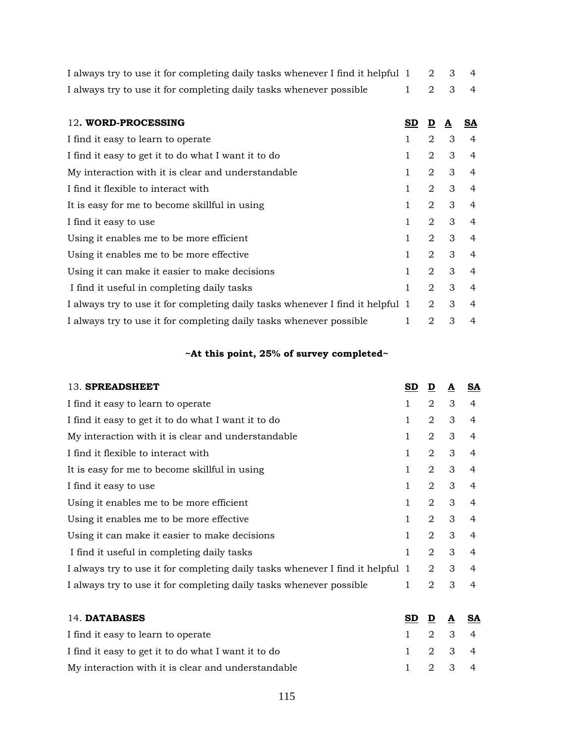| | | | | |
|---|---|---|---|---|
| I always try to use it for completing daily tasks whenever I find it helpful | 1 | 2 | 3 | 4 |
| I always try to use it for completing daily tasks whenever possible | 1 | 2 | 3 | 4 |

| 12. **WORD-PROCESSING** | **SD** | **D** | **A** | **SA** |
|---|---|---|---|---|
| I find it easy to learn to operate | 1 | 2 | 3 | 4 |
| I find it easy to get it to do what I want it to do | 1 | 2 | 3 | 4 |
| My interaction with it is clear and understandable | 1 | 2 | 3 | 4 |
| I find it flexible to interact with | 1 | 2 | 3 | 4 |
| It is easy for me to become skillful in using | 1 | 2 | 3 | 4 |
| I find it easy to use | 1 | 2 | 3 | 4 |
| Using it enables me to be more efficient | 1 | 2 | 3 | 4 |
| Using it enables me to be more effective | 1 | 2 | 3 | 4 |
| Using it can make it easier to make decisions | 1 | 2 | 3 | 4 |
| I find it useful in completing daily tasks | 1 | 2 | 3 | 4 |
| I always try to use it for completing daily tasks whenever I find it helpful | 1 | 2 | 3 | 4 |
| I always try to use it for completing daily tasks whenever possible | 1 | 2 | 3 | 4 |

**~At this point, 25% of survey completed~**

| 13. **SPREADSHEET** | **SD** | **D** | **A** | **SA** |
|---|---|---|---|---|
| I find it easy to learn to operate | 1 | 2 | 3 | 4 |
| I find it easy to get it to do what I want it to do | 1 | 2 | 3 | 4 |
| My interaction with it is clear and understandable | 1 | 2 | 3 | 4 |
| I find it flexible to interact with | 1 | 2 | 3 | 4 |
| It is easy for me to become skillful in using | 1 | 2 | 3 | 4 |
| I find it easy to use | 1 | 2 | 3 | 4 |
| Using it enables me to be more efficient | 1 | 2 | 3 | 4 |
| Using it enables me to be more effective | 1 | 2 | 3 | 4 |
| Using it can make it easier to make decisions | 1 | 2 | 3 | 4 |
| I find it useful in completing daily tasks | 1 | 2 | 3 | 4 |
| I always try to use it for completing daily tasks whenever I find it helpful | 1 | 2 | 3 | 4 |
| I always try to use it for completing daily tasks whenever possible | 1 | 2 | 3 | 4 |

| 14. **DATABASES** | **SD** | **D** | **A** | **SA** |
|---|---|---|---|---|
| I find it easy to learn to operate | 1 | 2 | 3 | 4 |
| I find it easy to get it to do what I want it to do | 1 | 2 | 3 | 4 |
| My interaction with it is clear and understandable | 1 | 2 | 3 | 4 |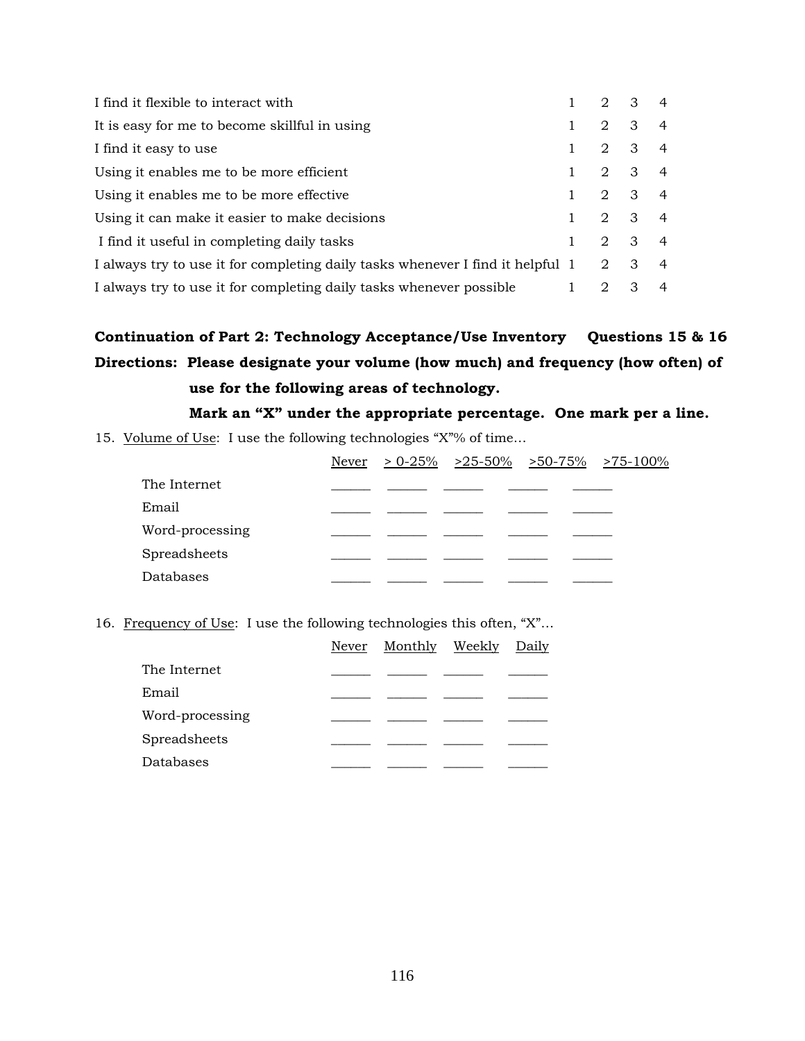| | | | | |
|---|---|---|---|---|
| I find it flexible to interact with | 1 | 2 | 3 | 4 |
| It is easy for me to become skillful in using | 1 | 2 | 3 | 4 |
| I find it easy to use | 1 | 2 | 3 | 4 |
| Using it enables me to be more efficient | 1 | 2 | 3 | 4 |
| Using it enables me to be more effective | 1 | 2 | 3 | 4 |
| Using it can make it easier to make decisions | 1 | 2 | 3 | 4 |
| I find it useful in completing daily tasks | 1 | 2 | 3 | 4 |
| I always try to use it for completing daily tasks whenever I find it helpful | 1 | 2 | 3 | 4 |
| I always try to use it for completing daily tasks whenever possible | 1 | 2 | 3 | 4 |

**Continuation of Part 2: Technology Acceptance/Use Inventory Questions 15 & 16**

**Directions: Please designate your volume (how much) and frequency (how often) of use for the following areas of technology.**

**Mark an "X" under the appropriate percentage. One mark per a line.**

15. Volume of Use: I use the following technologies "X"% of time…

| | Never | > 0-25% | >25-50% | >50-75% | >75-100% |
|---|---|---|---|---|---|
| The Internet | ______ | ______ | ______ | ______ | ______ |
| Email | ______ | ______ | ______ | ______ | ______ |
| Word-processing | ______ | ______ | ______ | ______ | ______ |
| Spreadsheets | ______ | ______ | ______ | ______ | ______ |
| Databases | ______ | ______ | ______ | ______ | ______ |

16. Frequency of Use: I use the following technologies this often, "X"…

| | Never | Monthly | Weekly | Daily |
|---|---|---|---|---|
| The Internet | ______ | ______ | ______ | ______ |
| Email | ______ | ______ | ______ | ______ |
| Word-processing | ______ | ______ | ______ | ______ |
| Spreadsheets | ______ | ______ | ______ | ______ |
| Databases | ______ | ______ | ______ | ______ |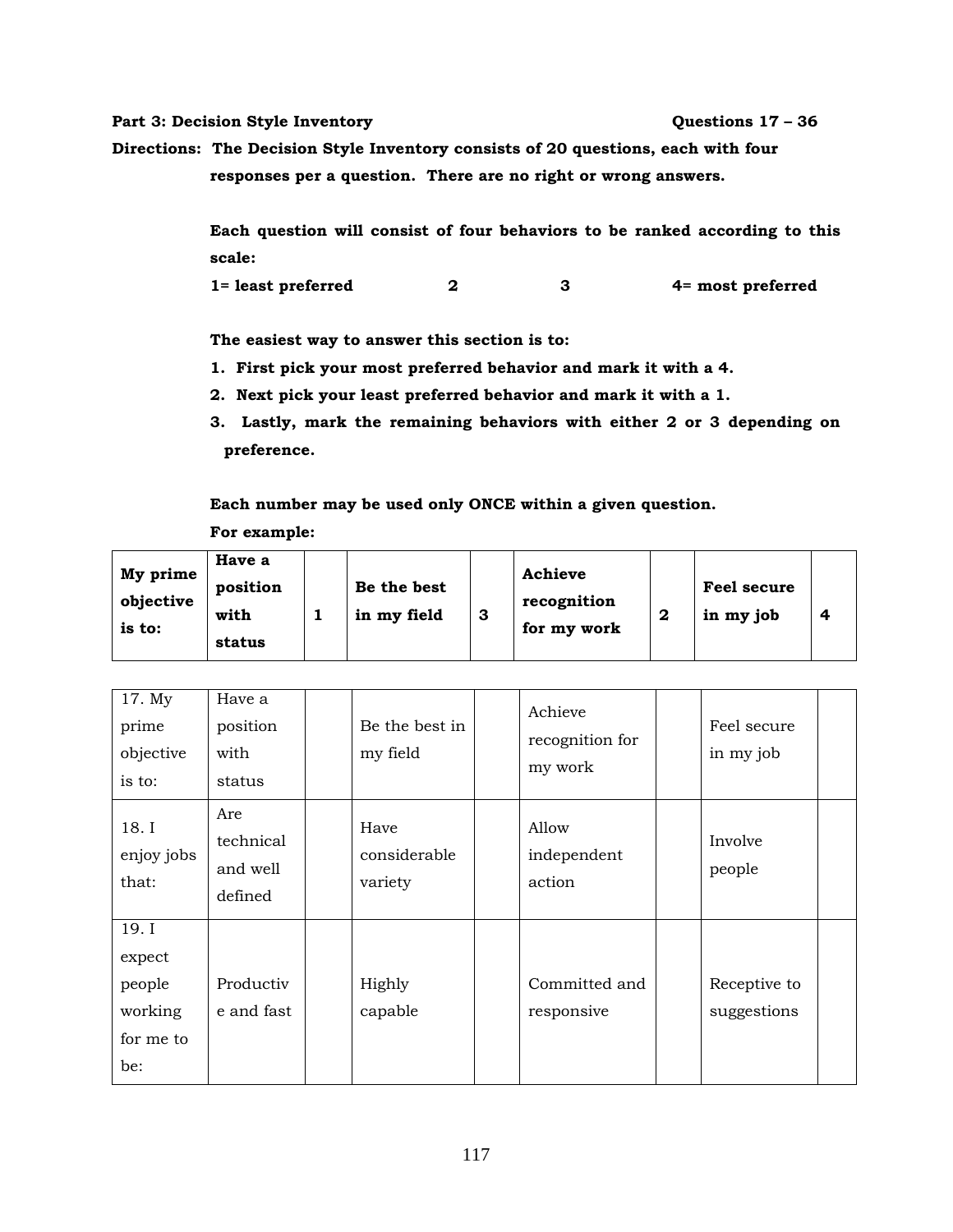**Part 3: Decision Style Inventory** **Questions 17 – 36**

**Directions: The Decision Style Inventory consists of 20 questions, each with four responses per a question. There are no right or wrong answers.**

**Each question will consist of four behaviors to be ranked according to this scale:**

**1= least preferred 2 3 4= most preferred**

**The easiest way to answer this section is to:**

1. **First pick your most preferred behavior and mark it with a 4.**
2. **Next pick your least preferred behavior and mark it with a 1.**
3. **Lastly, mark the remaining behaviors with either 2 or 3 depending on preference.**

**Each number may be used only ONCE within a given question.**

**For example:**

| **My prime objective is to:** | **Have a position with status** | **1** | **Be the best in my field** | **3** | **Achieve recognition for my work** | **2** | **Feel secure in my job** | **4** |
|---|---|---|---|---|---|---|---|---|

| 17. My prime objective is to: | Have a position with status | | Be the best in my field | | Achieve recognition for my work | | Feel secure in my job | |
|---|---|---|---|---|---|---|---|---|
| 18. I enjoy jobs that: | Are technical and well defined | | Have considerable variety | | Allow independent action | | Involve people | |
| 19. I expect people working for me to be: | Productive and fast | | Highly capable | | Committed and responsive | | Receptive to suggestions | |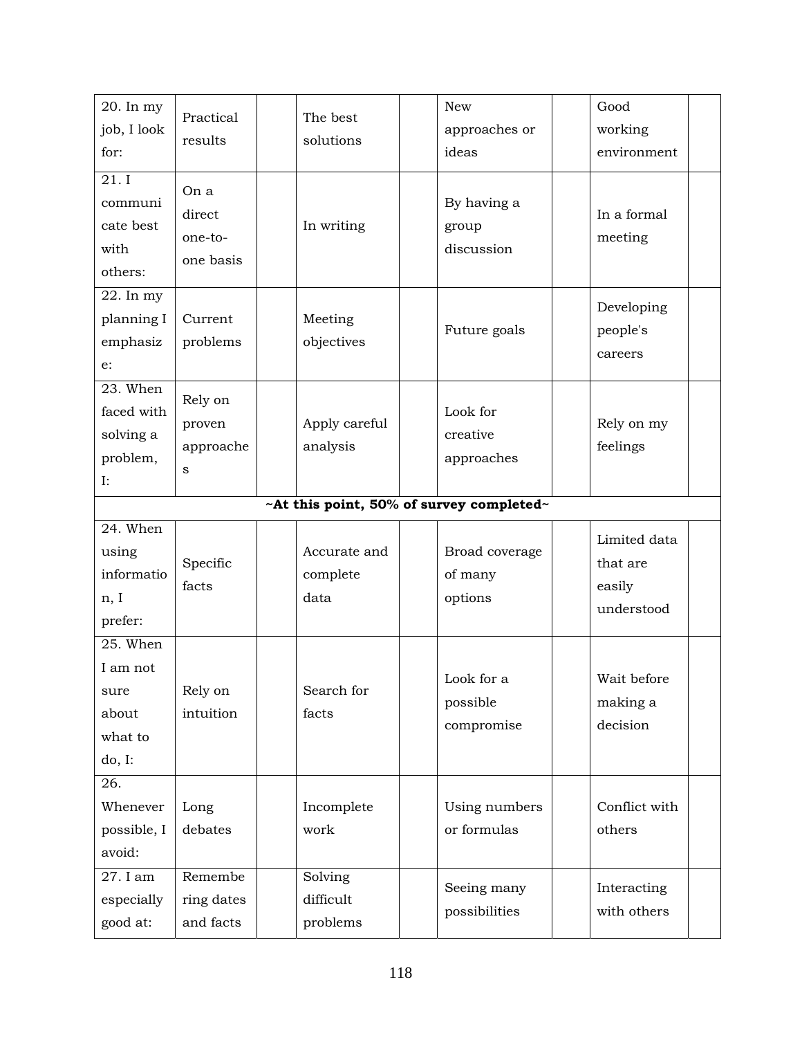| | | | | | | | | |
|---|---|---|---|---|---|---|---|---|
| 20. In my job, I look for: | Practical results | | The best solutions | | New approaches or ideas | | Good working environment | |
| 21. I communicate best with others: | On a direct one-to-one basis | | In writing | | By having a group discussion | | In a formal meeting | |
| 22. In my planning I emphasize: | Current problems | | Meeting objectives | | Future goals | | Developing people's careers | |
| 23. When faced with solving a problem, I: | Rely on proven approaches | | Apply careful analysis | | Look for creative approaches | | Rely on my feelings | |
| **~At this point, 50% of survey completed~** | | | | | | | | |
| 24. When using information, I prefer: | Specific facts | | Accurate and complete data | | Broad coverage of many options | | Limited data that are easily understood | |
| 25. When I am not sure about what to do, I: | Rely on intuition | | Search for facts | | Look for a possible compromise | | Wait before making a decision | |
| 26. Whenever possible, I avoid: | Long debates | | Incomplete work | | Using numbers or formulas | | Conflict with others | |
| 27. I am especially good at: | Remembering dates and facts | | Solving difficult problems | | Seeing many possibilities | | Interacting with others | |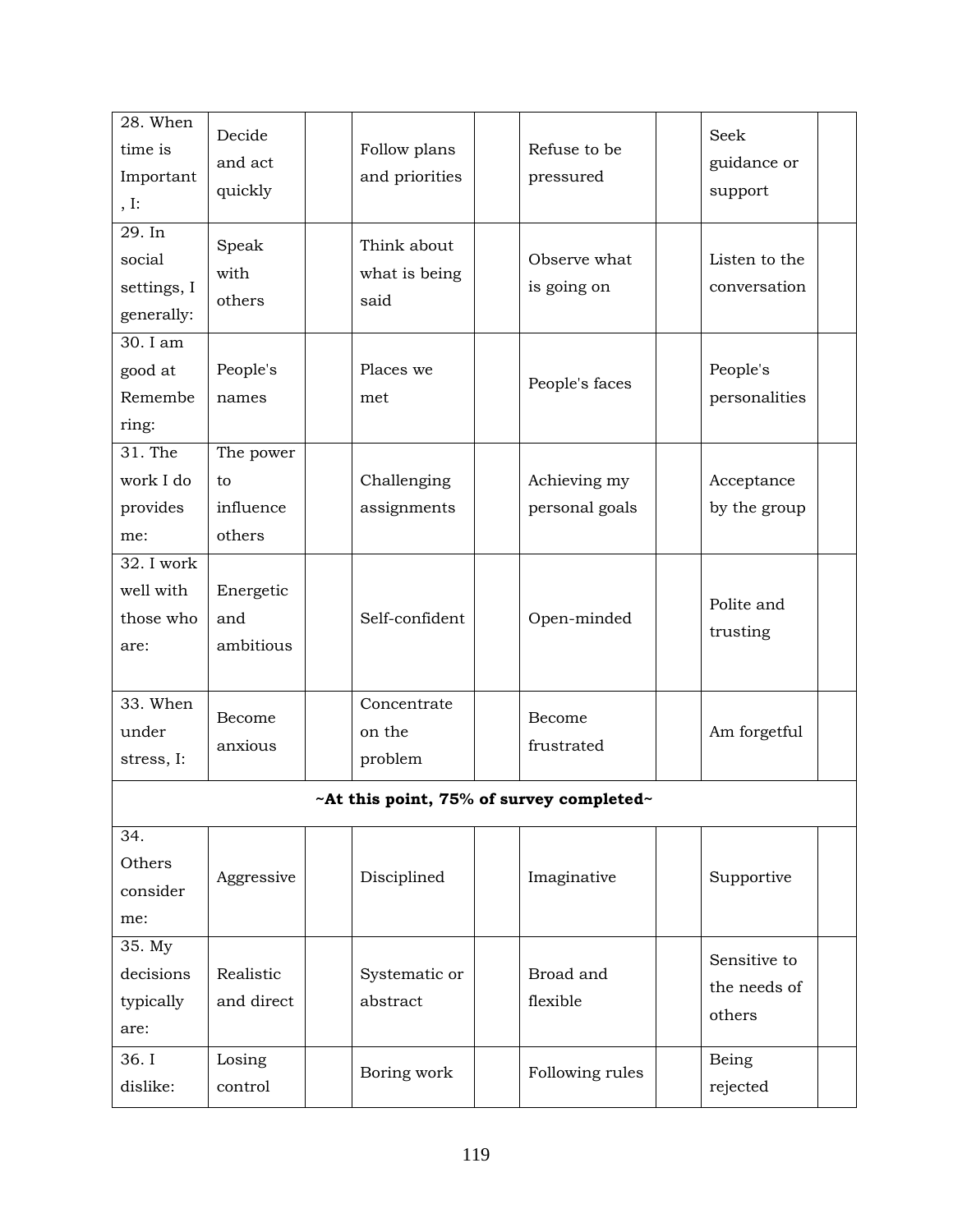| 28. When time is Important, I: | Decide and act quickly | | Follow plans and priorities | | Refuse to be pressured | | Seek guidance or support | |
|---|---|---|---|---|---|---|---|---|
| 29. In social settings, I generally: | Speak with others | | Think about what is being said | | Observe what is going on | | Listen to the conversation | |
| 30. I am good at Remembering: | People's names | | Places we met | | People's faces | | People's personalities | |
| 31. The work I do provides me: | The power to influence others | | Challenging assignments | | Achieving my personal goals | | Acceptance by the group | |
| 32. I work well with those who are: | Energetic and ambitious | | Self-confident | | Open-minded | | Polite and trusting | |
| 33. When under stress, I: | Become anxious | | Concentrate on the problem | | Become frustrated | | Am forgetful | |
| **~At this point, 75% of survey completed~** | | | | | | | | |
| 34. Others consider me: | Aggressive | | Disciplined | | Imaginative | | Supportive | |
| 35. My decisions typically are: | Realistic and direct | | Systematic or abstract | | Broad and flexible | | Sensitive to the needs of others | |
| 36. I dislike: | Losing control | | Boring work | | Following rules | | Being rejected | |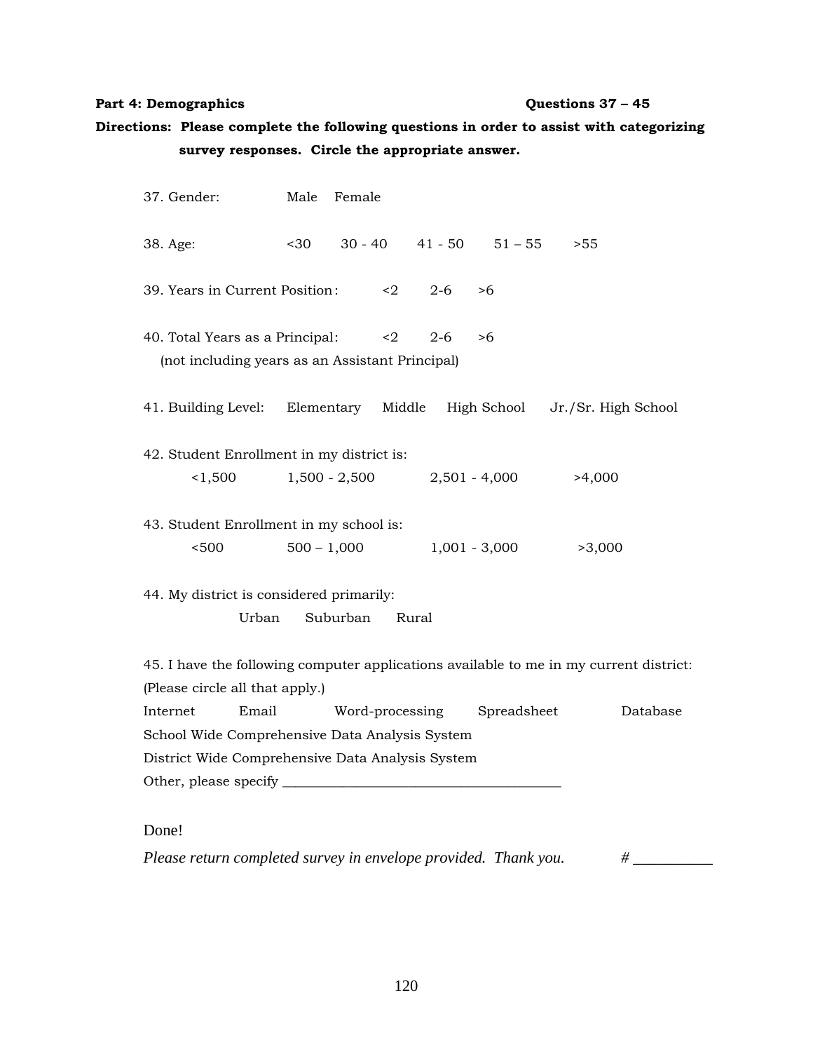**Part 4: Demographics** **Questions 37 – 45**

**Directions: Please complete the following questions in order to assist with categorizing survey responses. Circle the appropriate answer.**

37. Gender: Male Female

38. Age: <30 30 - 40 41 - 50 51 – 55 >55

39. Years in Current Position: <2 2-6 >6

40. Total Years as a Principal: <2 2-6 >6
    (not including years as an Assistant Principal)

41. Building Level: Elementary Middle High School Jr./Sr. High School

42. Student Enrollment in my district is:
    <1,500 1,500 - 2,500 2,501 - 4,000 >4,000

43. Student Enrollment in my school is:
    <500 500 – 1,000 1,001 - 3,000 >3,000

44. My district is considered primarily:
    Urban Suburban Rural

45. I have the following computer applications available to me in my current district:
(Please circle all that apply.)
Internet Email Word-processing Spreadsheet Database
School Wide Comprehensive Data Analysis System
District Wide Comprehensive Data Analysis System
Other, please specify ________________________________________

Done!

*Please return completed survey in envelope provided. Thank you.* # __________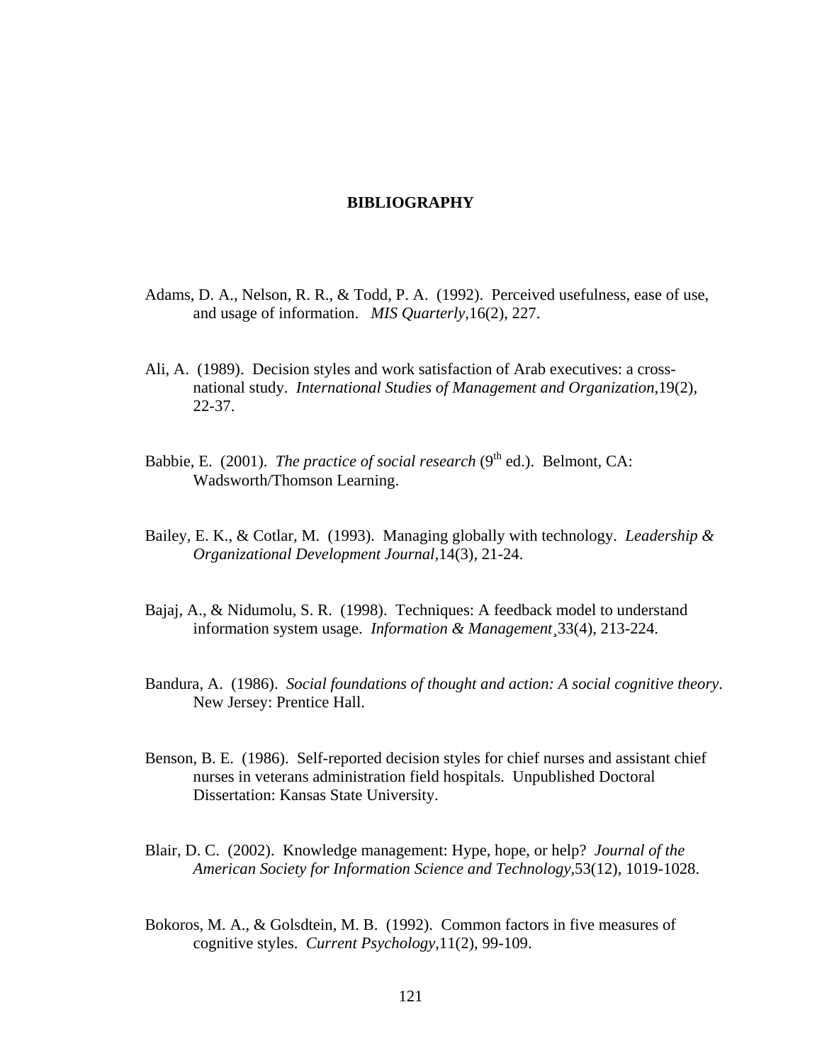# BIBLIOGRAPHY

Adams, D. A., Nelson, R. R., & Todd, P. A. (1992). Perceived usefulness, ease of use, and usage of information. *MIS Quarterly*,16(2), 227.

Ali, A. (1989). Decision styles and work satisfaction of Arab executives: a cross-national study. *International Studies of Management and Organization*,19(2), 22-37.

Babbie, E. (2001). *The practice of social research* (9th ed.). Belmont, CA: Wadsworth/Thomson Learning.

Bailey, E. K., & Cotlar, M. (1993). Managing globally with technology. *Leadership & Organizational Development Journal*,14(3), 21-24.

Bajaj, A., & Nidumolu, S. R. (1998). Techniques: A feedback model to understand information system usage. *Information & Management*¸33(4), 213-224.

Bandura, A. (1986). *Social foundations of thought and action: A social cognitive theory*. New Jersey: Prentice Hall.

Benson, B. E. (1986). Self-reported decision styles for chief nurses and assistant chief nurses in veterans administration field hospitals. Unpublished Doctoral Dissertation: Kansas State University.

Blair, D. C. (2002). Knowledge management: Hype, hope, or help? *Journal of the American Society for Information Science and Technology*,53(12), 1019-1028.

Bokoros, M. A., & Golsdtein, M. B. (1992). Common factors in five measures of cognitive styles. *Current Psychology*,11(2), 99-109.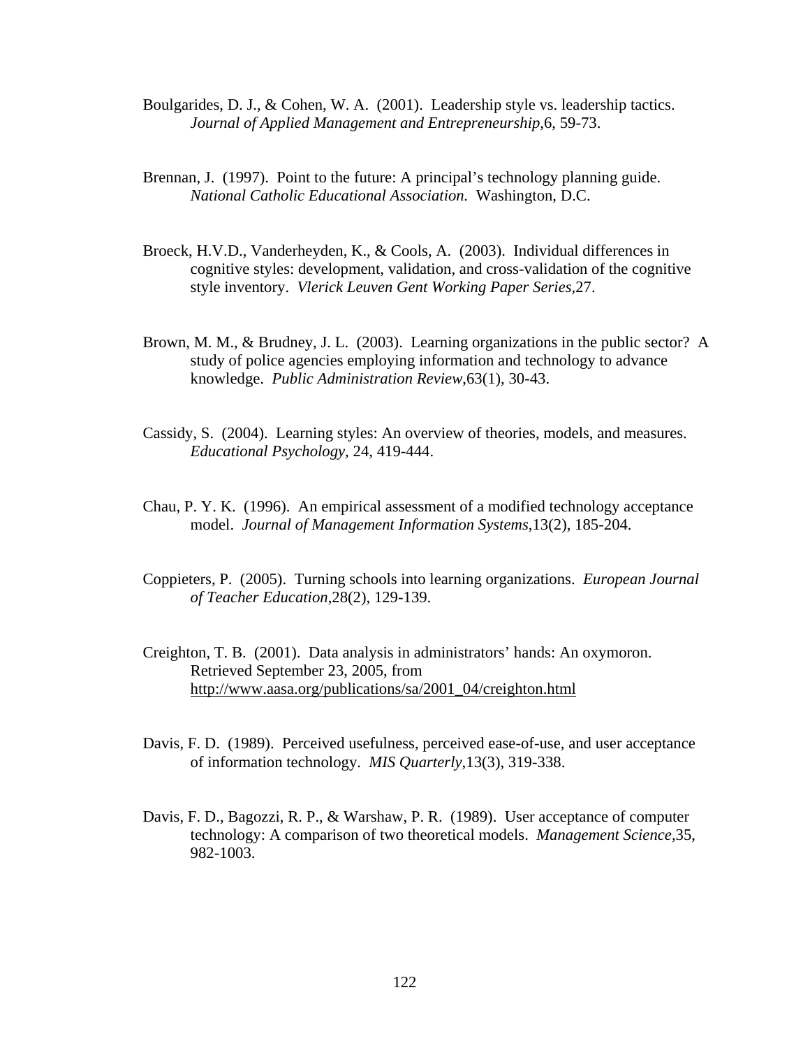Boulgarides, D. J., & Cohen, W. A. (2001). Leadership style vs. leadership tactics. *Journal of Applied Management and Entrepreneurship*,6, 59-73.

Brennan, J. (1997). Point to the future: A principal's technology planning guide. *National Catholic Educational Association.* Washington, D.C.

Broeck, H.V.D., Vanderheyden, K., & Cools, A. (2003). Individual differences in cognitive styles: development, validation, and cross-validation of the cognitive style inventory. *Vlerick Leuven Gent Working Paper Series*,27.

Brown, M. M., & Brudney, J. L. (2003). Learning organizations in the public sector? A study of police agencies employing information and technology to advance knowledge. *Public Administration Review*,63(1), 30-43.

Cassidy, S. (2004). Learning styles: An overview of theories, models, and measures. *Educational Psychology,* 24, 419-444.

Chau, P. Y. K. (1996). An empirical assessment of a modified technology acceptance model. *Journal of Management Information Systems*,13(2), 185-204.

Coppieters, P. (2005). Turning schools into learning organizations. *European Journal of Teacher Education*,28(2), 129-139.

Creighton, T. B. (2001). Data analysis in administrators' hands: An oxymoron. Retrieved September 23, 2005, from http://www.aasa.org/publications/sa/2001_04/creighton.html

Davis, F. D. (1989). Perceived usefulness, perceived ease-of-use, and user acceptance of information technology. *MIS Quarterly*,13(3), 319-338.

Davis, F. D., Bagozzi, R. P., & Warshaw, P. R. (1989). User acceptance of computer technology: A comparison of two theoretical models. *Management Science*,35, 982-1003.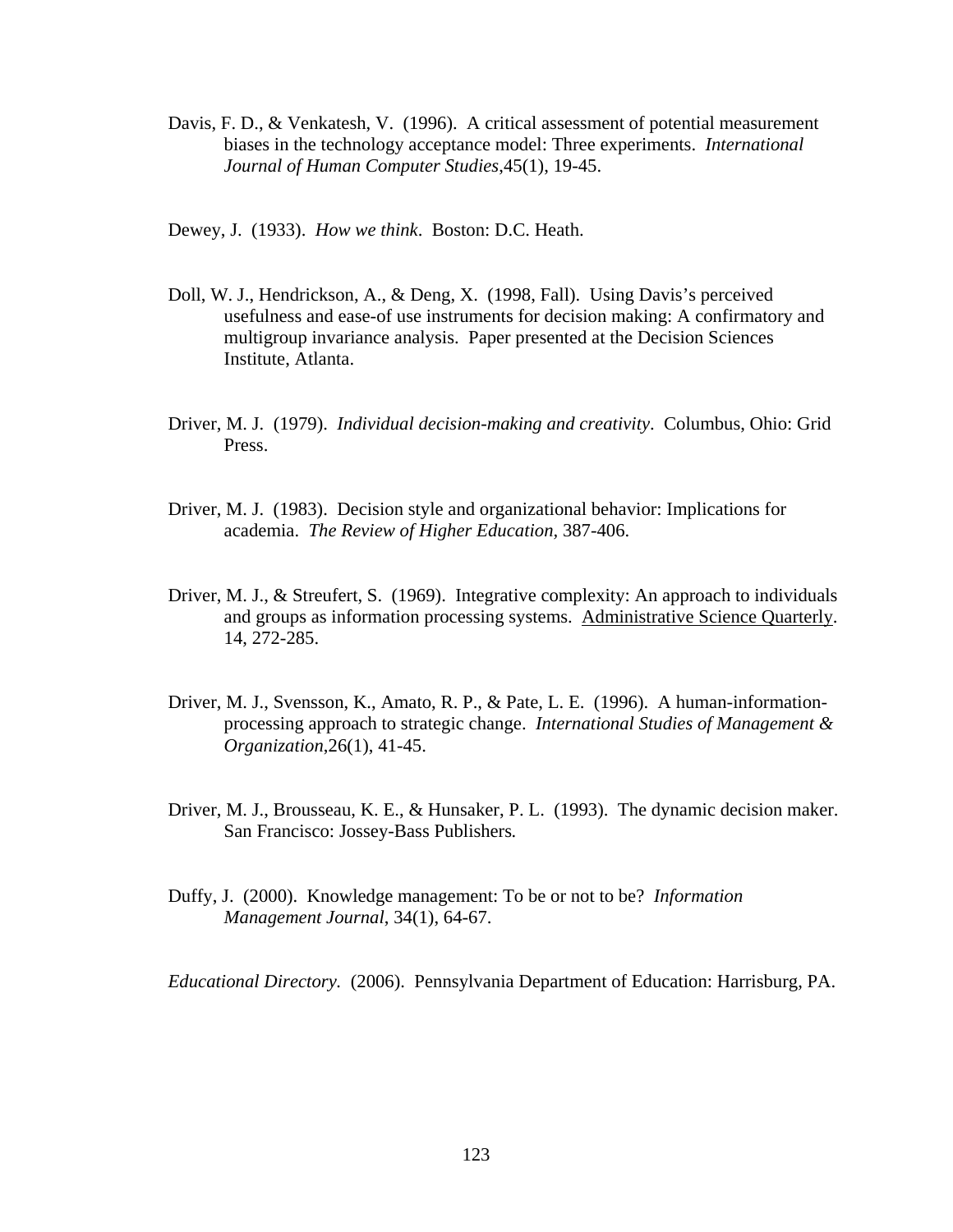Davis, F. D., & Venkatesh, V. (1996). A critical assessment of potential measurement biases in the technology acceptance model: Three experiments. *International Journal of Human Computer Studies*,45(1), 19-45.

Dewey, J. (1933). *How we think*. Boston: D.C. Heath.

Doll, W. J., Hendrickson, A., & Deng, X. (1998, Fall). Using Davis's perceived usefulness and ease-of use instruments for decision making: A confirmatory and multigroup invariance analysis. Paper presented at the Decision Sciences Institute, Atlanta.

Driver, M. J. (1979). *Individual decision-making and creativity*. Columbus, Ohio: Grid Press.

Driver, M. J. (1983). Decision style and organizational behavior: Implications for academia. *The Review of Higher Education,* 387-406.

Driver, M. J., & Streufert, S. (1969). Integrative complexity: An approach to individuals and groups as information processing systems. <u>Administrative Science Quarterly</u>. 14, 272-285.

Driver, M. J., Svensson, K., Amato, R. P., & Pate, L. E. (1996). A human-information-processing approach to strategic change. *International Studies of Management & Organization*,26(1), 41-45.

Driver, M. J., Brousseau, K. E., & Hunsaker, P. L. (1993). The dynamic decision maker. San Francisco: Jossey-Bass Publishers*.*

Duffy, J. (2000). Knowledge management: To be or not to be? *Information Management Journal*, 34(1), 64-67.

*Educational Directory.* (2006). Pennsylvania Department of Education: Harrisburg, PA.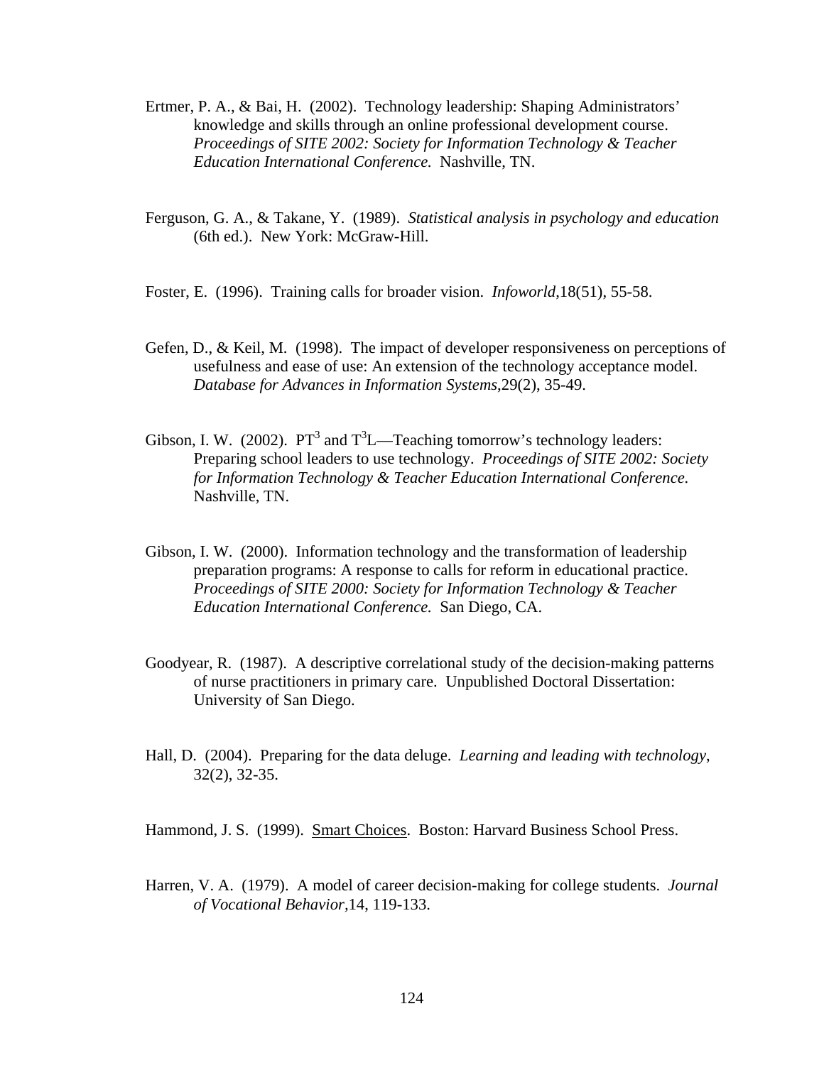Ertmer, P. A., & Bai, H. (2002). Technology leadership: Shaping Administrators' knowledge and skills through an online professional development course. *Proceedings of SITE 2002: Society for Information Technology & Teacher Education International Conference.* Nashville, TN.

Ferguson, G. A., & Takane, Y. (1989). *Statistical analysis in psychology and education* (6th ed.). New York: McGraw-Hill.

Foster, E. (1996). Training calls for broader vision. *Infoworld*,18(51), 55-58.

Gefen, D., & Keil, M. (1998). The impact of developer responsiveness on perceptions of usefulness and ease of use: An extension of the technology acceptance model. *Database for Advances in Information Systems*,29(2), 35-49.

Gibson, I. W. (2002). $PT^3$ and $T^3L$—Teaching tomorrow's technology leaders: Preparing school leaders to use technology. *Proceedings of SITE 2002: Society for Information Technology & Teacher Education International Conference*. Nashville, TN.

Gibson, I. W. (2000). Information technology and the transformation of leadership preparation programs: A response to calls for reform in educational practice. *Proceedings of SITE 2000: Society for Information Technology & Teacher Education International Conference.* San Diego, CA.

Goodyear, R. (1987). A descriptive correlational study of the decision-making patterns of nurse practitioners in primary care. Unpublished Doctoral Dissertation: University of San Diego.

Hall, D. (2004). Preparing for the data deluge. *Learning and leading with technology*, 32(2), 32-35.

Hammond, J. S. (1999). Smart Choices. Boston: Harvard Business School Press.

Harren, V. A. (1979). A model of career decision-making for college students. *Journal of Vocational Behavior*,14, 119-133.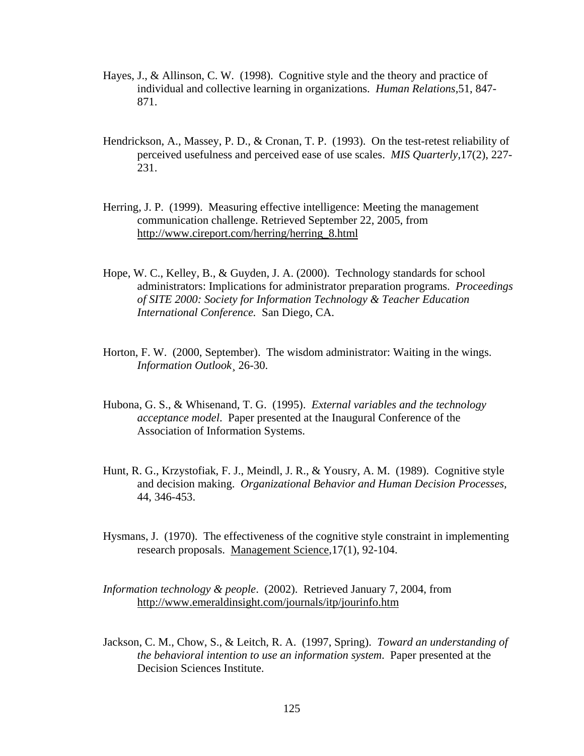Hayes, J., & Allinson, C. W. (1998). Cognitive style and the theory and practice of individual and collective learning in organizations. *Human Relations*,51, 847-871.

Hendrickson, A., Massey, P. D., & Cronan, T. P. (1993). On the test-retest reliability of perceived usefulness and perceived ease of use scales. *MIS Quarterly*,17(2), 227-231.

Herring, J. P. (1999). Measuring effective intelligence: Meeting the management communication challenge. Retrieved September 22, 2005, from http://www.cireport.com/herring/herring_8.html

Hope, W. C., Kelley, B., & Guyden, J. A. (2000). Technology standards for school administrators: Implications for administrator preparation programs. *Proceedings of SITE 2000: Society for Information Technology & Teacher Education International Conference.* San Diego, CA.

Horton, F. W. (2000, September). The wisdom administrator: Waiting in the wings. *Information Outlook*¸ 26-30.

Hubona, G. S., & Whisenand, T. G. (1995). *External variables and the technology acceptance model*. Paper presented at the Inaugural Conference of the Association of Information Systems.

Hunt, R. G., Krzystofiak, F. J., Meindl, J. R., & Yousry, A. M. (1989). Cognitive style and decision making. *Organizational Behavior and Human Decision Processes,* 44, 346-453.

Hysmans, J. (1970). The effectiveness of the cognitive style constraint in implementing research proposals. Management Science,17(1), 92-104.

*Information technology & people*. (2002). Retrieved January 7, 2004, from http://www.emeraldinsight.com/journals/itp/jourinfo.htm

Jackson, C. M., Chow, S., & Leitch, R. A. (1997, Spring). *Toward an understanding of the behavioral intention to use an information system*. Paper presented at the Decision Sciences Institute.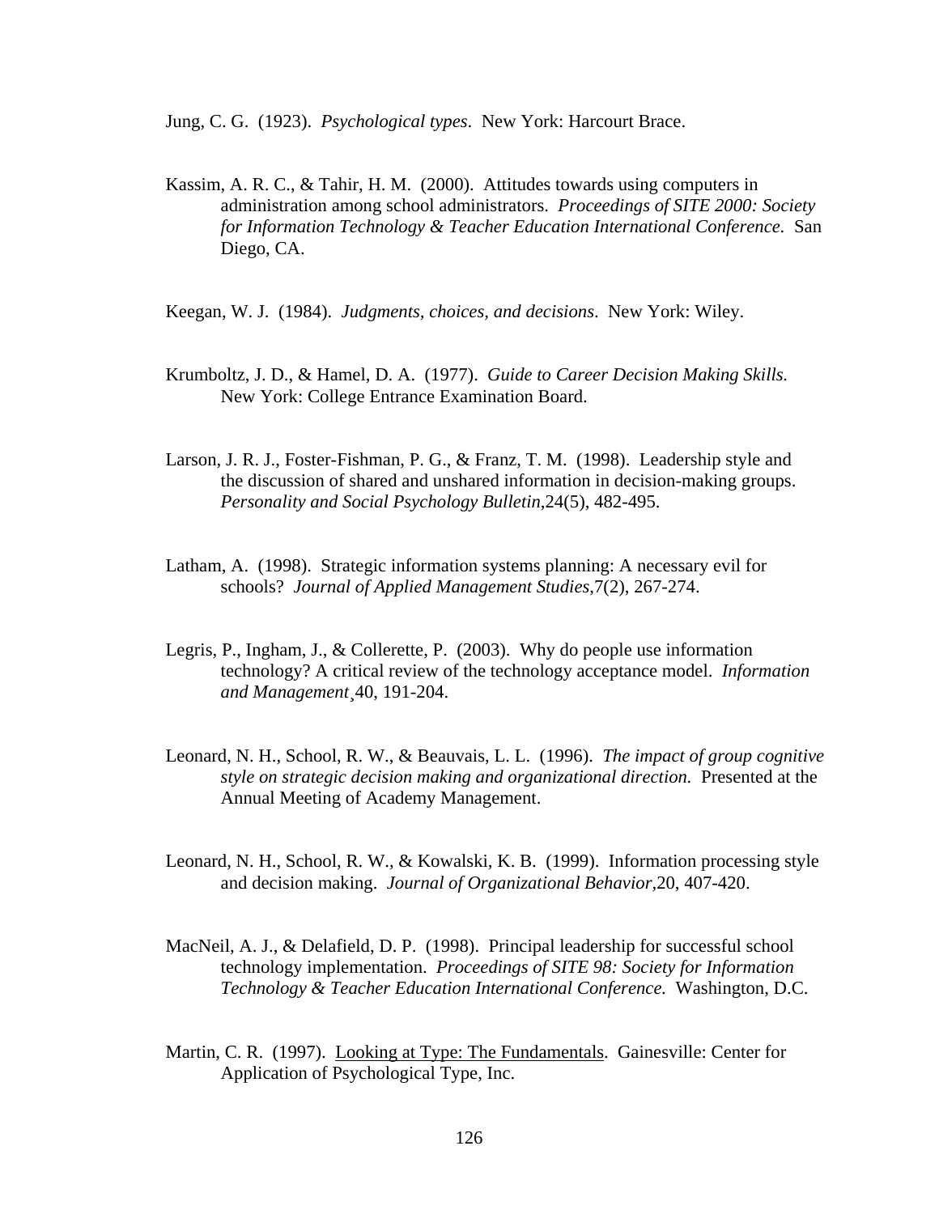Jung, C. G. (1923). *Psychological types*. New York: Harcourt Brace.

Kassim, A. R. C., & Tahir, H. M. (2000). Attitudes towards using computers in administration among school administrators. *Proceedings of SITE 2000: Society for Information Technology & Teacher Education International Conference*. San Diego, CA.

Keegan, W. J. (1984). *Judgments, choices, and decisions*. New York: Wiley.

Krumboltz, J. D., & Hamel, D. A. (1977). *Guide to Career Decision Making Skills.* New York: College Entrance Examination Board.

Larson, J. R. J., Foster-Fishman, P. G., & Franz, T. M. (1998). Leadership style and the discussion of shared and unshared information in decision-making groups. *Personality and Social Psychology Bulletin*,24(5), 482-495.

Latham, A. (1998). Strategic information systems planning: A necessary evil for schools? *Journal of Applied Management Studies*,7(2), 267-274.

Legris, P., Ingham, J., & Collerette, P. (2003). Why do people use information technology? A critical review of the technology acceptance model. *Information and Management*¸40, 191-204.

Leonard, N. H., School, R. W., & Beauvais, L. L. (1996). *The impact of group cognitive style on strategic decision making and organizational direction.* Presented at the Annual Meeting of Academy Management.

Leonard, N. H., School, R. W., & Kowalski, K. B. (1999). Information processing style and decision making. *Journal of Organizational Behavior*,20, 407-420.

MacNeil, A. J., & Delafield, D. P. (1998). Principal leadership for successful school technology implementation. *Proceedings of SITE 98: Society for Information Technology & Teacher Education International Conference.* Washington, D.C.

Martin, C. R. (1997). Looking at Type: The Fundamentals. Gainesville: Center for Application of Psychological Type, Inc.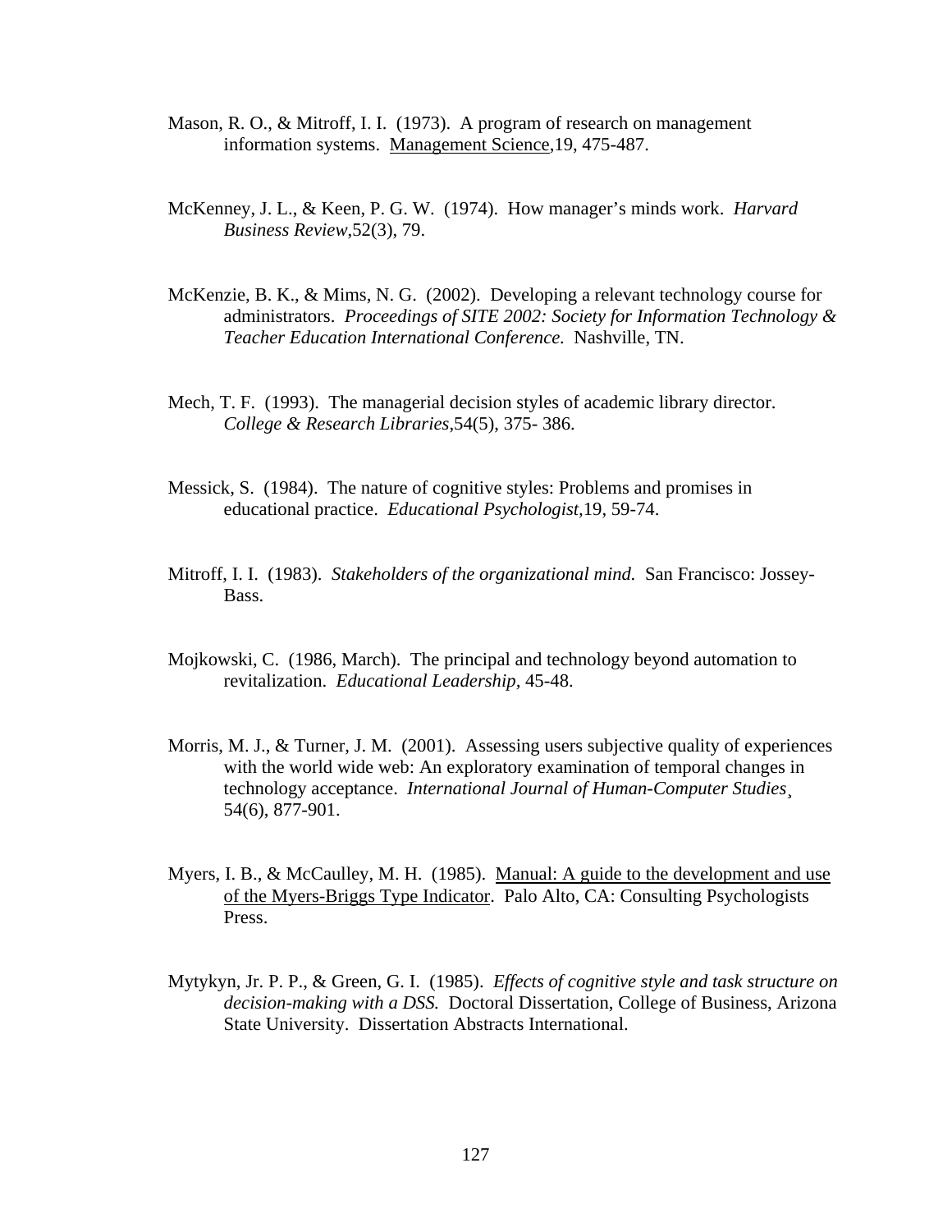Mason, R. O., & Mitroff, I. I. (1973). A program of research on management information systems. Management Science,19, 475-487.

McKenney, J. L., & Keen, P. G. W. (1974). How manager's minds work. *Harvard Business Review*,52(3), 79.

McKenzie, B. K., & Mims, N. G. (2002). Developing a relevant technology course for administrators. *Proceedings of SITE 2002: Society for Information Technology & Teacher Education International Conference.* Nashville, TN.

Mech, T. F. (1993). The managerial decision styles of academic library director. *College & Research Libraries,*54(5), 375- 386.

Messick, S. (1984). The nature of cognitive styles: Problems and promises in educational practice. *Educational Psychologist,*19, 59-74.

Mitroff, I. I. (1983). *Stakeholders of the organizational mind.* San Francisco: Jossey-Bass.

Mojkowski, C. (1986, March). The principal and technology beyond automation to revitalization. *Educational Leadership,* 45-48.

Morris, M. J., & Turner, J. M. (2001). Assessing users subjective quality of experiences with the world wide web: An exploratory examination of temporal changes in technology acceptance. *International Journal of Human-Computer Studies¸* 54(6), 877-901.

Myers, I. B., & McCaulley, M. H. (1985). Manual: A guide to the development and use of the Myers-Briggs Type Indicator. Palo Alto, CA: Consulting Psychologists Press.

Mytykyn, Jr. P. P., & Green, G. I. (1985). *Effects of cognitive style and task structure on decision-making with a DSS.* Doctoral Dissertation, College of Business, Arizona State University. Dissertation Abstracts International.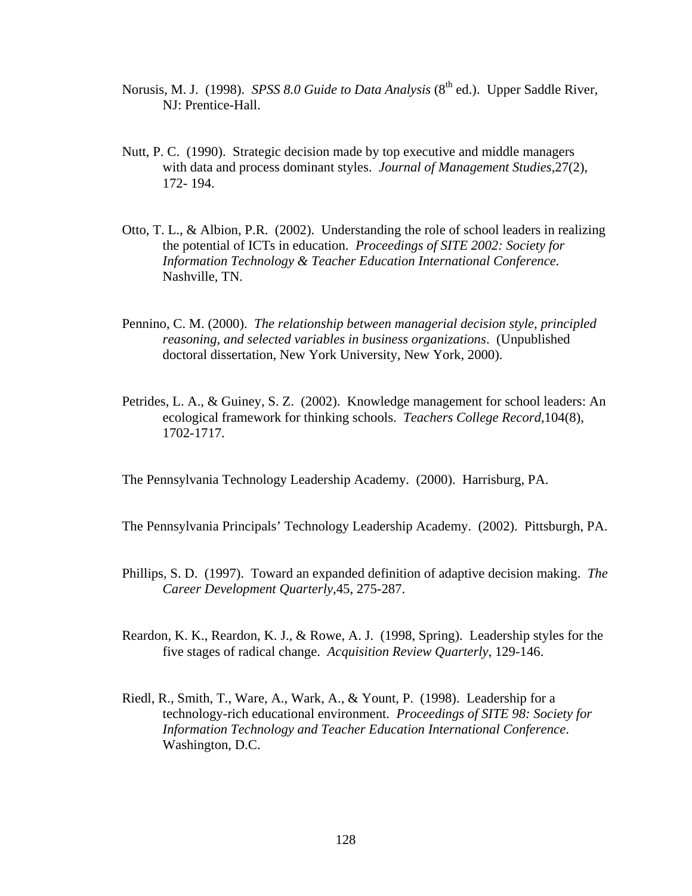Norusis, M. J. (1998). *SPSS 8.0 Guide to Data Analysis* (8th ed.). Upper Saddle River, NJ: Prentice-Hall.

Nutt, P. C. (1990). Strategic decision made by top executive and middle managers with data and process dominant styles. *Journal of Management Studies*,27(2), 172- 194.

Otto, T. L., & Albion, P.R. (2002). Understanding the role of school leaders in realizing the potential of ICTs in education. *Proceedings of SITE 2002: Society for Information Technology & Teacher Education International Conference.* Nashville, TN.

Pennino, C. M. (2000). *The relationship between managerial decision style, principled reasoning, and selected variables in business organizations*. (Unpublished doctoral dissertation, New York University, New York, 2000).

Petrides, L. A., & Guiney, S. Z. (2002). Knowledge management for school leaders: An ecological framework for thinking schools. *Teachers College Record*,104(8), 1702-1717.

The Pennsylvania Technology Leadership Academy. (2000). Harrisburg, PA.

The Pennsylvania Principals' Technology Leadership Academy. (2002). Pittsburgh, PA.

Phillips, S. D. (1997). Toward an expanded definition of adaptive decision making. *The Career Development Quarterly*,45, 275-287.

Reardon, K. K., Reardon, K. J., & Rowe, A. J. (1998, Spring). Leadership styles for the five stages of radical change. *Acquisition Review Quarterly*, 129-146.

Riedl, R., Smith, T., Ware, A., Wark, A., & Yount, P. (1998). Leadership for a technology-rich educational environment. *Proceedings of SITE 98: Society for Information Technology and Teacher Education International Conference*. Washington, D.C.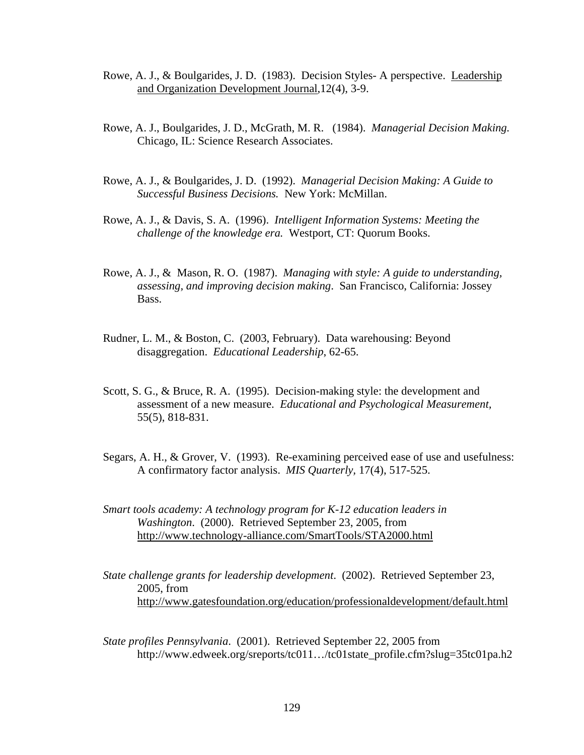Rowe, A. J., & Boulgarides, J. D. (1983). Decision Styles- A perspective. Leadership and Organization Development Journal,12(4), 3-9.

Rowe, A. J., Boulgarides, J. D., McGrath, M. R. (1984). *Managerial Decision Making.* Chicago, IL: Science Research Associates.

Rowe, A. J., & Boulgarides, J. D. (1992). *Managerial Decision Making: A Guide to Successful Business Decisions.* New York: McMillan.

Rowe, A. J., & Davis, S. A. (1996). *Intelligent Information Systems: Meeting the challenge of the knowledge era.* Westport, CT: Quorum Books.

Rowe, A. J., & Mason, R. O. (1987). *Managing with style: A guide to understanding, assessing, and improving decision making*. San Francisco, California: Jossey Bass.

Rudner, L. M., & Boston, C. (2003, February). Data warehousing: Beyond disaggregation. *Educational Leadership*, 62-65.

Scott, S. G., & Bruce, R. A. (1995). Decision-making style: the development and assessment of a new measure. *Educational and Psychological Measurement,* 55(5), 818-831.

Segars, A. H., & Grover, V. (1993). Re-examining perceived ease of use and usefulness: A confirmatory factor analysis. *MIS Quarterly,* 17(4), 517-525.

*Smart tools academy: A technology program for K-12 education leaders in Washington*. (2000). Retrieved September 23, 2005, from http://www.technology-alliance.com/SmartTools/STA2000.html

*State challenge grants for leadership development*. (2002). Retrieved September 23, 2005, from http://www.gatesfoundation.org/education/professionaldevelopment/default.html

*State profiles Pennsylvania*. (2001). Retrieved September 22, 2005 from http://www.edweek.org/sreports/tc011…/tc01state_profile.cfm?slug=35tc01pa.h2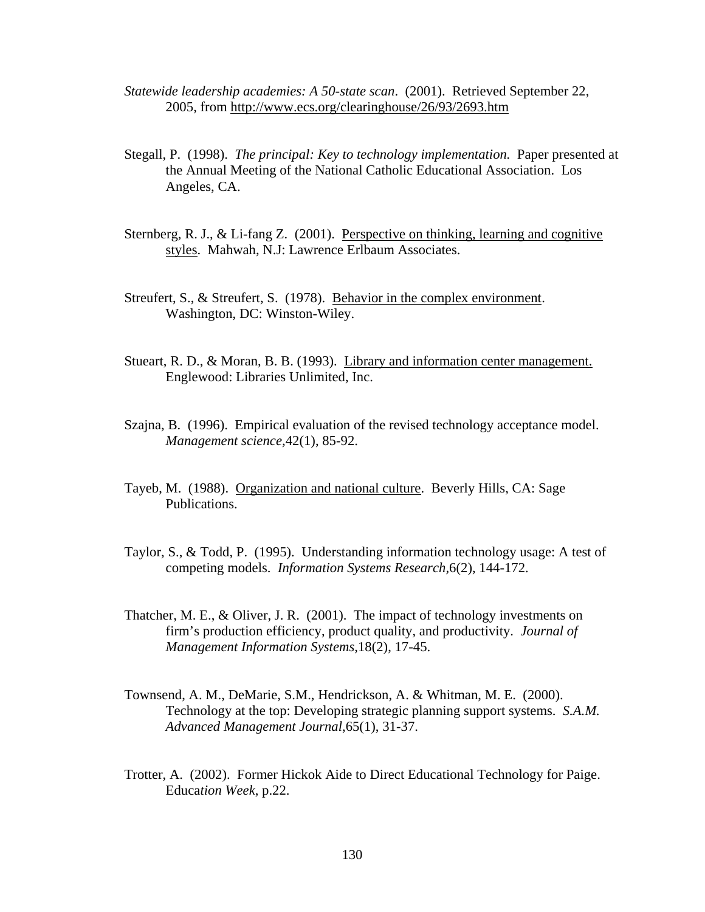*Statewide leadership academies: A 50-state scan*. (2001). Retrieved September 22, 2005, from http://www.ecs.org/clearinghouse/26/93/2693.htm

Stegall, P. (1998). *The principal: Key to technology implementation.* Paper presented at the Annual Meeting of the National Catholic Educational Association. Los Angeles, CA.

Sternberg, R. J., & Li-fang Z. (2001). Perspective on thinking, learning and cognitive styles. Mahwah, N.J: Lawrence Erlbaum Associates.

Streufert, S., & Streufert, S. (1978). Behavior in the complex environment. Washington, DC: Winston-Wiley.

Stueart, R. D., & Moran, B. B. (1993). Library and information center management. Englewood: Libraries Unlimited, Inc.

Szajna, B. (1996). Empirical evaluation of the revised technology acceptance model. *Management science*,42(1), 85-92.

Tayeb, M. (1988). Organization and national culture. Beverly Hills, CA: Sage Publications.

Taylor, S., & Todd, P. (1995). Understanding information technology usage: A test of competing models. *Information Systems Research,*6(2), 144-172.

Thatcher, M. E., & Oliver, J. R. (2001). The impact of technology investments on firm's production efficiency, product quality, and productivity. *Journal of Management Information Systems*,18(2), 17-45.

Townsend, A. M., DeMarie, S.M., Hendrickson, A. & Whitman, M. E. (2000). Technology at the top: Developing strategic planning support systems. *S.A.M. Advanced Management Journal*,65(1), 31-37.

Trotter, A. (2002). Former Hickok Aide to Direct Educational Technology for Paige. Educa*tion Week*, p.22.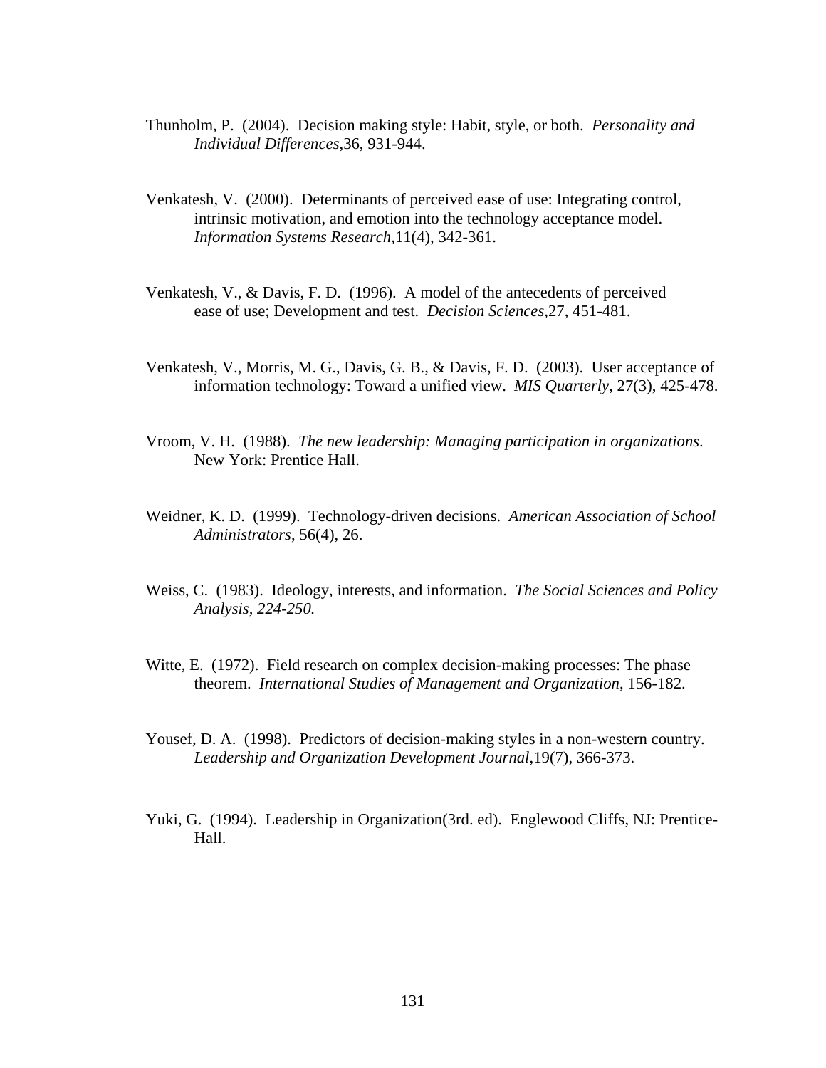Thunholm, P. (2004). Decision making style: Habit, style, or both. *Personality and Individual Differences*,36, 931-944.

Venkatesh, V. (2000). Determinants of perceived ease of use: Integrating control, intrinsic motivation, and emotion into the technology acceptance model. *Information Systems Research*,11(4), 342-361.

Venkatesh, V., & Davis, F. D. (1996). A model of the antecedents of perceived ease of use; Development and test. *Decision Sciences*,27, 451-481.

Venkatesh, V., Morris, M. G., Davis, G. B., & Davis, F. D. (2003). User acceptance of information technology: Toward a unified view. *MIS Quarterly*, 27(3), 425-478.

Vroom, V. H. (1988). *The new leadership: Managing participation in organizations*. New York: Prentice Hall.

Weidner, K. D. (1999). Technology-driven decisions. *American Association of School Administrators*, 56(4), 26.

Weiss, C. (1983). Ideology, interests, and information. *The Social Sciences and Policy Analysis, 224-250.*

Witte, E. (1972). Field research on complex decision-making processes: The phase theorem. *International Studies of Management and Organization*, 156-182.

Yousef, D. A. (1998). Predictors of decision-making styles in a non-western country. *Leadership and Organization Development Journal*,19(7), 366-373.

Yuki, G. (1994). Leadership in Organization(3rd. ed). Englewood Cliffs, NJ: Prentice-Hall.